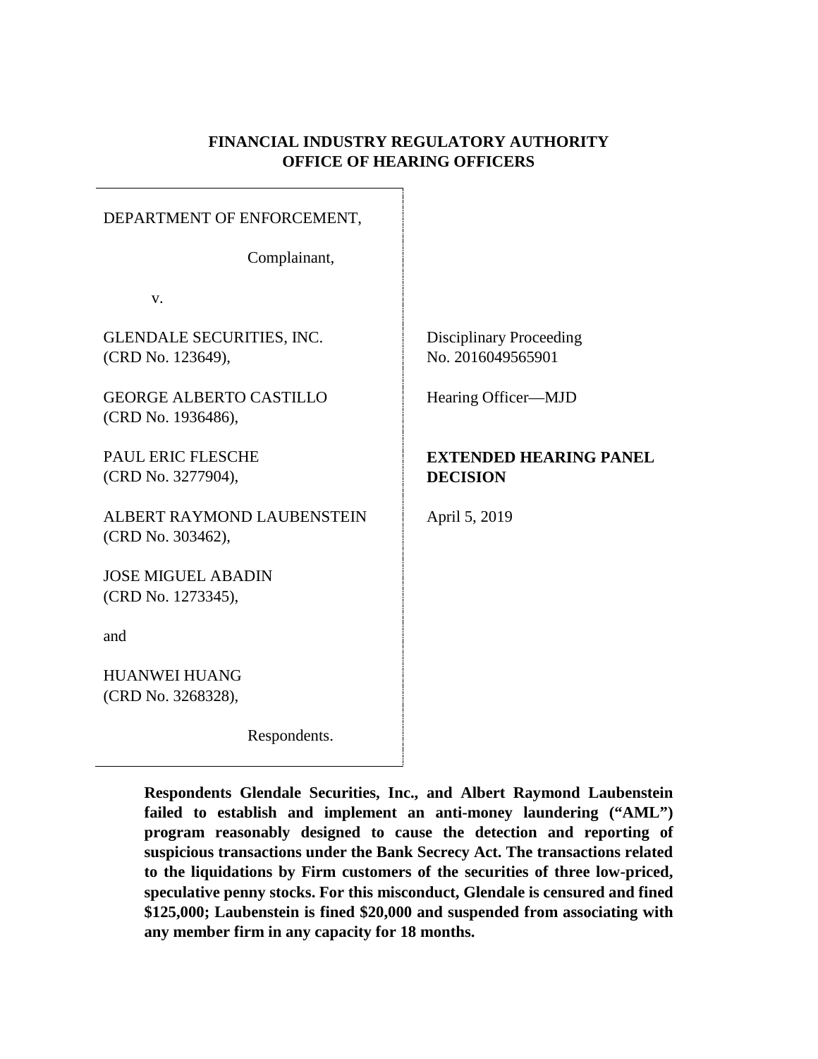**FINANCIAL INDUSTRY REGULATORY AUTHORITY**
**OFFICE OF HEARING OFFICERS**

DEPARTMENT OF ENFORCEMENT,

Complainant,

v.

GLENDALE SECURITIES, INC.
(CRD No. 123649),

GEORGE ALBERTO CASTILLO
(CRD No. 1936486),

PAUL ERIC FLESCHE
(CRD No. 3277904),

ALBERT RAYMOND LAUBENSTEIN
(CRD No. 303462),

JOSE MIGUEL ABADIN
(CRD No. 1273345),

and

HUANWEI HUANG
(CRD No. 3268328),

Respondents.

Disciplinary Proceeding
No. 2016049565901

Hearing Officer—MJD

**EXTENDED HEARING PANEL DECISION**

April 5, 2019

**Respondents Glendale Securities, Inc., and Albert Raymond Laubenstein failed to establish and implement an anti-money laundering ("AML") program reasonably designed to cause the detection and reporting of suspicious transactions under the Bank Secrecy Act. The transactions related to the liquidations by Firm customers of the securities of three low-priced, speculative penny stocks. For this misconduct, Glendale is censured and fined $125,000; Laubenstein is fined $20,000 and suspended from associating with any member firm in any capacity for 18 months.**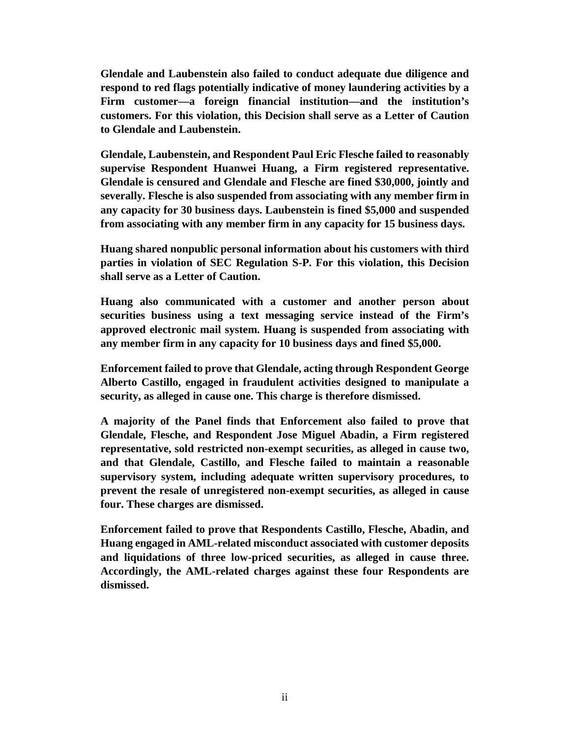**Glendale and Laubenstein also failed to conduct adequate due diligence and respond to red flags potentially indicative of money laundering activities by a Firm customer—a foreign financial institution—and the institution's customers. For this violation, this Decision shall serve as a Letter of Caution to Glendale and Laubenstein.**

**Glendale, Laubenstein, and Respondent Paul Eric Flesche failed to reasonably supervise Respondent Huanwei Huang, a Firm registered representative. Glendale is censured and Glendale and Flesche are fined $30,000, jointly and severally. Flesche is also suspended from associating with any member firm in any capacity for 30 business days. Laubenstein is fined $5,000 and suspended from associating with any member firm in any capacity for 15 business days.**

**Huang shared nonpublic personal information about his customers with third parties in violation of SEC Regulation S-P. For this violation, this Decision shall serve as a Letter of Caution.**

**Huang also communicated with a customer and another person about securities business using a text messaging service instead of the Firm's approved electronic mail system. Huang is suspended from associating with any member firm in any capacity for 10 business days and fined $5,000.**

**Enforcement failed to prove that Glendale, acting through Respondent George Alberto Castillo, engaged in fraudulent activities designed to manipulate a security, as alleged in cause one. This charge is therefore dismissed.**

**A majority of the Panel finds that Enforcement also failed to prove that Glendale, Flesche, and Respondent Jose Miguel Abadin, a Firm registered representative, sold restricted non-exempt securities, as alleged in cause two, and that Glendale, Castillo, and Flesche failed to maintain a reasonable supervisory system, including adequate written supervisory procedures, to prevent the resale of unregistered non-exempt securities, as alleged in cause four. These charges are dismissed.**

**Enforcement failed to prove that Respondents Castillo, Flesche, Abadin, and Huang engaged in AML-related misconduct associated with customer deposits and liquidations of three low-priced securities, as alleged in cause three. Accordingly, the AML-related charges against these four Respondents are dismissed.**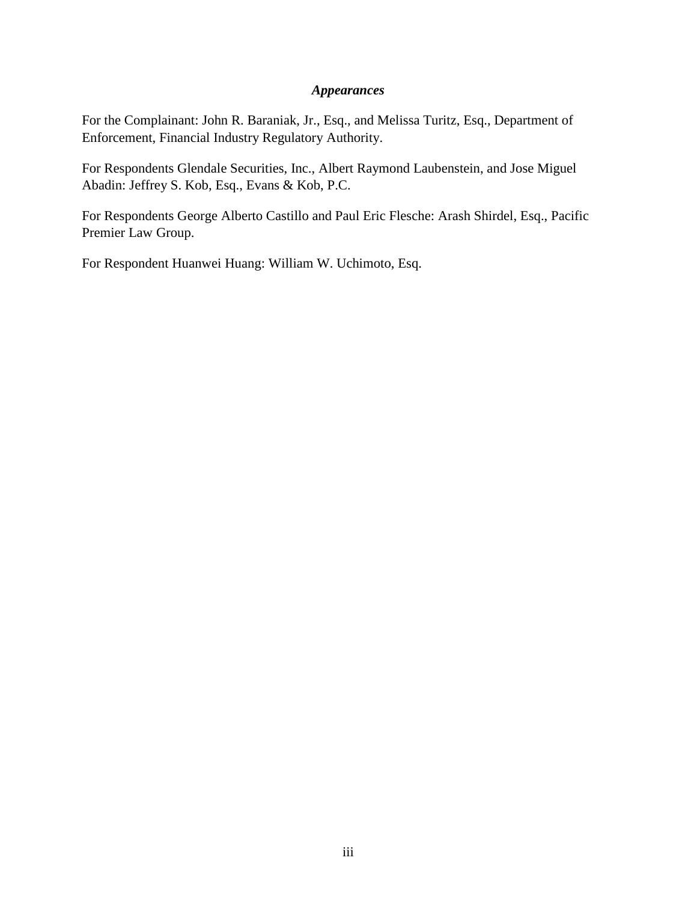*Appearances*

For the Complainant: John R. Baraniak, Jr., Esq., and Melissa Turitz, Esq., Department of Enforcement, Financial Industry Regulatory Authority.

For Respondents Glendale Securities, Inc., Albert Raymond Laubenstein, and Jose Miguel Abadin: Jeffrey S. Kob, Esq., Evans & Kob, P.C.

For Respondents George Alberto Castillo and Paul Eric Flesche: Arash Shirdel, Esq., Pacific Premier Law Group.

For Respondent Huanwei Huang: William W. Uchimoto, Esq.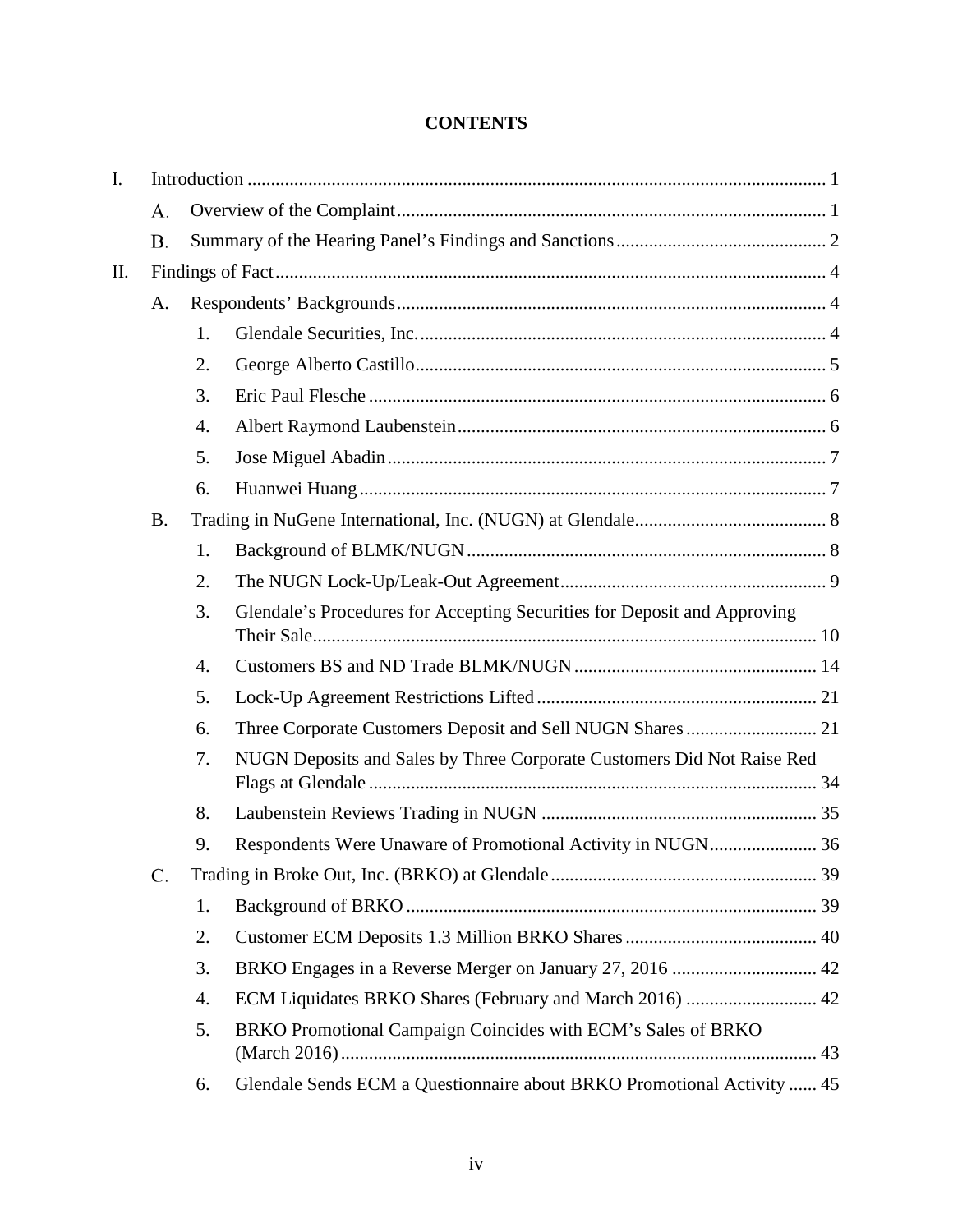# CONTENTS

- I. Introduction ..... 1
  - A. Overview of the Complaint ..... 1
  - B. Summary of the Hearing Panel's Findings and Sanctions ..... 2
- II. Findings of Fact ..... 4
  - A. Respondents' Backgrounds ..... 4
    1. Glendale Securities, Inc. ..... 4
    2. George Alberto Castillo ..... 5
    3. Eric Paul Flesche ..... 6
    4. Albert Raymond Laubenstein ..... 6
    5. Jose Miguel Abadin ..... 7
    6. Huanwei Huang ..... 7
  - B. Trading in NuGene International, Inc. (NUGN) at Glendale ..... 8
    1. Background of BLMK/NUGN ..... 8
    2. The NUGN Lock-Up/Leak-Out Agreement ..... 9
    3. Glendale's Procedures for Accepting Securities for Deposit and Approving Their Sale ..... 10
    4. Customers BS and ND Trade BLMK/NUGN ..... 14
    5. Lock-Up Agreement Restrictions Lifted ..... 21
    6. Three Corporate Customers Deposit and Sell NUGN Shares ..... 21
    7. NUGN Deposits and Sales by Three Corporate Customers Did Not Raise Red Flags at Glendale ..... 34
    8. Laubenstein Reviews Trading in NUGN ..... 35
    9. Respondents Were Unaware of Promotional Activity in NUGN ..... 36
  - C. Trading in Broke Out, Inc. (BRKO) at Glendale ..... 39
    1. Background of BRKO ..... 39
    2. Customer ECM Deposits 1.3 Million BRKO Shares ..... 40
    3. BRKO Engages in a Reverse Merger on January 27, 2016 ..... 42
    4. ECM Liquidates BRKO Shares (February and March 2016) ..... 42
    5. BRKO Promotional Campaign Coincides with ECM's Sales of BRKO (March 2016) ..... 43
    6. Glendale Sends ECM a Questionnaire about BRKO Promotional Activity ..... 45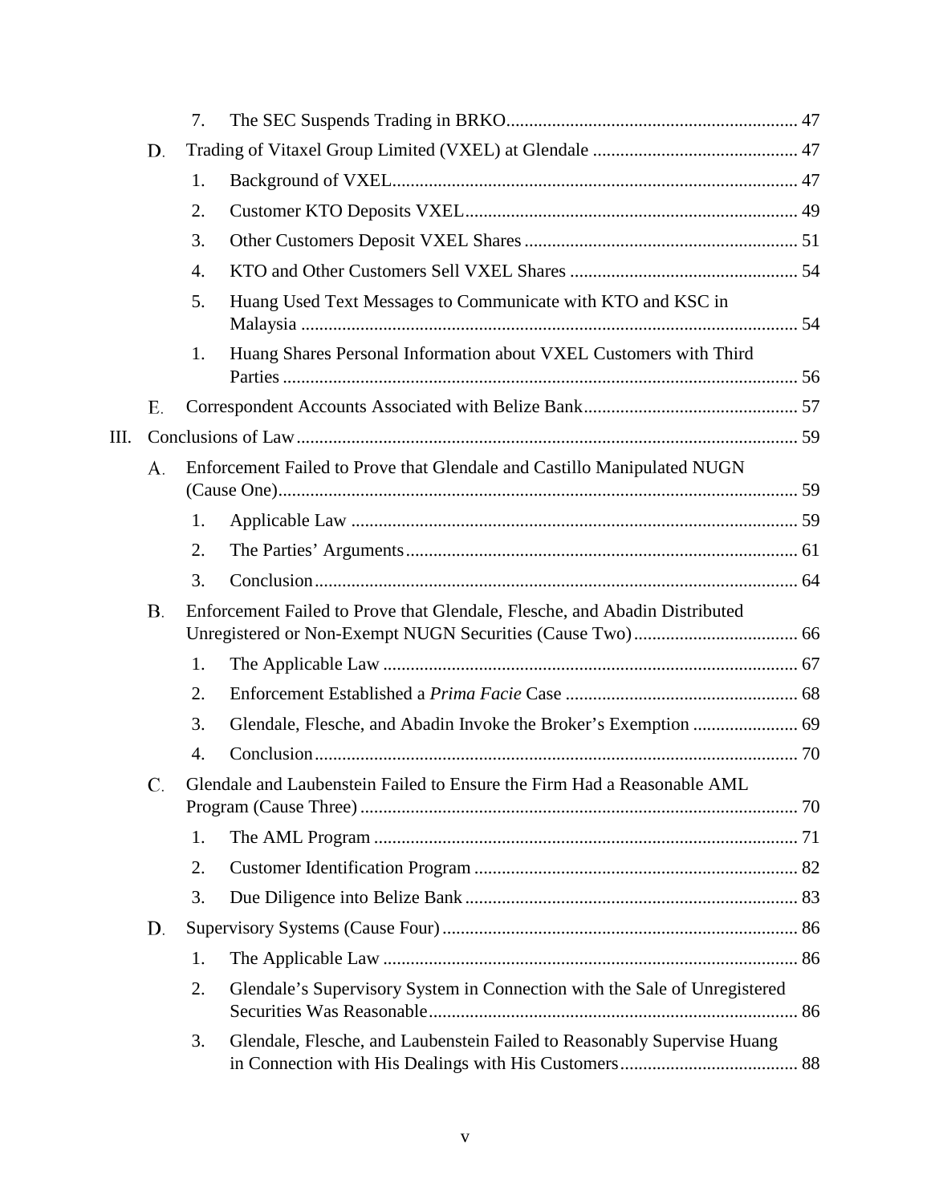7. The SEC Suspends Trading in BRKO ... 47

D. Trading of Vitaxel Group Limited (VXEL) at Glendale ... 47

1. Background of VXEL ... 47
2. Customer KTO Deposits VXEL ... 49
3. Other Customers Deposit VXEL Shares ... 51
4. KTO and Other Customers Sell VXEL Shares ... 54
5. Huang Used Text Messages to Communicate with KTO and KSC in Malaysia ... 54
1. Huang Shares Personal Information about VXEL Customers with Third Parties ... 56

E. Correspondent Accounts Associated with Belize Bank ... 57

III. Conclusions of Law ... 59

A. Enforcement Failed to Prove that Glendale and Castillo Manipulated NUGN (Cause One) ... 59

1. Applicable Law ... 59
2. The Parties' Arguments ... 61
3. Conclusion ... 64

B. Enforcement Failed to Prove that Glendale, Flesche, and Abadin Distributed Unregistered or Non-Exempt NUGN Securities (Cause Two) ... 66

1. The Applicable Law ... 67
2. Enforcement Established a *Prima Facie* Case ... 68
3. Glendale, Flesche, and Abadin Invoke the Broker's Exemption ... 69
4. Conclusion ... 70

C. Glendale and Laubenstein Failed to Ensure the Firm Had a Reasonable AML Program (Cause Three) ... 70

1. The AML Program ... 71
2. Customer Identification Program ... 82
3. Due Diligence into Belize Bank ... 83

D. Supervisory Systems (Cause Four) ... 86

1. The Applicable Law ... 86
2. Glendale's Supervisory System in Connection with the Sale of Unregistered Securities Was Reasonable ... 86
3. Glendale, Flesche, and Laubenstein Failed to Reasonably Supervise Huang in Connection with His Dealings with His Customers ... 88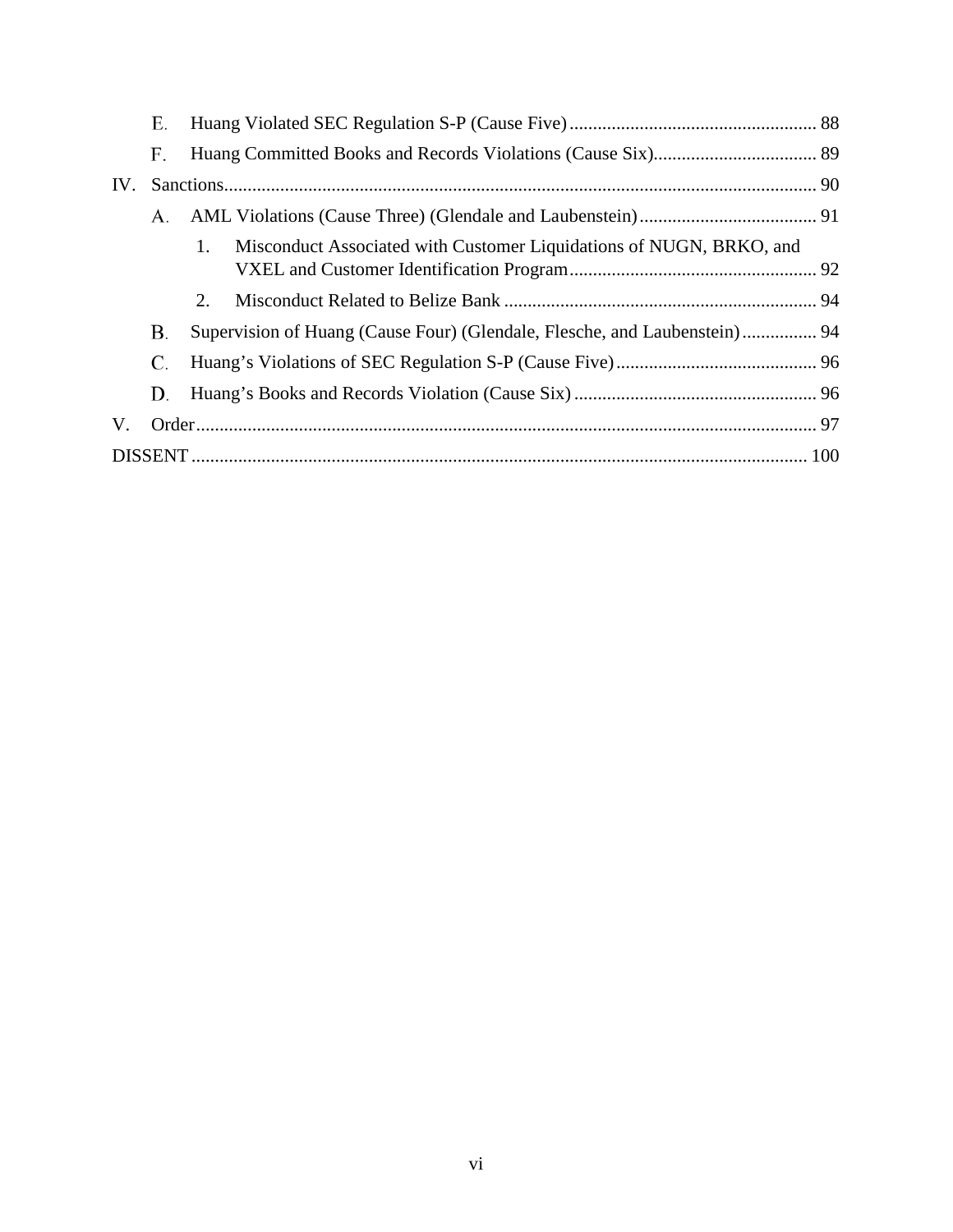- E. Huang Violated SEC Regulation S-P (Cause Five) ..................................................... 88
- F. Huang Committed Books and Records Violations (Cause Six)................................... 89

IV. Sanctions.............................................................................................................................. 90

- A. AML Violations (Cause Three) (Glendale and Laubenstein) ...................................... 91
  1. Misconduct Associated with Customer Liquidations of NUGN, BRKO, and VXEL and Customer Identification Program..................................................... 92
  2. Misconduct Related to Belize Bank ................................................................... 94
- B. Supervision of Huang (Cause Four) (Glendale, Flesche, and Laubenstein) ................ 94
- C. Huang's Violations of SEC Regulation S-P (Cause Five) ........................................... 96
- D. Huang's Books and Records Violation (Cause Six) .................................................... 96

V. Order.................................................................................................................................... 97

DISSENT .................................................................................................................................. 100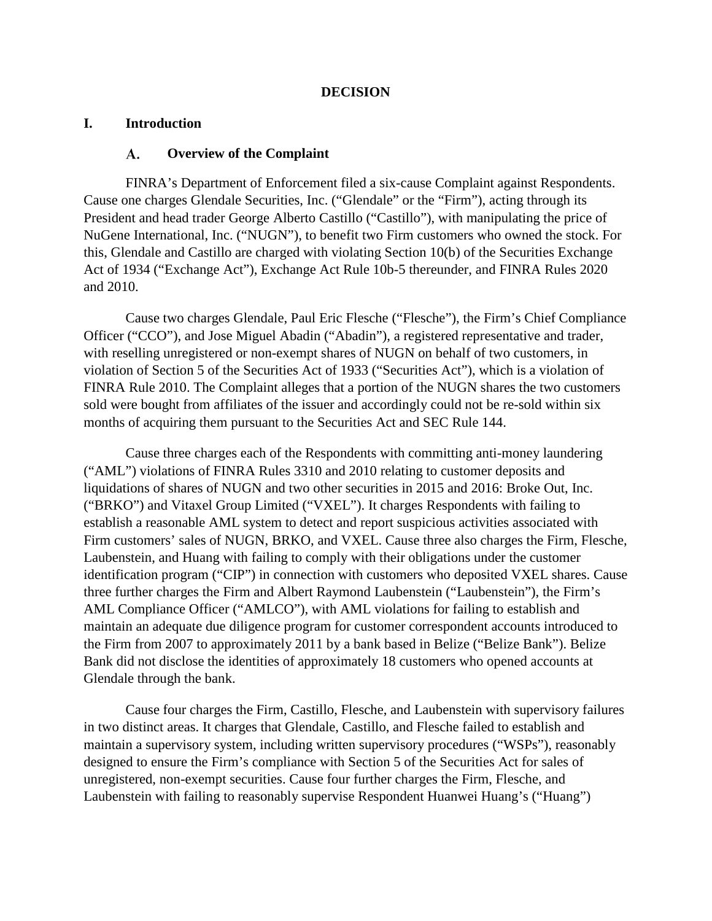## DECISION

## I. Introduction

### A. Overview of the Complaint

FINRA's Department of Enforcement filed a six-cause Complaint against Respondents. Cause one charges Glendale Securities, Inc. ("Glendale" or the "Firm"), acting through its President and head trader George Alberto Castillo ("Castillo"), with manipulating the price of NuGene International, Inc. ("NUGN"), to benefit two Firm customers who owned the stock. For this, Glendale and Castillo are charged with violating Section 10(b) of the Securities Exchange Act of 1934 ("Exchange Act"), Exchange Act Rule 10b-5 thereunder, and FINRA Rules 2020 and 2010.

Cause two charges Glendale, Paul Eric Flesche ("Flesche"), the Firm's Chief Compliance Officer ("CCO"), and Jose Miguel Abadin ("Abadin"), a registered representative and trader, with reselling unregistered or non-exempt shares of NUGN on behalf of two customers, in violation of Section 5 of the Securities Act of 1933 ("Securities Act"), which is a violation of FINRA Rule 2010. The Complaint alleges that a portion of the NUGN shares the two customers sold were bought from affiliates of the issuer and accordingly could not be re-sold within six months of acquiring them pursuant to the Securities Act and SEC Rule 144.

Cause three charges each of the Respondents with committing anti-money laundering ("AML") violations of FINRA Rules 3310 and 2010 relating to customer deposits and liquidations of shares of NUGN and two other securities in 2015 and 2016: Broke Out, Inc. ("BRKO") and Vitaxel Group Limited ("VXEL"). It charges Respondents with failing to establish a reasonable AML system to detect and report suspicious activities associated with Firm customers' sales of NUGN, BRKO, and VXEL. Cause three also charges the Firm, Flesche, Laubenstein, and Huang with failing to comply with their obligations under the customer identification program ("CIP") in connection with customers who deposited VXEL shares. Cause three further charges the Firm and Albert Raymond Laubenstein ("Laubenstein"), the Firm's AML Compliance Officer ("AMLCO"), with AML violations for failing to establish and maintain an adequate due diligence program for customer correspondent accounts introduced to the Firm from 2007 to approximately 2011 by a bank based in Belize ("Belize Bank"). Belize Bank did not disclose the identities of approximately 18 customers who opened accounts at Glendale through the bank.

Cause four charges the Firm, Castillo, Flesche, and Laubenstein with supervisory failures in two distinct areas. It charges that Glendale, Castillo, and Flesche failed to establish and maintain a supervisory system, including written supervisory procedures ("WSPs"), reasonably designed to ensure the Firm's compliance with Section 5 of the Securities Act for sales of unregistered, non-exempt securities. Cause four further charges the Firm, Flesche, and Laubenstein with failing to reasonably supervise Respondent Huanwei Huang's ("Huang")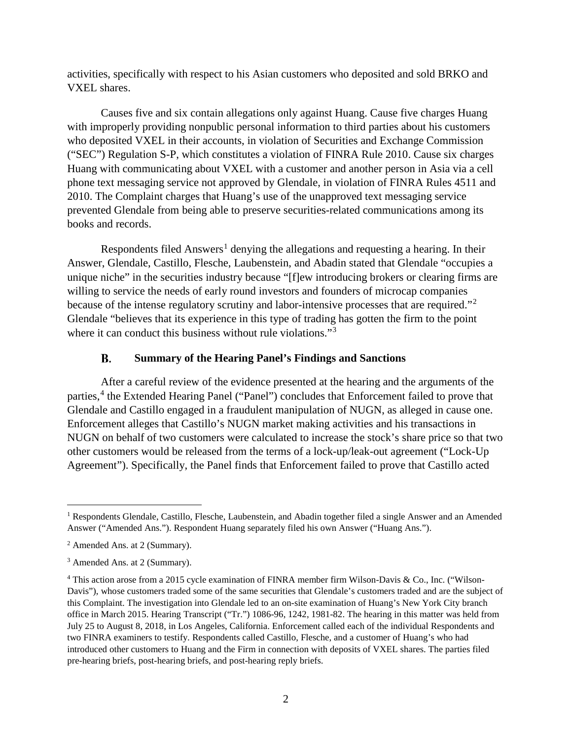activities, specifically with respect to his Asian customers who deposited and sold BRKO and VXEL shares.

Causes five and six contain allegations only against Huang. Cause five charges Huang with improperly providing nonpublic personal information to third parties about his customers who deposited VXEL in their accounts, in violation of Securities and Exchange Commission ("SEC") Regulation S-P, which constitutes a violation of FINRA Rule 2010. Cause six charges Huang with communicating about VXEL with a customer and another person in Asia via a cell phone text messaging service not approved by Glendale, in violation of FINRA Rules 4511 and 2010. The Complaint charges that Huang's use of the unapproved text messaging service prevented Glendale from being able to preserve securities-related communications among its books and records.

Respondents filed Answers[1] denying the allegations and requesting a hearing. In their Answer, Glendale, Castillo, Flesche, Laubenstein, and Abadin stated that Glendale "occupies a unique niche" in the securities industry because "[f]ew introducing brokers or clearing firms are willing to service the needs of early round investors and founders of microcap companies because of the intense regulatory scrutiny and labor-intensive processes that are required."[2] Glendale "believes that its experience in this type of trading has gotten the firm to the point where it can conduct this business without rule violations."[3]

### B. Summary of the Hearing Panel's Findings and Sanctions

After a careful review of the evidence presented at the hearing and the arguments of the parties,[4] the Extended Hearing Panel ("Panel") concludes that Enforcement failed to prove that Glendale and Castillo engaged in a fraudulent manipulation of NUGN, as alleged in cause one. Enforcement alleges that Castillo's NUGN market making activities and his transactions in NUGN on behalf of two customers were calculated to increase the stock's share price so that two other customers would be released from the terms of a lock-up/leak-out agreement ("Lock-Up Agreement"). Specifically, the Panel finds that Enforcement failed to prove that Castillo acted

---

[1] Respondents Glendale, Castillo, Flesche, Laubenstein, and Abadin together filed a single Answer and an Amended Answer ("Amended Ans."). Respondent Huang separately filed his own Answer ("Huang Ans.").

[2] Amended Ans. at 2 (Summary).

[3] Amended Ans. at 2 (Summary).

[4] This action arose from a 2015 cycle examination of FINRA member firm Wilson-Davis & Co., Inc. ("Wilson-Davis"), whose customers traded some of the same securities that Glendale's customers traded and are the subject of this Complaint. The investigation into Glendale led to an on-site examination of Huang's New York City branch office in March 2015. Hearing Transcript ("Tr.") 1086-96, 1242, 1981-82. The hearing in this matter was held from July 25 to August 8, 2018, in Los Angeles, California. Enforcement called each of the individual Respondents and two FINRA examiners to testify. Respondents called Castillo, Flesche, and a customer of Huang's who had introduced other customers to Huang and the Firm in connection with deposits of VXEL shares. The parties filed pre-hearing briefs, post-hearing briefs, and post-hearing reply briefs.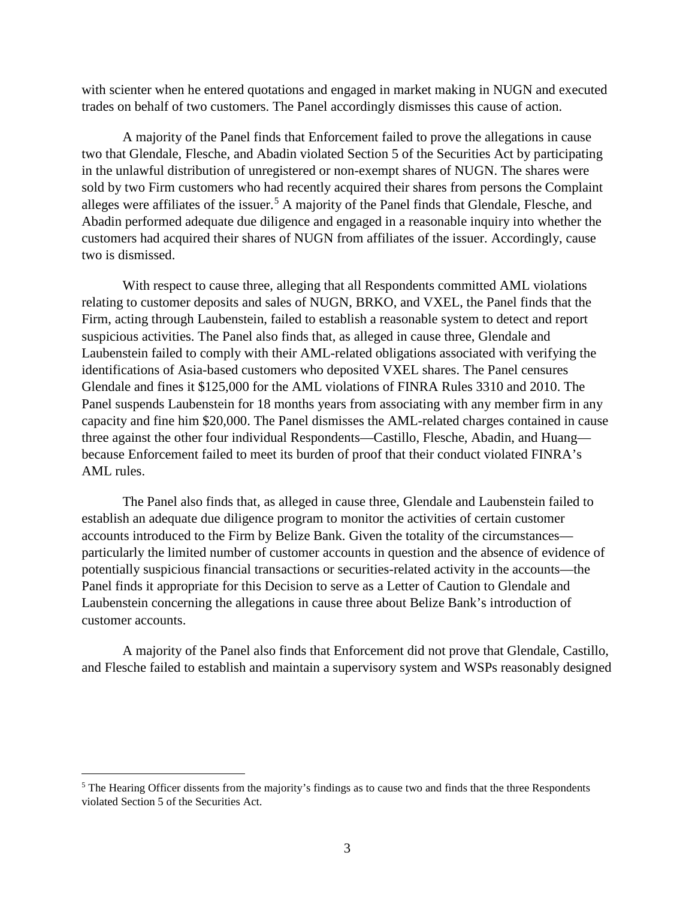with scienter when he entered quotations and engaged in market making in NUGN and executed trades on behalf of two customers. The Panel accordingly dismisses this cause of action.

A majority of the Panel finds that Enforcement failed to prove the allegations in cause two that Glendale, Flesche, and Abadin violated Section 5 of the Securities Act by participating in the unlawful distribution of unregistered or non-exempt shares of NUGN. The shares were sold by two Firm customers who had recently acquired their shares from persons the Complaint alleges were affiliates of the issuer.[5] A majority of the Panel finds that Glendale, Flesche, and Abadin performed adequate due diligence and engaged in a reasonable inquiry into whether the customers had acquired their shares of NUGN from affiliates of the issuer. Accordingly, cause two is dismissed.

With respect to cause three, alleging that all Respondents committed AML violations relating to customer deposits and sales of NUGN, BRKO, and VXEL, the Panel finds that the Firm, acting through Laubenstein, failed to establish a reasonable system to detect and report suspicious activities. The Panel also finds that, as alleged in cause three, Glendale and Laubenstein failed to comply with their AML-related obligations associated with verifying the identifications of Asia-based customers who deposited VXEL shares. The Panel censures Glendale and fines it $125,000 for the AML violations of FINRA Rules 3310 and 2010. The Panel suspends Laubenstein for 18 months years from associating with any member firm in any capacity and fine him $20,000. The Panel dismisses the AML-related charges contained in cause three against the other four individual Respondents—Castillo, Flesche, Abadin, and Huang—because Enforcement failed to meet its burden of proof that their conduct violated FINRA's AML rules.

The Panel also finds that, as alleged in cause three, Glendale and Laubenstein failed to establish an adequate due diligence program to monitor the activities of certain customer accounts introduced to the Firm by Belize Bank. Given the totality of the circumstances—particularly the limited number of customer accounts in question and the absence of evidence of potentially suspicious financial transactions or securities-related activity in the accounts—the Panel finds it appropriate for this Decision to serve as a Letter of Caution to Glendale and Laubenstein concerning the allegations in cause three about Belize Bank's introduction of customer accounts.

A majority of the Panel also finds that Enforcement did not prove that Glendale, Castillo, and Flesche failed to establish and maintain a supervisory system and WSPs reasonably designed

[5] The Hearing Officer dissents from the majority's findings as to cause two and finds that the three Respondents violated Section 5 of the Securities Act.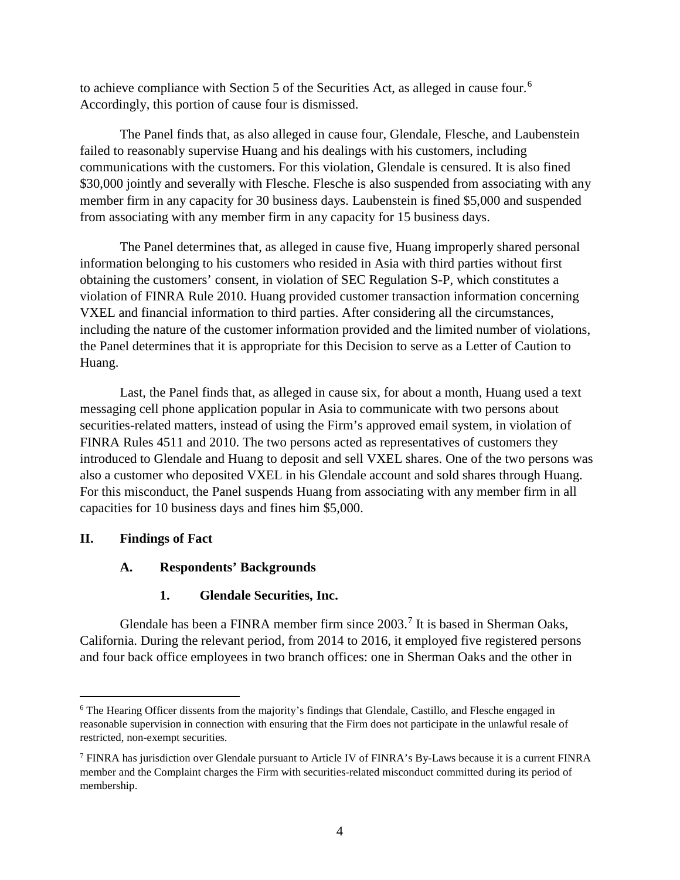to achieve compliance with Section 5 of the Securities Act, as alleged in cause four.[6] Accordingly, this portion of cause four is dismissed.

The Panel finds that, as also alleged in cause four, Glendale, Flesche, and Laubenstein failed to reasonably supervise Huang and his dealings with his customers, including communications with the customers. For this violation, Glendale is censured. It is also fined $30,000 jointly and severally with Flesche. Flesche is also suspended from associating with any member firm in any capacity for 30 business days. Laubenstein is fined $5,000 and suspended from associating with any member firm in any capacity for 15 business days.

The Panel determines that, as alleged in cause five, Huang improperly shared personal information belonging to his customers who resided in Asia with third parties without first obtaining the customers' consent, in violation of SEC Regulation S-P, which constitutes a violation of FINRA Rule 2010. Huang provided customer transaction information concerning VXEL and financial information to third parties. After considering all the circumstances, including the nature of the customer information provided and the limited number of violations, the Panel determines that it is appropriate for this Decision to serve as a Letter of Caution to Huang.

Last, the Panel finds that, as alleged in cause six, for about a month, Huang used a text messaging cell phone application popular in Asia to communicate with two persons about securities-related matters, instead of using the Firm's approved email system, in violation of FINRA Rules 4511 and 2010. The two persons acted as representatives of customers they introduced to Glendale and Huang to deposit and sell VXEL shares. One of the two persons was also a customer who deposited VXEL in his Glendale account and sold shares through Huang. For this misconduct, the Panel suspends Huang from associating with any member firm in all capacities for 10 business days and fines him $5,000.

## II. Findings of Fact

### A. Respondents' Backgrounds

#### 1. Glendale Securities, Inc.

Glendale has been a FINRA member firm since 2003.[7] It is based in Sherman Oaks, California. During the relevant period, from 2014 to 2016, it employed five registered persons and four back office employees in two branch offices: one in Sherman Oaks and the other in

---

[6] The Hearing Officer dissents from the majority's findings that Glendale, Castillo, and Flesche engaged in reasonable supervision in connection with ensuring that the Firm does not participate in the unlawful resale of restricted, non-exempt securities.

[7] FINRA has jurisdiction over Glendale pursuant to Article IV of FINRA's By-Laws because it is a current FINRA member and the Complaint charges the Firm with securities-related misconduct committed during its period of membership.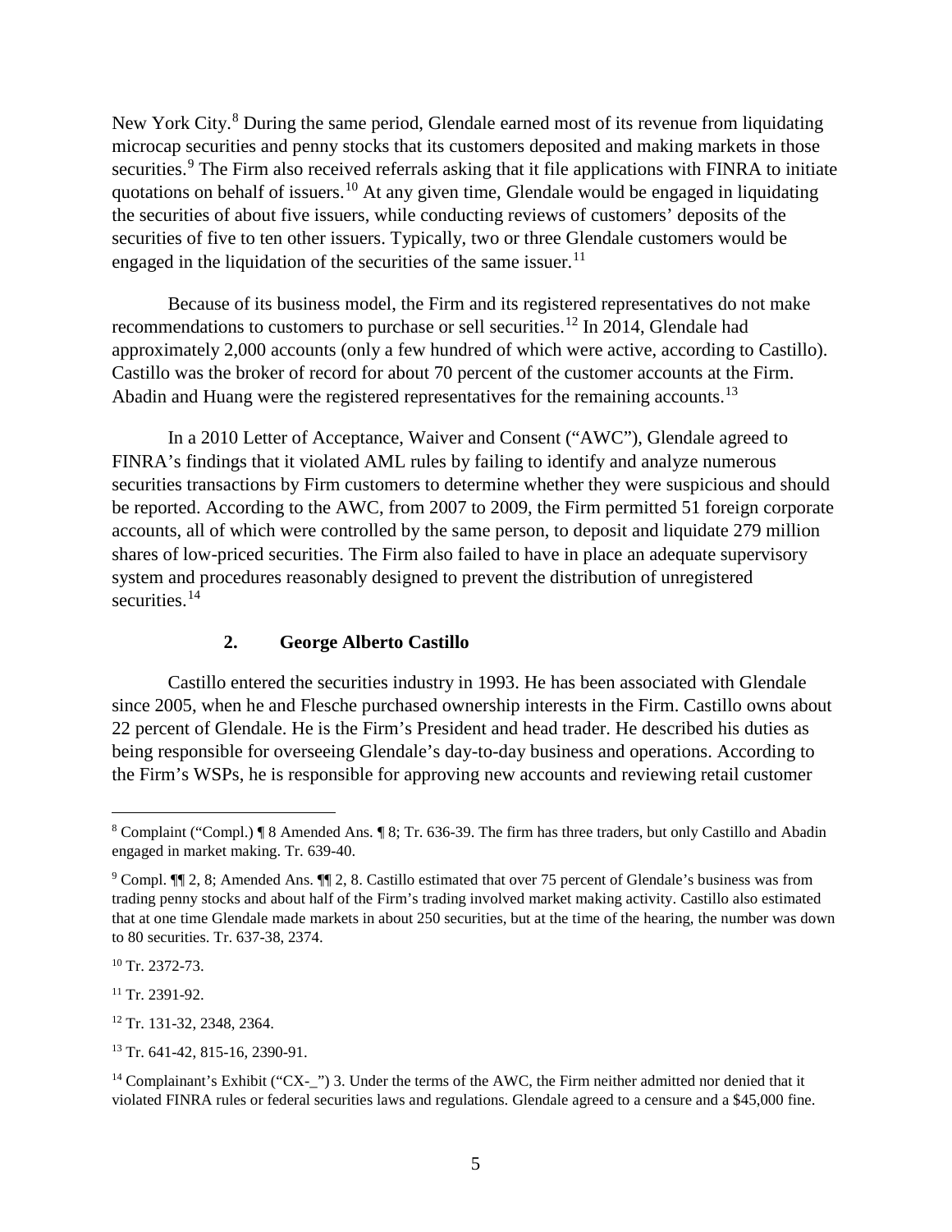New York City.[8] During the same period, Glendale earned most of its revenue from liquidating microcap securities and penny stocks that its customers deposited and making markets in those securities.[9] The Firm also received referrals asking that it file applications with FINRA to initiate quotations on behalf of issuers.[10] At any given time, Glendale would be engaged in liquidating the securities of about five issuers, while conducting reviews of customers' deposits of the securities of five to ten other issuers. Typically, two or three Glendale customers would be engaged in the liquidation of the securities of the same issuer.[11]

Because of its business model, the Firm and its registered representatives do not make recommendations to customers to purchase or sell securities.[12] In 2014, Glendale had approximately 2,000 accounts (only a few hundred of which were active, according to Castillo). Castillo was the broker of record for about 70 percent of the customer accounts at the Firm. Abadin and Huang were the registered representatives for the remaining accounts.[13]

In a 2010 Letter of Acceptance, Waiver and Consent ("AWC"), Glendale agreed to FINRA's findings that it violated AML rules by failing to identify and analyze numerous securities transactions by Firm customers to determine whether they were suspicious and should be reported. According to the AWC, from 2007 to 2009, the Firm permitted 51 foreign corporate accounts, all of which were controlled by the same person, to deposit and liquidate 279 million shares of low-priced securities. The Firm also failed to have in place an adequate supervisory system and procedures reasonably designed to prevent the distribution of unregistered securities.[14]

### 2. George Alberto Castillo

Castillo entered the securities industry in 1993. He has been associated with Glendale since 2005, when he and Flesche purchased ownership interests in the Firm. Castillo owns about 22 percent of Glendale. He is the Firm's President and head trader. He described his duties as being responsible for overseeing Glendale's day-to-day business and operations. According to the Firm's WSPs, he is responsible for approving new accounts and reviewing retail customer

---

[8] Complaint ("Compl.) ¶ 8 Amended Ans. ¶ 8; Tr. 636-39. The firm has three traders, but only Castillo and Abadin engaged in market making. Tr. 639-40.

[9] Compl. ¶¶ 2, 8; Amended Ans. ¶¶ 2, 8. Castillo estimated that over 75 percent of Glendale's business was from trading penny stocks and about half of the Firm's trading involved market making activity. Castillo also estimated that at one time Glendale made markets in about 250 securities, but at the time of the hearing, the number was down to 80 securities. Tr. 637-38, 2374.

[10] Tr. 2372-73.

[11] Tr. 2391-92.

[12] Tr. 131-32, 2348, 2364.

[13] Tr. 641-42, 815-16, 2390-91.

[14] Complainant's Exhibit ("CX-_") 3. Under the terms of the AWC, the Firm neither admitted nor denied that it violated FINRA rules or federal securities laws and regulations. Glendale agreed to a censure and a $45,000 fine.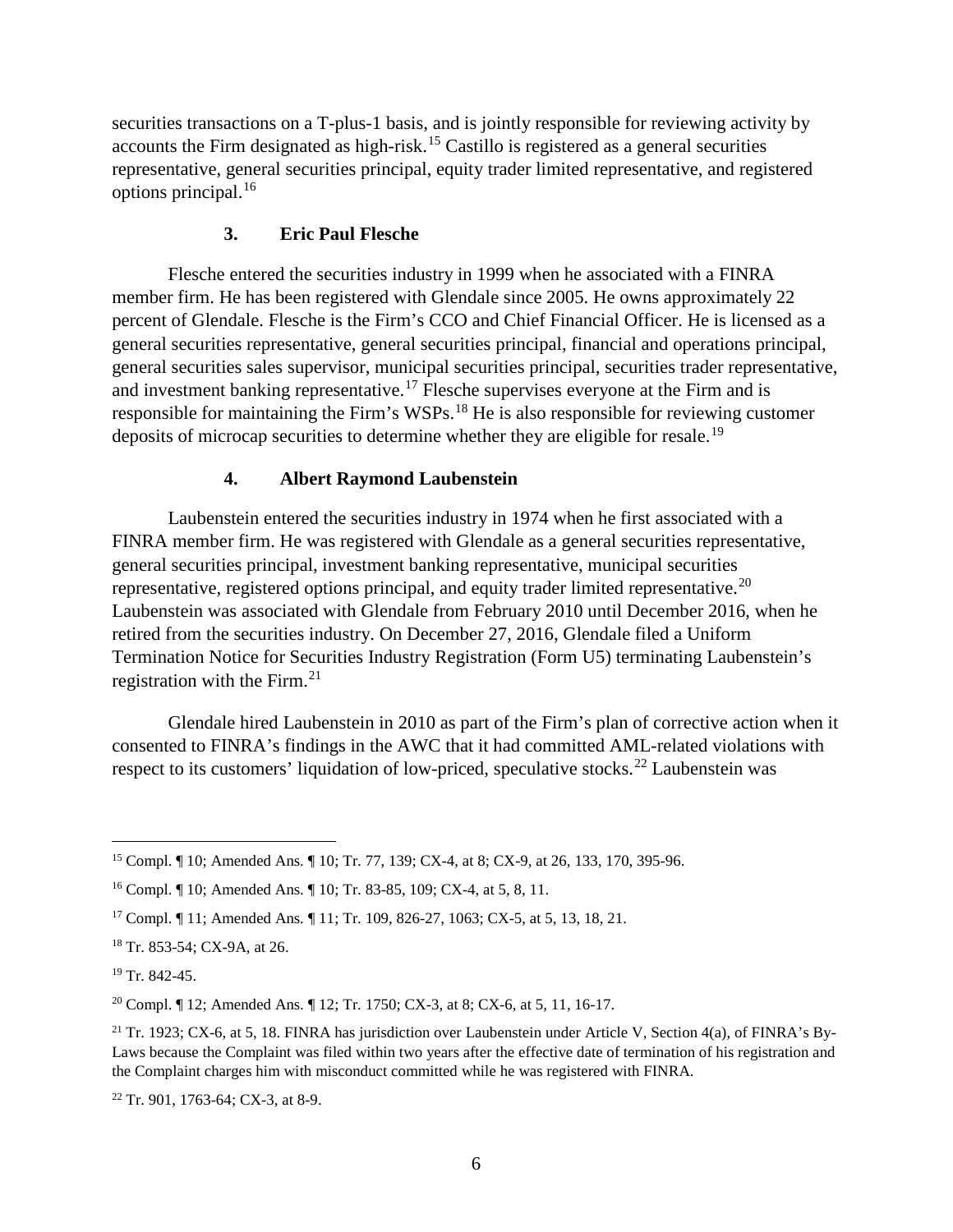securities transactions on a T-plus-1 basis, and is jointly responsible for reviewing activity by accounts the Firm designated as high-risk.[15] Castillo is registered as a general securities representative, general securities principal, equity trader limited representative, and registered options principal.[16]

### 3. Eric Paul Flesche

Flesche entered the securities industry in 1999 when he associated with a FINRA member firm. He has been registered with Glendale since 2005. He owns approximately 22 percent of Glendale. Flesche is the Firm's CCO and Chief Financial Officer. He is licensed as a general securities representative, general securities principal, financial and operations principal, general securities sales supervisor, municipal securities principal, securities trader representative, and investment banking representative.[17] Flesche supervises everyone at the Firm and is responsible for maintaining the Firm's WSPs.[18] He is also responsible for reviewing customer deposits of microcap securities to determine whether they are eligible for resale.[19]

### 4. Albert Raymond Laubenstein

Laubenstein entered the securities industry in 1974 when he first associated with a FINRA member firm. He was registered with Glendale as a general securities representative, general securities principal, investment banking representative, municipal securities representative, registered options principal, and equity trader limited representative.[20] Laubenstein was associated with Glendale from February 2010 until December 2016, when he retired from the securities industry. On December 27, 2016, Glendale filed a Uniform Termination Notice for Securities Industry Registration (Form U5) terminating Laubenstein's registration with the Firm.[21]

Glendale hired Laubenstein in 2010 as part of the Firm's plan of corrective action when it consented to FINRA's findings in the AWC that it had committed AML-related violations with respect to its customers' liquidation of low-priced, speculative stocks.[22] Laubenstein was

---

[15] Compl. ¶ 10; Amended Ans. ¶ 10; Tr. 77, 139; CX-4, at 8; CX-9, at 26, 133, 170, 395-96.

[16] Compl. ¶ 10; Amended Ans. ¶ 10; Tr. 83-85, 109; CX-4, at 5, 8, 11.

[17] Compl. ¶ 11; Amended Ans. ¶ 11; Tr. 109, 826-27, 1063; CX-5, at 5, 13, 18, 21.

[18] Tr. 853-54; CX-9A, at 26.

[19] Tr. 842-45.

[20] Compl. ¶ 12; Amended Ans. ¶ 12; Tr. 1750; CX-3, at 8; CX-6, at 5, 11, 16-17.

[21] Tr. 1923; CX-6, at 5, 18. FINRA has jurisdiction over Laubenstein under Article V, Section 4(a), of FINRA's By-Laws because the Complaint was filed within two years after the effective date of termination of his registration and the Complaint charges him with misconduct committed while he was registered with FINRA.

[22] Tr. 901, 1763-64; CX-3, at 8-9.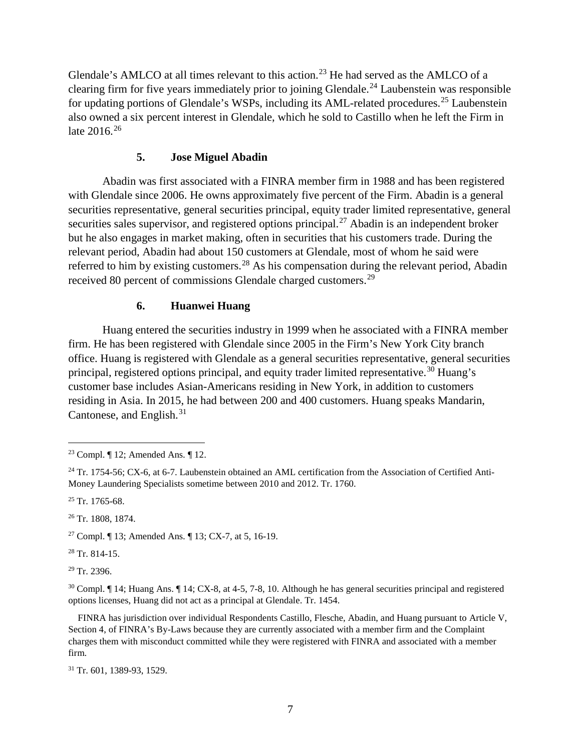Glendale's AMLCO at all times relevant to this action.[23] He had served as the AMLCO of a clearing firm for five years immediately prior to joining Glendale.[24] Laubenstein was responsible for updating portions of Glendale's WSPs, including its AML-related procedures.[25] Laubenstein also owned a six percent interest in Glendale, which he sold to Castillo when he left the Firm in late 2016.[26]

### 5. Jose Miguel Abadin

Abadin was first associated with a FINRA member firm in 1988 and has been registered with Glendale since 2006. He owns approximately five percent of the Firm. Abadin is a general securities representative, general securities principal, equity trader limited representative, general securities sales supervisor, and registered options principal.[27] Abadin is an independent broker but he also engages in market making, often in securities that his customers trade. During the relevant period, Abadin had about 150 customers at Glendale, most of whom he said were referred to him by existing customers.[28] As his compensation during the relevant period, Abadin received 80 percent of commissions Glendale charged customers.[29]

### 6. Huanwei Huang

Huang entered the securities industry in 1999 when he associated with a FINRA member firm. He has been registered with Glendale since 2005 in the Firm's New York City branch office. Huang is registered with Glendale as a general securities representative, general securities principal, registered options principal, and equity trader limited representative.[30] Huang's customer base includes Asian-Americans residing in New York, in addition to customers residing in Asia. In 2015, he had between 200 and 400 customers. Huang speaks Mandarin, Cantonese, and English.[31]

---

[23] Compl. ¶ 12; Amended Ans. ¶ 12.

[24] Tr. 1754-56; CX-6, at 6-7. Laubenstein obtained an AML certification from the Association of Certified Anti-Money Laundering Specialists sometime between 2010 and 2012. Tr. 1760.

[25] Tr. 1765-68.

[26] Tr. 1808, 1874.

[27] Compl. ¶ 13; Amended Ans. ¶ 13; CX-7, at 5, 16-19.

[28] Tr. 814-15.

[29] Tr. 2396.

[30] Compl. ¶ 14; Huang Ans. ¶ 14; CX-8, at 4-5, 7-8, 10. Although he has general securities principal and registered options licenses, Huang did not act as a principal at Glendale. Tr. 1454.

FINRA has jurisdiction over individual Respondents Castillo, Flesche, Abadin, and Huang pursuant to Article V, Section 4, of FINRA's By-Laws because they are currently associated with a member firm and the Complaint charges them with misconduct committed while they were registered with FINRA and associated with a member firm.

[31] Tr. 601, 1389-93, 1529.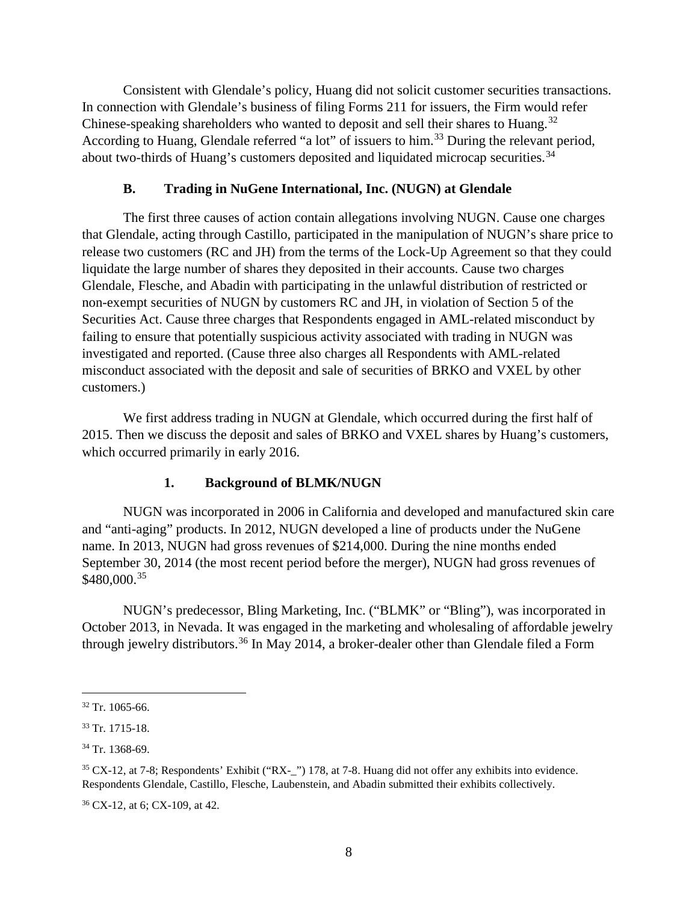Consistent with Glendale's policy, Huang did not solicit customer securities transactions. In connection with Glendale's business of filing Forms 211 for issuers, the Firm would refer Chinese-speaking shareholders who wanted to deposit and sell their shares to Huang.[32] According to Huang, Glendale referred "a lot" of issuers to him.[33] During the relevant period, about two-thirds of Huang's customers deposited and liquidated microcap securities.[34]

### B. Trading in NuGene International, Inc. (NUGN) at Glendale

The first three causes of action contain allegations involving NUGN. Cause one charges that Glendale, acting through Castillo, participated in the manipulation of NUGN's share price to release two customers (RC and JH) from the terms of the Lock-Up Agreement so that they could liquidate the large number of shares they deposited in their accounts. Cause two charges Glendale, Flesche, and Abadin with participating in the unlawful distribution of restricted or non-exempt securities of NUGN by customers RC and JH, in violation of Section 5 of the Securities Act. Cause three charges that Respondents engaged in AML-related misconduct by failing to ensure that potentially suspicious activity associated with trading in NUGN was investigated and reported. (Cause three also charges all Respondents with AML-related misconduct associated with the deposit and sale of securities of BRKO and VXEL by other customers.)

We first address trading in NUGN at Glendale, which occurred during the first half of 2015. Then we discuss the deposit and sales of BRKO and VXEL shares by Huang's customers, which occurred primarily in early 2016.

#### 1. Background of BLMK/NUGN

NUGN was incorporated in 2006 in California and developed and manufactured skin care and "anti-aging" products. In 2012, NUGN developed a line of products under the NuGene name. In 2013, NUGN had gross revenues of $214,000. During the nine months ended September 30, 2014 (the most recent period before the merger), NUGN had gross revenues of $480,000.[35]

NUGN's predecessor, Bling Marketing, Inc. ("BLMK" or "Bling"), was incorporated in October 2013, in Nevada. It was engaged in the marketing and wholesaling of affordable jewelry through jewelry distributors.[36] In May 2014, a broker-dealer other than Glendale filed a Form

---

[32] Tr. 1065-66.

[33] Tr. 1715-18.

[34] Tr. 1368-69.

[35] CX-12, at 7-8; Respondents' Exhibit ("RX-_") 178, at 7-8. Huang did not offer any exhibits into evidence. Respondents Glendale, Castillo, Flesche, Laubenstein, and Abadin submitted their exhibits collectively.

[36] CX-12, at 6; CX-109, at 42.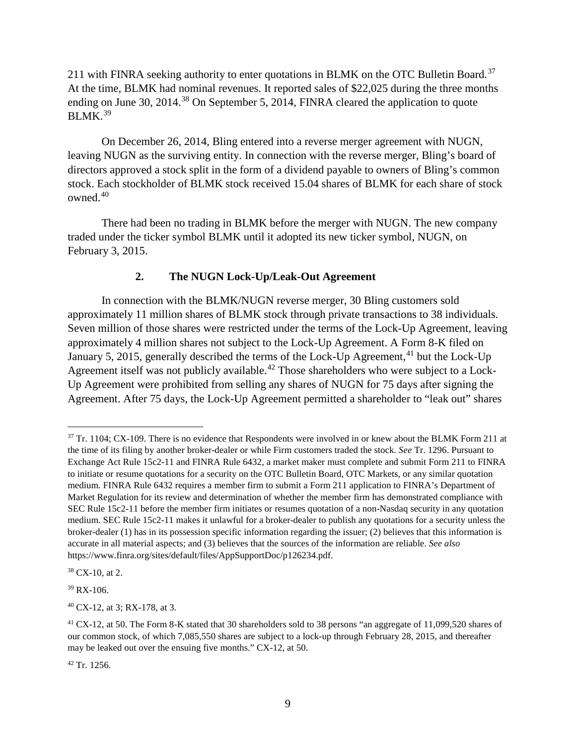211 with FINRA seeking authority to enter quotations in BLMK on the OTC Bulletin Board.[37] At the time, BLMK had nominal revenues. It reported sales of $22,025 during the three months ending on June 30, 2014.[38] On September 5, 2014, FINRA cleared the application to quote BLMK.[39]

On December 26, 2014, Bling entered into a reverse merger agreement with NUGN, leaving NUGN as the surviving entity. In connection with the reverse merger, Bling's board of directors approved a stock split in the form of a dividend payable to owners of Bling's common stock. Each stockholder of BLMK stock received 15.04 shares of BLMK for each share of stock owned.[40]

There had been no trading in BLMK before the merger with NUGN. The new company traded under the ticker symbol BLMK until it adopted its new ticker symbol, NUGN, on February 3, 2015.

### 2. The NUGN Lock-Up/Leak-Out Agreement

In connection with the BLMK/NUGN reverse merger, 30 Bling customers sold approximately 11 million shares of BLMK stock through private transactions to 38 individuals. Seven million of those shares were restricted under the terms of the Lock-Up Agreement, leaving approximately 4 million shares not subject to the Lock-Up Agreement. A Form 8-K filed on January 5, 2015, generally described the terms of the Lock-Up Agreement,[41] but the Lock-Up Agreement itself was not publicly available.[42] Those shareholders who were subject to a Lock-Up Agreement were prohibited from selling any shares of NUGN for 75 days after signing the Agreement. After 75 days, the Lock-Up Agreement permitted a shareholder to "leak out" shares

---

[37] Tr. 1104; CX-109. There is no evidence that Respondents were involved in or knew about the BLMK Form 211 at the time of its filing by another broker-dealer or while Firm customers traded the stock. *See* Tr. 1296. Pursuant to Exchange Act Rule 15c2-11 and FINRA Rule 6432, a market maker must complete and submit Form 211 to FINRA to initiate or resume quotations for a security on the OTC Bulletin Board, OTC Markets, or any similar quotation medium. FINRA Rule 6432 requires a member firm to submit a Form 211 application to FINRA's Department of Market Regulation for its review and determination of whether the member firm has demonstrated compliance with SEC Rule 15c2-11 before the member firm initiates or resumes quotation of a non-Nasdaq security in any quotation medium. SEC Rule 15c2-11 makes it unlawful for a broker-dealer to publish any quotations for a security unless the broker-dealer (1) has in its possession specific information regarding the issuer; (2) believes that this information is accurate in all material aspects; and (3) believes that the sources of the information are reliable. *See also* https://www.finra.org/sites/default/files/AppSupportDoc/p126234.pdf.

[38] CX-10, at 2.

[39] RX-106.

[40] CX-12, at 3; RX-178, at 3.

[41] CX-12, at 50. The Form 8-K stated that 30 shareholders sold to 38 persons "an aggregate of 11,099,520 shares of our common stock, of which 7,085,550 shares are subject to a lock-up through February 28, 2015, and thereafter may be leaked out over the ensuing five months." CX-12, at 50.

[42] Tr. 1256.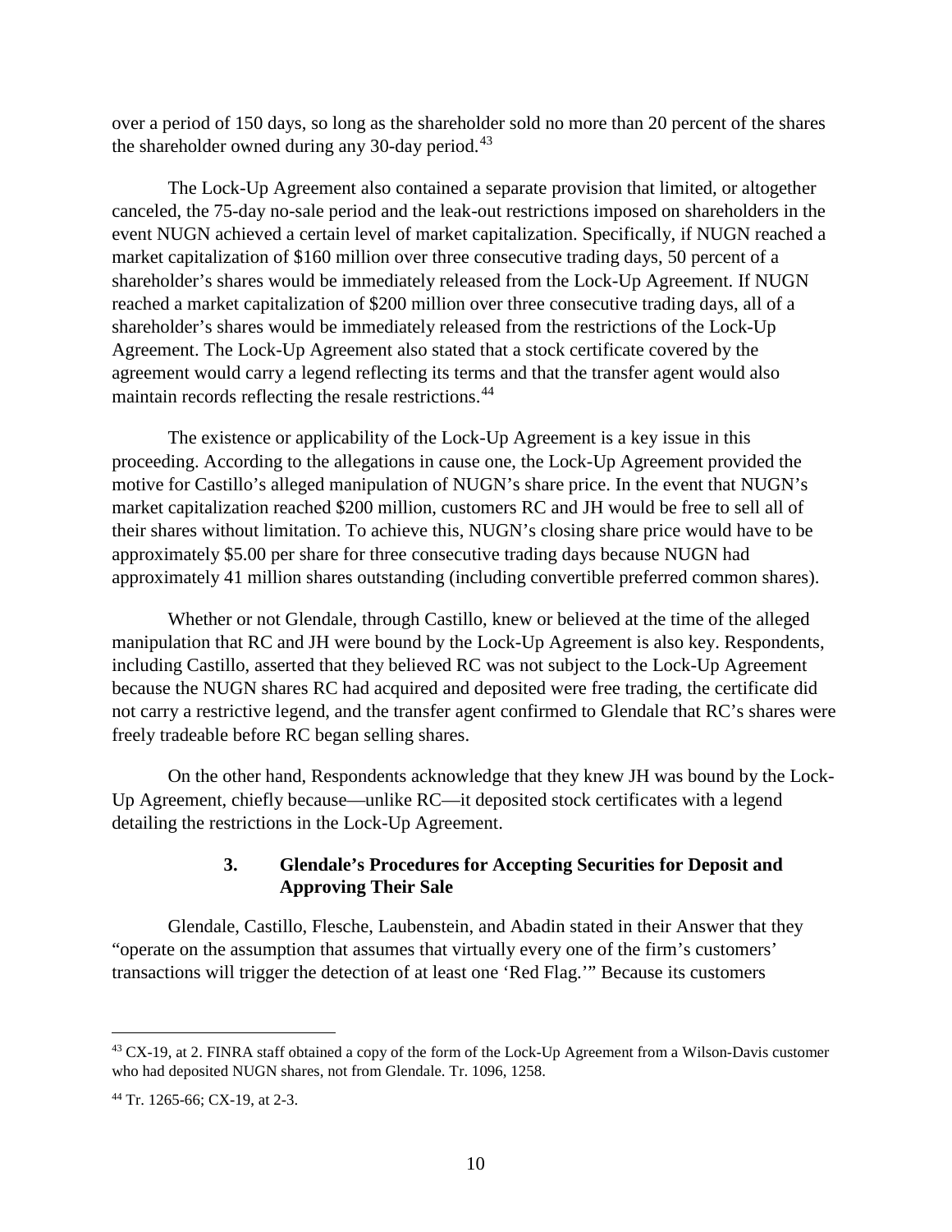over a period of 150 days, so long as the shareholder sold no more than 20 percent of the shares the shareholder owned during any 30-day period.[43]

The Lock-Up Agreement also contained a separate provision that limited, or altogether canceled, the 75-day no-sale period and the leak-out restrictions imposed on shareholders in the event NUGN achieved a certain level of market capitalization. Specifically, if NUGN reached a market capitalization of $160 million over three consecutive trading days, 50 percent of a shareholder's shares would be immediately released from the Lock-Up Agreement. If NUGN reached a market capitalization of $200 million over three consecutive trading days, all of a shareholder's shares would be immediately released from the restrictions of the Lock-Up Agreement. The Lock-Up Agreement also stated that a stock certificate covered by the agreement would carry a legend reflecting its terms and that the transfer agent would also maintain records reflecting the resale restrictions.[44]

The existence or applicability of the Lock-Up Agreement is a key issue in this proceeding. According to the allegations in cause one, the Lock-Up Agreement provided the motive for Castillo's alleged manipulation of NUGN's share price. In the event that NUGN's market capitalization reached $200 million, customers RC and JH would be free to sell all of their shares without limitation. To achieve this, NUGN's closing share price would have to be approximately $5.00 per share for three consecutive trading days because NUGN had approximately 41 million shares outstanding (including convertible preferred common shares).

Whether or not Glendale, through Castillo, knew or believed at the time of the alleged manipulation that RC and JH were bound by the Lock-Up Agreement is also key. Respondents, including Castillo, asserted that they believed RC was not subject to the Lock-Up Agreement because the NUGN shares RC had acquired and deposited were free trading, the certificate did not carry a restrictive legend, and the transfer agent confirmed to Glendale that RC's shares were freely tradeable before RC began selling shares.

On the other hand, Respondents acknowledge that they knew JH was bound by the Lock-Up Agreement, chiefly because—unlike RC—it deposited stock certificates with a legend detailing the restrictions in the Lock-Up Agreement.

### 3. Glendale's Procedures for Accepting Securities for Deposit and Approving Their Sale

Glendale, Castillo, Flesche, Laubenstein, and Abadin stated in their Answer that they "operate on the assumption that assumes that virtually every one of the firm's customers' transactions will trigger the detection of at least one 'Red Flag.'" Because its customers

---

[43] CX-19, at 2. FINRA staff obtained a copy of the form of the Lock-Up Agreement from a Wilson-Davis customer who had deposited NUGN shares, not from Glendale. Tr. 1096, 1258.

[44] Tr. 1265-66; CX-19, at 2-3.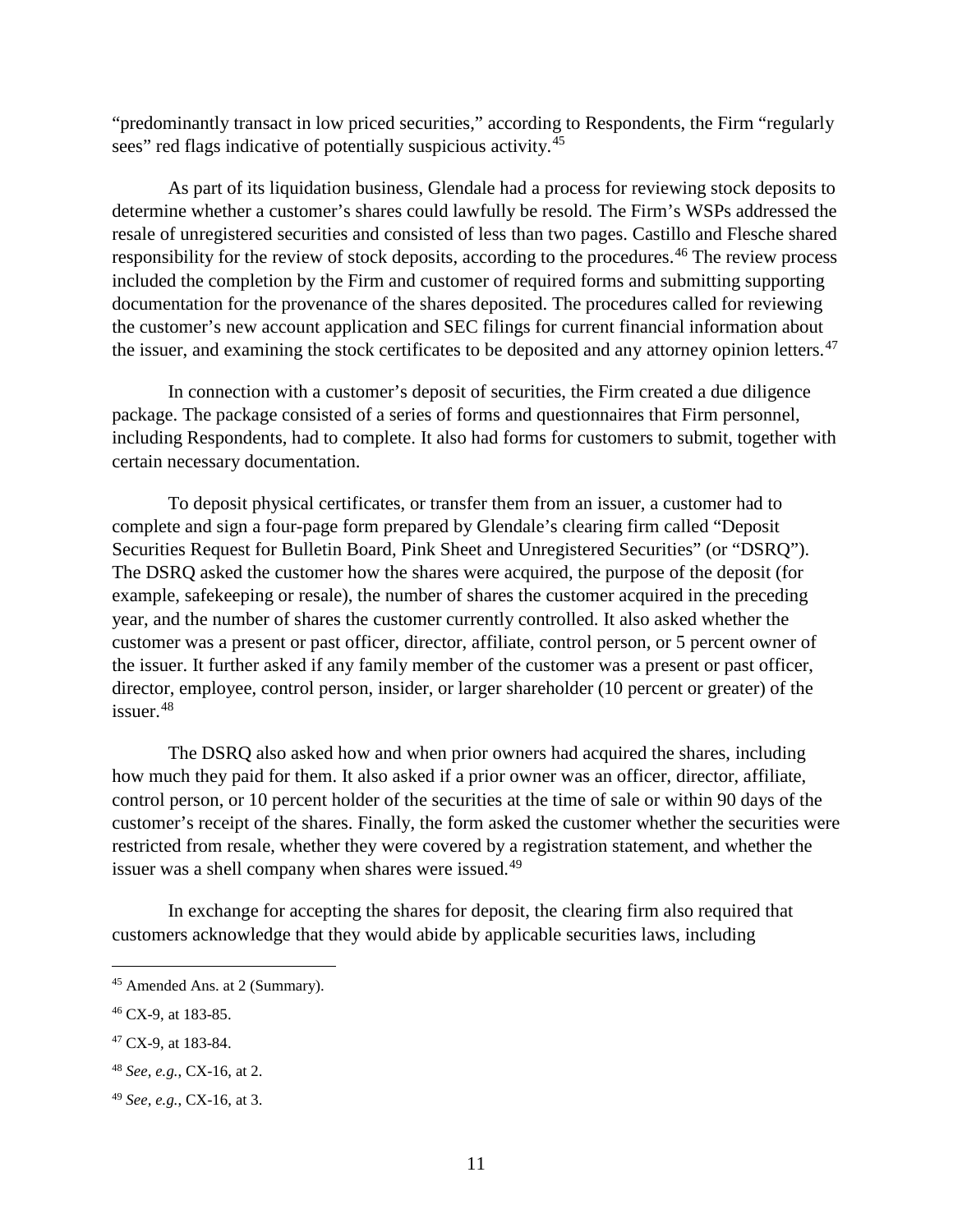"predominantly transact in low priced securities," according to Respondents, the Firm "regularly sees" red flags indicative of potentially suspicious activity.[45]

As part of its liquidation business, Glendale had a process for reviewing stock deposits to determine whether a customer's shares could lawfully be resold. The Firm's WSPs addressed the resale of unregistered securities and consisted of less than two pages. Castillo and Flesche shared responsibility for the review of stock deposits, according to the procedures.[46] The review process included the completion by the Firm and customer of required forms and submitting supporting documentation for the provenance of the shares deposited. The procedures called for reviewing the customer's new account application and SEC filings for current financial information about the issuer, and examining the stock certificates to be deposited and any attorney opinion letters.[47]

In connection with a customer's deposit of securities, the Firm created a due diligence package. The package consisted of a series of forms and questionnaires that Firm personnel, including Respondents, had to complete. It also had forms for customers to submit, together with certain necessary documentation.

To deposit physical certificates, or transfer them from an issuer, a customer had to complete and sign a four-page form prepared by Glendale's clearing firm called "Deposit Securities Request for Bulletin Board, Pink Sheet and Unregistered Securities" (or "DSRQ"). The DSRQ asked the customer how the shares were acquired, the purpose of the deposit (for example, safekeeping or resale), the number of shares the customer acquired in the preceding year, and the number of shares the customer currently controlled. It also asked whether the customer was a present or past officer, director, affiliate, control person, or 5 percent owner of the issuer. It further asked if any family member of the customer was a present or past officer, director, employee, control person, insider, or larger shareholder (10 percent or greater) of the issuer.[48]

The DSRQ also asked how and when prior owners had acquired the shares, including how much they paid for them. It also asked if a prior owner was an officer, director, affiliate, control person, or 10 percent holder of the securities at the time of sale or within 90 days of the customer's receipt of the shares. Finally, the form asked the customer whether the securities were restricted from resale, whether they were covered by a registration statement, and whether the issuer was a shell company when shares were issued.[49]

In exchange for accepting the shares for deposit, the clearing firm also required that customers acknowledge that they would abide by applicable securities laws, including

---

[45] Amended Ans. at 2 (Summary).

[46] CX-9, at 183-85.

[47] CX-9, at 183-84.

[48] *See, e.g.*, CX-16, at 2.

[49] *See, e.g.*, CX-16, at 3.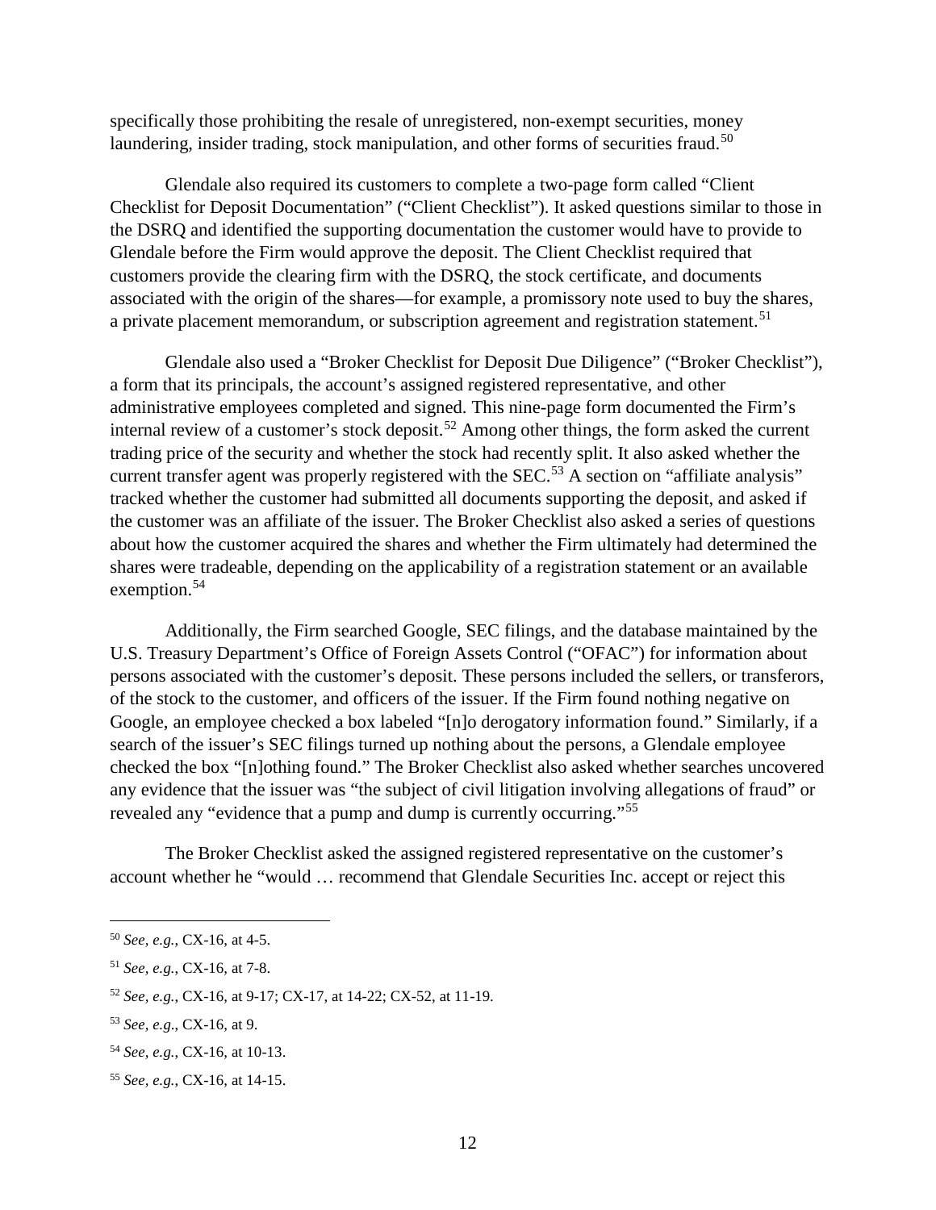specifically those prohibiting the resale of unregistered, non-exempt securities, money laundering, insider trading, stock manipulation, and other forms of securities fraud.[50]

Glendale also required its customers to complete a two-page form called "Client Checklist for Deposit Documentation" ("Client Checklist"). It asked questions similar to those in the DSRQ and identified the supporting documentation the customer would have to provide to Glendale before the Firm would approve the deposit. The Client Checklist required that customers provide the clearing firm with the DSRQ, the stock certificate, and documents associated with the origin of the shares—for example, a promissory note used to buy the shares, a private placement memorandum, or subscription agreement and registration statement.[51]

Glendale also used a "Broker Checklist for Deposit Due Diligence" ("Broker Checklist"), a form that its principals, the account's assigned registered representative, and other administrative employees completed and signed. This nine-page form documented the Firm's internal review of a customer's stock deposit.[52] Among other things, the form asked the current trading price of the security and whether the stock had recently split. It also asked whether the current transfer agent was properly registered with the SEC.[53] A section on "affiliate analysis" tracked whether the customer had submitted all documents supporting the deposit, and asked if the customer was an affiliate of the issuer. The Broker Checklist also asked a series of questions about how the customer acquired the shares and whether the Firm ultimately had determined the shares were tradeable, depending on the applicability of a registration statement or an available exemption.[54]

Additionally, the Firm searched Google, SEC filings, and the database maintained by the U.S. Treasury Department's Office of Foreign Assets Control ("OFAC") for information about persons associated with the customer's deposit. These persons included the sellers, or transferors, of the stock to the customer, and officers of the issuer. If the Firm found nothing negative on Google, an employee checked a box labeled "[n]o derogatory information found." Similarly, if a search of the issuer's SEC filings turned up nothing about the persons, a Glendale employee checked the box "[n]othing found." The Broker Checklist also asked whether searches uncovered any evidence that the issuer was "the subject of civil litigation involving allegations of fraud" or revealed any "evidence that a pump and dump is currently occurring."[55]

The Broker Checklist asked the assigned registered representative on the customer's account whether he "would … recommend that Glendale Securities Inc. accept or reject this

---

[50] *See, e.g.*, CX-16, at 4-5.

[51] *See, e.g.*, CX-16, at 7-8.

[52] *See, e.g.*, CX-16, at 9-17; CX-17, at 14-22; CX-52, at 11-19.

[53] *See, e.g*., CX-16, at 9.

[54] *See, e.g.*, CX-16, at 10-13.

[55] *See, e.g.*, CX-16, at 14-15.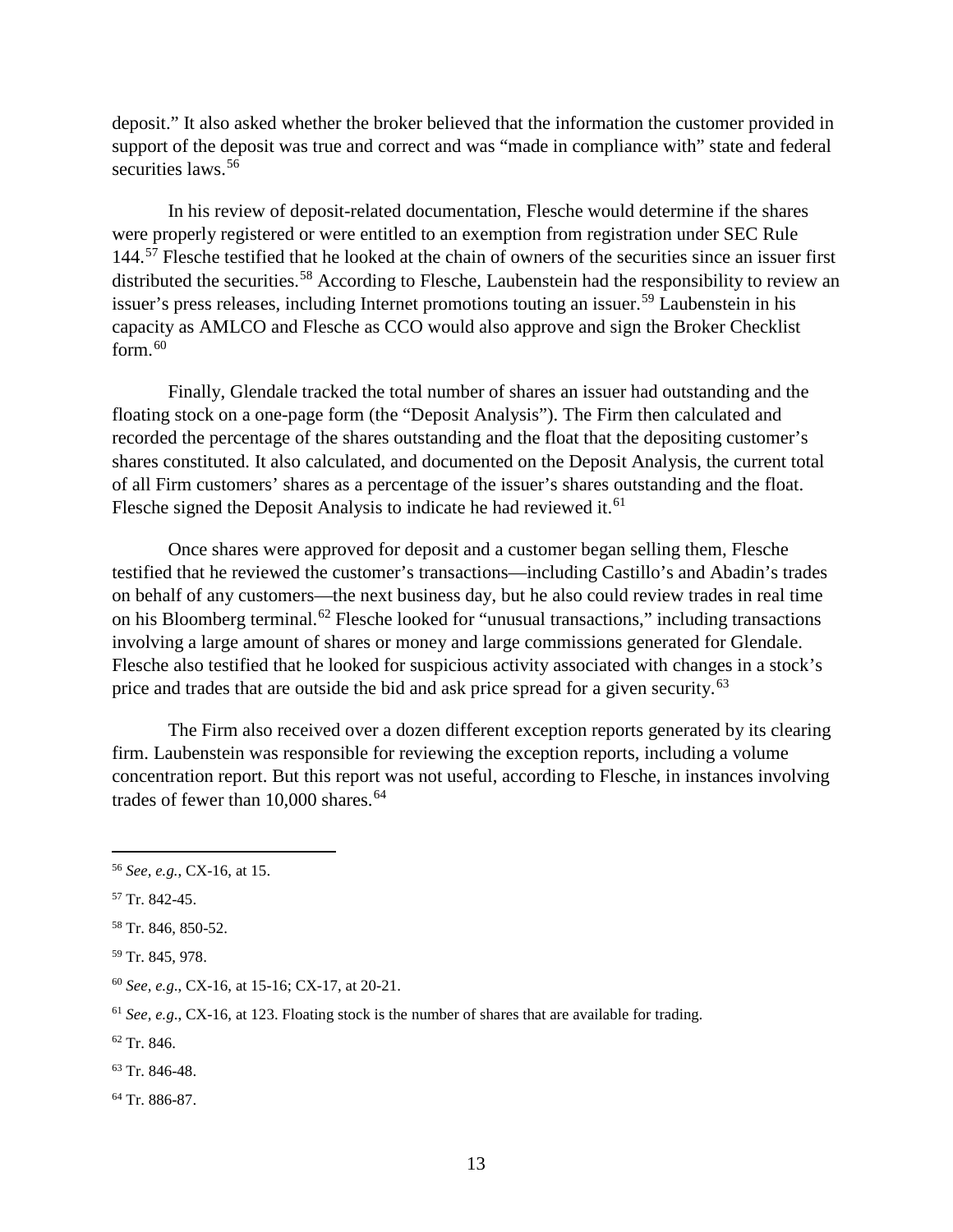deposit." It also asked whether the broker believed that the information the customer provided in support of the deposit was true and correct and was "made in compliance with" state and federal securities laws.[56]

In his review of deposit-related documentation, Flesche would determine if the shares were properly registered or were entitled to an exemption from registration under SEC Rule 144.[57] Flesche testified that he looked at the chain of owners of the securities since an issuer first distributed the securities.[58] According to Flesche, Laubenstein had the responsibility to review an issuer's press releases, including Internet promotions touting an issuer.[59] Laubenstein in his capacity as AMLCO and Flesche as CCO would also approve and sign the Broker Checklist form.[60]

Finally, Glendale tracked the total number of shares an issuer had outstanding and the floating stock on a one-page form (the "Deposit Analysis"). The Firm then calculated and recorded the percentage of the shares outstanding and the float that the depositing customer's shares constituted. It also calculated, and documented on the Deposit Analysis, the current total of all Firm customers' shares as a percentage of the issuer's shares outstanding and the float. Flesche signed the Deposit Analysis to indicate he had reviewed it.[61]

Once shares were approved for deposit and a customer began selling them, Flesche testified that he reviewed the customer's transactions—including Castillo's and Abadin's trades on behalf of any customers—the next business day, but he also could review trades in real time on his Bloomberg terminal.[62] Flesche looked for "unusual transactions," including transactions involving a large amount of shares or money and large commissions generated for Glendale. Flesche also testified that he looked for suspicious activity associated with changes in a stock's price and trades that are outside the bid and ask price spread for a given security.[63]

The Firm also received over a dozen different exception reports generated by its clearing firm. Laubenstein was responsible for reviewing the exception reports, including a volume concentration report. But this report was not useful, according to Flesche, in instances involving trades of fewer than 10,000 shares.[64]

---

[56] *See, e.g.*, CX-16, at 15.

[57] Tr. 842-45.

[58] Tr. 846, 850-52.

[59] Tr. 845, 978.

[60] *See, e.g*., CX-16, at 15-16; CX-17, at 20-21.

[61] *See, e.g*., CX-16, at 123. Floating stock is the number of shares that are available for trading.

[62] Tr. 846.

[63] Tr. 846-48.

[64] Tr. 886-87.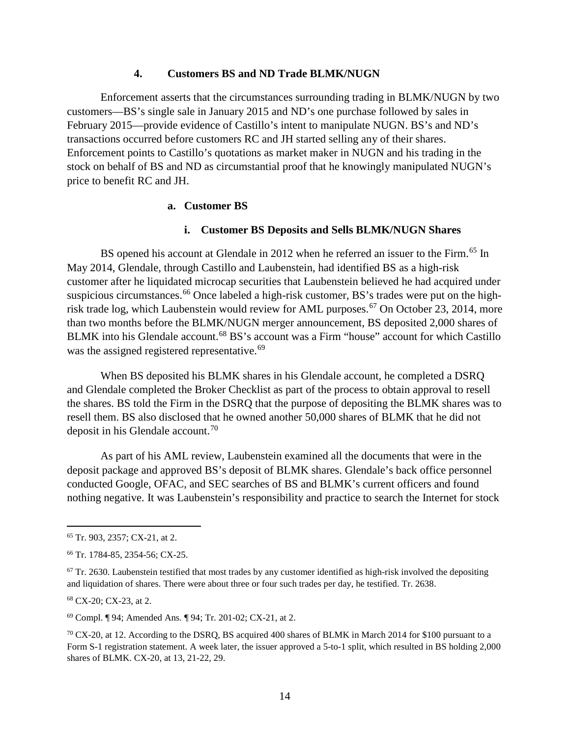### 4. Customers BS and ND Trade BLMK/NUGN

Enforcement asserts that the circumstances surrounding trading in BLMK/NUGN by two customers—BS's single sale in January 2015 and ND's one purchase followed by sales in February 2015—provide evidence of Castillo's intent to manipulate NUGN. BS's and ND's transactions occurred before customers RC and JH started selling any of their shares. Enforcement points to Castillo's quotations as market maker in NUGN and his trading in the stock on behalf of BS and ND as circumstantial proof that he knowingly manipulated NUGN's price to benefit RC and JH.

#### a. Customer BS

##### i. Customer BS Deposits and Sells BLMK/NUGN Shares

BS opened his account at Glendale in 2012 when he referred an issuer to the Firm.[65] In May 2014, Glendale, through Castillo and Laubenstein, had identified BS as a high-risk customer after he liquidated microcap securities that Laubenstein believed he had acquired under suspicious circumstances.[66] Once labeled a high-risk customer, BS's trades were put on the high-risk trade log, which Laubenstein would review for AML purposes.[67] On October 23, 2014, more than two months before the BLMK/NUGN merger announcement, BS deposited 2,000 shares of BLMK into his Glendale account.[68] BS's account was a Firm "house" account for which Castillo was the assigned registered representative.[69]

When BS deposited his BLMK shares in his Glendale account, he completed a DSRQ and Glendale completed the Broker Checklist as part of the process to obtain approval to resell the shares. BS told the Firm in the DSRQ that the purpose of depositing the BLMK shares was to resell them. BS also disclosed that he owned another 50,000 shares of BLMK that he did not deposit in his Glendale account.[70]

As part of his AML review, Laubenstein examined all the documents that were in the deposit package and approved BS's deposit of BLMK shares. Glendale's back office personnel conducted Google, OFAC, and SEC searches of BS and BLMK's current officers and found nothing negative. It was Laubenstein's responsibility and practice to search the Internet for stock

---

[65] Tr. 903, 2357; CX-21, at 2.

[66] Tr. 1784-85, 2354-56; CX-25.

[67] Tr. 2630. Laubenstein testified that most trades by any customer identified as high-risk involved the depositing and liquidation of shares. There were about three or four such trades per day, he testified. Tr. 2638.

[68] CX-20; CX-23, at 2.

[69] Compl. ¶ 94; Amended Ans. ¶ 94; Tr. 201-02; CX-21, at 2.

[70] CX-20, at 12. According to the DSRQ, BS acquired 400 shares of BLMK in March 2014 for $100 pursuant to a Form S-1 registration statement. A week later, the issuer approved a 5-to-1 split, which resulted in BS holding 2,000 shares of BLMK. CX-20, at 13, 21-22, 29.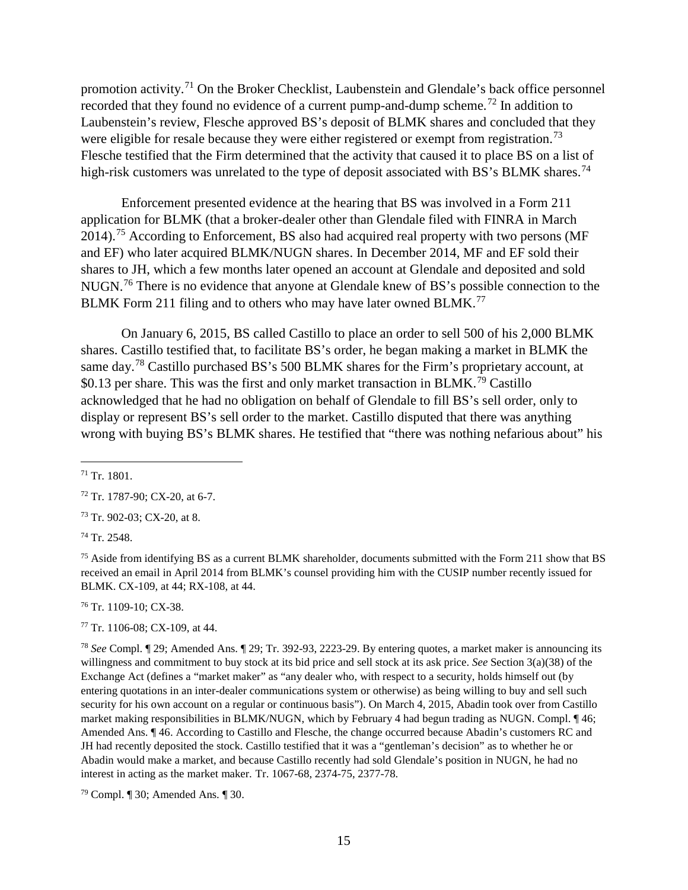promotion activity.[71] On the Broker Checklist, Laubenstein and Glendale's back office personnel recorded that they found no evidence of a current pump-and-dump scheme.[72] In addition to Laubenstein's review, Flesche approved BS's deposit of BLMK shares and concluded that they were eligible for resale because they were either registered or exempt from registration.[73] Flesche testified that the Firm determined that the activity that caused it to place BS on a list of high-risk customers was unrelated to the type of deposit associated with BS's BLMK shares.[74]

Enforcement presented evidence at the hearing that BS was involved in a Form 211 application for BLMK (that a broker-dealer other than Glendale filed with FINRA in March 2014).[75] According to Enforcement, BS also had acquired real property with two persons (MF and EF) who later acquired BLMK/NUGN shares. In December 2014, MF and EF sold their shares to JH, which a few months later opened an account at Glendale and deposited and sold NUGN.[76] There is no evidence that anyone at Glendale knew of BS's possible connection to the BLMK Form 211 filing and to others who may have later owned BLMK.[77]

On January 6, 2015, BS called Castillo to place an order to sell 500 of his 2,000 BLMK shares. Castillo testified that, to facilitate BS's order, he began making a market in BLMK the same day.[78] Castillo purchased BS's 500 BLMK shares for the Firm's proprietary account, at \$0.13 per share. This was the first and only market transaction in BLMK.[79] Castillo acknowledged that he had no obligation on behalf of Glendale to fill BS's sell order, only to display or represent BS's sell order to the market. Castillo disputed that there was anything wrong with buying BS's BLMK shares. He testified that "there was nothing nefarious about" his

---

[71] Tr. 1801.

[72] Tr. 1787-90; CX-20, at 6-7.

[73] Tr. 902-03; CX-20, at 8.

[74] Tr. 2548.

[75] Aside from identifying BS as a current BLMK shareholder, documents submitted with the Form 211 show that BS received an email in April 2014 from BLMK's counsel providing him with the CUSIP number recently issued for BLMK. CX-109, at 44; RX-108, at 44.

[76] Tr. 1109-10; CX-38.

[77] Tr. 1106-08; CX-109, at 44.

[78] *See* Compl. ¶ 29; Amended Ans. ¶ 29; Tr. 392-93, 2223-29. By entering quotes, a market maker is announcing its willingness and commitment to buy stock at its bid price and sell stock at its ask price. *See* Section 3(a)(38) of the Exchange Act (defines a "market maker" as "any dealer who, with respect to a security, holds himself out (by entering quotations in an inter-dealer communications system or otherwise) as being willing to buy and sell such security for his own account on a regular or continuous basis"). On March 4, 2015, Abadin took over from Castillo market making responsibilities in BLMK/NUGN, which by February 4 had begun trading as NUGN. Compl. ¶ 46; Amended Ans. ¶ 46. According to Castillo and Flesche, the change occurred because Abadin's customers RC and JH had recently deposited the stock. Castillo testified that it was a "gentleman's decision" as to whether he or Abadin would make a market, and because Castillo recently had sold Glendale's position in NUGN, he had no interest in acting as the market maker. Tr. 1067-68, 2374-75, 2377-78.

[79] Compl. ¶ 30; Amended Ans. ¶ 30.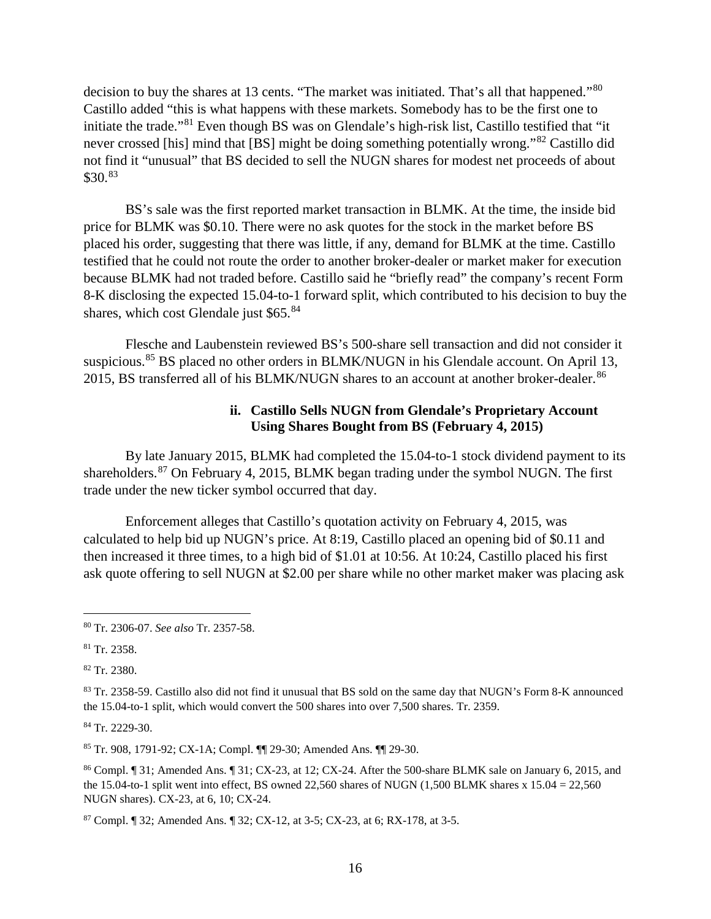decision to buy the shares at 13 cents. "The market was initiated. That's all that happened."[80] Castillo added "this is what happens with these markets. Somebody has to be the first one to initiate the trade."[81] Even though BS was on Glendale's high-risk list, Castillo testified that "it never crossed [his] mind that [BS] might be doing something potentially wrong."[82] Castillo did not find it "unusual" that BS decided to sell the NUGN shares for modest net proceeds of about \$30.[83]

BS's sale was the first reported market transaction in BLMK. At the time, the inside bid price for BLMK was \$0.10. There were no ask quotes for the stock in the market before BS placed his order, suggesting that there was little, if any, demand for BLMK at the time. Castillo testified that he could not route the order to another broker-dealer or market maker for execution because BLMK had not traded before. Castillo said he "briefly read" the company's recent Form 8-K disclosing the expected 15.04-to-1 forward split, which contributed to his decision to buy the shares, which cost Glendale just \$65.[84]

Flesche and Laubenstein reviewed BS's 500-share sell transaction and did not consider it suspicious.[85] BS placed no other orders in BLMK/NUGN in his Glendale account. On April 13, 2015, BS transferred all of his BLMK/NUGN shares to an account at another broker-dealer.[86]

#### ii. Castillo Sells NUGN from Glendale's Proprietary Account Using Shares Bought from BS (February 4, 2015)

By late January 2015, BLMK had completed the 15.04-to-1 stock dividend payment to its shareholders.[87] On February 4, 2015, BLMK began trading under the symbol NUGN. The first trade under the new ticker symbol occurred that day.

Enforcement alleges that Castillo's quotation activity on February 4, 2015, was calculated to help bid up NUGN's price. At 8:19, Castillo placed an opening bid of \$0.11 and then increased it three times, to a high bid of \$1.01 at 10:56. At 10:24, Castillo placed his first ask quote offering to sell NUGN at \$2.00 per share while no other market maker was placing ask

---

[80] Tr. 2306-07. *See also* Tr. 2357-58.

[81] Tr. 2358.

[82] Tr. 2380.

[83] Tr. 2358-59. Castillo also did not find it unusual that BS sold on the same day that NUGN's Form 8-K announced the 15.04-to-1 split, which would convert the 500 shares into over 7,500 shares. Tr. 2359.

[84] Tr. 2229-30.

[85] Tr. 908, 1791-92; CX-1A; Compl. ¶¶ 29-30; Amended Ans. ¶¶ 29-30.

[86] Compl. ¶ 31; Amended Ans. ¶ 31; CX-23, at 12; CX-24. After the 500-share BLMK sale on January 6, 2015, and the 15.04-to-1 split went into effect, BS owned 22,560 shares of NUGN (1,500 BLMK shares x 15.04 = 22,560 NUGN shares). CX-23, at 6, 10; CX-24.

[87] Compl. ¶ 32; Amended Ans. ¶ 32; CX-12, at 3-5; CX-23, at 6; RX-178, at 3-5.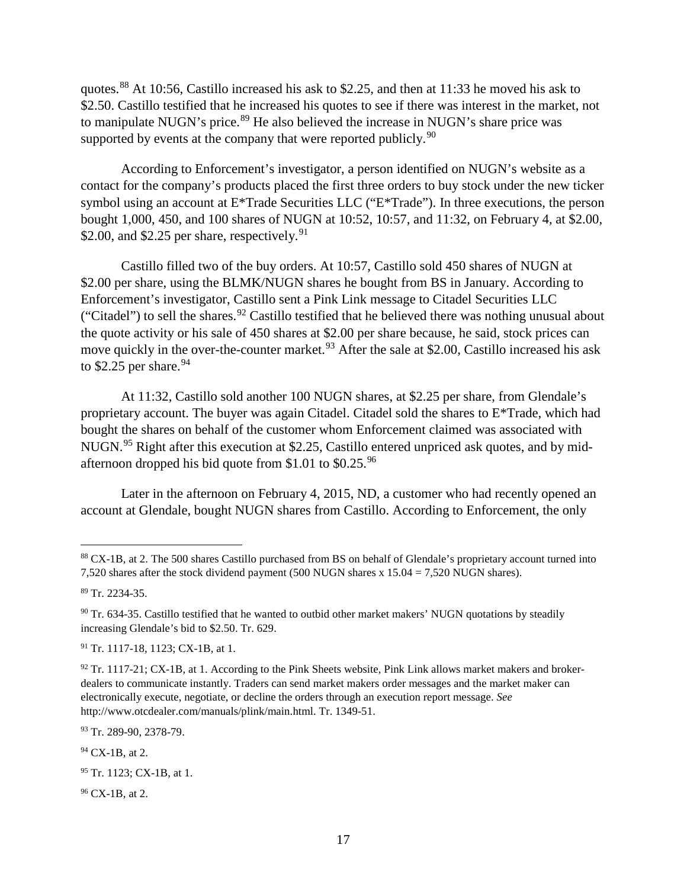quotes.[88] At 10:56, Castillo increased his ask to $2.25, and then at 11:33 he moved his ask to $2.50. Castillo testified that he increased his quotes to see if there was interest in the market, not to manipulate NUGN's price.[89] He also believed the increase in NUGN's share price was supported by events at the company that were reported publicly.[90]

According to Enforcement's investigator, a person identified on NUGN's website as a contact for the company's products placed the first three orders to buy stock under the new ticker symbol using an account at E*Trade Securities LLC ("E*Trade"). In three executions, the person bought 1,000, 450, and 100 shares of NUGN at 10:52, 10:57, and 11:32, on February 4, at $2.00, $2.00, and $2.25 per share, respectively.[91]

Castillo filled two of the buy orders. At 10:57, Castillo sold 450 shares of NUGN at $2.00 per share, using the BLMK/NUGN shares he bought from BS in January. According to Enforcement's investigator, Castillo sent a Pink Link message to Citadel Securities LLC ("Citadel") to sell the shares.[92] Castillo testified that he believed there was nothing unusual about the quote activity or his sale of 450 shares at $2.00 per share because, he said, stock prices can move quickly in the over-the-counter market.[93] After the sale at $2.00, Castillo increased his ask to $2.25 per share.[94]

At 11:32, Castillo sold another 100 NUGN shares, at $2.25 per share, from Glendale's proprietary account. The buyer was again Citadel. Citadel sold the shares to E*Trade, which had bought the shares on behalf of the customer whom Enforcement claimed was associated with NUGN.[95] Right after this execution at $2.25, Castillo entered unpriced ask quotes, and by mid-afternoon dropped his bid quote from $1.01 to $0.25.[96]

Later in the afternoon on February 4, 2015, ND, a customer who had recently opened an account at Glendale, bought NUGN shares from Castillo. According to Enforcement, the only

---

[88] CX-1B, at 2. The 500 shares Castillo purchased from BS on behalf of Glendale's proprietary account turned into 7,520 shares after the stock dividend payment (500 NUGN shares x 15.04 = 7,520 NUGN shares).

[89] Tr. 2234-35.

[90] Tr. 634-35. Castillo testified that he wanted to outbid other market makers' NUGN quotations by steadily increasing Glendale's bid to $2.50. Tr. 629.

[91] Tr. 1117-18, 1123; CX-1B, at 1.

[92] Tr. 1117-21; CX-1B, at 1. According to the Pink Sheets website, Pink Link allows market makers and broker-dealers to communicate instantly. Traders can send market makers order messages and the market maker can electronically execute, negotiate, or decline the orders through an execution report message. *See* http://www.otcdealer.com/manuals/plink/main.html. Tr. 1349-51.

[93] Tr. 289-90, 2378-79.

[94] CX-1B, at 2.

[95] Tr. 1123; CX-1B, at 1.

[96] CX-1B, at 2.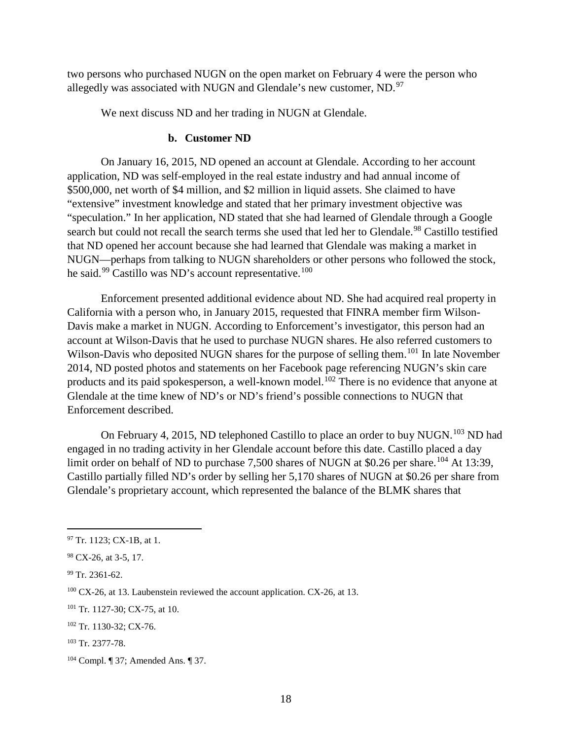two persons who purchased NUGN on the open market on February 4 were the person who allegedly was associated with NUGN and Glendale's new customer, ND.[97]

We next discuss ND and her trading in NUGN at Glendale.

### b. Customer ND

On January 16, 2015, ND opened an account at Glendale. According to her account application, ND was self-employed in the real estate industry and had annual income of $500,000, net worth of $4 million, and $2 million in liquid assets. She claimed to have "extensive" investment knowledge and stated that her primary investment objective was "speculation." In her application, ND stated that she had learned of Glendale through a Google search but could not recall the search terms she used that led her to Glendale.[98] Castillo testified that ND opened her account because she had learned that Glendale was making a market in NUGN—perhaps from talking to NUGN shareholders or other persons who followed the stock, he said.[99] Castillo was ND's account representative.[100]

Enforcement presented additional evidence about ND. She had acquired real property in California with a person who, in January 2015, requested that FINRA member firm Wilson-Davis make a market in NUGN. According to Enforcement's investigator, this person had an account at Wilson-Davis that he used to purchase NUGN shares. He also referred customers to Wilson-Davis who deposited NUGN shares for the purpose of selling them.[101] In late November 2014, ND posted photos and statements on her Facebook page referencing NUGN's skin care products and its paid spokesperson, a well-known model.[102] There is no evidence that anyone at Glendale at the time knew of ND's or ND's friend's possible connections to NUGN that Enforcement described.

On February 4, 2015, ND telephoned Castillo to place an order to buy NUGN.[103] ND had engaged in no trading activity in her Glendale account before this date. Castillo placed a day limit order on behalf of ND to purchase 7,500 shares of NUGN at $0.26 per share.[104] At 13:39, Castillo partially filled ND's order by selling her 5,170 shares of NUGN at $0.26 per share from Glendale's proprietary account, which represented the balance of the BLMK shares that

---

[97] Tr. 1123; CX-1B, at 1.

[98] CX-26, at 3-5, 17.

[99] Tr. 2361-62.

[100] CX-26, at 13. Laubenstein reviewed the account application. CX-26, at 13.

[101] Tr. 1127-30; CX-75, at 10.

[102] Tr. 1130-32; CX-76.

[103] Tr. 2377-78.

[104] Compl. ¶ 37; Amended Ans. ¶ 37.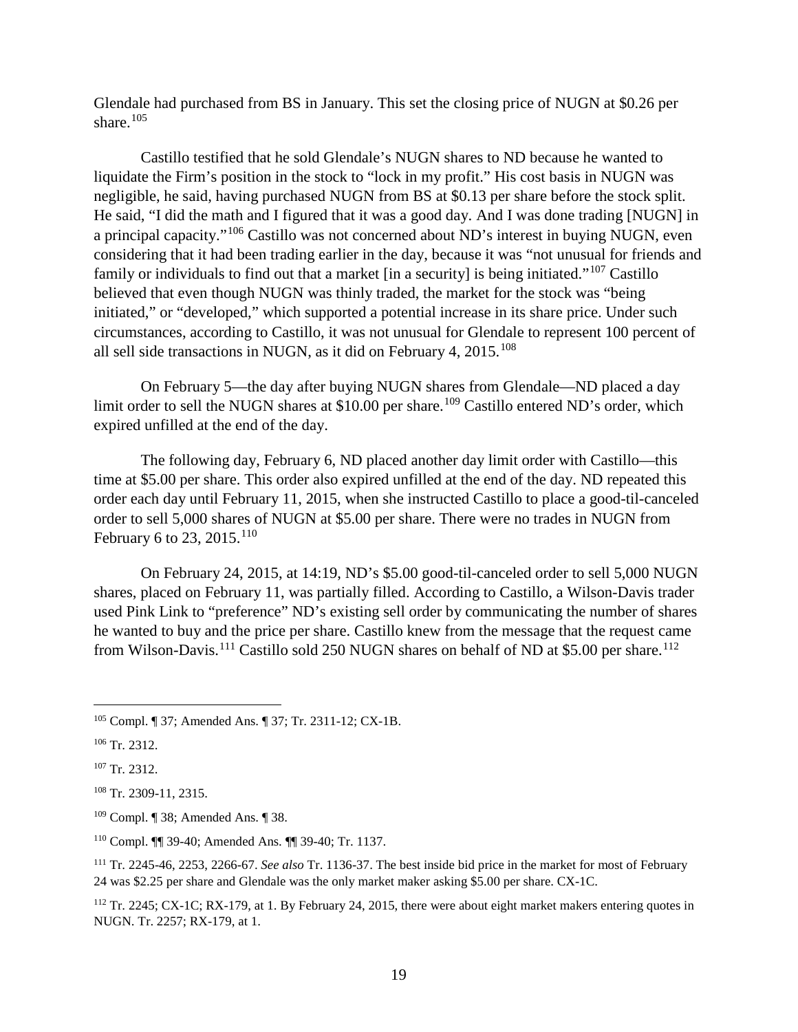Glendale had purchased from BS in January. This set the closing price of NUGN at $0.26 per share.[105]

Castillo testified that he sold Glendale's NUGN shares to ND because he wanted to liquidate the Firm's position in the stock to "lock in my profit." His cost basis in NUGN was negligible, he said, having purchased NUGN from BS at $0.13 per share before the stock split. He said, "I did the math and I figured that it was a good day. And I was done trading [NUGN] in a principal capacity."[106] Castillo was not concerned about ND's interest in buying NUGN, even considering that it had been trading earlier in the day, because it was "not unusual for friends and family or individuals to find out that a market [in a security] is being initiated."[107] Castillo believed that even though NUGN was thinly traded, the market for the stock was "being initiated," or "developed," which supported a potential increase in its share price. Under such circumstances, according to Castillo, it was not unusual for Glendale to represent 100 percent of all sell side transactions in NUGN, as it did on February 4, 2015.[108]

On February 5—the day after buying NUGN shares from Glendale—ND placed a day limit order to sell the NUGN shares at $10.00 per share.[109] Castillo entered ND's order, which expired unfilled at the end of the day.

The following day, February 6, ND placed another day limit order with Castillo—this time at $5.00 per share. This order also expired unfilled at the end of the day. ND repeated this order each day until February 11, 2015, when she instructed Castillo to place a good-til-canceled order to sell 5,000 shares of NUGN at $5.00 per share. There were no trades in NUGN from February 6 to 23, 2015.[110]

On February 24, 2015, at 14:19, ND's $5.00 good-til-canceled order to sell 5,000 NUGN shares, placed on February 11, was partially filled. According to Castillo, a Wilson-Davis trader used Pink Link to "preference" ND's existing sell order by communicating the number of shares he wanted to buy and the price per share. Castillo knew from the message that the request came from Wilson-Davis.[111] Castillo sold 250 NUGN shares on behalf of ND at $5.00 per share.[112]

---

[105] Compl. ¶ 37; Amended Ans. ¶ 37; Tr. 2311-12; CX-1B.

[106] Tr. 2312.

[107] Tr. 2312.

[108] Tr. 2309-11, 2315.

[109] Compl. ¶ 38; Amended Ans. ¶ 38.

[110] Compl. ¶¶ 39-40; Amended Ans. ¶¶ 39-40; Tr. 1137.

[111] Tr. 2245-46, 2253, 2266-67. *See also* Tr. 1136-37. The best inside bid price in the market for most of February 24 was $2.25 per share and Glendale was the only market maker asking $5.00 per share. CX-1C.

[112] Tr. 2245; CX-1C; RX-179, at 1. By February 24, 2015, there were about eight market makers entering quotes in NUGN. Tr. 2257; RX-179, at 1.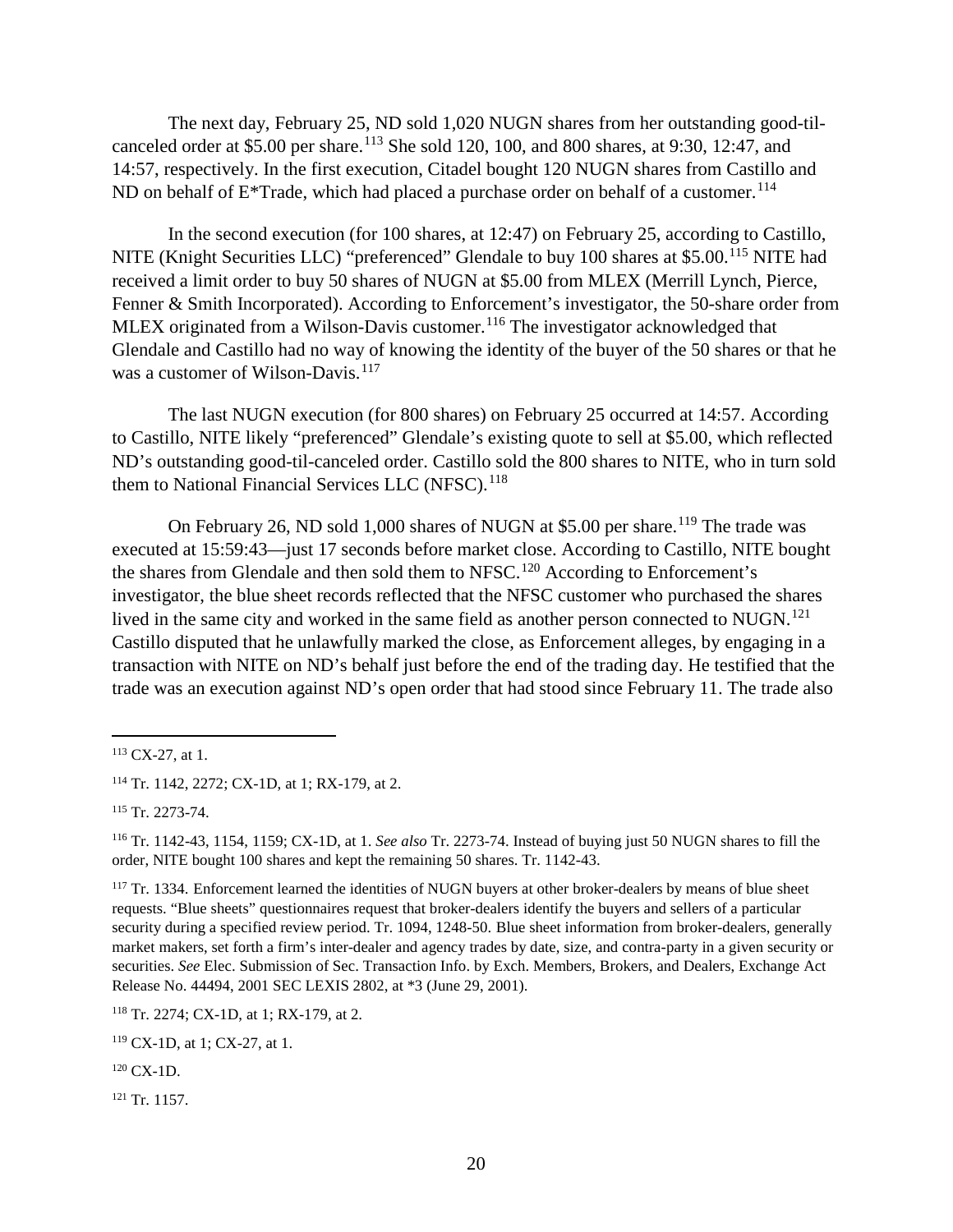The next day, February 25, ND sold 1,020 NUGN shares from her outstanding good-til-canceled order at $5.00 per share.[113] She sold 120, 100, and 800 shares, at 9:30, 12:47, and 14:57, respectively. In the first execution, Citadel bought 120 NUGN shares from Castillo and ND on behalf of E*Trade, which had placed a purchase order on behalf of a customer.[114]

In the second execution (for 100 shares, at 12:47) on February 25, according to Castillo, NITE (Knight Securities LLC) "preferenced" Glendale to buy 100 shares at $5.00.[115] NITE had received a limit order to buy 50 shares of NUGN at $5.00 from MLEX (Merrill Lynch, Pierce, Fenner & Smith Incorporated). According to Enforcement's investigator, the 50-share order from MLEX originated from a Wilson-Davis customer.[116] The investigator acknowledged that Glendale and Castillo had no way of knowing the identity of the buyer of the 50 shares or that he was a customer of Wilson-Davis.[117]

The last NUGN execution (for 800 shares) on February 25 occurred at 14:57. According to Castillo, NITE likely "preferenced" Glendale's existing quote to sell at $5.00, which reflected ND's outstanding good-til-canceled order. Castillo sold the 800 shares to NITE, who in turn sold them to National Financial Services LLC (NFSC).[118]

On February 26, ND sold 1,000 shares of NUGN at $5.00 per share.[119] The trade was executed at 15:59:43—just 17 seconds before market close. According to Castillo, NITE bought the shares from Glendale and then sold them to NFSC.[120] According to Enforcement's investigator, the blue sheet records reflected that the NFSC customer who purchased the shares lived in the same city and worked in the same field as another person connected to NUGN.[121] Castillo disputed that he unlawfully marked the close, as Enforcement alleges, by engaging in a transaction with NITE on ND's behalf just before the end of the trading day. He testified that the trade was an execution against ND's open order that had stood since February 11. The trade also

---

[113] CX-27, at 1.

[114] Tr. 1142, 2272; CX-1D, at 1; RX-179, at 2.

[115] Tr. 2273-74.

[116] Tr. 1142-43, 1154, 1159; CX-1D, at 1. *See also* Tr. 2273-74. Instead of buying just 50 NUGN shares to fill the order, NITE bought 100 shares and kept the remaining 50 shares. Tr. 1142-43.

[117] Tr. 1334. Enforcement learned the identities of NUGN buyers at other broker-dealers by means of blue sheet requests. "Blue sheets" questionnaires request that broker-dealers identify the buyers and sellers of a particular security during a specified review period. Tr. 1094, 1248-50. Blue sheet information from broker-dealers, generally market makers, set forth a firm's inter-dealer and agency trades by date, size, and contra-party in a given security or securities. *See* Elec. Submission of Sec. Transaction Info. by Exch. Members, Brokers, and Dealers, Exchange Act Release No. 44494, 2001 SEC LEXIS 2802, at *3 (June 29, 2001).

[118] Tr. 2274; CX-1D, at 1; RX-179, at 2.

[119] CX-1D, at 1; CX-27, at 1.

[120] CX-1D.

[121] Tr. 1157.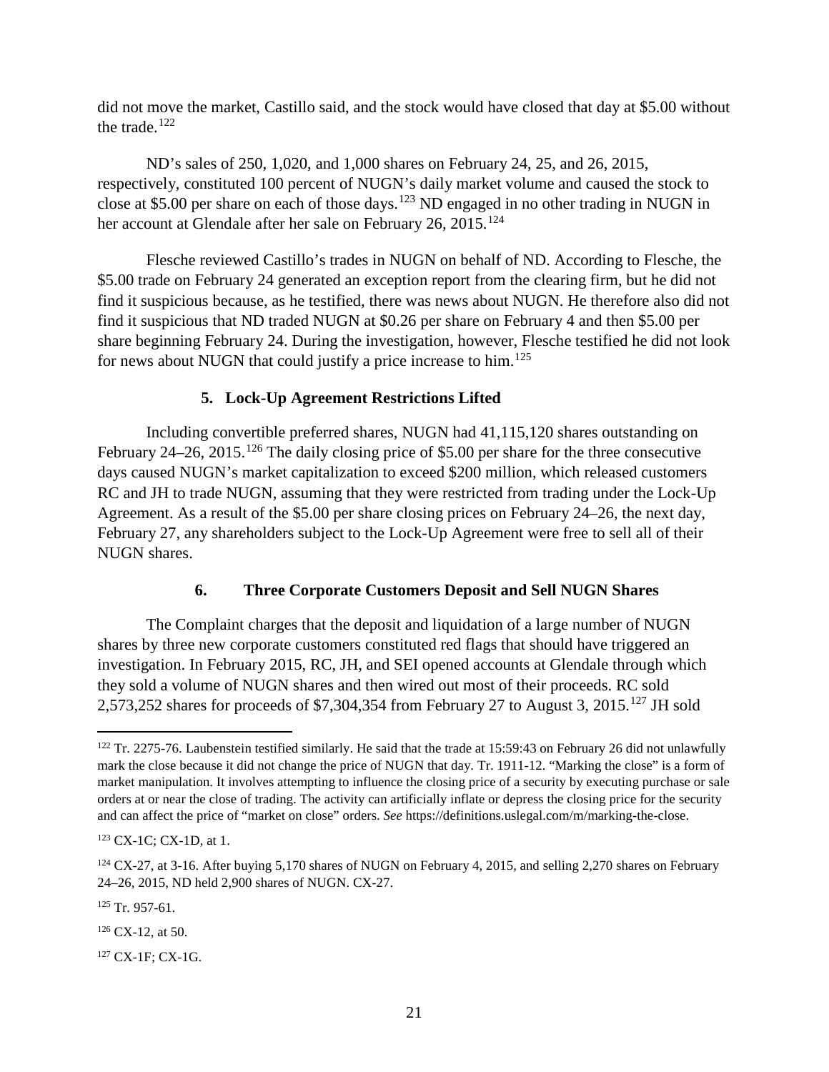did not move the market, Castillo said, and the stock would have closed that day at $5.00 without the trade.[122]

ND's sales of 250, 1,020, and 1,000 shares on February 24, 25, and 26, 2015, respectively, constituted 100 percent of NUGN's daily market volume and caused the stock to close at $5.00 per share on each of those days.[123] ND engaged in no other trading in NUGN in her account at Glendale after her sale on February 26, 2015.[124]

Flesche reviewed Castillo's trades in NUGN on behalf of ND. According to Flesche, the $5.00 trade on February 24 generated an exception report from the clearing firm, but he did not find it suspicious because, as he testified, there was news about NUGN. He therefore also did not find it suspicious that ND traded NUGN at $0.26 per share on February 4 and then $5.00 per share beginning February 24. During the investigation, however, Flesche testified he did not look for news about NUGN that could justify a price increase to him.[125]

### 5. Lock-Up Agreement Restrictions Lifted

Including convertible preferred shares, NUGN had 41,115,120 shares outstanding on February 24–26, 2015.[126] The daily closing price of $5.00 per share for the three consecutive days caused NUGN's market capitalization to exceed $200 million, which released customers RC and JH to trade NUGN, assuming that they were restricted from trading under the Lock-Up Agreement. As a result of the $5.00 per share closing prices on February 24–26, the next day, February 27, any shareholders subject to the Lock-Up Agreement were free to sell all of their NUGN shares.

### 6. Three Corporate Customers Deposit and Sell NUGN Shares

The Complaint charges that the deposit and liquidation of a large number of NUGN shares by three new corporate customers constituted red flags that should have triggered an investigation. In February 2015, RC, JH, and SEI opened accounts at Glendale through which they sold a volume of NUGN shares and then wired out most of their proceeds. RC sold 2,573,252 shares for proceeds of $7,304,354 from February 27 to August 3, 2015.[127] JH sold

---

[122] Tr. 2275-76. Laubenstein testified similarly. He said that the trade at 15:59:43 on February 26 did not unlawfully mark the close because it did not change the price of NUGN that day. Tr. 1911-12. "Marking the close" is a form of market manipulation. It involves attempting to influence the closing price of a security by executing purchase or sale orders at or near the close of trading. The activity can artificially inflate or depress the closing price for the security and can affect the price of "market on close" orders. *See* https://definitions.uslegal.com/m/marking-the-close.

[123] CX-1C; CX-1D, at 1.

[124] CX-27, at 3-16. After buying 5,170 shares of NUGN on February 4, 2015, and selling 2,270 shares on February 24–26, 2015, ND held 2,900 shares of NUGN. CX-27.

[125] Tr. 957-61.

[126] CX-12, at 50.

[127] CX-1F; CX-1G.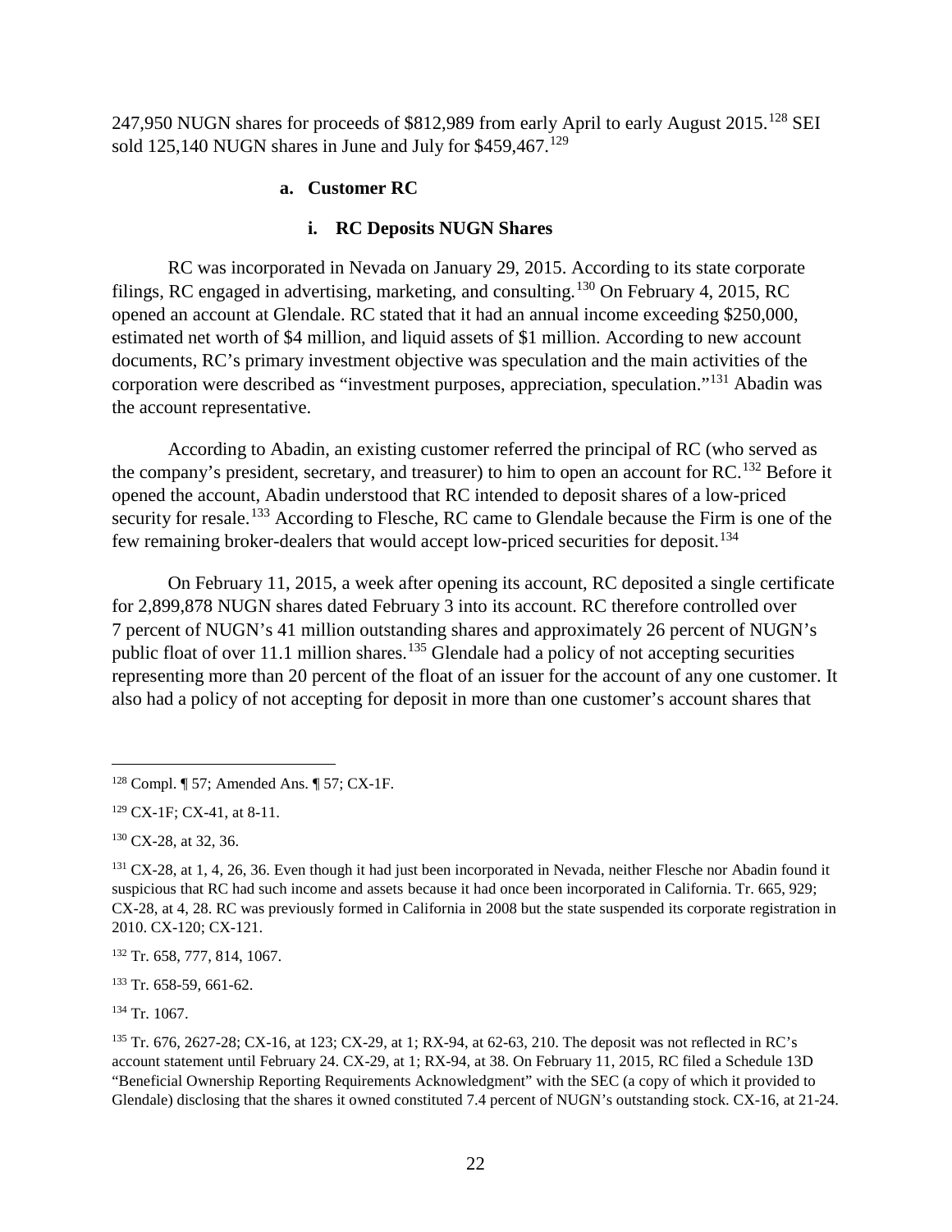247,950 NUGN shares for proceeds of $812,989 from early April to early August 2015.[128] SEI sold 125,140 NUGN shares in June and July for $459,467.[129]

#### a. Customer RC

##### i. RC Deposits NUGN Shares

RC was incorporated in Nevada on January 29, 2015. According to its state corporate filings, RC engaged in advertising, marketing, and consulting.[130] On February 4, 2015, RC opened an account at Glendale. RC stated that it had an annual income exceeding $250,000, estimated net worth of $4 million, and liquid assets of $1 million. According to new account documents, RC's primary investment objective was speculation and the main activities of the corporation were described as "investment purposes, appreciation, speculation."[131] Abadin was the account representative.

According to Abadin, an existing customer referred the principal of RC (who served as the company's president, secretary, and treasurer) to him to open an account for RC.[132] Before it opened the account, Abadin understood that RC intended to deposit shares of a low-priced security for resale.[133] According to Flesche, RC came to Glendale because the Firm is one of the few remaining broker-dealers that would accept low-priced securities for deposit.[134]

On February 11, 2015, a week after opening its account, RC deposited a single certificate for 2,899,878 NUGN shares dated February 3 into its account. RC therefore controlled over 7 percent of NUGN's 41 million outstanding shares and approximately 26 percent of NUGN's public float of over 11.1 million shares.[135] Glendale had a policy of not accepting securities representing more than 20 percent of the float of an issuer for the account of any one customer. It also had a policy of not accepting for deposit in more than one customer's account shares that

---

[128] Compl. ¶ 57; Amended Ans. ¶ 57; CX-1F.

[129] CX-1F; CX-41, at 8-11.

[130] CX-28, at 32, 36.

[131] CX-28, at 1, 4, 26, 36. Even though it had just been incorporated in Nevada, neither Flesche nor Abadin found it suspicious that RC had such income and assets because it had once been incorporated in California. Tr. 665, 929; CX-28, at 4, 28. RC was previously formed in California in 2008 but the state suspended its corporate registration in 2010. CX-120; CX-121.

[132] Tr. 658, 777, 814, 1067.

[133] Tr. 658-59, 661-62.

[134] Tr. 1067.

[135] Tr. 676, 2627-28; CX-16, at 123; CX-29, at 1; RX-94, at 62-63, 210. The deposit was not reflected in RC's account statement until February 24. CX-29, at 1; RX-94, at 38. On February 11, 2015, RC filed a Schedule 13D "Beneficial Ownership Reporting Requirements Acknowledgment" with the SEC (a copy of which it provided to Glendale) disclosing that the shares it owned constituted 7.4 percent of NUGN's outstanding stock. CX-16, at 21-24.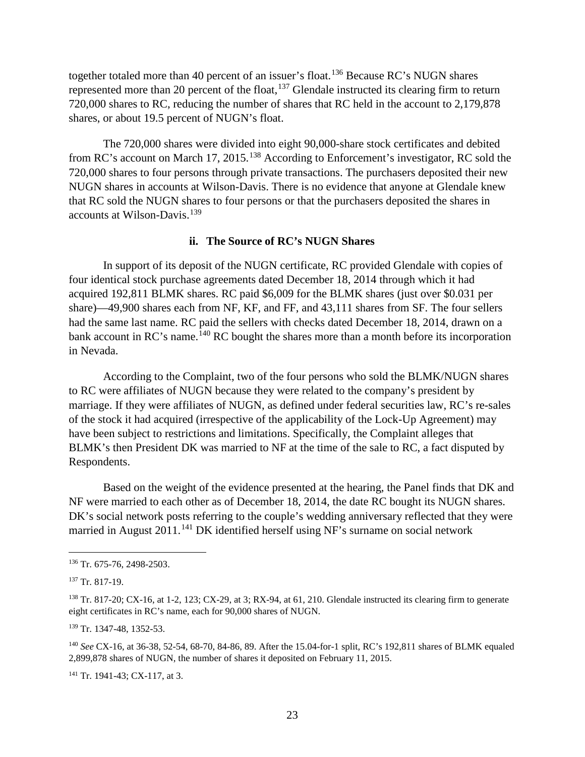together totaled more than 40 percent of an issuer's float.[136] Because RC's NUGN shares represented more than 20 percent of the float,[137] Glendale instructed its clearing firm to return 720,000 shares to RC, reducing the number of shares that RC held in the account to 2,179,878 shares, or about 19.5 percent of NUGN's float.

The 720,000 shares were divided into eight 90,000-share stock certificates and debited from RC's account on March 17, 2015.[138] According to Enforcement's investigator, RC sold the 720,000 shares to four persons through private transactions. The purchasers deposited their new NUGN shares in accounts at Wilson-Davis. There is no evidence that anyone at Glendale knew that RC sold the NUGN shares to four persons or that the purchasers deposited the shares in accounts at Wilson-Davis.[139]

#### ii. The Source of RC's NUGN Shares

In support of its deposit of the NUGN certificate, RC provided Glendale with copies of four identical stock purchase agreements dated December 18, 2014 through which it had acquired 192,811 BLMK shares. RC paid $6,009 for the BLMK shares (just over $0.031 per share)—49,900 shares each from NF, KF, and FF, and 43,111 shares from SF. The four sellers had the same last name. RC paid the sellers with checks dated December 18, 2014, drawn on a bank account in RC's name.[140] RC bought the shares more than a month before its incorporation in Nevada.

According to the Complaint, two of the four persons who sold the BLMK/NUGN shares to RC were affiliates of NUGN because they were related to the company's president by marriage. If they were affiliates of NUGN, as defined under federal securities law, RC's re-sales of the stock it had acquired (irrespective of the applicability of the Lock-Up Agreement) may have been subject to restrictions and limitations. Specifically, the Complaint alleges that BLMK's then President DK was married to NF at the time of the sale to RC, a fact disputed by Respondents.

Based on the weight of the evidence presented at the hearing, the Panel finds that DK and NF were married to each other as of December 18, 2014, the date RC bought its NUGN shares. DK's social network posts referring to the couple's wedding anniversary reflected that they were married in August 2011.[141] DK identified herself using NF's surname on social network

---

[136] Tr. 675-76, 2498-2503.

[137] Tr. 817-19.

[138] Tr. 817-20; CX-16, at 1-2, 123; CX-29, at 3; RX-94, at 61, 210. Glendale instructed its clearing firm to generate eight certificates in RC's name, each for 90,000 shares of NUGN.

[139] Tr. 1347-48, 1352-53.

[140] *See* CX-16, at 36-38, 52-54, 68-70, 84-86, 89. After the 15.04-for-1 split, RC's 192,811 shares of BLMK equaled 2,899,878 shares of NUGN, the number of shares it deposited on February 11, 2015.

[141] Tr. 1941-43; CX-117, at 3.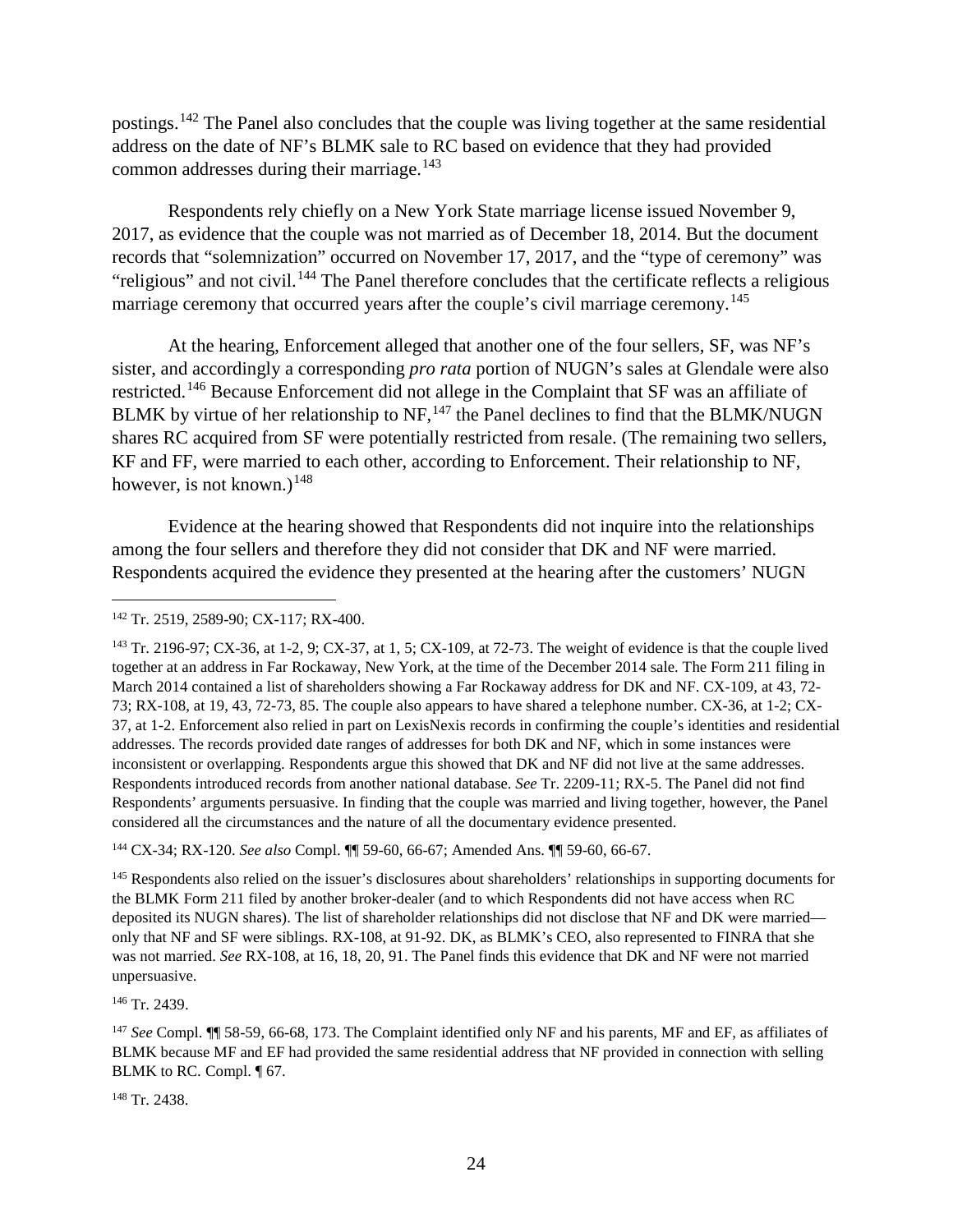postings.[142] The Panel also concludes that the couple was living together at the same residential address on the date of NF's BLMK sale to RC based on evidence that they had provided common addresses during their marriage.[143]

Respondents rely chiefly on a New York State marriage license issued November 9, 2017, as evidence that the couple was not married as of December 18, 2014. But the document records that "solemnization" occurred on November 17, 2017, and the "type of ceremony" was "religious" and not civil.[144] The Panel therefore concludes that the certificate reflects a religious marriage ceremony that occurred years after the couple's civil marriage ceremony.[145]

At the hearing, Enforcement alleged that another one of the four sellers, SF, was NF's sister, and accordingly a corresponding *pro rata* portion of NUGN's sales at Glendale were also restricted.[146] Because Enforcement did not allege in the Complaint that SF was an affiliate of BLMK by virtue of her relationship to NF,[147] the Panel declines to find that the BLMK/NUGN shares RC acquired from SF were potentially restricted from resale. (The remaining two sellers, KF and FF, were married to each other, according to Enforcement. Their relationship to NF, however, is not known.)[148]

Evidence at the hearing showed that Respondents did not inquire into the relationships among the four sellers and therefore they did not consider that DK and NF were married. Respondents acquired the evidence they presented at the hearing after the customers' NUGN

---

[142] Tr. 2519, 2589-90; CX-117; RX-400.

[143] Tr. 2196-97; CX-36, at 1-2, 9; CX-37, at 1, 5; CX-109, at 72-73. The weight of evidence is that the couple lived together at an address in Far Rockaway, New York, at the time of the December 2014 sale. The Form 211 filing in March 2014 contained a list of shareholders showing a Far Rockaway address for DK and NF. CX-109, at 43, 72-73; RX-108, at 19, 43, 72-73, 85. The couple also appears to have shared a telephone number. CX-36, at 1-2; CX-37, at 1-2. Enforcement also relied in part on LexisNexis records in confirming the couple's identities and residential addresses. The records provided date ranges of addresses for both DK and NF, which in some instances were inconsistent or overlapping. Respondents argue this showed that DK and NF did not live at the same addresses. Respondents introduced records from another national database. *See* Tr. 2209-11; RX-5. The Panel did not find Respondents' arguments persuasive. In finding that the couple was married and living together, however, the Panel considered all the circumstances and the nature of all the documentary evidence presented.

[144] CX-34; RX-120. *See also* Compl. ¶¶ 59-60, 66-67; Amended Ans. ¶¶ 59-60, 66-67.

[145] Respondents also relied on the issuer's disclosures about shareholders' relationships in supporting documents for the BLMK Form 211 filed by another broker-dealer (and to which Respondents did not have access when RC deposited its NUGN shares). The list of shareholder relationships did not disclose that NF and DK were married—only that NF and SF were siblings. RX-108, at 91-92. DK, as BLMK's CEO, also represented to FINRA that she was not married. *See* RX-108, at 16, 18, 20, 91. The Panel finds this evidence that DK and NF were not married unpersuasive.

[146] Tr. 2439.

[147] *See* Compl. ¶¶ 58-59, 66-68, 173. The Complaint identified only NF and his parents, MF and EF, as affiliates of BLMK because MF and EF had provided the same residential address that NF provided in connection with selling BLMK to RC. Compl. ¶ 67.

[148] Tr. 2438.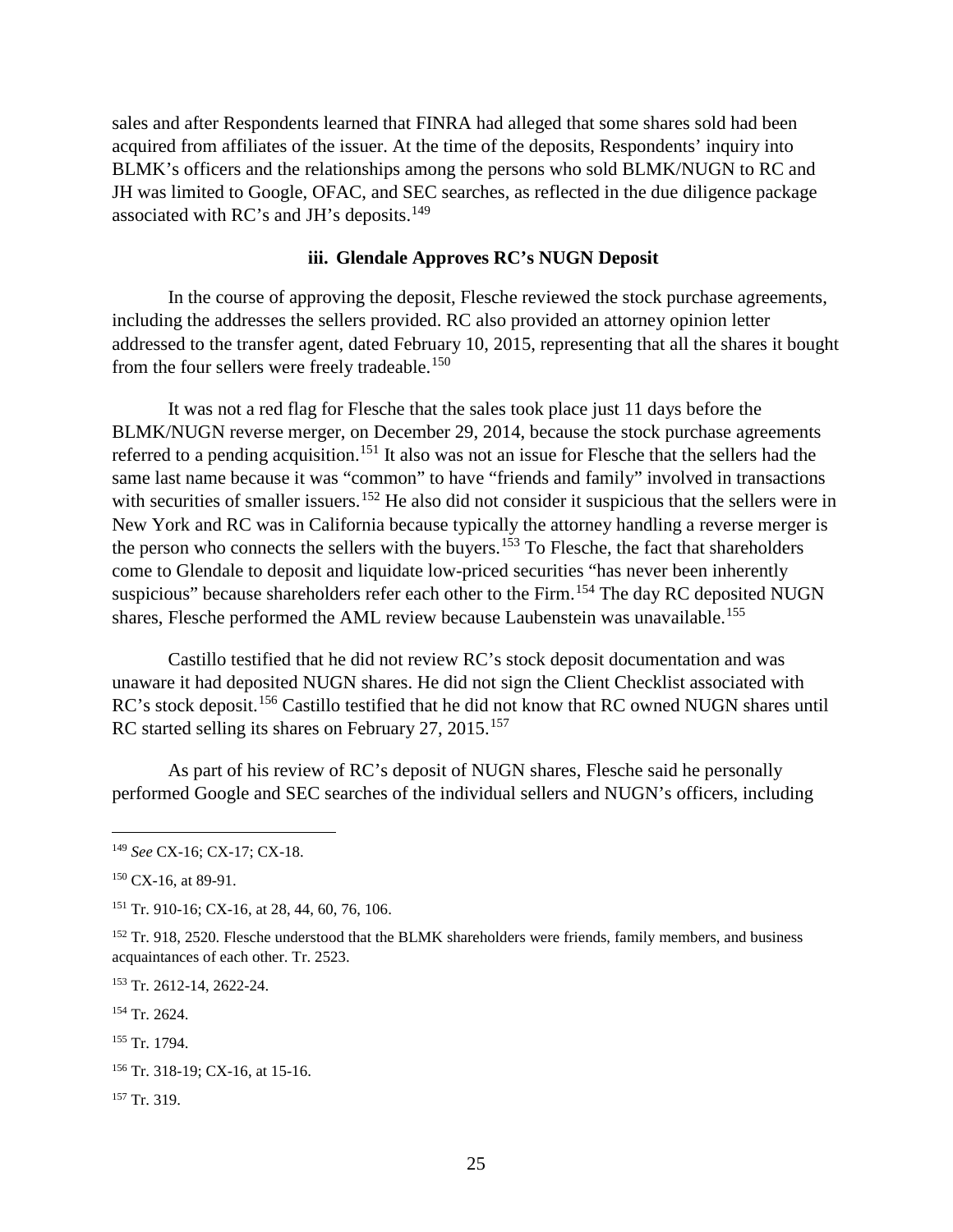sales and after Respondents learned that FINRA had alleged that some shares sold had been acquired from affiliates of the issuer. At the time of the deposits, Respondents' inquiry into BLMK's officers and the relationships among the persons who sold BLMK/NUGN to RC and JH was limited to Google, OFAC, and SEC searches, as reflected in the due diligence package associated with RC's and JH's deposits.[149]

### iii. Glendale Approves RC's NUGN Deposit

In the course of approving the deposit, Flesche reviewed the stock purchase agreements, including the addresses the sellers provided. RC also provided an attorney opinion letter addressed to the transfer agent, dated February 10, 2015, representing that all the shares it bought from the four sellers were freely tradeable.[150]

It was not a red flag for Flesche that the sales took place just 11 days before the BLMK/NUGN reverse merger, on December 29, 2014, because the stock purchase agreements referred to a pending acquisition.[151] It also was not an issue for Flesche that the sellers had the same last name because it was "common" to have "friends and family" involved in transactions with securities of smaller issuers.[152] He also did not consider it suspicious that the sellers were in New York and RC was in California because typically the attorney handling a reverse merger is the person who connects the sellers with the buyers.[153] To Flesche, the fact that shareholders come to Glendale to deposit and liquidate low-priced securities "has never been inherently suspicious" because shareholders refer each other to the Firm.[154] The day RC deposited NUGN shares, Flesche performed the AML review because Laubenstein was unavailable.[155]

Castillo testified that he did not review RC's stock deposit documentation and was unaware it had deposited NUGN shares. He did not sign the Client Checklist associated with RC's stock deposit.[156] Castillo testified that he did not know that RC owned NUGN shares until RC started selling its shares on February 27, 2015.[157]

As part of his review of RC's deposit of NUGN shares, Flesche said he personally performed Google and SEC searches of the individual sellers and NUGN's officers, including

---

[149] *See* CX-16; CX-17; CX-18.

[150] CX-16, at 89-91.

[151] Tr. 910-16; CX-16, at 28, 44, 60, 76, 106.

[152] Tr. 918, 2520. Flesche understood that the BLMK shareholders were friends, family members, and business acquaintances of each other. Tr. 2523.

[153] Tr. 2612-14, 2622-24.

[154] Tr. 2624.

[155] Tr. 1794.

[156] Tr. 318-19; CX-16, at 15-16.

[157] Tr. 319.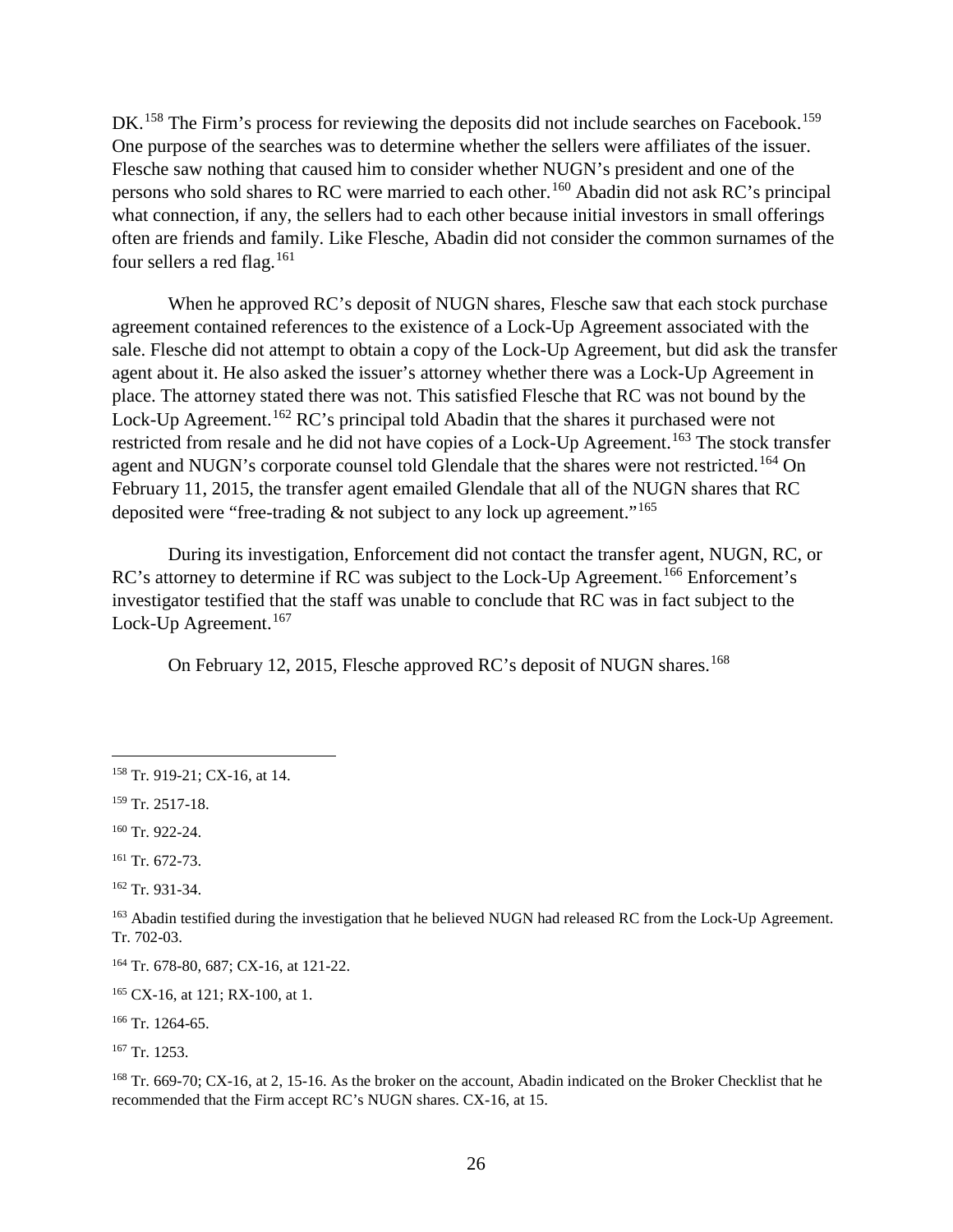DK.[158] The Firm's process for reviewing the deposits did not include searches on Facebook.[159] One purpose of the searches was to determine whether the sellers were affiliates of the issuer. Flesche saw nothing that caused him to consider whether NUGN's president and one of the persons who sold shares to RC were married to each other.[160] Abadin did not ask RC's principal what connection, if any, the sellers had to each other because initial investors in small offerings often are friends and family. Like Flesche, Abadin did not consider the common surnames of the four sellers a red flag.[161]

When he approved RC's deposit of NUGN shares, Flesche saw that each stock purchase agreement contained references to the existence of a Lock-Up Agreement associated with the sale. Flesche did not attempt to obtain a copy of the Lock-Up Agreement, but did ask the transfer agent about it. He also asked the issuer's attorney whether there was a Lock-Up Agreement in place. The attorney stated there was not. This satisfied Flesche that RC was not bound by the Lock-Up Agreement.[162] RC's principal told Abadin that the shares it purchased were not restricted from resale and he did not have copies of a Lock-Up Agreement.[163] The stock transfer agent and NUGN's corporate counsel told Glendale that the shares were not restricted.[164] On February 11, 2015, the transfer agent emailed Glendale that all of the NUGN shares that RC deposited were "free-trading & not subject to any lock up agreement."[165]

During its investigation, Enforcement did not contact the transfer agent, NUGN, RC, or RC's attorney to determine if RC was subject to the Lock-Up Agreement.[166] Enforcement's investigator testified that the staff was unable to conclude that RC was in fact subject to the Lock-Up Agreement.[167]

On February 12, 2015, Flesche approved RC's deposit of NUGN shares.[168]

---

[158] Tr. 919-21; CX-16, at 14.

[159] Tr. 2517-18.

[160] Tr. 922-24.

[161] Tr. 672-73.

[162] Tr. 931-34.

[163] Abadin testified during the investigation that he believed NUGN had released RC from the Lock-Up Agreement. Tr. 702-03.

[164] Tr. 678-80, 687; CX-16, at 121-22.

[165] CX-16, at 121; RX-100, at 1.

[166] Tr. 1264-65.

[167] Tr. 1253.

[168] Tr. 669-70; CX-16, at 2, 15-16. As the broker on the account, Abadin indicated on the Broker Checklist that he recommended that the Firm accept RC's NUGN shares. CX-16, at 15.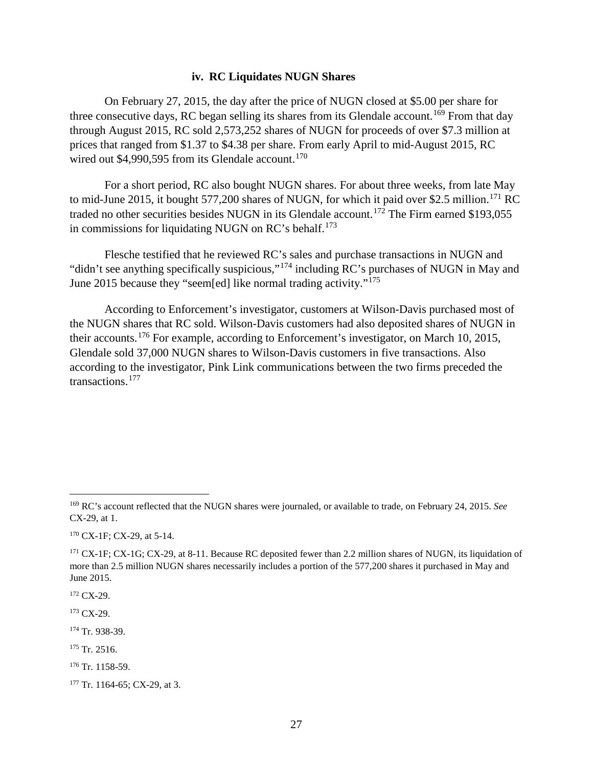#### iv. RC Liquidates NUGN Shares

On February 27, 2015, the day after the price of NUGN closed at $5.00 per share for three consecutive days, RC began selling its shares from its Glendale account.[169] From that day through August 2015, RC sold 2,573,252 shares of NUGN for proceeds of over $7.3 million at prices that ranged from $1.37 to $4.38 per share. From early April to mid-August 2015, RC wired out $4,990,595 from its Glendale account.[170]

For a short period, RC also bought NUGN shares. For about three weeks, from late May to mid-June 2015, it bought 577,200 shares of NUGN, for which it paid over $2.5 million.[171] RC traded no other securities besides NUGN in its Glendale account.[172] The Firm earned $193,055 in commissions for liquidating NUGN on RC's behalf.[173]

Flesche testified that he reviewed RC's sales and purchase transactions in NUGN and "didn't see anything specifically suspicious,"[174] including RC's purchases of NUGN in May and June 2015 because they "seem[ed] like normal trading activity."[175]

According to Enforcement's investigator, customers at Wilson-Davis purchased most of the NUGN shares that RC sold. Wilson-Davis customers had also deposited shares of NUGN in their accounts.[176] For example, according to Enforcement's investigator, on March 10, 2015, Glendale sold 37,000 NUGN shares to Wilson-Davis customers in five transactions. Also according to the investigator, Pink Link communications between the two firms preceded the transactions.[177]

---

[169] RC's account reflected that the NUGN shares were journaled, or available to trade, on February 24, 2015. *See* CX-29, at 1.

[170] CX-1F; CX-29, at 5-14.

[171] CX-1F; CX-1G; CX-29, at 8-11. Because RC deposited fewer than 2.2 million shares of NUGN, its liquidation of more than 2.5 million NUGN shares necessarily includes a portion of the 577,200 shares it purchased in May and June 2015.

[172] CX-29.

[173] CX-29.

[174] Tr. 938-39.

[175] Tr. 2516.

[176] Tr. 1158-59.

[177] Tr. 1164-65; CX-29, at 3.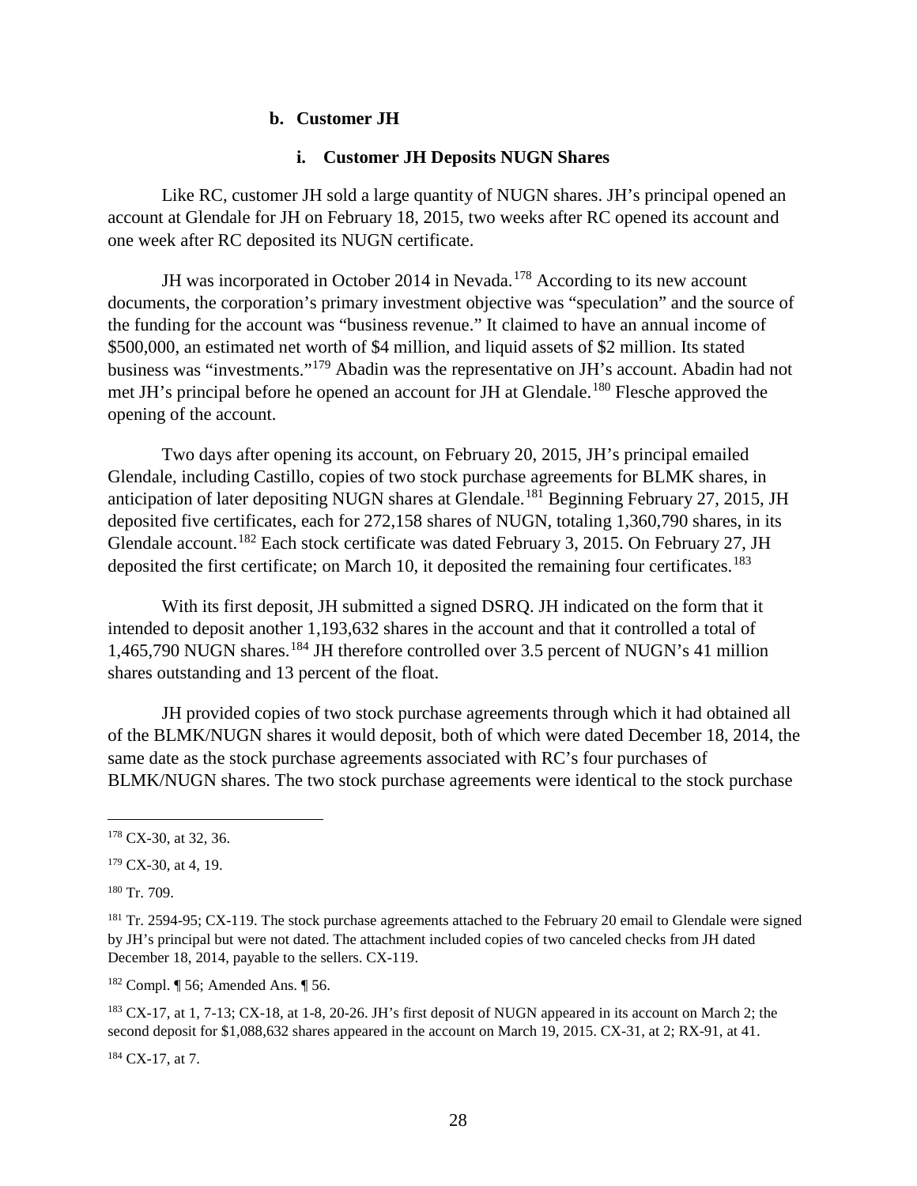#### b. Customer JH

##### i. Customer JH Deposits NUGN Shares

Like RC, customer JH sold a large quantity of NUGN shares. JH's principal opened an account at Glendale for JH on February 18, 2015, two weeks after RC opened its account and one week after RC deposited its NUGN certificate.

JH was incorporated in October 2014 in Nevada.[178] According to its new account documents, the corporation's primary investment objective was "speculation" and the source of the funding for the account was "business revenue." It claimed to have an annual income of $500,000, an estimated net worth of $4 million, and liquid assets of $2 million. Its stated business was "investments."[179] Abadin was the representative on JH's account. Abadin had not met JH's principal before he opened an account for JH at Glendale.[180] Flesche approved the opening of the account.

Two days after opening its account, on February 20, 2015, JH's principal emailed Glendale, including Castillo, copies of two stock purchase agreements for BLMK shares, in anticipation of later depositing NUGN shares at Glendale.[181] Beginning February 27, 2015, JH deposited five certificates, each for 272,158 shares of NUGN, totaling 1,360,790 shares, in its Glendale account.[182] Each stock certificate was dated February 3, 2015. On February 27, JH deposited the first certificate; on March 10, it deposited the remaining four certificates.[183]

With its first deposit, JH submitted a signed DSRQ. JH indicated on the form that it intended to deposit another 1,193,632 shares in the account and that it controlled a total of 1,465,790 NUGN shares.[184] JH therefore controlled over 3.5 percent of NUGN's 41 million shares outstanding and 13 percent of the float.

JH provided copies of two stock purchase agreements through which it had obtained all of the BLMK/NUGN shares it would deposit, both of which were dated December 18, 2014, the same date as the stock purchase agreements associated with RC's four purchases of BLMK/NUGN shares. The two stock purchase agreements were identical to the stock purchase

---

[178] CX-30, at 32, 36.

[179] CX-30, at 4, 19.

[180] Tr. 709.

[181] Tr. 2594-95; CX-119. The stock purchase agreements attached to the February 20 email to Glendale were signed by JH's principal but were not dated. The attachment included copies of two canceled checks from JH dated December 18, 2014, payable to the sellers. CX-119.

[182] Compl. ¶ 56; Amended Ans. ¶ 56.

[183] CX-17, at 1, 7-13; CX-18, at 1-8, 20-26. JH's first deposit of NUGN appeared in its account on March 2; the second deposit for $1,088,632 shares appeared in the account on March 19, 2015. CX-31, at 2; RX-91, at 41.

[184] CX-17, at 7.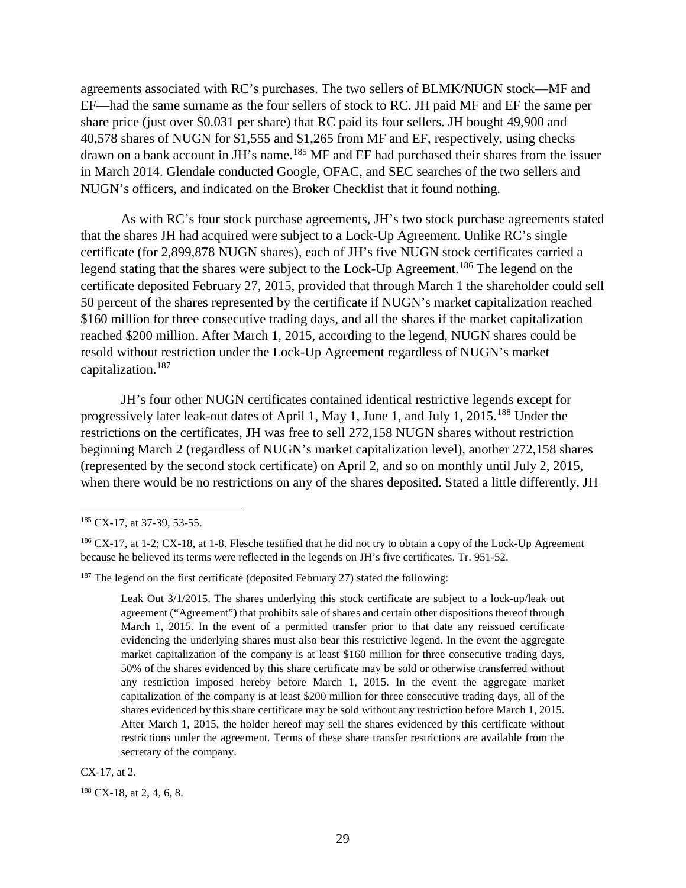agreements associated with RC's purchases. The two sellers of BLMK/NUGN stock—MF and EF—had the same surname as the four sellers of stock to RC. JH paid MF and EF the same per share price (just over $0.031 per share) that RC paid its four sellers. JH bought 49,900 and 40,578 shares of NUGN for $1,555 and $1,265 from MF and EF, respectively, using checks drawn on a bank account in JH's name.[185] MF and EF had purchased their shares from the issuer in March 2014. Glendale conducted Google, OFAC, and SEC searches of the two sellers and NUGN's officers, and indicated on the Broker Checklist that it found nothing.

As with RC's four stock purchase agreements, JH's two stock purchase agreements stated that the shares JH had acquired were subject to a Lock-Up Agreement. Unlike RC's single certificate (for 2,899,878 NUGN shares), each of JH's five NUGN stock certificates carried a legend stating that the shares were subject to the Lock-Up Agreement.[186] The legend on the certificate deposited February 27, 2015, provided that through March 1 the shareholder could sell 50 percent of the shares represented by the certificate if NUGN's market capitalization reached $160 million for three consecutive trading days, and all the shares if the market capitalization reached $200 million. After March 1, 2015, according to the legend, NUGN shares could be resold without restriction under the Lock-Up Agreement regardless of NUGN's market capitalization.[187]

JH's four other NUGN certificates contained identical restrictive legends except for progressively later leak-out dates of April 1, May 1, June 1, and July 1, 2015.[188] Under the restrictions on the certificates, JH was free to sell 272,158 NUGN shares without restriction beginning March 2 (regardless of NUGN's market capitalization level), another 272,158 shares (represented by the second stock certificate) on April 2, and so on monthly until July 2, 2015, when there would be no restrictions on any of the shares deposited. Stated a little differently, JH

---

[185] CX-17, at 37-39, 53-55.

[186] CX-17, at 1-2; CX-18, at 1-8. Flesche testified that he did not try to obtain a copy of the Lock-Up Agreement because he believed its terms were reflected in the legends on JH's five certificates. Tr. 951-52.

[187] The legend on the first certificate (deposited February 27) stated the following:

> Leak Out 3/1/2015. The shares underlying this stock certificate are subject to a lock-up/leak out agreement ("Agreement") that prohibits sale of shares and certain other dispositions thereof through March 1, 2015. In the event of a permitted transfer prior to that date any reissued certificate evidencing the underlying shares must also bear this restrictive legend. In the event the aggregate market capitalization of the company is at least $160 million for three consecutive trading days, 50% of the shares evidenced by this share certificate may be sold or otherwise transferred without any restriction imposed hereby before March 1, 2015. In the event the aggregate market capitalization of the company is at least $200 million for three consecutive trading days, all of the shares evidenced by this share certificate may be sold without any restriction before March 1, 2015. After March 1, 2015, the holder hereof may sell the shares evidenced by this certificate without restrictions under the agreement. Terms of these share transfer restrictions are available from the secretary of the company.

CX-17, at 2.

[188] CX-18, at 2, 4, 6, 8.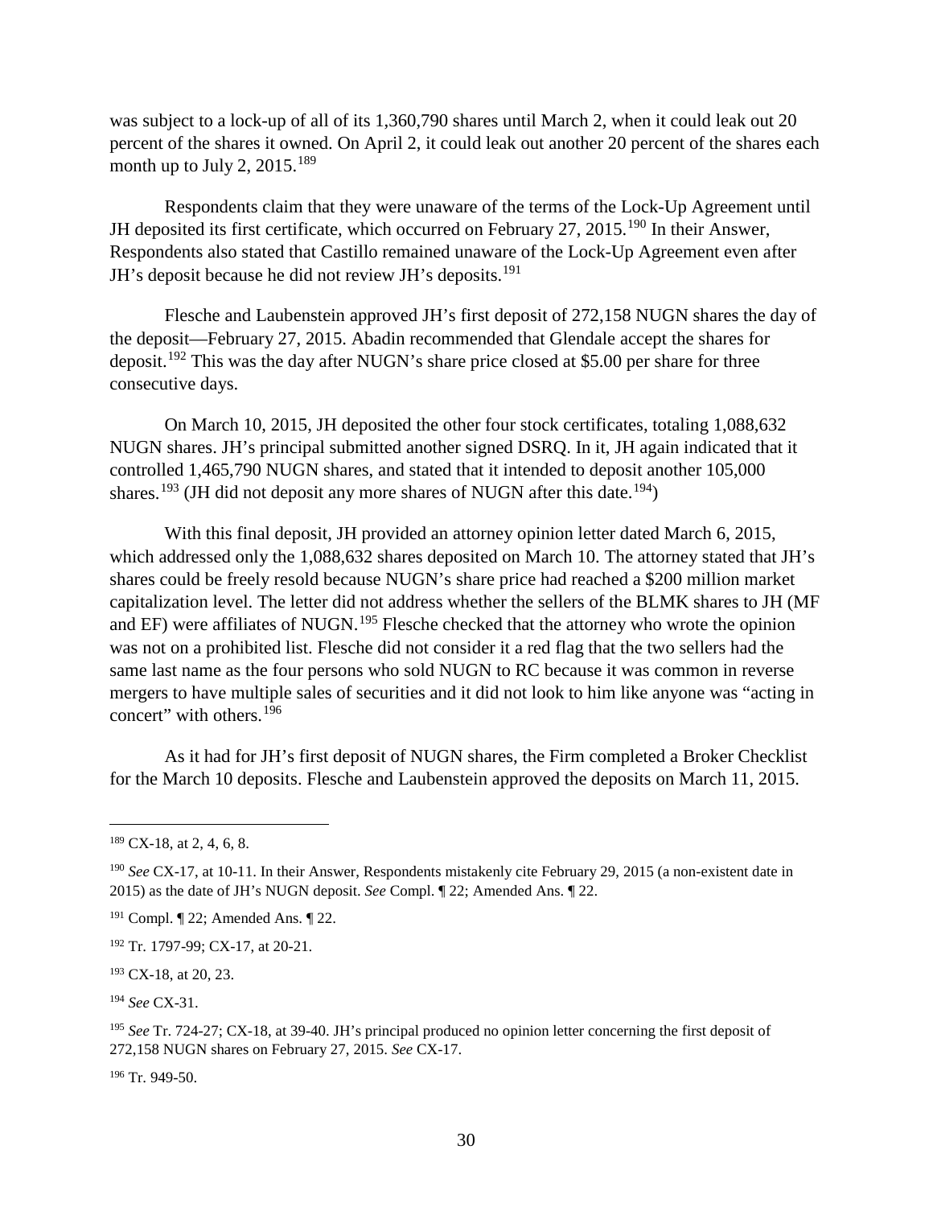was subject to a lock-up of all of its 1,360,790 shares until March 2, when it could leak out 20 percent of the shares it owned. On April 2, it could leak out another 20 percent of the shares each month up to July 2, 2015.[189]

Respondents claim that they were unaware of the terms of the Lock-Up Agreement until JH deposited its first certificate, which occurred on February 27, 2015.[190] In their Answer, Respondents also stated that Castillo remained unaware of the Lock-Up Agreement even after JH's deposit because he did not review JH's deposits.[191]

Flesche and Laubenstein approved JH's first deposit of 272,158 NUGN shares the day of the deposit—February 27, 2015. Abadin recommended that Glendale accept the shares for deposit.[192] This was the day after NUGN's share price closed at $5.00 per share for three consecutive days.

On March 10, 2015, JH deposited the other four stock certificates, totaling 1,088,632 NUGN shares. JH's principal submitted another signed DSRQ. In it, JH again indicated that it controlled 1,465,790 NUGN shares, and stated that it intended to deposit another 105,000 shares.[193] (JH did not deposit any more shares of NUGN after this date.[194])

With this final deposit, JH provided an attorney opinion letter dated March 6, 2015, which addressed only the 1,088,632 shares deposited on March 10. The attorney stated that JH's shares could be freely resold because NUGN's share price had reached a $200 million market capitalization level. The letter did not address whether the sellers of the BLMK shares to JH (MF and EF) were affiliates of NUGN.[195] Flesche checked that the attorney who wrote the opinion was not on a prohibited list. Flesche did not consider it a red flag that the two sellers had the same last name as the four persons who sold NUGN to RC because it was common in reverse mergers to have multiple sales of securities and it did not look to him like anyone was "acting in concert" with others.[196]

As it had for JH's first deposit of NUGN shares, the Firm completed a Broker Checklist for the March 10 deposits. Flesche and Laubenstein approved the deposits on March 11, 2015.

---

[189] CX-18, at 2, 4, 6, 8.

[190] *See* CX-17, at 10-11. In their Answer, Respondents mistakenly cite February 29, 2015 (a non-existent date in 2015) as the date of JH's NUGN deposit. *See* Compl. ¶ 22; Amended Ans. ¶ 22.

[191] Compl. ¶ 22; Amended Ans. ¶ 22.

[192] Tr. 1797-99; CX-17, at 20-21.

[193] CX-18, at 20, 23.

[194] *See* CX-31.

[195] *See* Tr. 724-27; CX-18, at 39-40. JH's principal produced no opinion letter concerning the first deposit of 272,158 NUGN shares on February 27, 2015. *See* CX-17.

[196] Tr. 949-50.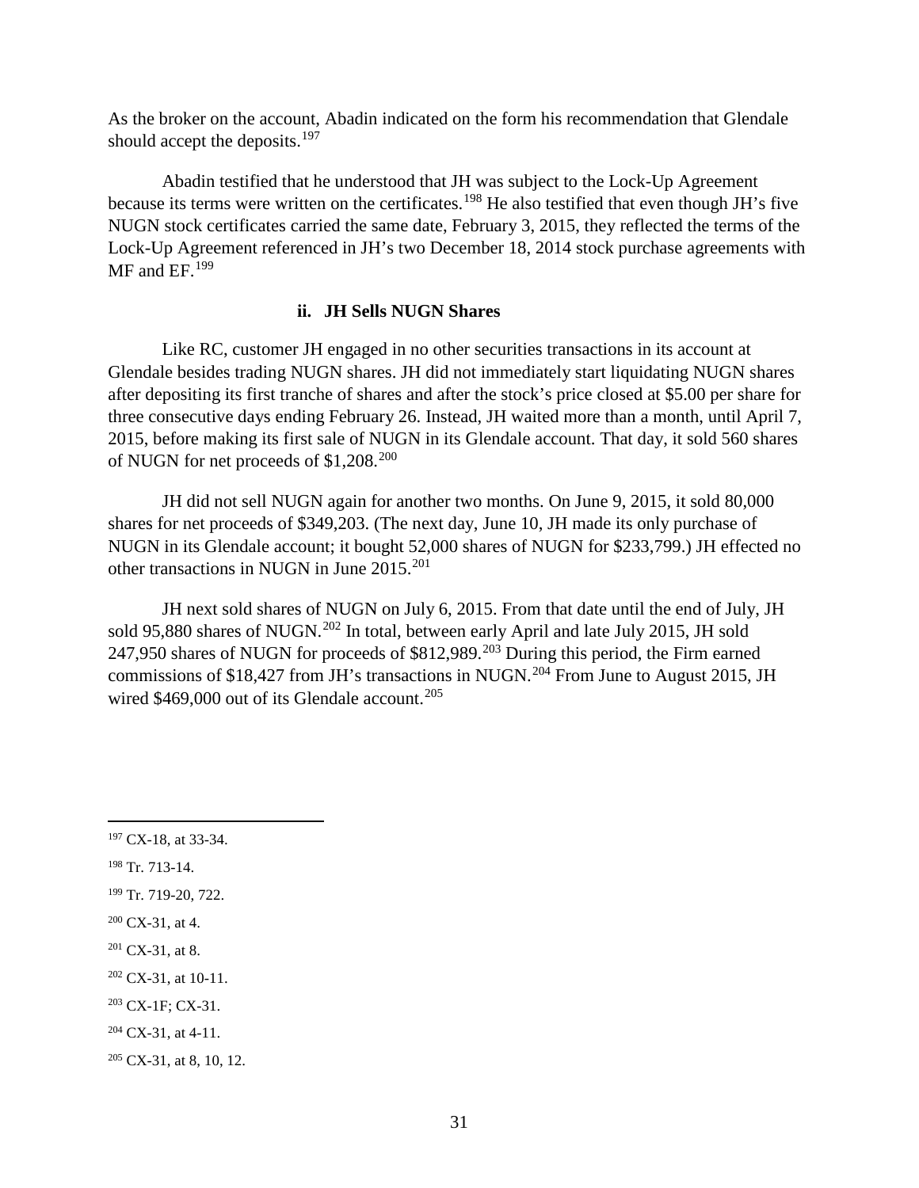As the broker on the account, Abadin indicated on the form his recommendation that Glendale should accept the deposits.[197]

Abadin testified that he understood that JH was subject to the Lock-Up Agreement because its terms were written on the certificates.[198] He also testified that even though JH's five NUGN stock certificates carried the same date, February 3, 2015, they reflected the terms of the Lock-Up Agreement referenced in JH's two December 18, 2014 stock purchase agreements with MF and EF.[199]

#### ii. JH Sells NUGN Shares

Like RC, customer JH engaged in no other securities transactions in its account at Glendale besides trading NUGN shares. JH did not immediately start liquidating NUGN shares after depositing its first tranche of shares and after the stock's price closed at $5.00 per share for three consecutive days ending February 26. Instead, JH waited more than a month, until April 7, 2015, before making its first sale of NUGN in its Glendale account. That day, it sold 560 shares of NUGN for net proceeds of $1,208.[200]

JH did not sell NUGN again for another two months. On June 9, 2015, it sold 80,000 shares for net proceeds of $349,203. (The next day, June 10, JH made its only purchase of NUGN in its Glendale account; it bought 52,000 shares of NUGN for $233,799.) JH effected no other transactions in NUGN in June 2015.[201]

JH next sold shares of NUGN on July 6, 2015. From that date until the end of July, JH sold 95,880 shares of NUGN.[202] In total, between early April and late July 2015, JH sold 247,950 shares of NUGN for proceeds of $812,989.[203] During this period, the Firm earned commissions of $18,427 from JH's transactions in NUGN.[204] From June to August 2015, JH wired $469,000 out of its Glendale account.[205]

---

[197] CX-18, at 33-34.

[198] Tr. 713-14.

[199] Tr. 719-20, 722.

[200] CX-31, at 4.

[201] CX-31, at 8.

[202] CX-31, at 10-11.

[203] CX-1F; CX-31.

[204] CX-31, at 4-11.

[205] CX-31, at 8, 10, 12.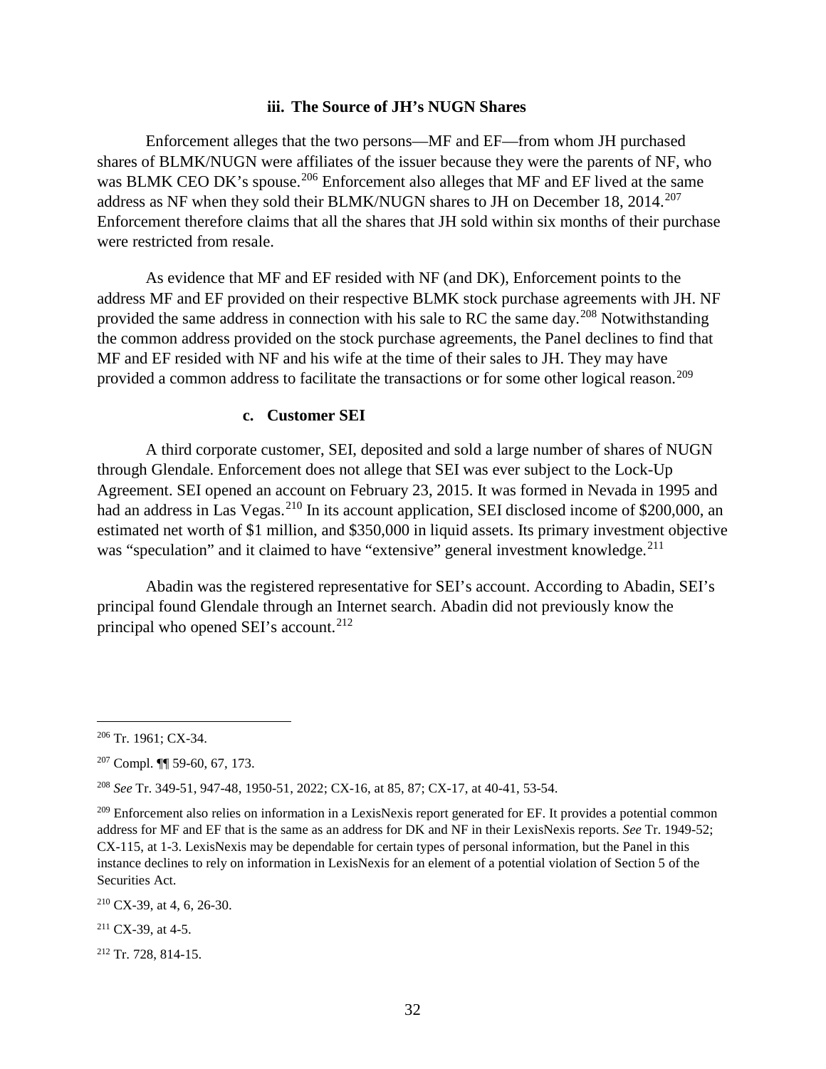#### iii. The Source of JH's NUGN Shares

Enforcement alleges that the two persons—MF and EF—from whom JH purchased shares of BLMK/NUGN were affiliates of the issuer because they were the parents of NF, who was BLMK CEO DK's spouse.[206] Enforcement also alleges that MF and EF lived at the same address as NF when they sold their BLMK/NUGN shares to JH on December 18, 2014.[207] Enforcement therefore claims that all the shares that JH sold within six months of their purchase were restricted from resale.

As evidence that MF and EF resided with NF (and DK), Enforcement points to the address MF and EF provided on their respective BLMK stock purchase agreements with JH. NF provided the same address in connection with his sale to RC the same day.[208] Notwithstanding the common address provided on the stock purchase agreements, the Panel declines to find that MF and EF resided with NF and his wife at the time of their sales to JH. They may have provided a common address to facilitate the transactions or for some other logical reason.[209]

### c. Customer SEI

A third corporate customer, SEI, deposited and sold a large number of shares of NUGN through Glendale. Enforcement does not allege that SEI was ever subject to the Lock-Up Agreement. SEI opened an account on February 23, 2015. It was formed in Nevada in 1995 and had an address in Las Vegas.[210] In its account application, SEI disclosed income of $200,000, an estimated net worth of $1 million, and $350,000 in liquid assets. Its primary investment objective was "speculation" and it claimed to have "extensive" general investment knowledge.[211]

Abadin was the registered representative for SEI's account. According to Abadin, SEI's principal found Glendale through an Internet search. Abadin did not previously know the principal who opened SEI's account.[212]

---

[206] Tr. 1961; CX-34.

[207] Compl. ¶¶ 59-60, 67, 173.

[208] *See* Tr. 349-51, 947-48, 1950-51, 2022; CX-16, at 85, 87; CX-17, at 40-41, 53-54.

[209] Enforcement also relies on information in a LexisNexis report generated for EF. It provides a potential common address for MF and EF that is the same as an address for DK and NF in their LexisNexis reports. *See* Tr. 1949-52; CX-115, at 1-3. LexisNexis may be dependable for certain types of personal information, but the Panel in this instance declines to rely on information in LexisNexis for an element of a potential violation of Section 5 of the Securities Act.

[210] CX-39, at 4, 6, 26-30.

[211] CX-39, at 4-5.

[212] Tr. 728, 814-15.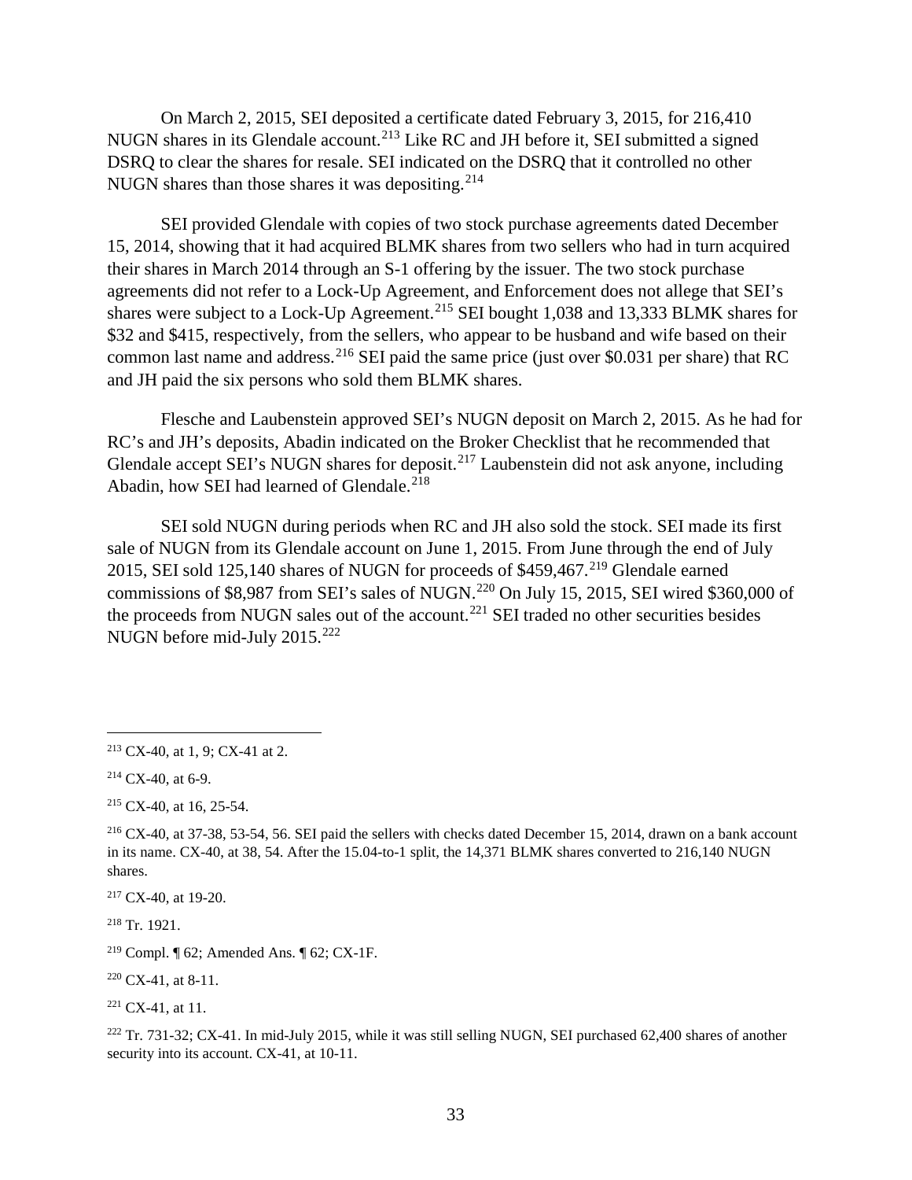On March 2, 2015, SEI deposited a certificate dated February 3, 2015, for 216,410 NUGN shares in its Glendale account.[213] Like RC and JH before it, SEI submitted a signed DSRQ to clear the shares for resale. SEI indicated on the DSRQ that it controlled no other NUGN shares than those shares it was depositing.[214]

SEI provided Glendale with copies of two stock purchase agreements dated December 15, 2014, showing that it had acquired BLMK shares from two sellers who had in turn acquired their shares in March 2014 through an S-1 offering by the issuer. The two stock purchase agreements did not refer to a Lock-Up Agreement, and Enforcement does not allege that SEI's shares were subject to a Lock-Up Agreement.[215] SEI bought 1,038 and 13,333 BLMK shares for \$32 and \$415, respectively, from the sellers, who appear to be husband and wife based on their common last name and address.[216] SEI paid the same price (just over \$0.031 per share) that RC and JH paid the six persons who sold them BLMK shares.

Flesche and Laubenstein approved SEI's NUGN deposit on March 2, 2015. As he had for RC's and JH's deposits, Abadin indicated on the Broker Checklist that he recommended that Glendale accept SEI's NUGN shares for deposit.[217] Laubenstein did not ask anyone, including Abadin, how SEI had learned of Glendale.[218]

SEI sold NUGN during periods when RC and JH also sold the stock. SEI made its first sale of NUGN from its Glendale account on June 1, 2015. From June through the end of July 2015, SEI sold 125,140 shares of NUGN for proceeds of \$459,467.[219] Glendale earned commissions of \$8,987 from SEI's sales of NUGN.[220] On July 15, 2015, SEI wired \$360,000 of the proceeds from NUGN sales out of the account.[221] SEI traded no other securities besides NUGN before mid-July 2015.[222]

---

[213] CX-40, at 1, 9; CX-41 at 2.

[214] CX-40, at 6-9.

[215] CX-40, at 16, 25-54.

[216] CX-40, at 37-38, 53-54, 56. SEI paid the sellers with checks dated December 15, 2014, drawn on a bank account in its name. CX-40, at 38, 54. After the 15.04-to-1 split, the 14,371 BLMK shares converted to 216,140 NUGN shares.

[217] CX-40, at 19-20.

[218] Tr. 1921.

[219] Compl. ¶ 62; Amended Ans. ¶ 62; CX-1F.

[220] CX-41, at 8-11.

[221] CX-41, at 11.

[222] Tr. 731-32; CX-41. In mid-July 2015, while it was still selling NUGN, SEI purchased 62,400 shares of another security into its account. CX-41, at 10-11.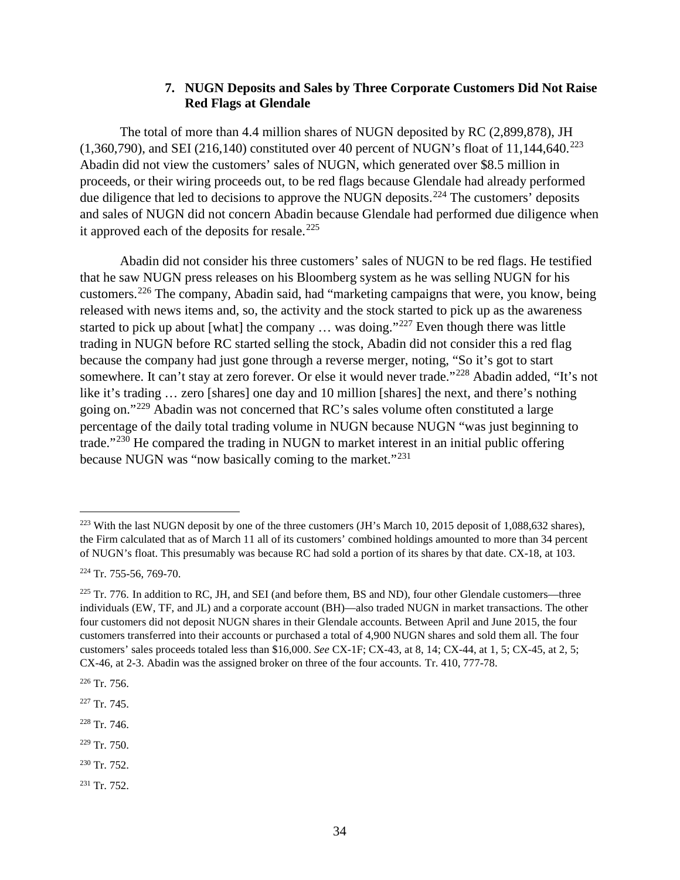### 7. NUGN Deposits and Sales by Three Corporate Customers Did Not Raise Red Flags at Glendale

The total of more than 4.4 million shares of NUGN deposited by RC (2,899,878), JH (1,360,790), and SEI (216,140) constituted over 40 percent of NUGN's float of 11,144,640.[223] Abadin did not view the customers' sales of NUGN, which generated over \$8.5 million in proceeds, or their wiring proceeds out, to be red flags because Glendale had already performed due diligence that led to decisions to approve the NUGN deposits.[224] The customers' deposits and sales of NUGN did not concern Abadin because Glendale had performed due diligence when it approved each of the deposits for resale.[225]

Abadin did not consider his three customers' sales of NUGN to be red flags. He testified that he saw NUGN press releases on his Bloomberg system as he was selling NUGN for his customers.[226] The company, Abadin said, had "marketing campaigns that were, you know, being released with news items and, so, the activity and the stock started to pick up as the awareness started to pick up about [what] the company … was doing."[227] Even though there was little trading in NUGN before RC started selling the stock, Abadin did not consider this a red flag because the company had just gone through a reverse merger, noting, "So it's got to start somewhere. It can't stay at zero forever. Or else it would never trade."[228] Abadin added, "It's not like it's trading … zero [shares] one day and 10 million [shares] the next, and there's nothing going on."[229] Abadin was not concerned that RC's sales volume often constituted a large percentage of the daily total trading volume in NUGN because NUGN "was just beginning to trade."[230] He compared the trading in NUGN to market interest in an initial public offering because NUGN was "now basically coming to the market."[231]

---

[223] With the last NUGN deposit by one of the three customers (JH's March 10, 2015 deposit of 1,088,632 shares), the Firm calculated that as of March 11 all of its customers' combined holdings amounted to more than 34 percent of NUGN's float. This presumably was because RC had sold a portion of its shares by that date. CX-18, at 103.

[224] Tr. 755-56, 769-70.

[225] Tr. 776. In addition to RC, JH, and SEI (and before them, BS and ND), four other Glendale customers—three individuals (EW, TF, and JL) and a corporate account (BH)—also traded NUGN in market transactions. The other four customers did not deposit NUGN shares in their Glendale accounts. Between April and June 2015, the four customers transferred into their accounts or purchased a total of 4,900 NUGN shares and sold them all. The four customers' sales proceeds totaled less than \$16,000. *See* CX-1F; CX-43, at 8, 14; CX-44, at 1, 5; CX-45, at 2, 5; CX-46, at 2-3. Abadin was the assigned broker on three of the four accounts. Tr. 410, 777-78.

[226] Tr. 756.

[227] Tr. 745.

[228] Tr. 746.

[229] Tr. 750.

[230] Tr. 752.

[231] Tr. 752.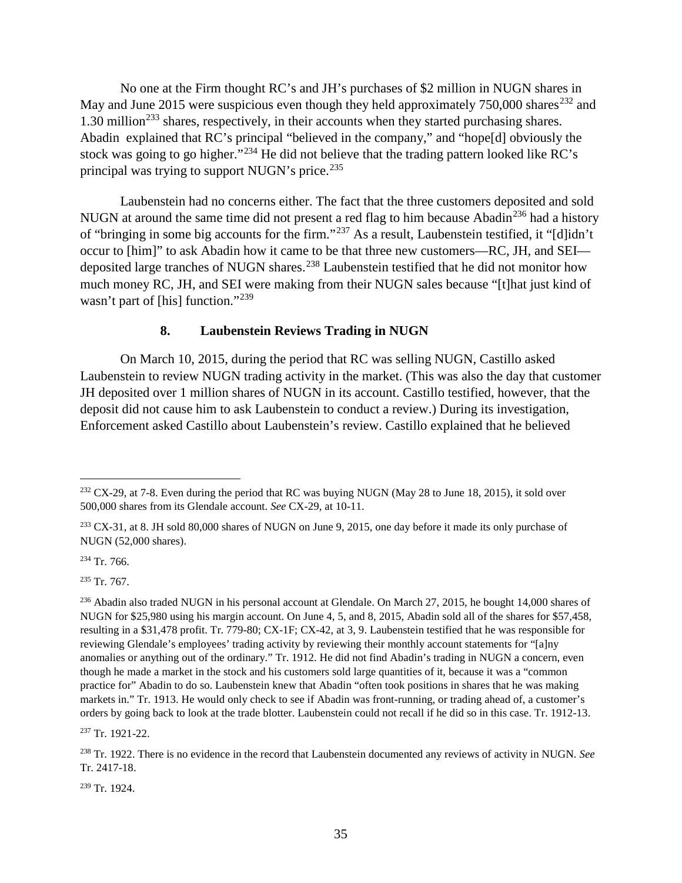No one at the Firm thought RC's and JH's purchases of $2 million in NUGN shares in May and June 2015 were suspicious even though they held approximately 750,000 shares[232] and 1.30 million[233] shares, respectively, in their accounts when they started purchasing shares. Abadin explained that RC's principal "believed in the company," and "hope[d] obviously the stock was going to go higher."[234] He did not believe that the trading pattern looked like RC's principal was trying to support NUGN's price.[235]

Laubenstein had no concerns either. The fact that the three customers deposited and sold NUGN at around the same time did not present a red flag to him because Abadin[236] had a history of "bringing in some big accounts for the firm."[237] As a result, Laubenstein testified, it "[d]idn't occur to [him]" to ask Abadin how it came to be that three new customers—RC, JH, and SEI—deposited large tranches of NUGN shares.[238] Laubenstein testified that he did not monitor how much money RC, JH, and SEI were making from their NUGN sales because "[t]hat just kind of wasn't part of [his] function."[239]

### 8. Laubenstein Reviews Trading in NUGN

On March 10, 2015, during the period that RC was selling NUGN, Castillo asked Laubenstein to review NUGN trading activity in the market. (This was also the day that customer JH deposited over 1 million shares of NUGN in its account. Castillo testified, however, that the deposit did not cause him to ask Laubenstein to conduct a review.) During its investigation, Enforcement asked Castillo about Laubenstein's review. Castillo explained that he believed

---

[232] CX-29, at 7-8. Even during the period that RC was buying NUGN (May 28 to June 18, 2015), it sold over 500,000 shares from its Glendale account. *See* CX-29, at 10-11.

[233] CX-31, at 8. JH sold 80,000 shares of NUGN on June 9, 2015, one day before it made its only purchase of NUGN (52,000 shares).

[234] Tr. 766.

[235] Tr. 767.

[236] Abadin also traded NUGN in his personal account at Glendale. On March 27, 2015, he bought 14,000 shares of NUGN for $25,980 using his margin account. On June 4, 5, and 8, 2015, Abadin sold all of the shares for $57,458, resulting in a $31,478 profit. Tr. 779-80; CX-1F; CX-42, at 3, 9. Laubenstein testified that he was responsible for reviewing Glendale's employees' trading activity by reviewing their monthly account statements for "[a]ny anomalies or anything out of the ordinary." Tr. 1912. He did not find Abadin's trading in NUGN a concern, even though he made a market in the stock and his customers sold large quantities of it, because it was a "common practice for" Abadin to do so. Laubenstein knew that Abadin "often took positions in shares that he was making markets in." Tr. 1913. He would only check to see if Abadin was front-running, or trading ahead of, a customer's orders by going back to look at the trade blotter. Laubenstein could not recall if he did so in this case. Tr. 1912-13.

[237] Tr. 1921-22.

[238] Tr. 1922. There is no evidence in the record that Laubenstein documented any reviews of activity in NUGN. *See* Tr. 2417-18.

[239] Tr. 1924.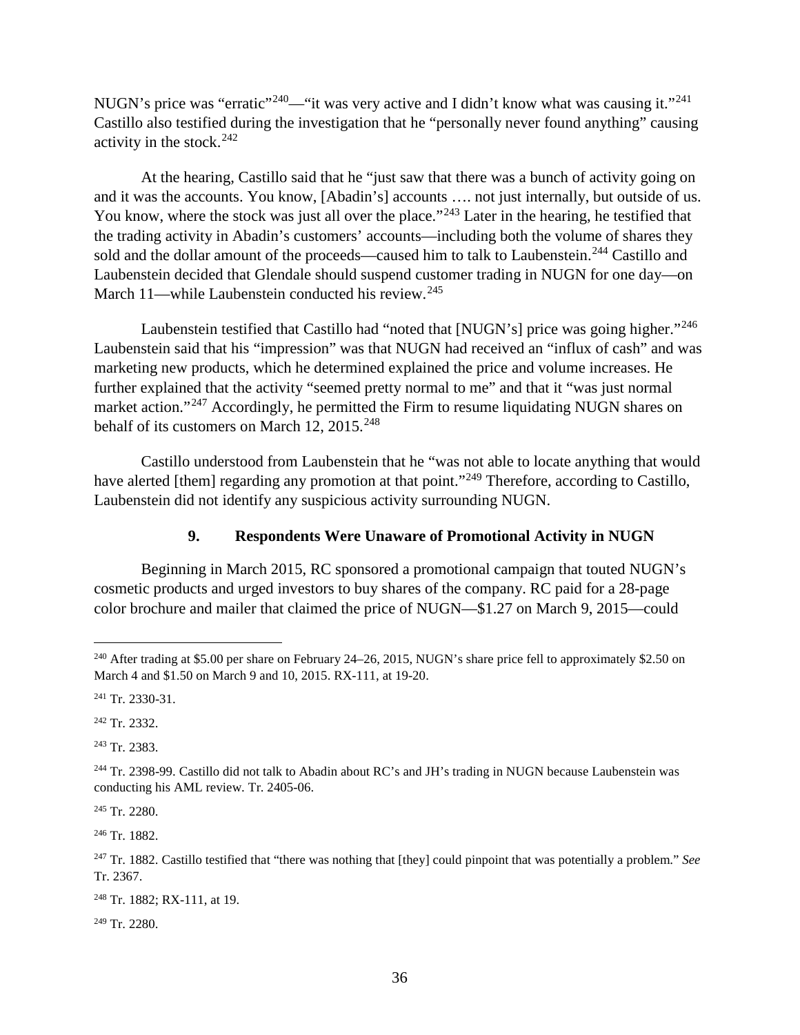NUGN's price was "erratic"[240]—"it was very active and I didn't know what was causing it."[241] Castillo also testified during the investigation that he "personally never found anything" causing activity in the stock.[242]

At the hearing, Castillo said that he "just saw that there was a bunch of activity going on and it was the accounts. You know, [Abadin's] accounts …. not just internally, but outside of us. You know, where the stock was just all over the place."[243] Later in the hearing, he testified that the trading activity in Abadin's customers' accounts—including both the volume of shares they sold and the dollar amount of the proceeds—caused him to talk to Laubenstein.[244] Castillo and Laubenstein decided that Glendale should suspend customer trading in NUGN for one day—on March 11—while Laubenstein conducted his review.[245]

Laubenstein testified that Castillo had "noted that [NUGN's] price was going higher."[246] Laubenstein said that his "impression" was that NUGN had received an "influx of cash" and was marketing new products, which he determined explained the price and volume increases. He further explained that the activity "seemed pretty normal to me" and that it "was just normal market action."[247] Accordingly, he permitted the Firm to resume liquidating NUGN shares on behalf of its customers on March 12, 2015.[248]

Castillo understood from Laubenstein that he "was not able to locate anything that would have alerted [them] regarding any promotion at that point."[249] Therefore, according to Castillo, Laubenstein did not identify any suspicious activity surrounding NUGN.

### 9. Respondents Were Unaware of Promotional Activity in NUGN

Beginning in March 2015, RC sponsored a promotional campaign that touted NUGN's cosmetic products and urged investors to buy shares of the company. RC paid for a 28-page color brochure and mailer that claimed the price of NUGN—$1.27 on March 9, 2015—could

---

[240] After trading at $5.00 per share on February 24–26, 2015, NUGN's share price fell to approximately $2.50 on March 4 and $1.50 on March 9 and 10, 2015. RX-111, at 19-20.

[241] Tr. 2330-31.

[242] Tr. 2332.

[243] Tr. 2383.

[244] Tr. 2398-99. Castillo did not talk to Abadin about RC's and JH's trading in NUGN because Laubenstein was conducting his AML review. Tr. 2405-06.

[245] Tr. 2280.

[246] Tr. 1882.

[247] Tr. 1882. Castillo testified that "there was nothing that [they] could pinpoint that was potentially a problem." *See* Tr. 2367.

[248] Tr. 1882; RX-111, at 19.

[249] Tr. 2280.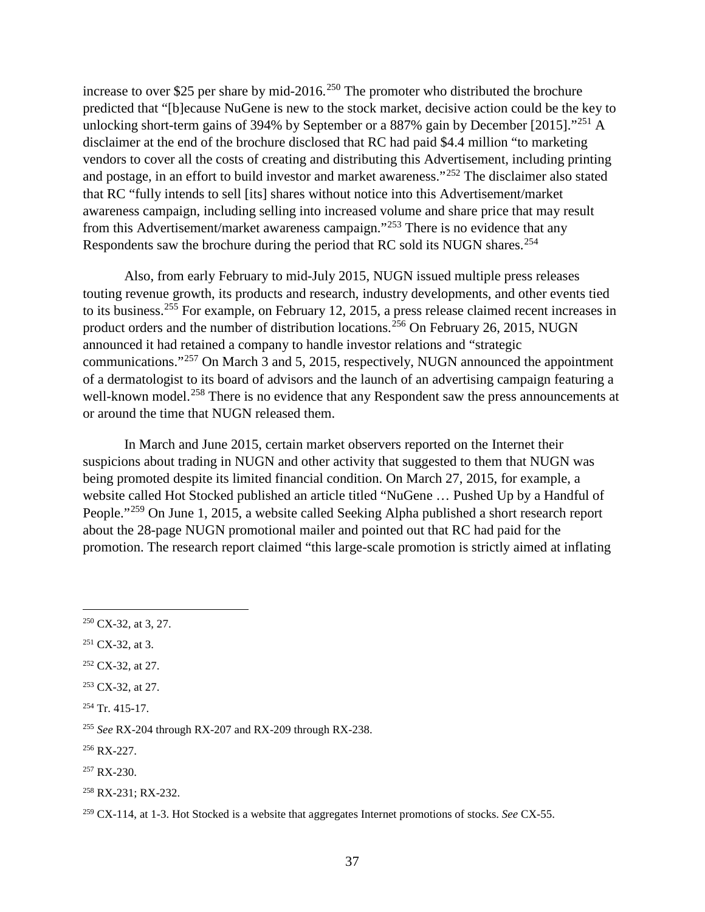increase to over $25 per share by mid-2016.[250] The promoter who distributed the brochure predicted that "[b]ecause NuGene is new to the stock market, decisive action could be the key to unlocking short-term gains of 394% by September or a 887% gain by December [2015]."[251] A disclaimer at the end of the brochure disclosed that RC had paid $4.4 million "to marketing vendors to cover all the costs of creating and distributing this Advertisement, including printing and postage, in an effort to build investor and market awareness."[252] The disclaimer also stated that RC "fully intends to sell [its] shares without notice into this Advertisement/market awareness campaign, including selling into increased volume and share price that may result from this Advertisement/market awareness campaign."[253] There is no evidence that any Respondents saw the brochure during the period that RC sold its NUGN shares.[254]

Also, from early February to mid-July 2015, NUGN issued multiple press releases touting revenue growth, its products and research, industry developments, and other events tied to its business.[255] For example, on February 12, 2015, a press release claimed recent increases in product orders and the number of distribution locations.[256] On February 26, 2015, NUGN announced it had retained a company to handle investor relations and "strategic communications."[257] On March 3 and 5, 2015, respectively, NUGN announced the appointment of a dermatologist to its board of advisors and the launch of an advertising campaign featuring a well-known model.[258] There is no evidence that any Respondent saw the press announcements at or around the time that NUGN released them.

In March and June 2015, certain market observers reported on the Internet their suspicions about trading in NUGN and other activity that suggested to them that NUGN was being promoted despite its limited financial condition. On March 27, 2015, for example, a website called Hot Stocked published an article titled "NuGene … Pushed Up by a Handful of People."[259] On June 1, 2015, a website called Seeking Alpha published a short research report about the 28-page NUGN promotional mailer and pointed out that RC had paid for the promotion. The research report claimed "this large-scale promotion is strictly aimed at inflating

---

[250] CX-32, at 3, 27.

[251] CX-32, at 3.

[252] CX-32, at 27.

[253] CX-32, at 27.

[254] Tr. 415-17.

[255] *See* RX-204 through RX-207 and RX-209 through RX-238.

[256] RX-227.

[257] RX-230.

[258] RX-231; RX-232.

[259] CX-114, at 1-3. Hot Stocked is a website that aggregates Internet promotions of stocks. *See* CX-55.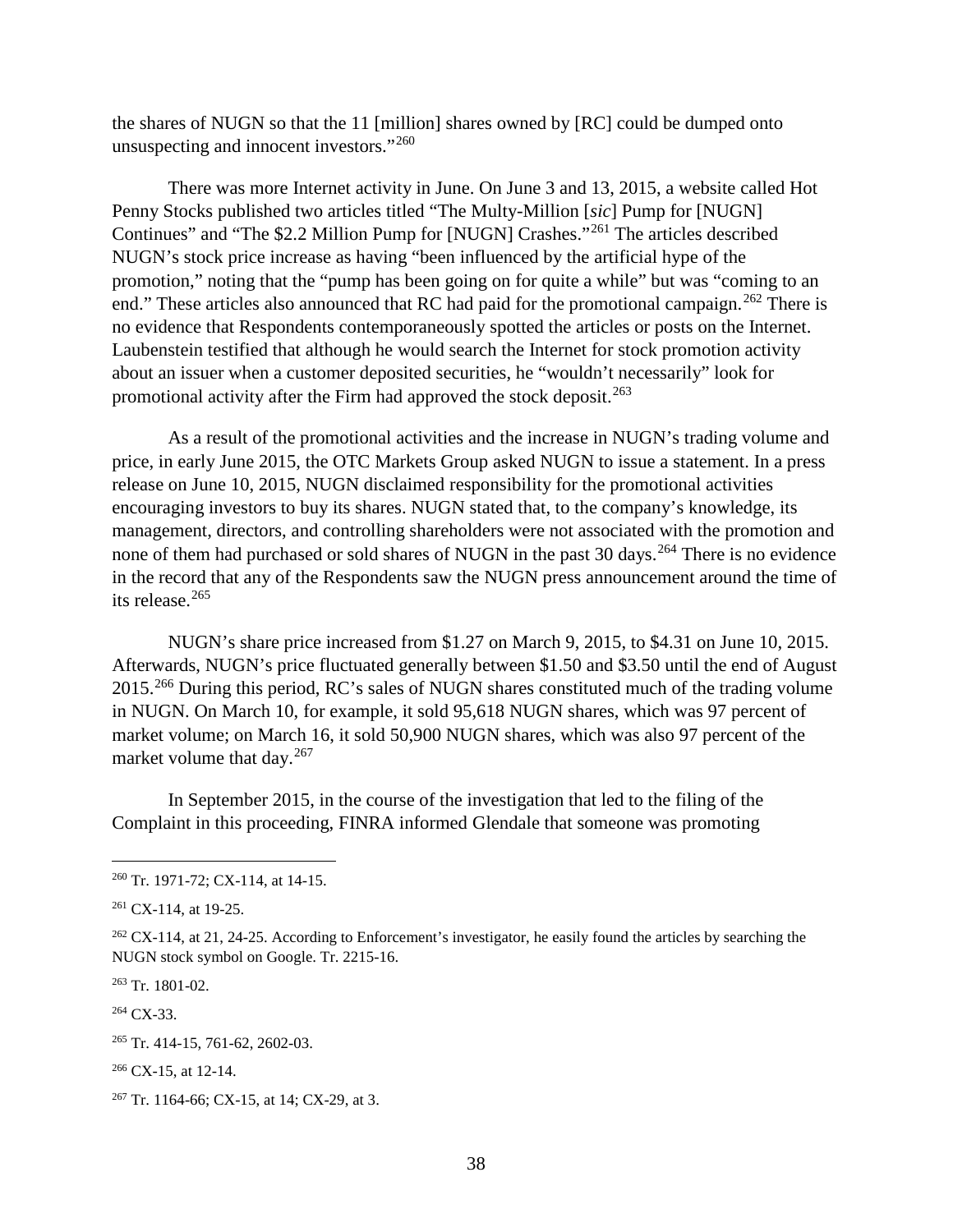the shares of NUGN so that the 11 [million] shares owned by [RC] could be dumped onto unsuspecting and innocent investors."[260]

There was more Internet activity in June. On June 3 and 13, 2015, a website called Hot Penny Stocks published two articles titled "The Multy-Million [*sic*] Pump for [NUGN] Continues" and "The $2.2 Million Pump for [NUGN] Crashes."[261] The articles described NUGN's stock price increase as having "been influenced by the artificial hype of the promotion," noting that the "pump has been going on for quite a while" but was "coming to an end." These articles also announced that RC had paid for the promotional campaign.[262] There is no evidence that Respondents contemporaneously spotted the articles or posts on the Internet. Laubenstein testified that although he would search the Internet for stock promotion activity about an issuer when a customer deposited securities, he "wouldn't necessarily" look for promotional activity after the Firm had approved the stock deposit.[263]

As a result of the promotional activities and the increase in NUGN's trading volume and price, in early June 2015, the OTC Markets Group asked NUGN to issue a statement. In a press release on June 10, 2015, NUGN disclaimed responsibility for the promotional activities encouraging investors to buy its shares. NUGN stated that, to the company's knowledge, its management, directors, and controlling shareholders were not associated with the promotion and none of them had purchased or sold shares of NUGN in the past 30 days.[264] There is no evidence in the record that any of the Respondents saw the NUGN press announcement around the time of its release.[265]

NUGN's share price increased from $1.27 on March 9, 2015, to $4.31 on June 10, 2015. Afterwards, NUGN's price fluctuated generally between $1.50 and $3.50 until the end of August 2015.[266] During this period, RC's sales of NUGN shares constituted much of the trading volume in NUGN. On March 10, for example, it sold 95,618 NUGN shares, which was 97 percent of market volume; on March 16, it sold 50,900 NUGN shares, which was also 97 percent of the market volume that day.[267]

In September 2015, in the course of the investigation that led to the filing of the Complaint in this proceeding, FINRA informed Glendale that someone was promoting

---

[260] Tr. 1971-72; CX-114, at 14-15.

[261] CX-114, at 19-25.

[262] CX-114, at 21, 24-25. According to Enforcement's investigator, he easily found the articles by searching the NUGN stock symbol on Google. Tr. 2215-16.

[263] Tr. 1801-02.

[264] CX-33.

[265] Tr. 414-15, 761-62, 2602-03.

[266] CX-15, at 12-14.

[267] Tr. 1164-66; CX-15, at 14; CX-29, at 3.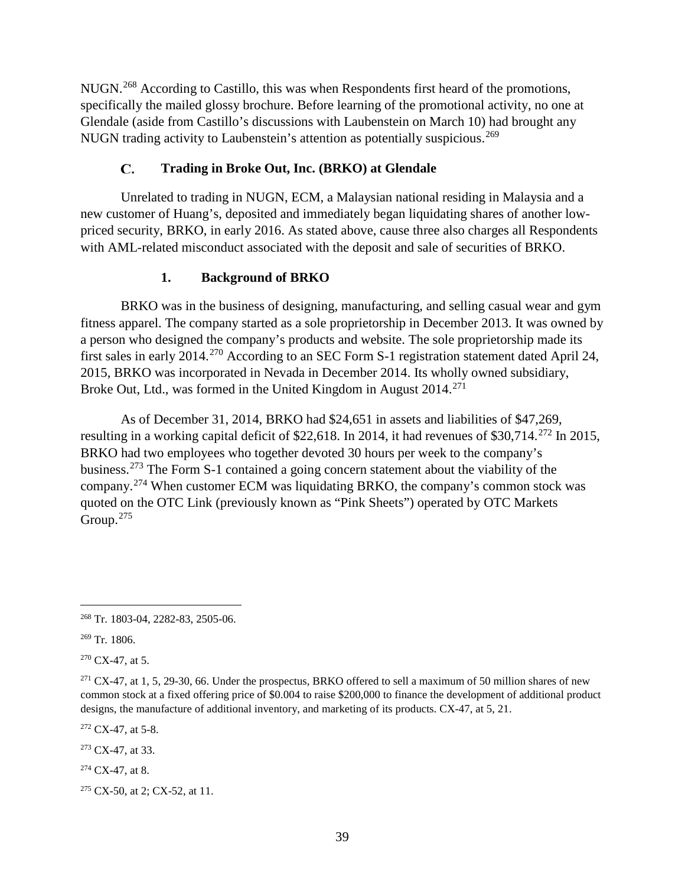NUGN.[268] According to Castillo, this was when Respondents first heard of the promotions, specifically the mailed glossy brochure. Before learning of the promotional activity, no one at Glendale (aside from Castillo's discussions with Laubenstein on March 10) had brought any NUGN trading activity to Laubenstein's attention as potentially suspicious.[269]

### C. Trading in Broke Out, Inc. (BRKO) at Glendale

Unrelated to trading in NUGN, ECM, a Malaysian national residing in Malaysia and a new customer of Huang's, deposited and immediately began liquidating shares of another low-priced security, BRKO, in early 2016. As stated above, cause three also charges all Respondents with AML-related misconduct associated with the deposit and sale of securities of BRKO.

#### 1. Background of BRKO

BRKO was in the business of designing, manufacturing, and selling casual wear and gym fitness apparel. The company started as a sole proprietorship in December 2013. It was owned by a person who designed the company's products and website. The sole proprietorship made its first sales in early 2014.[270] According to an SEC Form S-1 registration statement dated April 24, 2015, BRKO was incorporated in Nevada in December 2014. Its wholly owned subsidiary, Broke Out, Ltd., was formed in the United Kingdom in August 2014.[271]

As of December 31, 2014, BRKO had $24,651 in assets and liabilities of $47,269, resulting in a working capital deficit of $22,618. In 2014, it had revenues of $30,714.[272] In 2015, BRKO had two employees who together devoted 30 hours per week to the company's business.[273] The Form S-1 contained a going concern statement about the viability of the company.[274] When customer ECM was liquidating BRKO, the company's common stock was quoted on the OTC Link (previously known as "Pink Sheets") operated by OTC Markets Group.[275]

---

[268] Tr. 1803-04, 2282-83, 2505-06.

[269] Tr. 1806.

[270] CX-47, at 5.

[271] CX-47, at 1, 5, 29-30, 66. Under the prospectus, BRKO offered to sell a maximum of 50 million shares of new common stock at a fixed offering price of $0.004 to raise $200,000 to finance the development of additional product designs, the manufacture of additional inventory, and marketing of its products. CX-47, at 5, 21.

[272] CX-47, at 5-8.

[273] CX-47, at 33.

[274] CX-47, at 8.

[275] CX-50, at 2; CX-52, at 11.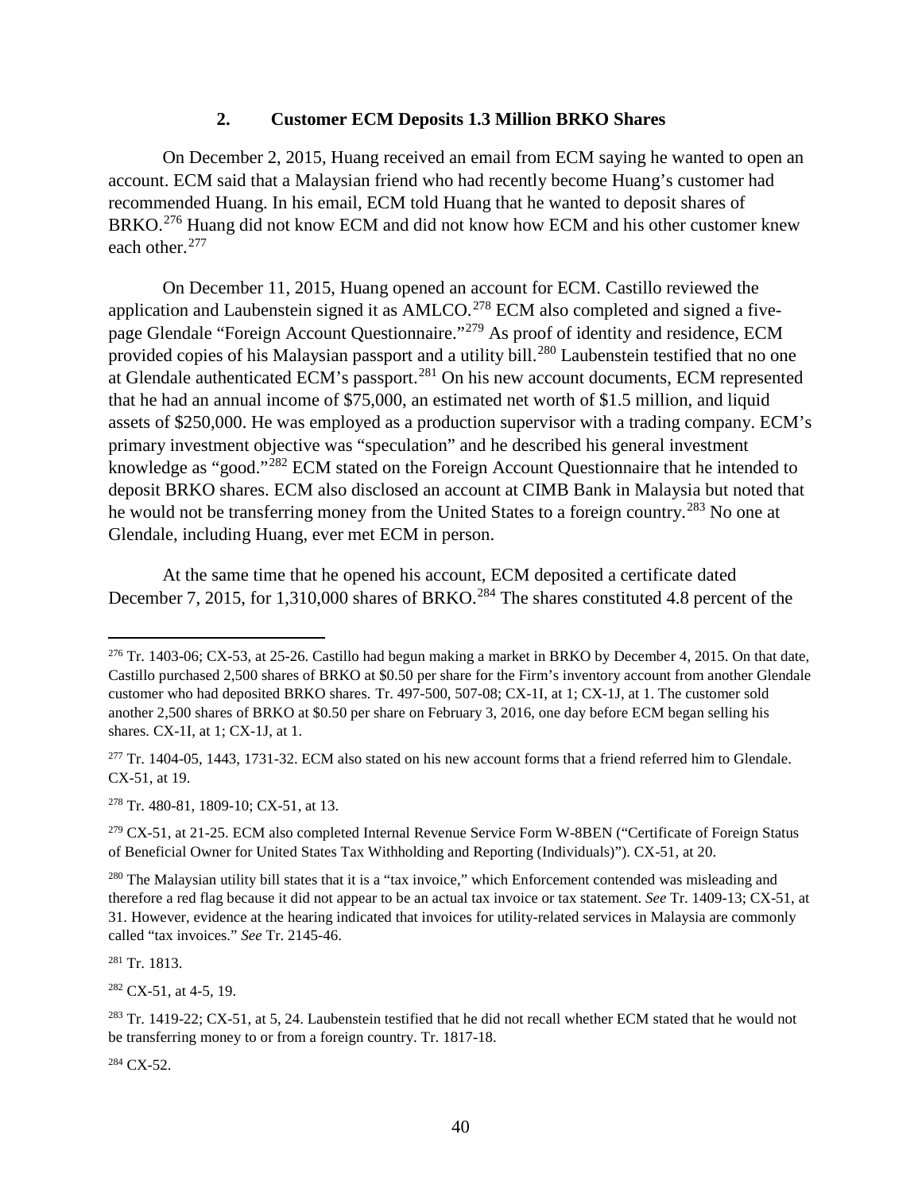### 2. Customer ECM Deposits 1.3 Million BRKO Shares

On December 2, 2015, Huang received an email from ECM saying he wanted to open an account. ECM said that a Malaysian friend who had recently become Huang's customer had recommended Huang. In his email, ECM told Huang that he wanted to deposit shares of BRKO.[276] Huang did not know ECM and did not know how ECM and his other customer knew each other.[277]

On December 11, 2015, Huang opened an account for ECM. Castillo reviewed the application and Laubenstein signed it as AMLCO.[278] ECM also completed and signed a five-page Glendale "Foreign Account Questionnaire."[279] As proof of identity and residence, ECM provided copies of his Malaysian passport and a utility bill.[280] Laubenstein testified that no one at Glendale authenticated ECM's passport.[281] On his new account documents, ECM represented that he had an annual income of $75,000, an estimated net worth of $1.5 million, and liquid assets of $250,000. He was employed as a production supervisor with a trading company. ECM's primary investment objective was "speculation" and he described his general investment knowledge as "good."[282] ECM stated on the Foreign Account Questionnaire that he intended to deposit BRKO shares. ECM also disclosed an account at CIMB Bank in Malaysia but noted that he would not be transferring money from the United States to a foreign country.[283] No one at Glendale, including Huang, ever met ECM in person.

At the same time that he opened his account, ECM deposited a certificate dated December 7, 2015, for 1,310,000 shares of BRKO.[284] The shares constituted 4.8 percent of the

---

[276] Tr. 1403-06; CX-53, at 25-26. Castillo had begun making a market in BRKO by December 4, 2015. On that date, Castillo purchased 2,500 shares of BRKO at $0.50 per share for the Firm's inventory account from another Glendale customer who had deposited BRKO shares. Tr. 497-500, 507-08; CX-1I, at 1; CX-1J, at 1. The customer sold another 2,500 shares of BRKO at $0.50 per share on February 3, 2016, one day before ECM began selling his shares. CX-1I, at 1; CX-1J, at 1.

[277] Tr. 1404-05, 1443, 1731-32. ECM also stated on his new account forms that a friend referred him to Glendale. CX-51, at 19.

[278] Tr. 480-81, 1809-10; CX-51, at 13.

[279] CX-51, at 21-25. ECM also completed Internal Revenue Service Form W-8BEN ("Certificate of Foreign Status of Beneficial Owner for United States Tax Withholding and Reporting (Individuals)"). CX-51, at 20.

[280] The Malaysian utility bill states that it is a "tax invoice," which Enforcement contended was misleading and therefore a red flag because it did not appear to be an actual tax invoice or tax statement. *See* Tr. 1409-13; CX-51, at 31. However, evidence at the hearing indicated that invoices for utility-related services in Malaysia are commonly called "tax invoices." *See* Tr. 2145-46.

[281] Tr. 1813.

[282] CX-51, at 4-5, 19.

[283] Tr. 1419-22; CX-51, at 5, 24. Laubenstein testified that he did not recall whether ECM stated that he would not be transferring money to or from a foreign country. Tr. 1817-18.

[284] CX-52.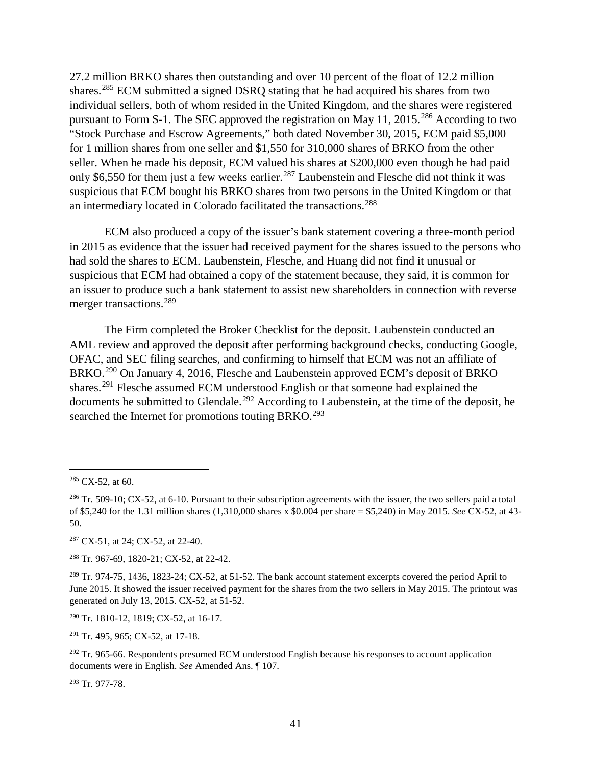27.2 million BRKO shares then outstanding and over 10 percent of the float of 12.2 million shares.[285] ECM submitted a signed DSRQ stating that he had acquired his shares from two individual sellers, both of whom resided in the United Kingdom, and the shares were registered pursuant to Form S-1. The SEC approved the registration on May 11, 2015.[286] According to two "Stock Purchase and Escrow Agreements," both dated November 30, 2015, ECM paid $5,000 for 1 million shares from one seller and $1,550 for 310,000 shares of BRKO from the other seller. When he made his deposit, ECM valued his shares at $200,000 even though he had paid only $6,550 for them just a few weeks earlier.[287] Laubenstein and Flesche did not think it was suspicious that ECM bought his BRKO shares from two persons in the United Kingdom or that an intermediary located in Colorado facilitated the transactions.[288]

ECM also produced a copy of the issuer's bank statement covering a three-month period in 2015 as evidence that the issuer had received payment for the shares issued to the persons who had sold the shares to ECM. Laubenstein, Flesche, and Huang did not find it unusual or suspicious that ECM had obtained a copy of the statement because, they said, it is common for an issuer to produce such a bank statement to assist new shareholders in connection with reverse merger transactions.[289]

The Firm completed the Broker Checklist for the deposit. Laubenstein conducted an AML review and approved the deposit after performing background checks, conducting Google, OFAC, and SEC filing searches, and confirming to himself that ECM was not an affiliate of BRKO.[290] On January 4, 2016, Flesche and Laubenstein approved ECM's deposit of BRKO shares.[291] Flesche assumed ECM understood English or that someone had explained the documents he submitted to Glendale.[292] According to Laubenstein, at the time of the deposit, he searched the Internet for promotions touting BRKO.[293]

---

[285] CX-52, at 60.

[286] Tr. 509-10; CX-52, at 6-10. Pursuant to their subscription agreements with the issuer, the two sellers paid a total of $5,240 for the 1.31 million shares (1,310,000 shares x $0.004 per share = $5,240) in May 2015. *See* CX-52, at 43-50.

[287] CX-51, at 24; CX-52, at 22-40.

[288] Tr. 967-69, 1820-21; CX-52, at 22-42.

[289] Tr. 974-75, 1436, 1823-24; CX-52, at 51-52. The bank account statement excerpts covered the period April to June 2015. It showed the issuer received payment for the shares from the two sellers in May 2015. The printout was generated on July 13, 2015. CX-52, at 51-52.

[290] Tr. 1810-12, 1819; CX-52, at 16-17.

[291] Tr. 495, 965; CX-52, at 17-18.

[292] Tr. 965-66. Respondents presumed ECM understood English because his responses to account application documents were in English. *See* Amended Ans. ¶ 107.

[293] Tr. 977-78.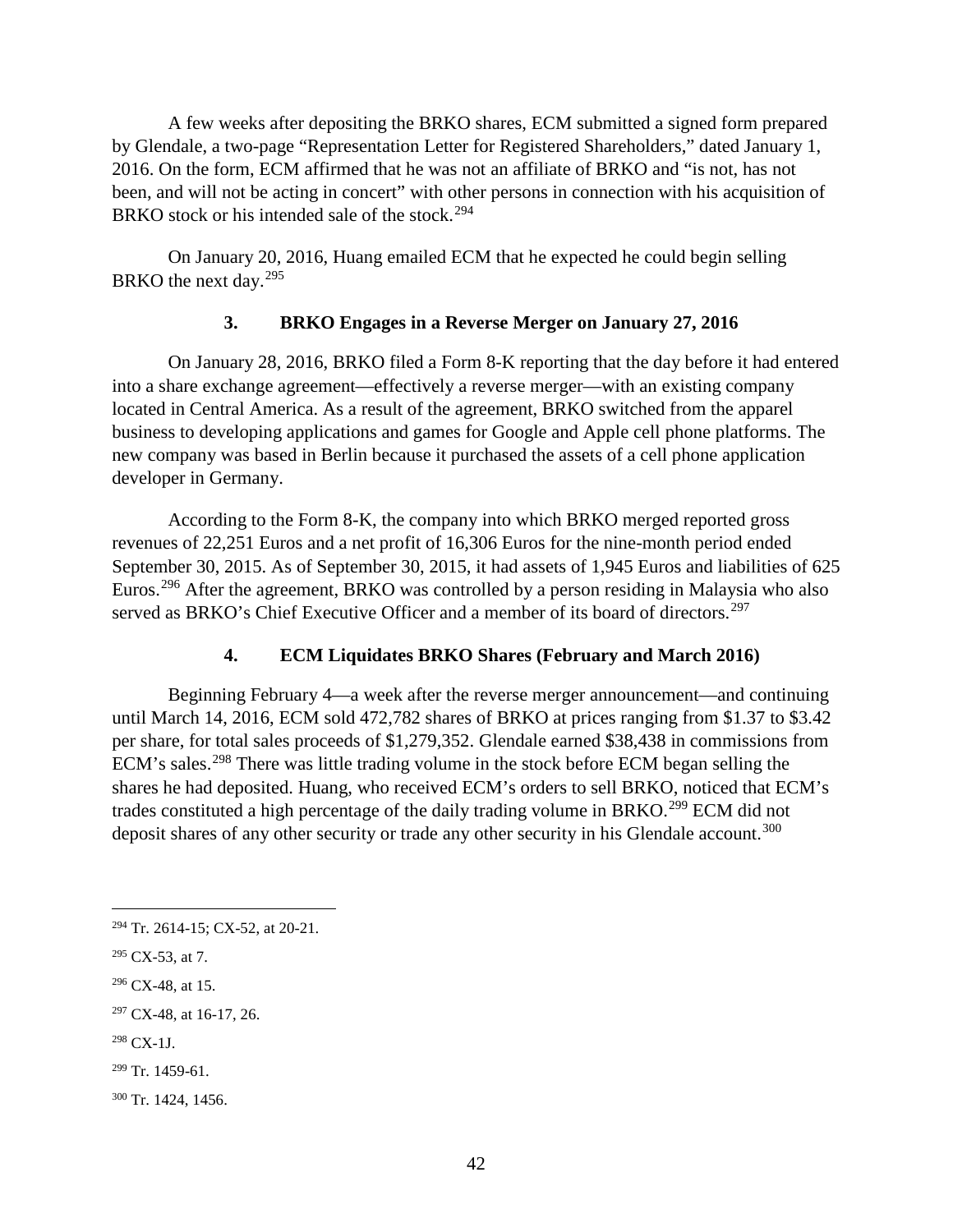A few weeks after depositing the BRKO shares, ECM submitted a signed form prepared by Glendale, a two-page "Representation Letter for Registered Shareholders," dated January 1, 2016. On the form, ECM affirmed that he was not an affiliate of BRKO and "is not, has not been, and will not be acting in concert" with other persons in connection with his acquisition of BRKO stock or his intended sale of the stock.[294]

On January 20, 2016, Huang emailed ECM that he expected he could begin selling BRKO the next day.[295]

### 3. BRKO Engages in a Reverse Merger on January 27, 2016

On January 28, 2016, BRKO filed a Form 8-K reporting that the day before it had entered into a share exchange agreement—effectively a reverse merger—with an existing company located in Central America. As a result of the agreement, BRKO switched from the apparel business to developing applications and games for Google and Apple cell phone platforms. The new company was based in Berlin because it purchased the assets of a cell phone application developer in Germany.

According to the Form 8-K, the company into which BRKO merged reported gross revenues of 22,251 Euros and a net profit of 16,306 Euros for the nine-month period ended September 30, 2015. As of September 30, 2015, it had assets of 1,945 Euros and liabilities of 625 Euros.[296] After the agreement, BRKO was controlled by a person residing in Malaysia who also served as BRKO's Chief Executive Officer and a member of its board of directors.[297]

### 4. ECM Liquidates BRKO Shares (February and March 2016)

Beginning February 4—a week after the reverse merger announcement—and continuing until March 14, 2016, ECM sold 472,782 shares of BRKO at prices ranging from $1.37 to $3.42 per share, for total sales proceeds of $1,279,352. Glendale earned $38,438 in commissions from ECM's sales.[298] There was little trading volume in the stock before ECM began selling the shares he had deposited. Huang, who received ECM's orders to sell BRKO, noticed that ECM's trades constituted a high percentage of the daily trading volume in BRKO.[299] ECM did not deposit shares of any other security or trade any other security in his Glendale account.[300]

---

[294] Tr. 2614-15; CX-52, at 20-21.

[295] CX-53, at 7.

[296] CX-48, at 15.

[297] CX-48, at 16-17, 26.

[298] CX-1J.

[299] Tr. 1459-61.

[300] Tr. 1424, 1456.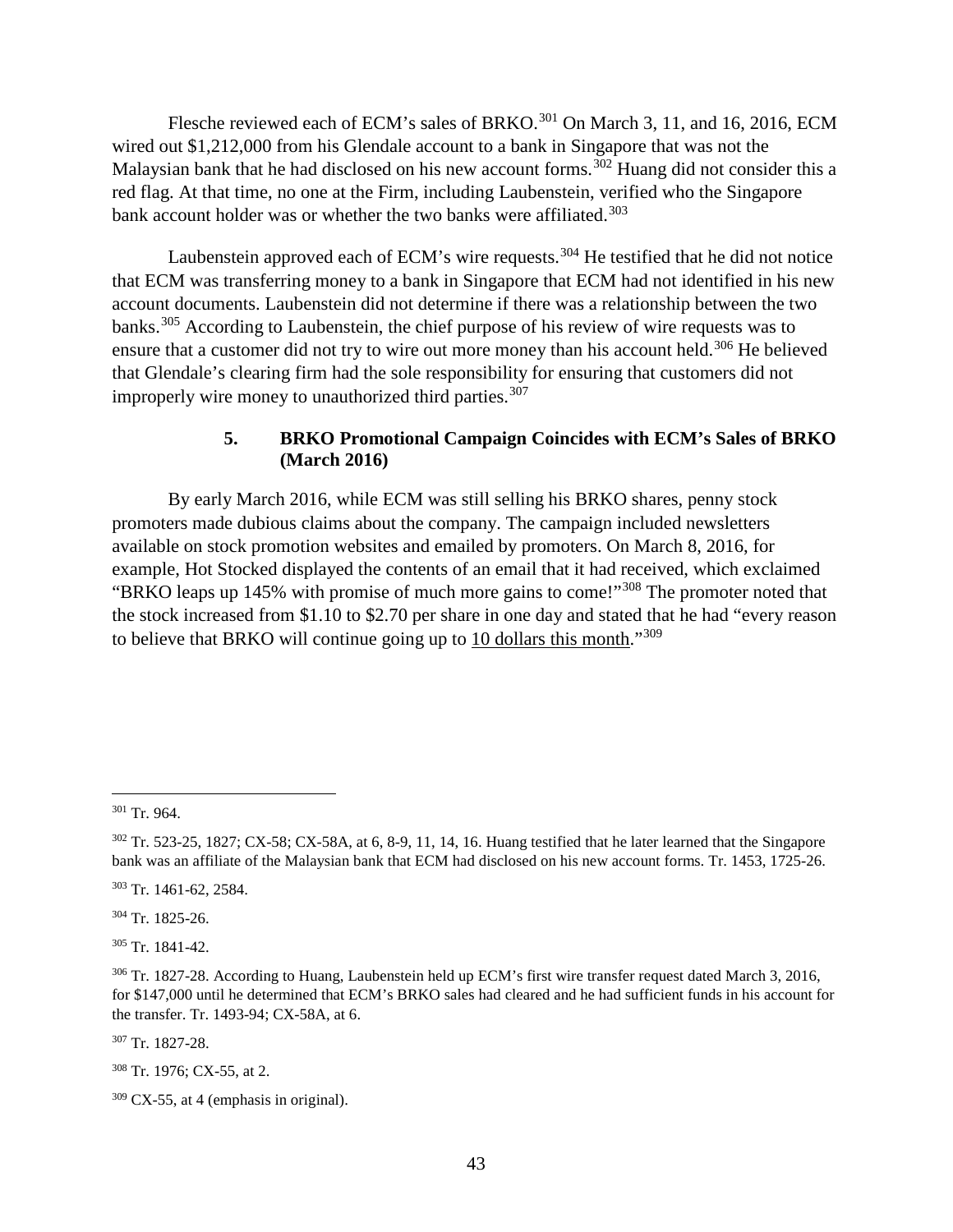Flesche reviewed each of ECM's sales of BRKO.[301] On March 3, 11, and 16, 2016, ECM wired out $1,212,000 from his Glendale account to a bank in Singapore that was not the Malaysian bank that he had disclosed on his new account forms.[302] Huang did not consider this a red flag. At that time, no one at the Firm, including Laubenstein, verified who the Singapore bank account holder was or whether the two banks were affiliated.[303]

Laubenstein approved each of ECM's wire requests.[304] He testified that he did not notice that ECM was transferring money to a bank in Singapore that ECM had not identified in his new account documents. Laubenstein did not determine if there was a relationship between the two banks.[305] According to Laubenstein, the chief purpose of his review of wire requests was to ensure that a customer did not try to wire out more money than his account held.[306] He believed that Glendale's clearing firm had the sole responsibility for ensuring that customers did not improperly wire money to unauthorized third parties.[307]

#### 5. BRKO Promotional Campaign Coincides with ECM's Sales of BRKO (March 2016)

By early March 2016, while ECM was still selling his BRKO shares, penny stock promoters made dubious claims about the company. The campaign included newsletters available on stock promotion websites and emailed by promoters. On March 8, 2016, for example, Hot Stocked displayed the contents of an email that it had received, which exclaimed "BRKO leaps up 145% with promise of much more gains to come!"[308] The promoter noted that the stock increased from $1.10 to $2.70 per share in one day and stated that he had "every reason to believe that BRKO will continue going up to <u>10 dollars this month</u>."[309]

---

[301] Tr. 964.

[302] Tr. 523-25, 1827; CX-58; CX-58A, at 6, 8-9, 11, 14, 16. Huang testified that he later learned that the Singapore bank was an affiliate of the Malaysian bank that ECM had disclosed on his new account forms. Tr. 1453, 1725-26.

[303] Tr. 1461-62, 2584.

[304] Tr. 1825-26.

[305] Tr. 1841-42.

[306] Tr. 1827-28. According to Huang, Laubenstein held up ECM's first wire transfer request dated March 3, 2016, for $147,000 until he determined that ECM's BRKO sales had cleared and he had sufficient funds in his account for the transfer. Tr. 1493-94; CX-58A, at 6.

[307] Tr. 1827-28.

[308] Tr. 1976; CX-55, at 2.

[309] CX-55, at 4 (emphasis in original).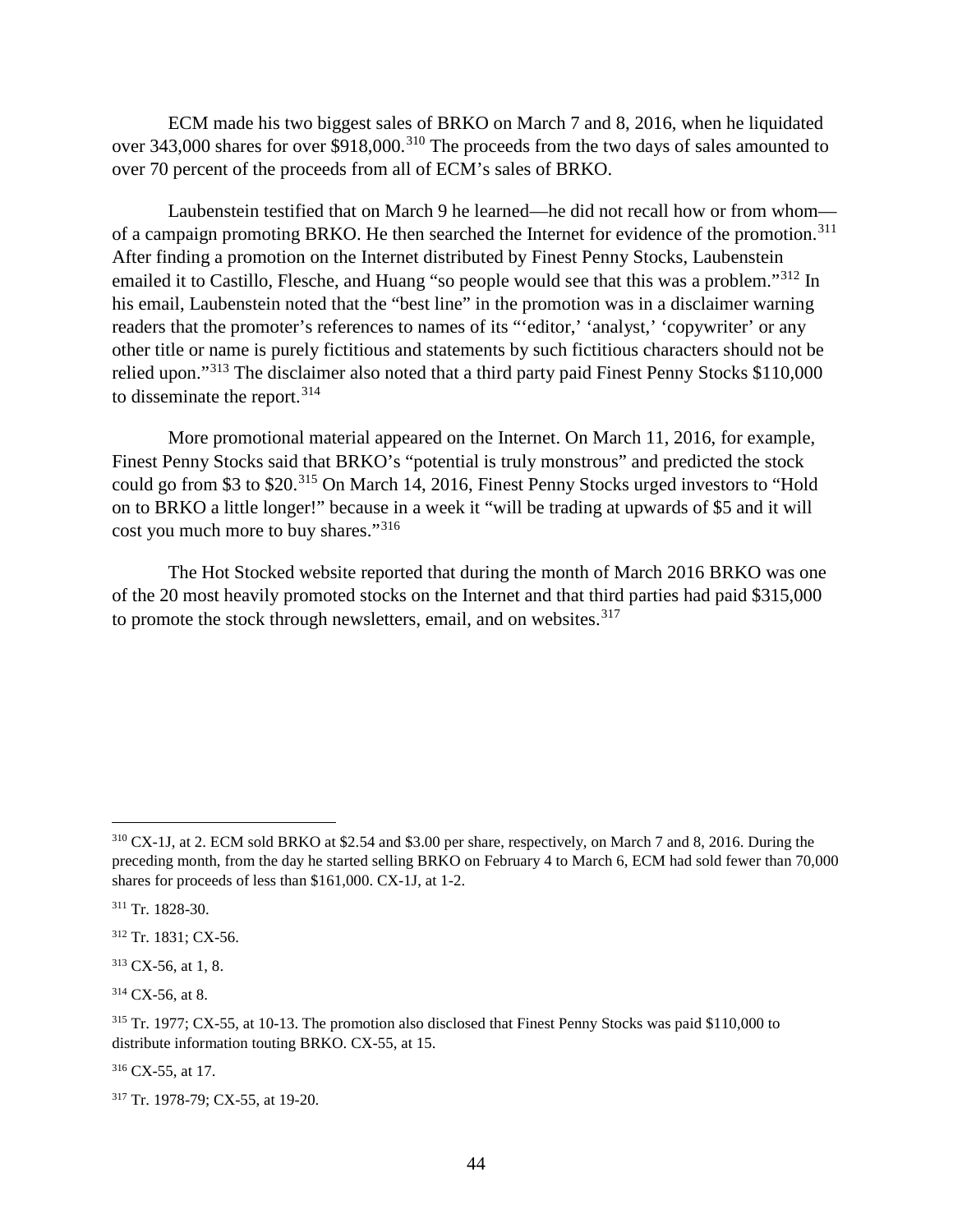ECM made his two biggest sales of BRKO on March 7 and 8, 2016, when he liquidated over 343,000 shares for over $918,000.[310] The proceeds from the two days of sales amounted to over 70 percent of the proceeds from all of ECM's sales of BRKO.

Laubenstein testified that on March 9 he learned—he did not recall how or from whom—of a campaign promoting BRKO. He then searched the Internet for evidence of the promotion.[311] After finding a promotion on the Internet distributed by Finest Penny Stocks, Laubenstein emailed it to Castillo, Flesche, and Huang "so people would see that this was a problem."[312] In his email, Laubenstein noted that the "best line" in the promotion was in a disclaimer warning readers that the promoter's references to names of its "'editor,' 'analyst,' 'copywriter' or any other title or name is purely fictitious and statements by such fictitious characters should not be relied upon."[313] The disclaimer also noted that a third party paid Finest Penny Stocks $110,000 to disseminate the report.[314]

More promotional material appeared on the Internet. On March 11, 2016, for example, Finest Penny Stocks said that BRKO's "potential is truly monstrous" and predicted the stock could go from $3 to $20.[315] On March 14, 2016, Finest Penny Stocks urged investors to "Hold on to BRKO a little longer!" because in a week it "will be trading at upwards of $5 and it will cost you much more to buy shares."[316]

The Hot Stocked website reported that during the month of March 2016 BRKO was one of the 20 most heavily promoted stocks on the Internet and that third parties had paid $315,000 to promote the stock through newsletters, email, and on websites.[317]

---

[310] CX-1J, at 2. ECM sold BRKO at $2.54 and $3.00 per share, respectively, on March 7 and 8, 2016. During the preceding month, from the day he started selling BRKO on February 4 to March 6, ECM had sold fewer than 70,000 shares for proceeds of less than $161,000. CX-1J, at 1-2.

[311] Tr. 1828-30.

[312] Tr. 1831; CX-56.

[313] CX-56, at 1, 8.

[314] CX-56, at 8.

[315] Tr. 1977; CX-55, at 10-13. The promotion also disclosed that Finest Penny Stocks was paid $110,000 to distribute information touting BRKO. CX-55, at 15.

[316] CX-55, at 17.

[317] Tr. 1978-79; CX-55, at 19-20.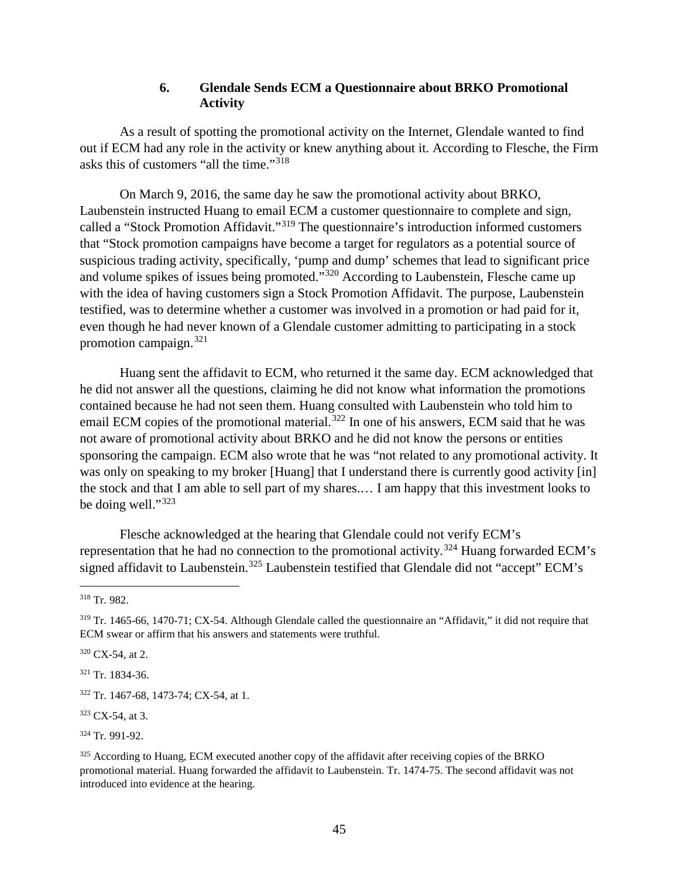### 6. Glendale Sends ECM a Questionnaire about BRKO Promotional Activity

As a result of spotting the promotional activity on the Internet, Glendale wanted to find out if ECM had any role in the activity or knew anything about it. According to Flesche, the Firm asks this of customers "all the time."[318]

On March 9, 2016, the same day he saw the promotional activity about BRKO, Laubenstein instructed Huang to email ECM a customer questionnaire to complete and sign, called a "Stock Promotion Affidavit."[319] The questionnaire's introduction informed customers that "Stock promotion campaigns have become a target for regulators as a potential source of suspicious trading activity, specifically, 'pump and dump' schemes that lead to significant price and volume spikes of issues being promoted."[320] According to Laubenstein, Flesche came up with the idea of having customers sign a Stock Promotion Affidavit. The purpose, Laubenstein testified, was to determine whether a customer was involved in a promotion or had paid for it, even though he had never known of a Glendale customer admitting to participating in a stock promotion campaign.[321]

Huang sent the affidavit to ECM, who returned it the same day. ECM acknowledged that he did not answer all the questions, claiming he did not know what information the promotions contained because he had not seen them. Huang consulted with Laubenstein who told him to email ECM copies of the promotional material.[322] In one of his answers, ECM said that he was not aware of promotional activity about BRKO and he did not know the persons or entities sponsoring the campaign. ECM also wrote that he was "not related to any promotional activity. It was only on speaking to my broker [Huang] that I understand there is currently good activity [in] the stock and that I am able to sell part of my shares.… I am happy that this investment looks to be doing well."[323]

Flesche acknowledged at the hearing that Glendale could not verify ECM's representation that he had no connection to the promotional activity.[324] Huang forwarded ECM's signed affidavit to Laubenstein.[325] Laubenstein testified that Glendale did not "accept" ECM's

---

[318] Tr. 982.

[319] Tr. 1465-66, 1470-71; CX-54. Although Glendale called the questionnaire an "Affidavit," it did not require that ECM swear or affirm that his answers and statements were truthful.

[320] CX-54, at 2.

[321] Tr. 1834-36.

[322] Tr. 1467-68, 1473-74; CX-54, at 1.

[323] CX-54, at 3.

[324] Tr. 991-92.

[325] According to Huang, ECM executed another copy of the affidavit after receiving copies of the BRKO promotional material. Huang forwarded the affidavit to Laubenstein. Tr. 1474-75. The second affidavit was not introduced into evidence at the hearing.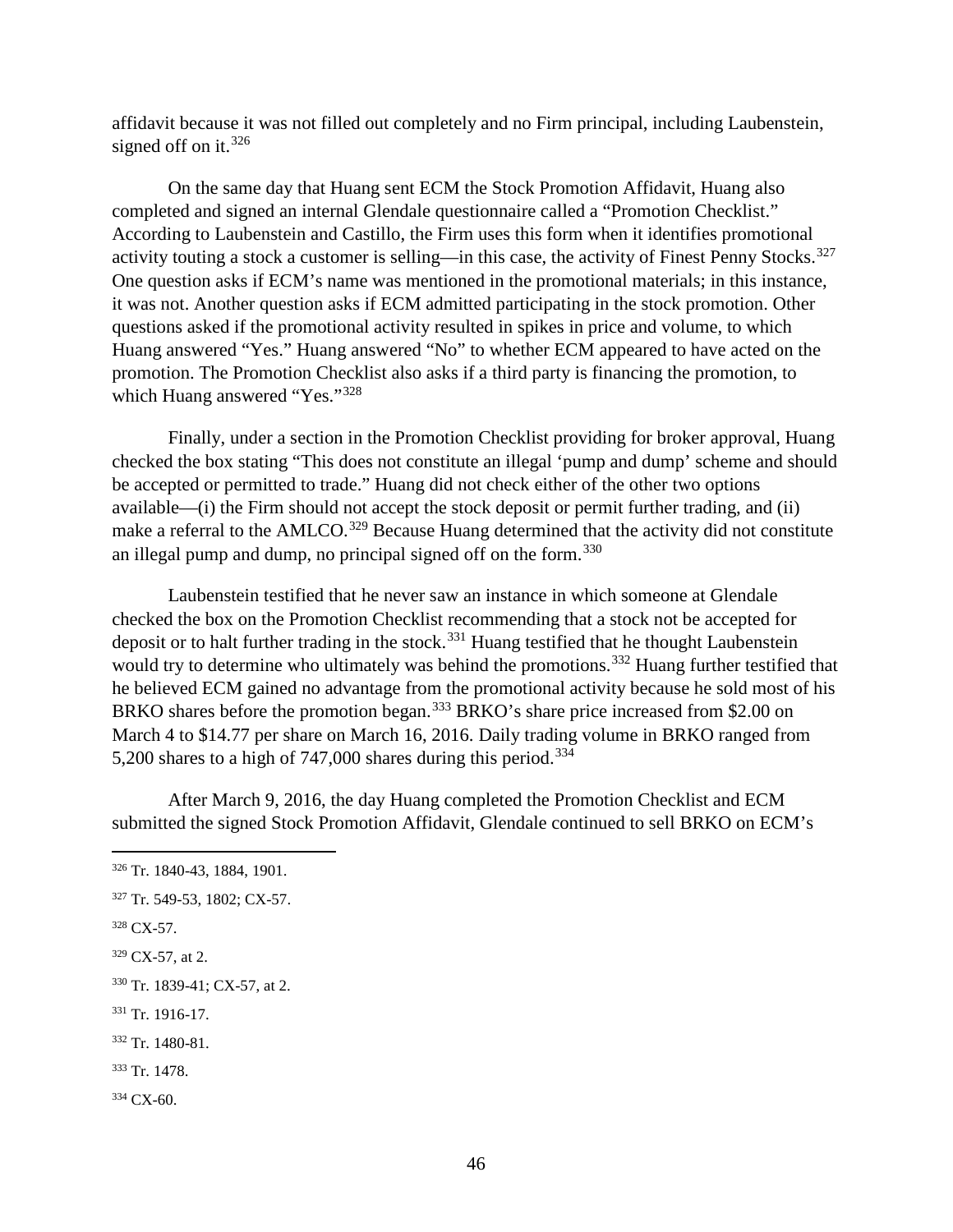affidavit because it was not filled out completely and no Firm principal, including Laubenstein, signed off on it.[326]

On the same day that Huang sent ECM the Stock Promotion Affidavit, Huang also completed and signed an internal Glendale questionnaire called a "Promotion Checklist." According to Laubenstein and Castillo, the Firm uses this form when it identifies promotional activity touting a stock a customer is selling—in this case, the activity of Finest Penny Stocks.[327] One question asks if ECM's name was mentioned in the promotional materials; in this instance, it was not. Another question asks if ECM admitted participating in the stock promotion. Other questions asked if the promotional activity resulted in spikes in price and volume, to which Huang answered "Yes." Huang answered "No" to whether ECM appeared to have acted on the promotion. The Promotion Checklist also asks if a third party is financing the promotion, to which Huang answered "Yes."[328]

Finally, under a section in the Promotion Checklist providing for broker approval, Huang checked the box stating "This does not constitute an illegal 'pump and dump' scheme and should be accepted or permitted to trade." Huang did not check either of the other two options available—(i) the Firm should not accept the stock deposit or permit further trading, and (ii) make a referral to the AMLCO.[329] Because Huang determined that the activity did not constitute an illegal pump and dump, no principal signed off on the form.[330]

Laubenstein testified that he never saw an instance in which someone at Glendale checked the box on the Promotion Checklist recommending that a stock not be accepted for deposit or to halt further trading in the stock.[331] Huang testified that he thought Laubenstein would try to determine who ultimately was behind the promotions.[332] Huang further testified that he believed ECM gained no advantage from the promotional activity because he sold most of his BRKO shares before the promotion began.[333] BRKO's share price increased from $2.00 on March 4 to $14.77 per share on March 16, 2016. Daily trading volume in BRKO ranged from 5,200 shares to a high of 747,000 shares during this period.[334]

After March 9, 2016, the day Huang completed the Promotion Checklist and ECM submitted the signed Stock Promotion Affidavit, Glendale continued to sell BRKO on ECM's

---

[326] Tr. 1840-43, 1884, 1901.

[327] Tr. 549-53, 1802; CX-57.

[328] CX-57.

[329] CX-57, at 2.

[330] Tr. 1839-41; CX-57, at 2.

[331] Tr. 1916-17.

[332] Tr. 1480-81.

[333] Tr. 1478.

[334] CX-60.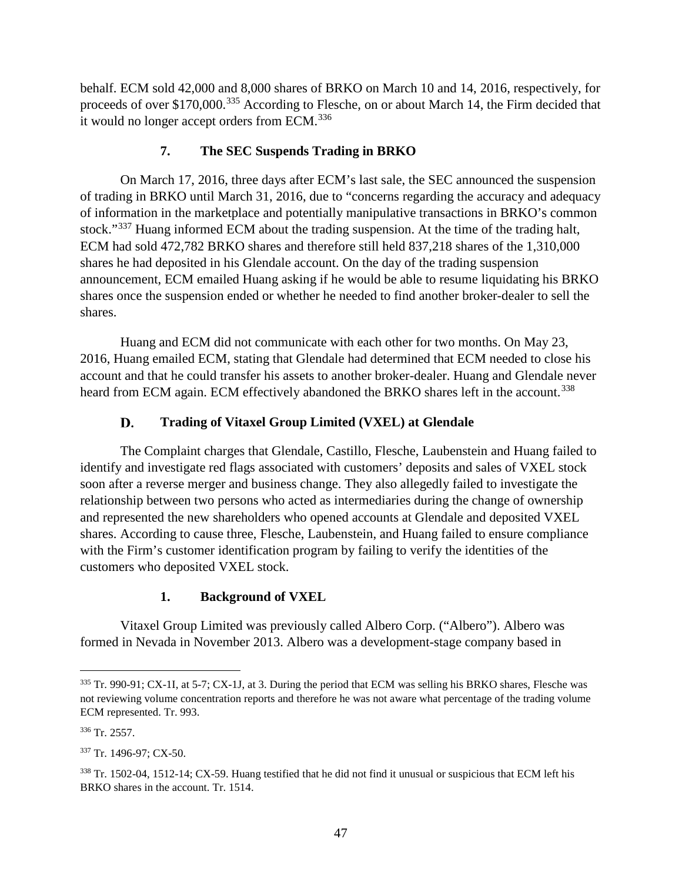behalf. ECM sold 42,000 and 8,000 shares of BRKO on March 10 and 14, 2016, respectively, for proceeds of over $170,000.[335] According to Flesche, on or about March 14, the Firm decided that it would no longer accept orders from ECM.[336]

### 7. The SEC Suspends Trading in BRKO

On March 17, 2016, three days after ECM's last sale, the SEC announced the suspension of trading in BRKO until March 31, 2016, due to "concerns regarding the accuracy and adequacy of information in the marketplace and potentially manipulative transactions in BRKO's common stock."[337] Huang informed ECM about the trading suspension. At the time of the trading halt, ECM had sold 472,782 BRKO shares and therefore still held 837,218 shares of the 1,310,000 shares he had deposited in his Glendale account. On the day of the trading suspension announcement, ECM emailed Huang asking if he would be able to resume liquidating his BRKO shares once the suspension ended or whether he needed to find another broker-dealer to sell the shares.

Huang and ECM did not communicate with each other for two months. On May 23, 2016, Huang emailed ECM, stating that Glendale had determined that ECM needed to close his account and that he could transfer his assets to another broker-dealer. Huang and Glendale never heard from ECM again. ECM effectively abandoned the BRKO shares left in the account.[338]

## D. Trading of Vitaxel Group Limited (VXEL) at Glendale

The Complaint charges that Glendale, Castillo, Flesche, Laubenstein and Huang failed to identify and investigate red flags associated with customers' deposits and sales of VXEL stock soon after a reverse merger and business change. They also allegedly failed to investigate the relationship between two persons who acted as intermediaries during the change of ownership and represented the new shareholders who opened accounts at Glendale and deposited VXEL shares. According to cause three, Flesche, Laubenstein, and Huang failed to ensure compliance with the Firm's customer identification program by failing to verify the identities of the customers who deposited VXEL stock.

### 1. Background of VXEL

Vitaxel Group Limited was previously called Albero Corp. ("Albero"). Albero was formed in Nevada in November 2013. Albero was a development-stage company based in

---

[335] Tr. 990-91; CX-1I, at 5-7; CX-1J, at 3. During the period that ECM was selling his BRKO shares, Flesche was not reviewing volume concentration reports and therefore he was not aware what percentage of the trading volume ECM represented. Tr. 993.

[336] Tr. 2557.

[337] Tr. 1496-97; CX-50.

[338] Tr. 1502-04, 1512-14; CX-59. Huang testified that he did not find it unusual or suspicious that ECM left his BRKO shares in the account. Tr. 1514.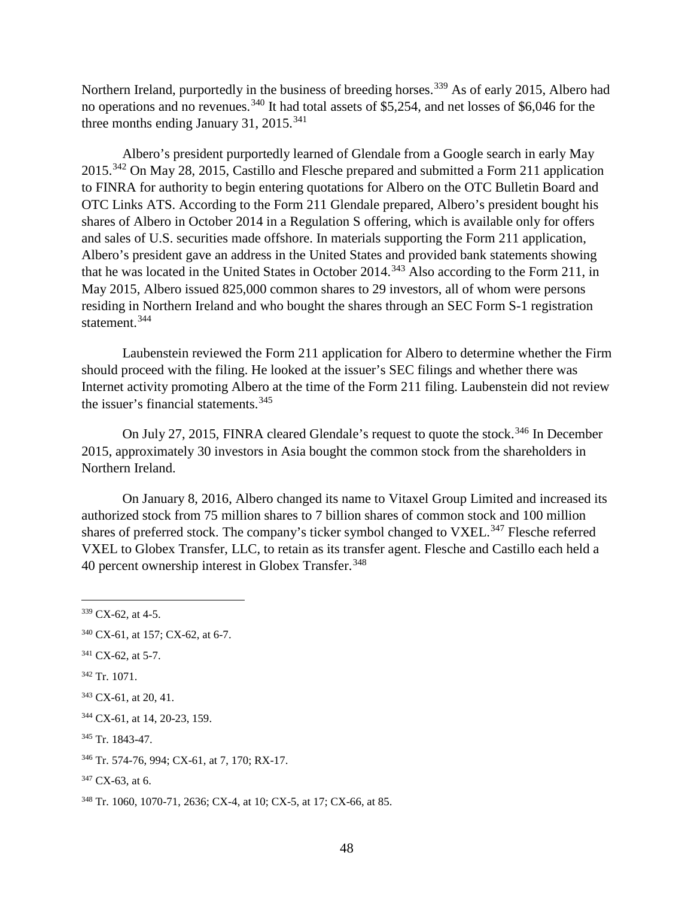Northern Ireland, purportedly in the business of breeding horses.[339] As of early 2015, Albero had no operations and no revenues.[340] It had total assets of $5,254, and net losses of $6,046 for the three months ending January 31, 2015.[341]

Albero's president purportedly learned of Glendale from a Google search in early May 2015.[342] On May 28, 2015, Castillo and Flesche prepared and submitted a Form 211 application to FINRA for authority to begin entering quotations for Albero on the OTC Bulletin Board and OTC Links ATS. According to the Form 211 Glendale prepared, Albero's president bought his shares of Albero in October 2014 in a Regulation S offering, which is available only for offers and sales of U.S. securities made offshore. In materials supporting the Form 211 application, Albero's president gave an address in the United States and provided bank statements showing that he was located in the United States in October 2014.[343] Also according to the Form 211, in May 2015, Albero issued 825,000 common shares to 29 investors, all of whom were persons residing in Northern Ireland and who bought the shares through an SEC Form S-1 registration statement.[344]

Laubenstein reviewed the Form 211 application for Albero to determine whether the Firm should proceed with the filing. He looked at the issuer's SEC filings and whether there was Internet activity promoting Albero at the time of the Form 211 filing. Laubenstein did not review the issuer's financial statements.[345]

On July 27, 2015, FINRA cleared Glendale's request to quote the stock.[346] In December 2015, approximately 30 investors in Asia bought the common stock from the shareholders in Northern Ireland.

On January 8, 2016, Albero changed its name to Vitaxel Group Limited and increased its authorized stock from 75 million shares to 7 billion shares of common stock and 100 million shares of preferred stock. The company's ticker symbol changed to VXEL.[347] Flesche referred VXEL to Globex Transfer, LLC, to retain as its transfer agent. Flesche and Castillo each held a 40 percent ownership interest in Globex Transfer.[348]

---

[339] CX-62, at 4-5.

[340] CX-61, at 157; CX-62, at 6-7.

[341] CX-62, at 5-7.

[342] Tr. 1071.

[343] CX-61, at 20, 41.

[344] CX-61, at 14, 20-23, 159.

[345] Tr. 1843-47.

[346] Tr. 574-76, 994; CX-61, at 7, 170; RX-17.

[347] CX-63, at 6.

[348] Tr. 1060, 1070-71, 2636; CX-4, at 10; CX-5, at 17; CX-66, at 85.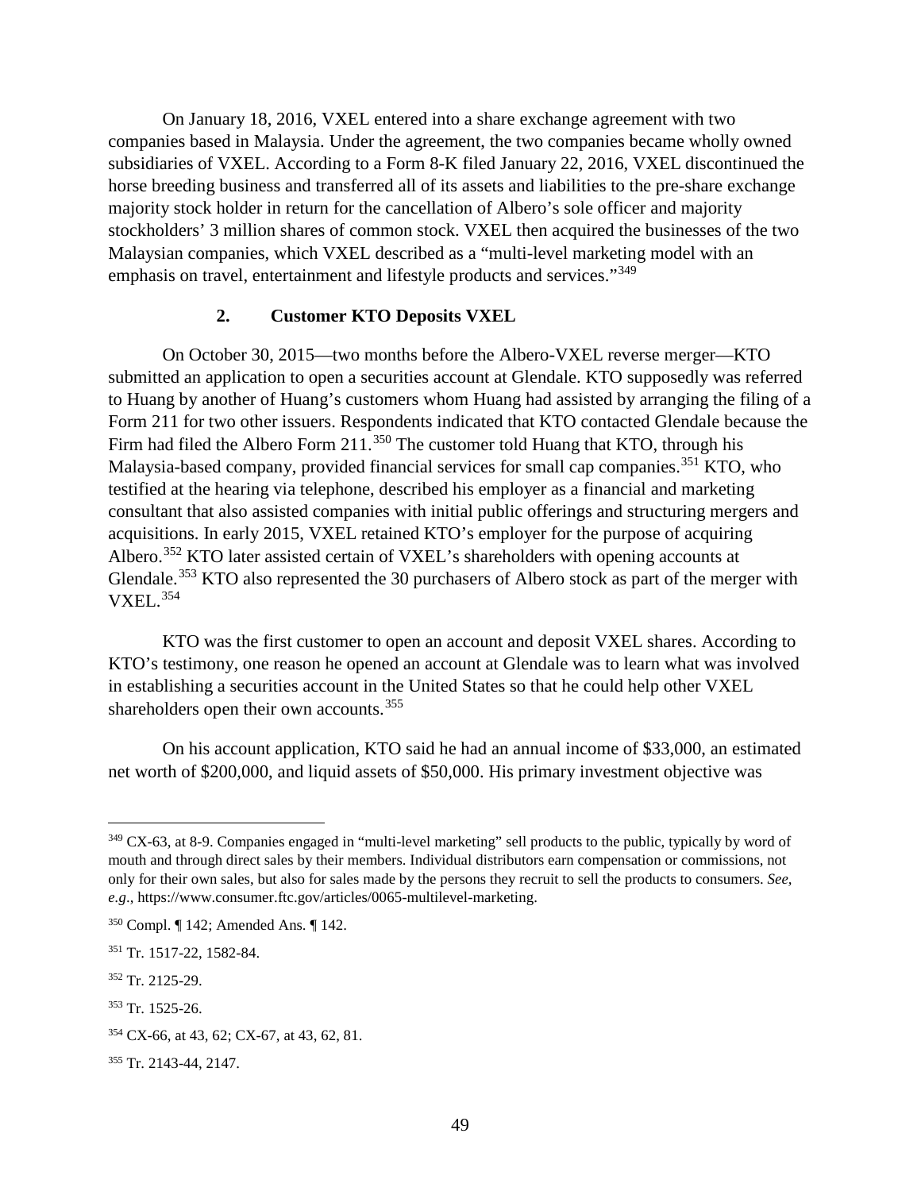On January 18, 2016, VXEL entered into a share exchange agreement with two companies based in Malaysia. Under the agreement, the two companies became wholly owned subsidiaries of VXEL. According to a Form 8-K filed January 22, 2016, VXEL discontinued the horse breeding business and transferred all of its assets and liabilities to the pre-share exchange majority stock holder in return for the cancellation of Albero's sole officer and majority stockholders' 3 million shares of common stock. VXEL then acquired the businesses of the two Malaysian companies, which VXEL described as a "multi-level marketing model with an emphasis on travel, entertainment and lifestyle products and services."[349]

### 2. Customer KTO Deposits VXEL

On October 30, 2015—two months before the Albero-VXEL reverse merger—KTO submitted an application to open a securities account at Glendale. KTO supposedly was referred to Huang by another of Huang's customers whom Huang had assisted by arranging the filing of a Form 211 for two other issuers. Respondents indicated that KTO contacted Glendale because the Firm had filed the Albero Form 211.[350] The customer told Huang that KTO, through his Malaysia-based company, provided financial services for small cap companies.[351] KTO, who testified at the hearing via telephone, described his employer as a financial and marketing consultant that also assisted companies with initial public offerings and structuring mergers and acquisitions. In early 2015, VXEL retained KTO's employer for the purpose of acquiring Albero.[352] KTO later assisted certain of VXEL's shareholders with opening accounts at Glendale.[353] KTO also represented the 30 purchasers of Albero stock as part of the merger with VXEL.[354]

KTO was the first customer to open an account and deposit VXEL shares. According to KTO's testimony, one reason he opened an account at Glendale was to learn what was involved in establishing a securities account in the United States so that he could help other VXEL shareholders open their own accounts.[355]

On his account application, KTO said he had an annual income of $33,000, an estimated net worth of $200,000, and liquid assets of $50,000. His primary investment objective was

---

[349] CX-63, at 8-9. Companies engaged in "multi-level marketing" sell products to the public, typically by word of mouth and through direct sales by their members. Individual distributors earn compensation or commissions, not only for their own sales, but also for sales made by the persons they recruit to sell the products to consumers. *See, e.g*., https://www.consumer.ftc.gov/articles/0065-multilevel-marketing.

[350] Compl. ¶ 142; Amended Ans. ¶ 142.

[351] Tr. 1517-22, 1582-84.

[352] Tr. 2125-29.

[353] Tr. 1525-26.

[354] CX-66, at 43, 62; CX-67, at 43, 62, 81.

[355] Tr. 2143-44, 2147.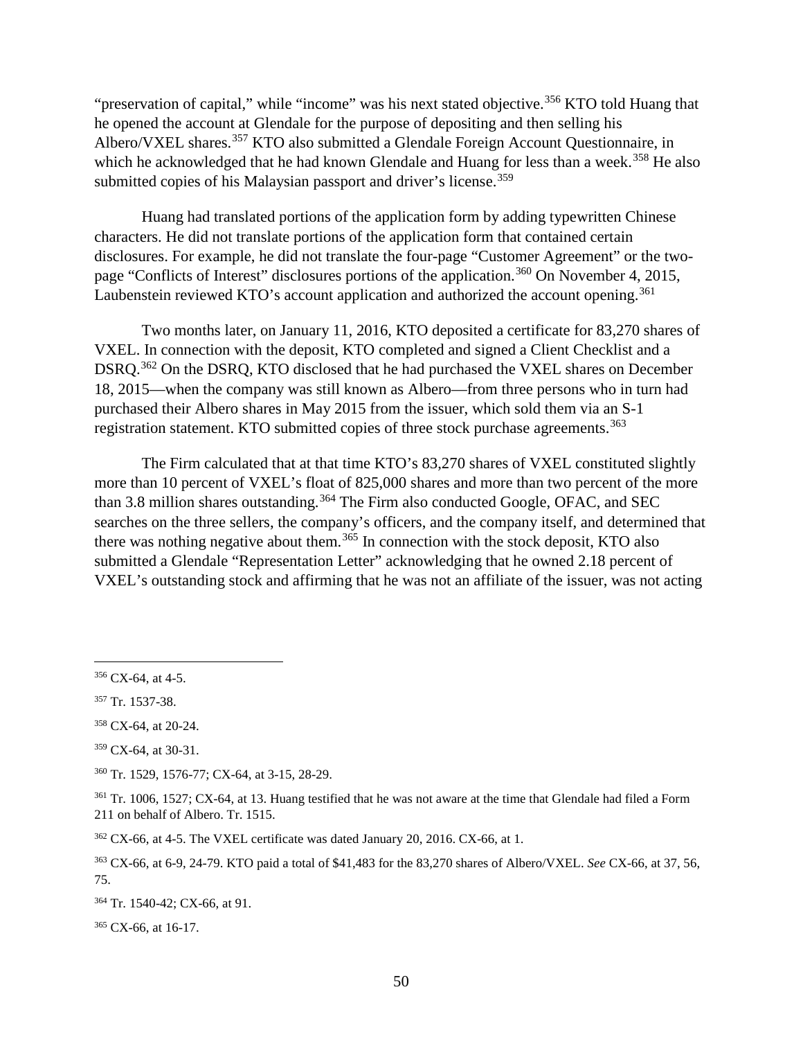"preservation of capital," while "income" was his next stated objective.[356] KTO told Huang that he opened the account at Glendale for the purpose of depositing and then selling his Albero/VXEL shares.[357] KTO also submitted a Glendale Foreign Account Questionnaire, in which he acknowledged that he had known Glendale and Huang for less than a week.[358] He also submitted copies of his Malaysian passport and driver's license.[359]

Huang had translated portions of the application form by adding typewritten Chinese characters. He did not translate portions of the application form that contained certain disclosures. For example, he did not translate the four-page "Customer Agreement" or the two-page "Conflicts of Interest" disclosures portions of the application.[360] On November 4, 2015, Laubenstein reviewed KTO's account application and authorized the account opening.[361]

Two months later, on January 11, 2016, KTO deposited a certificate for 83,270 shares of VXEL. In connection with the deposit, KTO completed and signed a Client Checklist and a DSRQ.[362] On the DSRQ, KTO disclosed that he had purchased the VXEL shares on December 18, 2015—when the company was still known as Albero—from three persons who in turn had purchased their Albero shares in May 2015 from the issuer, which sold them via an S-1 registration statement. KTO submitted copies of three stock purchase agreements.[363]

The Firm calculated that at that time KTO's 83,270 shares of VXEL constituted slightly more than 10 percent of VXEL's float of 825,000 shares and more than two percent of the more than 3.8 million shares outstanding.[364] The Firm also conducted Google, OFAC, and SEC searches on the three sellers, the company's officers, and the company itself, and determined that there was nothing negative about them.[365] In connection with the stock deposit, KTO also submitted a Glendale "Representation Letter" acknowledging that he owned 2.18 percent of VXEL's outstanding stock and affirming that he was not an affiliate of the issuer, was not acting

---

[356] CX-64, at 4-5.

[357] Tr. 1537-38.

[358] CX-64, at 20-24.

[359] CX-64, at 30-31.

[360] Tr. 1529, 1576-77; CX-64, at 3-15, 28-29.

[361] Tr. 1006, 1527; CX-64, at 13. Huang testified that he was not aware at the time that Glendale had filed a Form 211 on behalf of Albero. Tr. 1515.

[362] CX-66, at 4-5. The VXEL certificate was dated January 20, 2016. CX-66, at 1.

[363] CX-66, at 6-9, 24-79. KTO paid a total of $41,483 for the 83,270 shares of Albero/VXEL. *See* CX-66, at 37, 56, 75.

[364] Tr. 1540-42; CX-66, at 91.

[365] CX-66, at 16-17.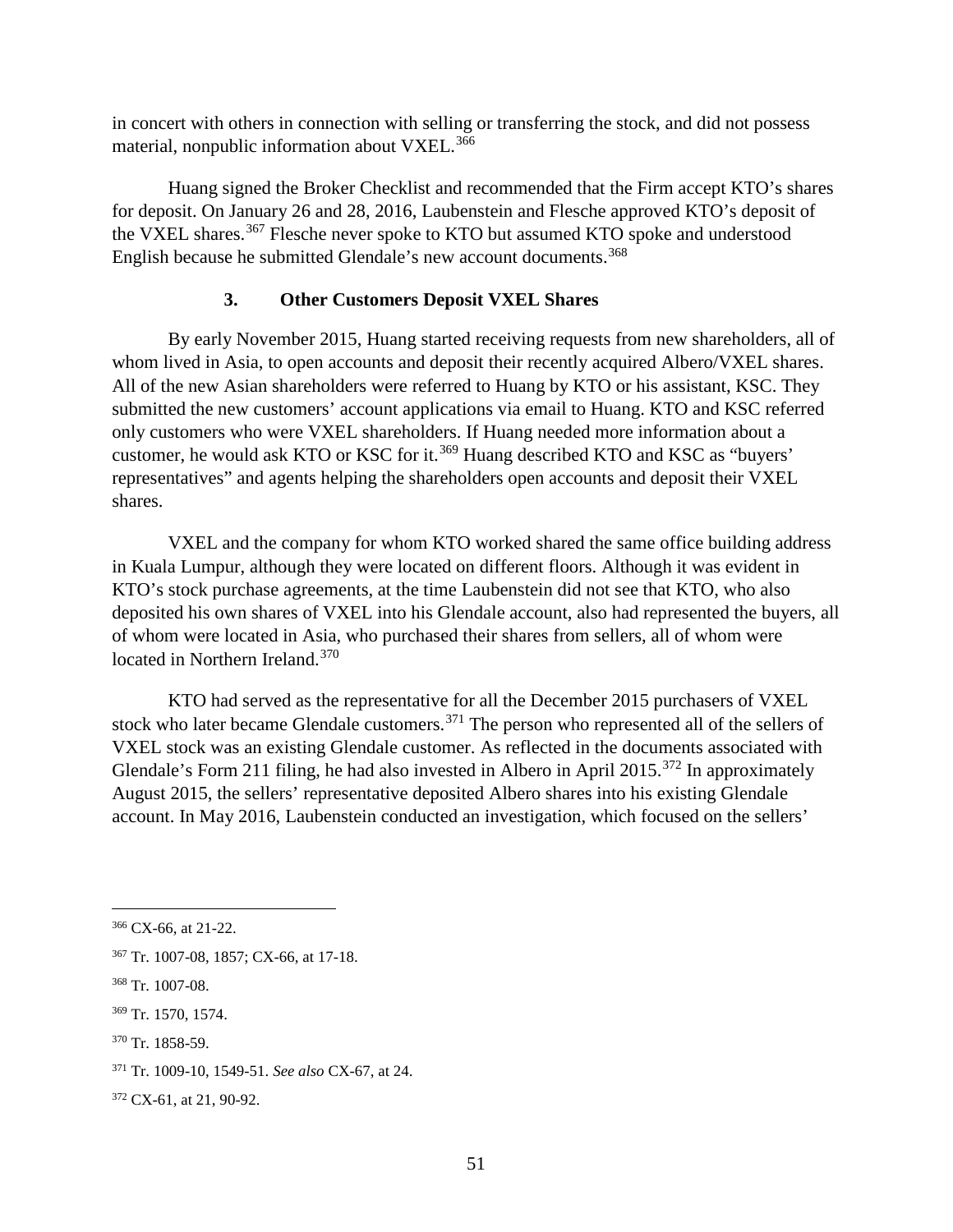in concert with others in connection with selling or transferring the stock, and did not possess material, nonpublic information about VXEL.[366]

Huang signed the Broker Checklist and recommended that the Firm accept KTO's shares for deposit. On January 26 and 28, 2016, Laubenstein and Flesche approved KTO's deposit of the VXEL shares.[367] Flesche never spoke to KTO but assumed KTO spoke and understood English because he submitted Glendale's new account documents.[368]

### 3. Other Customers Deposit VXEL Shares

By early November 2015, Huang started receiving requests from new shareholders, all of whom lived in Asia, to open accounts and deposit their recently acquired Albero/VXEL shares. All of the new Asian shareholders were referred to Huang by KTO or his assistant, KSC. They submitted the new customers' account applications via email to Huang. KTO and KSC referred only customers who were VXEL shareholders. If Huang needed more information about a customer, he would ask KTO or KSC for it.[369] Huang described KTO and KSC as "buyers' representatives" and agents helping the shareholders open accounts and deposit their VXEL shares.

VXEL and the company for whom KTO worked shared the same office building address in Kuala Lumpur, although they were located on different floors. Although it was evident in KTO's stock purchase agreements, at the time Laubenstein did not see that KTO, who also deposited his own shares of VXEL into his Glendale account, also had represented the buyers, all of whom were located in Asia, who purchased their shares from sellers, all of whom were located in Northern Ireland.[370]

KTO had served as the representative for all the December 2015 purchasers of VXEL stock who later became Glendale customers.[371] The person who represented all of the sellers of VXEL stock was an existing Glendale customer. As reflected in the documents associated with Glendale's Form 211 filing, he had also invested in Albero in April 2015.[372] In approximately August 2015, the sellers' representative deposited Albero shares into his existing Glendale account. In May 2016, Laubenstein conducted an investigation, which focused on the sellers'

---

[366] CX-66, at 21-22.

[367] Tr. 1007-08, 1857; CX-66, at 17-18.

[368] Tr. 1007-08.

[369] Tr. 1570, 1574.

[370] Tr. 1858-59.

[371] Tr. 1009-10, 1549-51. *See also* CX-67, at 24.

[372] CX-61, at 21, 90-92.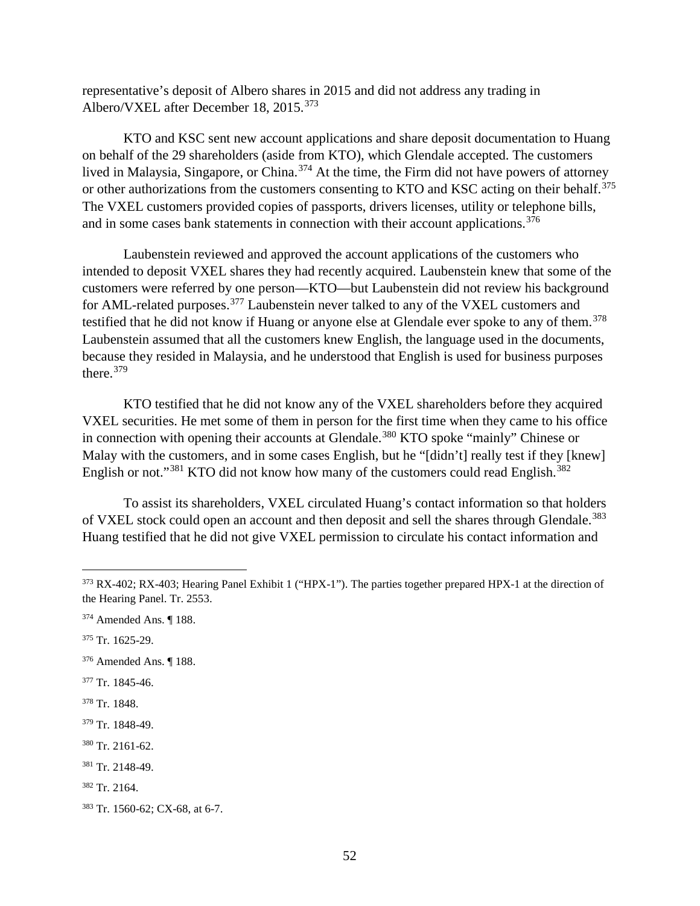representative's deposit of Albero shares in 2015 and did not address any trading in Albero/VXEL after December 18, 2015.[373]

KTO and KSC sent new account applications and share deposit documentation to Huang on behalf of the 29 shareholders (aside from KTO), which Glendale accepted. The customers lived in Malaysia, Singapore, or China.[374] At the time, the Firm did not have powers of attorney or other authorizations from the customers consenting to KTO and KSC acting on their behalf.[375] The VXEL customers provided copies of passports, drivers licenses, utility or telephone bills, and in some cases bank statements in connection with their account applications.[376]

Laubenstein reviewed and approved the account applications of the customers who intended to deposit VXEL shares they had recently acquired. Laubenstein knew that some of the customers were referred by one person—KTO—but Laubenstein did not review his background for AML-related purposes.[377] Laubenstein never talked to any of the VXEL customers and testified that he did not know if Huang or anyone else at Glendale ever spoke to any of them.[378] Laubenstein assumed that all the customers knew English, the language used in the documents, because they resided in Malaysia, and he understood that English is used for business purposes there.[379]

KTO testified that he did not know any of the VXEL shareholders before they acquired VXEL securities. He met some of them in person for the first time when they came to his office in connection with opening their accounts at Glendale.[380] KTO spoke "mainly" Chinese or Malay with the customers, and in some cases English, but he "[didn't] really test if they [knew] English or not."[381] KTO did not know how many of the customers could read English.[382]

To assist its shareholders, VXEL circulated Huang's contact information so that holders of VXEL stock could open an account and then deposit and sell the shares through Glendale.[383] Huang testified that he did not give VXEL permission to circulate his contact information and

---

[373] RX-402; RX-403; Hearing Panel Exhibit 1 ("HPX-1"). The parties together prepared HPX-1 at the direction of the Hearing Panel. Tr. 2553.

[374] Amended Ans. ¶ 188.

[375] Tr. 1625-29.

[376] Amended Ans. ¶ 188.

[377] Tr. 1845-46.

[378] Tr. 1848.

[379] Tr. 1848-49.

[380] Tr. 2161-62.

[381] Tr. 2148-49.

[382] Tr. 2164.

[383] Tr. 1560-62; CX-68, at 6-7.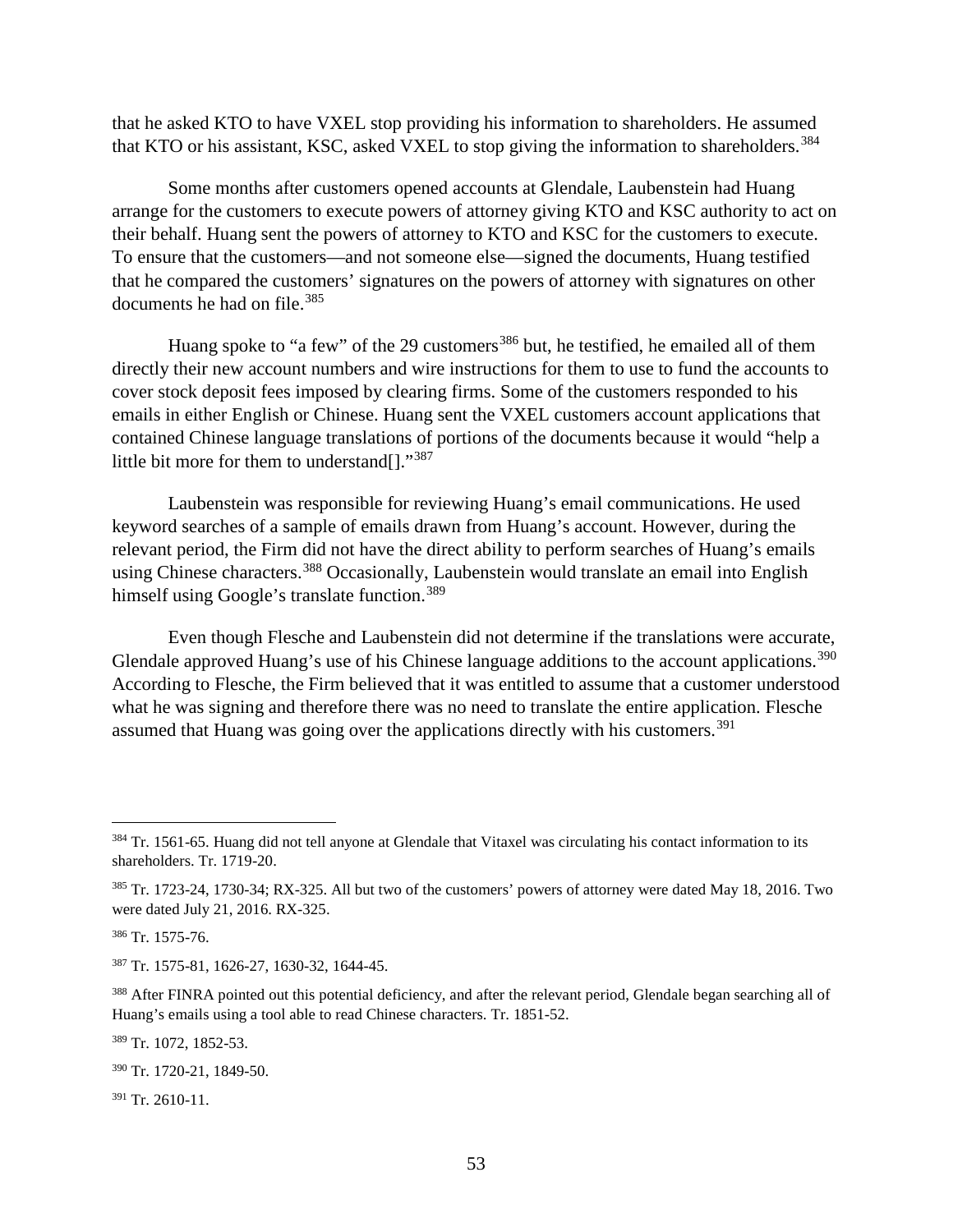that he asked KTO to have VXEL stop providing his information to shareholders. He assumed that KTO or his assistant, KSC, asked VXEL to stop giving the information to shareholders.[384]

Some months after customers opened accounts at Glendale, Laubenstein had Huang arrange for the customers to execute powers of attorney giving KTO and KSC authority to act on their behalf. Huang sent the powers of attorney to KTO and KSC for the customers to execute. To ensure that the customers—and not someone else—signed the documents, Huang testified that he compared the customers' signatures on the powers of attorney with signatures on other documents he had on file.[385]

Huang spoke to "a few" of the 29 customers[386] but, he testified, he emailed all of them directly their new account numbers and wire instructions for them to use to fund the accounts to cover stock deposit fees imposed by clearing firms. Some of the customers responded to his emails in either English or Chinese. Huang sent the VXEL customers account applications that contained Chinese language translations of portions of the documents because it would "help a little bit more for them to understand[]."[387]

Laubenstein was responsible for reviewing Huang's email communications. He used keyword searches of a sample of emails drawn from Huang's account. However, during the relevant period, the Firm did not have the direct ability to perform searches of Huang's emails using Chinese characters.[388] Occasionally, Laubenstein would translate an email into English himself using Google's translate function.[389]

Even though Flesche and Laubenstein did not determine if the translations were accurate, Glendale approved Huang's use of his Chinese language additions to the account applications.[390] According to Flesche, the Firm believed that it was entitled to assume that a customer understood what he was signing and therefore there was no need to translate the entire application. Flesche assumed that Huang was going over the applications directly with his customers.[391]

---

[384] Tr. 1561-65. Huang did not tell anyone at Glendale that Vitaxel was circulating his contact information to its shareholders. Tr. 1719-20.

[385] Tr. 1723-24, 1730-34; RX-325. All but two of the customers' powers of attorney were dated May 18, 2016. Two were dated July 21, 2016. RX-325.

[386] Tr. 1575-76.

[387] Tr. 1575-81, 1626-27, 1630-32, 1644-45.

[388] After FINRA pointed out this potential deficiency, and after the relevant period, Glendale began searching all of Huang's emails using a tool able to read Chinese characters. Tr. 1851-52.

[389] Tr. 1072, 1852-53.

[390] Tr. 1720-21, 1849-50.

[391] Tr. 2610-11.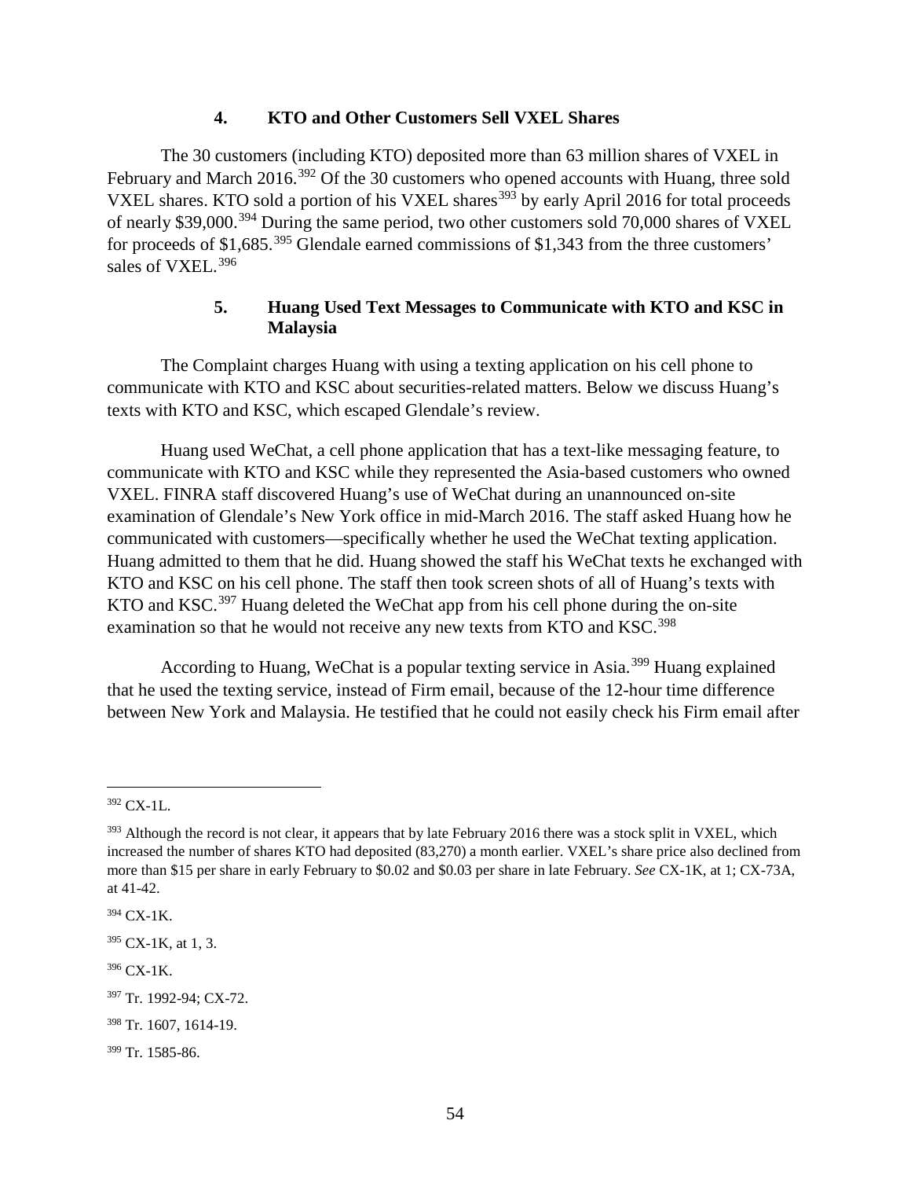#### 4. KTO and Other Customers Sell VXEL Shares

The 30 customers (including KTO) deposited more than 63 million shares of VXEL in February and March 2016.[392] Of the 30 customers who opened accounts with Huang, three sold VXEL shares. KTO sold a portion of his VXEL shares[393] by early April 2016 for total proceeds of nearly $39,000.[394] During the same period, two other customers sold 70,000 shares of VXEL for proceeds of $1,685.[395] Glendale earned commissions of $1,343 from the three customers' sales of VXEL.[396]

#### 5. Huang Used Text Messages to Communicate with KTO and KSC in Malaysia

The Complaint charges Huang with using a texting application on his cell phone to communicate with KTO and KSC about securities-related matters. Below we discuss Huang's texts with KTO and KSC, which escaped Glendale's review.

Huang used WeChat, a cell phone application that has a text-like messaging feature, to communicate with KTO and KSC while they represented the Asia-based customers who owned VXEL. FINRA staff discovered Huang's use of WeChat during an unannounced on-site examination of Glendale's New York office in mid-March 2016. The staff asked Huang how he communicated with customers—specifically whether he used the WeChat texting application. Huang admitted to them that he did. Huang showed the staff his WeChat texts he exchanged with KTO and KSC on his cell phone. The staff then took screen shots of all of Huang's texts with KTO and KSC.[397] Huang deleted the WeChat app from his cell phone during the on-site examination so that he would not receive any new texts from KTO and KSC.[398]

According to Huang, WeChat is a popular texting service in Asia.[399] Huang explained that he used the texting service, instead of Firm email, because of the 12-hour time difference between New York and Malaysia. He testified that he could not easily check his Firm email after

---

[392] CX-1L.

[393] Although the record is not clear, it appears that by late February 2016 there was a stock split in VXEL, which increased the number of shares KTO had deposited (83,270) a month earlier. VXEL's share price also declined from more than $15 per share in early February to $0.02 and $0.03 per share in late February. *See* CX-1K, at 1; CX-73A, at 41-42.

[394] CX-1K.

[395] CX-1K, at 1, 3.

[396] CX-1K.

[397] Tr. 1992-94; CX-72.

[398] Tr. 1607, 1614-19.

[399] Tr. 1585-86.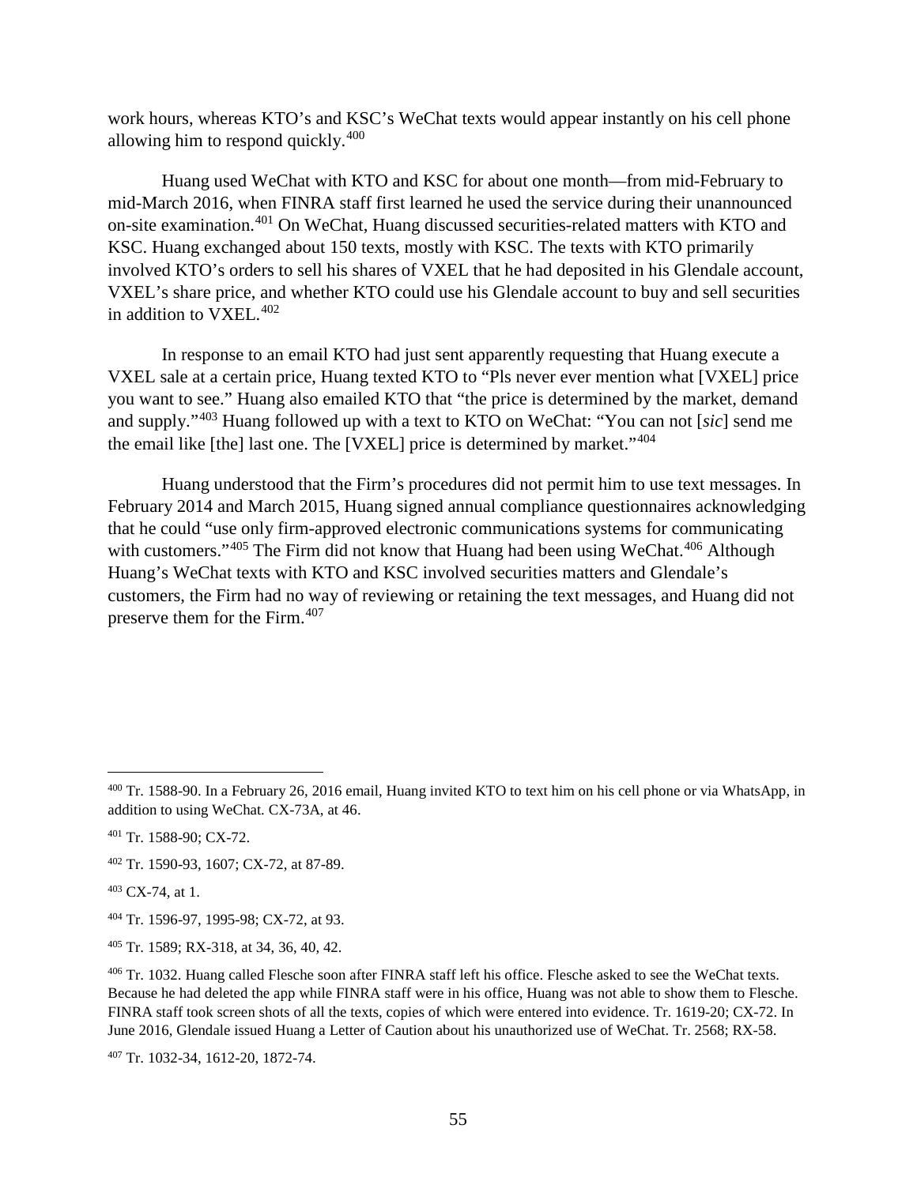work hours, whereas KTO's and KSC's WeChat texts would appear instantly on his cell phone allowing him to respond quickly.[400]

Huang used WeChat with KTO and KSC for about one month—from mid-February to mid-March 2016, when FINRA staff first learned he used the service during their unannounced on-site examination.[401] On WeChat, Huang discussed securities-related matters with KTO and KSC. Huang exchanged about 150 texts, mostly with KSC. The texts with KTO primarily involved KTO's orders to sell his shares of VXEL that he had deposited in his Glendale account, VXEL's share price, and whether KTO could use his Glendale account to buy and sell securities in addition to VXEL.[402]

In response to an email KTO had just sent apparently requesting that Huang execute a VXEL sale at a certain price, Huang texted KTO to "Pls never ever mention what [VXEL] price you want to see." Huang also emailed KTO that "the price is determined by the market, demand and supply."[403] Huang followed up with a text to KTO on WeChat: "You can not [*sic*] send me the email like [the] last one. The [VXEL] price is determined by market."[404]

Huang understood that the Firm's procedures did not permit him to use text messages. In February 2014 and March 2015, Huang signed annual compliance questionnaires acknowledging that he could "use only firm-approved electronic communications systems for communicating with customers."[405] The Firm did not know that Huang had been using WeChat.[406] Although Huang's WeChat texts with KTO and KSC involved securities matters and Glendale's customers, the Firm had no way of reviewing or retaining the text messages, and Huang did not preserve them for the Firm.[407]

---

[400] Tr. 1588-90. In a February 26, 2016 email, Huang invited KTO to text him on his cell phone or via WhatsApp, in addition to using WeChat. CX-73A, at 46.

[401] Tr. 1588-90; CX-72.

[402] Tr. 1590-93, 1607; CX-72, at 87-89.

[403] CX-74, at 1.

[404] Tr. 1596-97, 1995-98; CX-72, at 93.

[405] Tr. 1589; RX-318, at 34, 36, 40, 42.

[406] Tr. 1032. Huang called Flesche soon after FINRA staff left his office. Flesche asked to see the WeChat texts. Because he had deleted the app while FINRA staff were in his office, Huang was not able to show them to Flesche. FINRA staff took screen shots of all the texts, copies of which were entered into evidence. Tr. 1619-20; CX-72. In June 2016, Glendale issued Huang a Letter of Caution about his unauthorized use of WeChat. Tr. 2568; RX-58.

[407] Tr. 1032-34, 1612-20, 1872-74.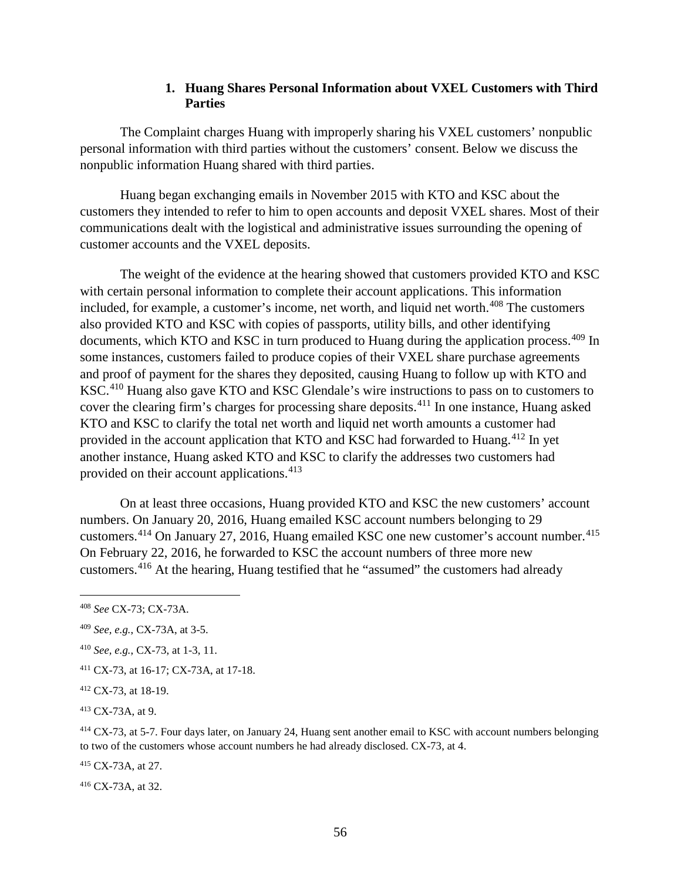### 1. Huang Shares Personal Information about VXEL Customers with Third Parties

The Complaint charges Huang with improperly sharing his VXEL customers' nonpublic personal information with third parties without the customers' consent. Below we discuss the nonpublic information Huang shared with third parties.

Huang began exchanging emails in November 2015 with KTO and KSC about the customers they intended to refer to him to open accounts and deposit VXEL shares. Most of their communications dealt with the logistical and administrative issues surrounding the opening of customer accounts and the VXEL deposits.

The weight of the evidence at the hearing showed that customers provided KTO and KSC with certain personal information to complete their account applications. This information included, for example, a customer's income, net worth, and liquid net worth.[408] The customers also provided KTO and KSC with copies of passports, utility bills, and other identifying documents, which KTO and KSC in turn produced to Huang during the application process.[409] In some instances, customers failed to produce copies of their VXEL share purchase agreements and proof of payment for the shares they deposited, causing Huang to follow up with KTO and KSC.[410] Huang also gave KTO and KSC Glendale's wire instructions to pass on to customers to cover the clearing firm's charges for processing share deposits.[411] In one instance, Huang asked KTO and KSC to clarify the total net worth and liquid net worth amounts a customer had provided in the account application that KTO and KSC had forwarded to Huang.[412] In yet another instance, Huang asked KTO and KSC to clarify the addresses two customers had provided on their account applications.[413]

On at least three occasions, Huang provided KTO and KSC the new customers' account numbers. On January 20, 2016, Huang emailed KSC account numbers belonging to 29 customers.[414] On January 27, 2016, Huang emailed KSC one new customer's account number.[415] On February 22, 2016, he forwarded to KSC the account numbers of three more new customers.[416] At the hearing, Huang testified that he "assumed" the customers had already

---

[408] *See* CX-73; CX-73A.

[409] *See, e.g.*, CX-73A, at 3-5.

[410] *See, e.g.*, CX-73, at 1-3, 11.

[411] CX-73, at 16-17; CX-73A, at 17-18.

[412] CX-73, at 18-19.

[413] CX-73A, at 9.

[414] CX-73, at 5-7. Four days later, on January 24, Huang sent another email to KSC with account numbers belonging to two of the customers whose account numbers he had already disclosed. CX-73, at 4.

[415] CX-73A, at 27.

[416] CX-73A, at 32.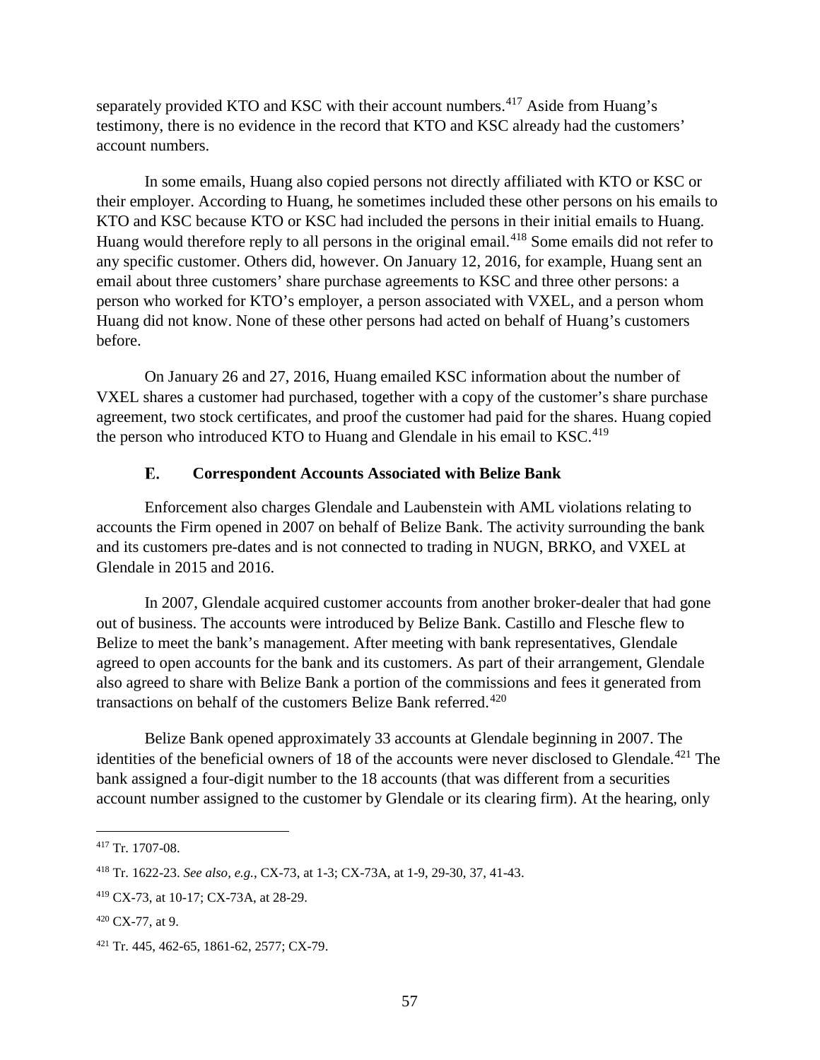separately provided KTO and KSC with their account numbers.[417] Aside from Huang's testimony, there is no evidence in the record that KTO and KSC already had the customers' account numbers.

In some emails, Huang also copied persons not directly affiliated with KTO or KSC or their employer. According to Huang, he sometimes included these other persons on his emails to KTO and KSC because KTO or KSC had included the persons in their initial emails to Huang. Huang would therefore reply to all persons in the original email.[418] Some emails did not refer to any specific customer. Others did, however. On January 12, 2016, for example, Huang sent an email about three customers' share purchase agreements to KSC and three other persons: a person who worked for KTO's employer, a person associated with VXEL, and a person whom Huang did not know. None of these other persons had acted on behalf of Huang's customers before.

On January 26 and 27, 2016, Huang emailed KSC information about the number of VXEL shares a customer had purchased, together with a copy of the customer's share purchase agreement, two stock certificates, and proof the customer had paid for the shares. Huang copied the person who introduced KTO to Huang and Glendale in his email to KSC.[419]

### E. Correspondent Accounts Associated with Belize Bank

Enforcement also charges Glendale and Laubenstein with AML violations relating to accounts the Firm opened in 2007 on behalf of Belize Bank. The activity surrounding the bank and its customers pre-dates and is not connected to trading in NUGN, BRKO, and VXEL at Glendale in 2015 and 2016.

In 2007, Glendale acquired customer accounts from another broker-dealer that had gone out of business. The accounts were introduced by Belize Bank. Castillo and Flesche flew to Belize to meet the bank's management. After meeting with bank representatives, Glendale agreed to open accounts for the bank and its customers. As part of their arrangement, Glendale also agreed to share with Belize Bank a portion of the commissions and fees it generated from transactions on behalf of the customers Belize Bank referred.[420]

Belize Bank opened approximately 33 accounts at Glendale beginning in 2007. The identities of the beneficial owners of 18 of the accounts were never disclosed to Glendale.[421] The bank assigned a four-digit number to the 18 accounts (that was different from a securities account number assigned to the customer by Glendale or its clearing firm). At the hearing, only

---

[417] Tr. 1707-08.

[418] Tr. 1622-23. *See also*, *e.g.*, CX-73, at 1-3; CX-73A, at 1-9, 29-30, 37, 41-43.

[419] CX-73, at 10-17; CX-73A, at 28-29.

[420] CX-77, at 9.

[421] Tr. 445, 462-65, 1861-62, 2577; CX-79.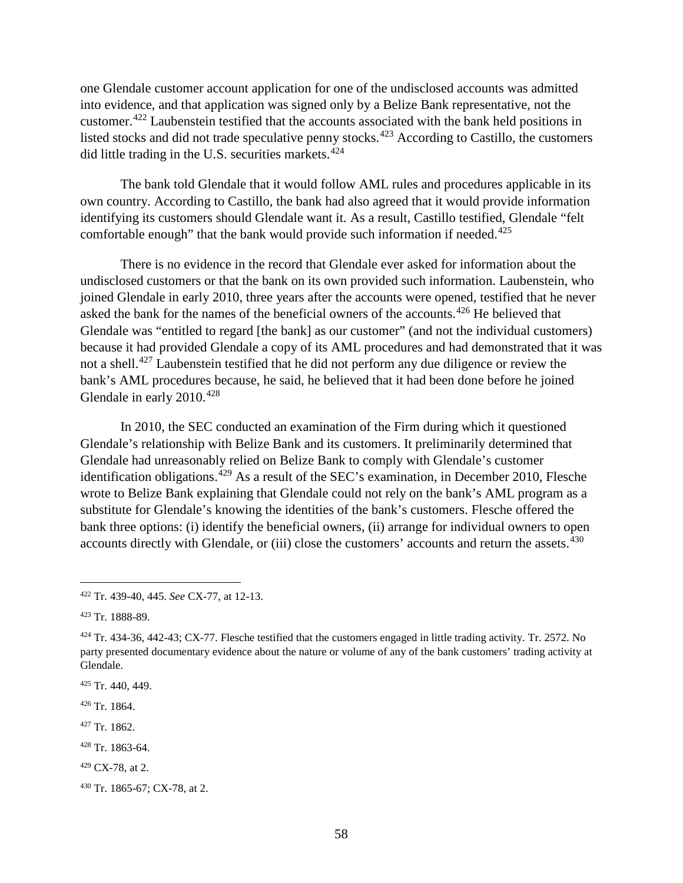one Glendale customer account application for one of the undisclosed accounts was admitted into evidence, and that application was signed only by a Belize Bank representative, not the customer.[422] Laubenstein testified that the accounts associated with the bank held positions in listed stocks and did not trade speculative penny stocks.[423] According to Castillo, the customers did little trading in the U.S. securities markets.[424]

The bank told Glendale that it would follow AML rules and procedures applicable in its own country. According to Castillo, the bank had also agreed that it would provide information identifying its customers should Glendale want it. As a result, Castillo testified, Glendale "felt comfortable enough" that the bank would provide such information if needed.[425]

There is no evidence in the record that Glendale ever asked for information about the undisclosed customers or that the bank on its own provided such information. Laubenstein, who joined Glendale in early 2010, three years after the accounts were opened, testified that he never asked the bank for the names of the beneficial owners of the accounts.[426] He believed that Glendale was "entitled to regard [the bank] as our customer" (and not the individual customers) because it had provided Glendale a copy of its AML procedures and had demonstrated that it was not a shell.[427] Laubenstein testified that he did not perform any due diligence or review the bank's AML procedures because, he said, he believed that it had been done before he joined Glendale in early 2010.[428]

In 2010, the SEC conducted an examination of the Firm during which it questioned Glendale's relationship with Belize Bank and its customers. It preliminarily determined that Glendale had unreasonably relied on Belize Bank to comply with Glendale's customer identification obligations.[429] As a result of the SEC's examination, in December 2010, Flesche wrote to Belize Bank explaining that Glendale could not rely on the bank's AML program as a substitute for Glendale's knowing the identities of the bank's customers. Flesche offered the bank three options: (i) identify the beneficial owners, (ii) arrange for individual owners to open accounts directly with Glendale, or (iii) close the customers' accounts and return the assets.[430]

---

[422] Tr. 439-40, 445. *See* CX-77, at 12-13.

[423] Tr. 1888-89.

[424] Tr. 434-36, 442-43; CX-77. Flesche testified that the customers engaged in little trading activity. Tr. 2572. No party presented documentary evidence about the nature or volume of any of the bank customers' trading activity at Glendale.

[425] Tr. 440, 449.

[426] Tr. 1864.

[427] Tr. 1862.

[428] Tr. 1863-64.

[429] CX-78, at 2.

[430] Tr. 1865-67; CX-78, at 2.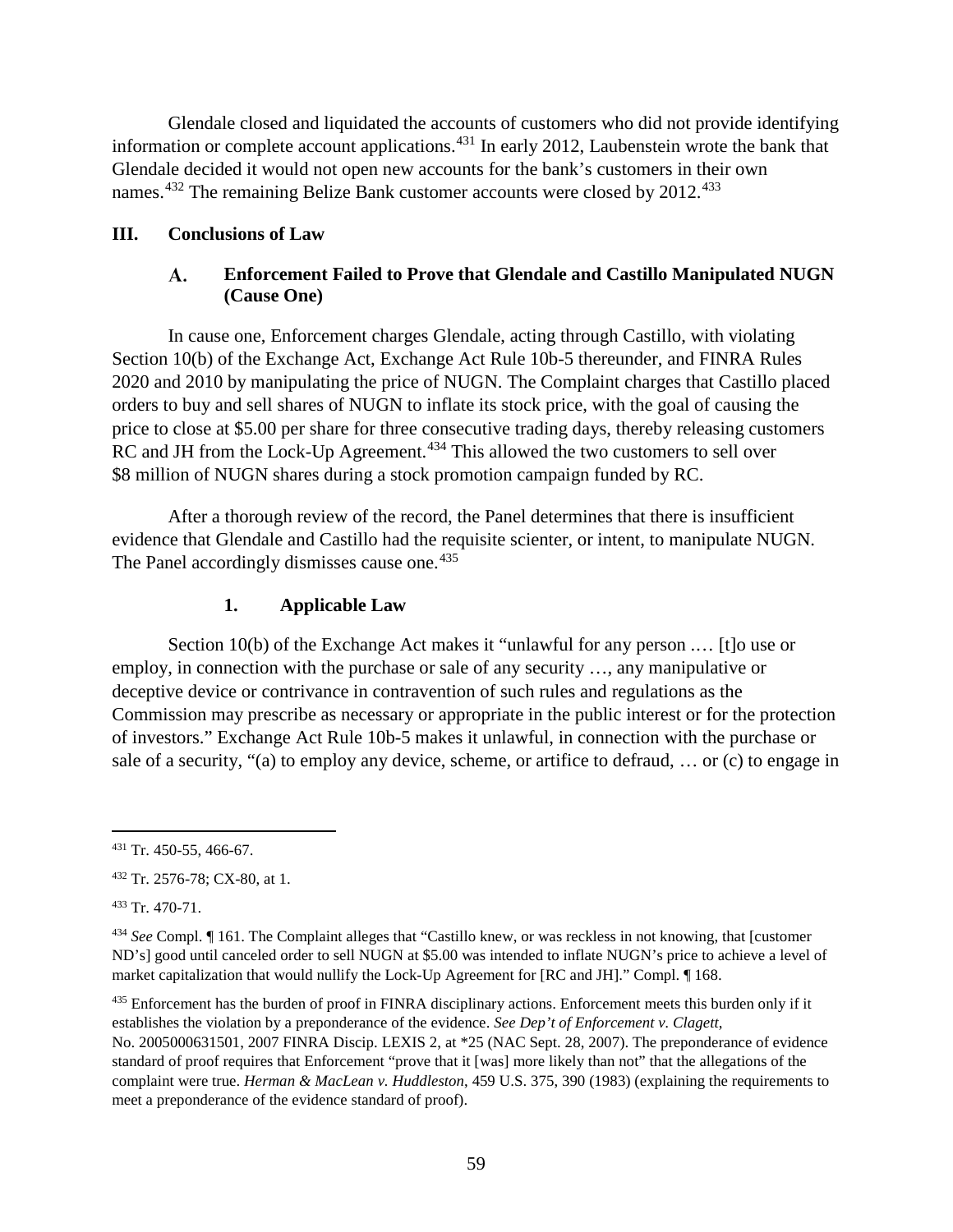Glendale closed and liquidated the accounts of customers who did not provide identifying information or complete account applications.[431] In early 2012, Laubenstein wrote the bank that Glendale decided it would not open new accounts for the bank's customers in their own names.[432] The remaining Belize Bank customer accounts were closed by 2012.[433]

## III. Conclusions of Law

### A. Enforcement Failed to Prove that Glendale and Castillo Manipulated NUGN (Cause One)

In cause one, Enforcement charges Glendale, acting through Castillo, with violating Section 10(b) of the Exchange Act, Exchange Act Rule 10b-5 thereunder, and FINRA Rules 2020 and 2010 by manipulating the price of NUGN. The Complaint charges that Castillo placed orders to buy and sell shares of NUGN to inflate its stock price, with the goal of causing the price to close at $5.00 per share for three consecutive trading days, thereby releasing customers RC and JH from the Lock-Up Agreement.[434] This allowed the two customers to sell over $8 million of NUGN shares during a stock promotion campaign funded by RC.

After a thorough review of the record, the Panel determines that there is insufficient evidence that Glendale and Castillo had the requisite scienter, or intent, to manipulate NUGN. The Panel accordingly dismisses cause one.[435]

#### 1. Applicable Law

Section 10(b) of the Exchange Act makes it "unlawful for any person .… [t]o use or employ, in connection with the purchase or sale of any security …, any manipulative or deceptive device or contrivance in contravention of such rules and regulations as the Commission may prescribe as necessary or appropriate in the public interest or for the protection of investors." Exchange Act Rule 10b-5 makes it unlawful, in connection with the purchase or sale of a security, "(a) to employ any device, scheme, or artifice to defraud, … or (c) to engage in

---

[431] Tr. 450-55, 466-67.

[432] Tr. 2576-78; CX-80, at 1.

[433] Tr. 470-71.

[434] *See* Compl. ¶ 161. The Complaint alleges that "Castillo knew, or was reckless in not knowing, that [customer ND's] good until canceled order to sell NUGN at $5.00 was intended to inflate NUGN's price to achieve a level of market capitalization that would nullify the Lock-Up Agreement for [RC and JH]." Compl. ¶ 168.

[435] Enforcement has the burden of proof in FINRA disciplinary actions. Enforcement meets this burden only if it establishes the violation by a preponderance of the evidence. *See Dep't of Enforcement v. Clagett*, No. 2005000631501, 2007 FINRA Discip. LEXIS 2, at *25 (NAC Sept. 28, 2007). The preponderance of evidence standard of proof requires that Enforcement "prove that it [was] more likely than not" that the allegations of the complaint were true. *Herman & MacLean v. Huddleston*, 459 U.S. 375, 390 (1983) (explaining the requirements to meet a preponderance of the evidence standard of proof).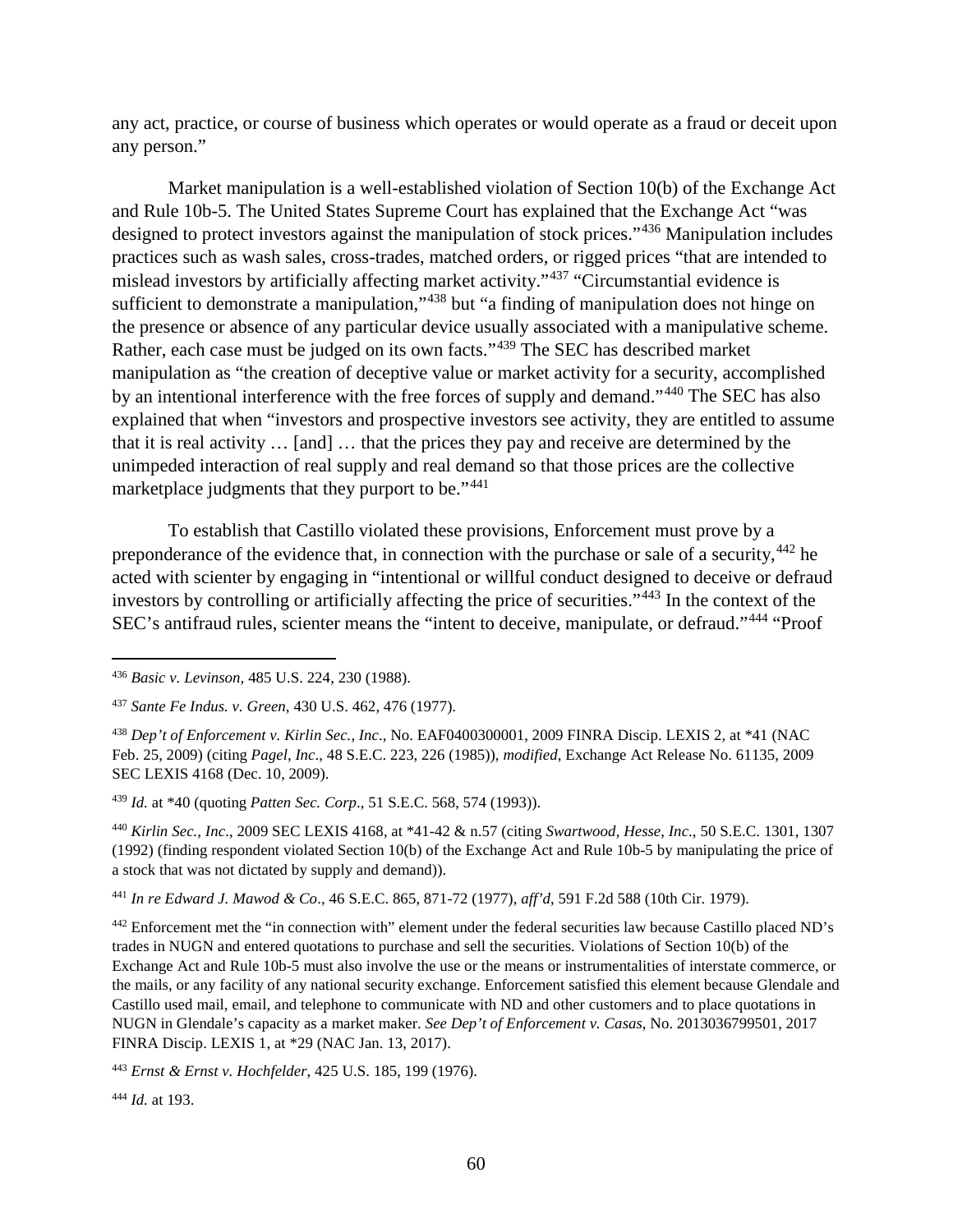any act, practice, or course of business which operates or would operate as a fraud or deceit upon any person."

Market manipulation is a well-established violation of Section 10(b) of the Exchange Act and Rule 10b-5. The United States Supreme Court has explained that the Exchange Act "was designed to protect investors against the manipulation of stock prices."[436] Manipulation includes practices such as wash sales, cross-trades, matched orders, or rigged prices "that are intended to mislead investors by artificially affecting market activity."[437] "Circumstantial evidence is sufficient to demonstrate a manipulation,"[438] but "a finding of manipulation does not hinge on the presence or absence of any particular device usually associated with a manipulative scheme. Rather, each case must be judged on its own facts."[439] The SEC has described market manipulation as "the creation of deceptive value or market activity for a security, accomplished by an intentional interference with the free forces of supply and demand."[440] The SEC has also explained that when "investors and prospective investors see activity, they are entitled to assume that it is real activity … [and] … that the prices they pay and receive are determined by the unimpeded interaction of real supply and real demand so that those prices are the collective marketplace judgments that they purport to be."[441]

To establish that Castillo violated these provisions, Enforcement must prove by a preponderance of the evidence that, in connection with the purchase or sale of a security,[442] he acted with scienter by engaging in "intentional or willful conduct designed to deceive or defraud investors by controlling or artificially affecting the price of securities."[443] In the context of the SEC's antifraud rules, scienter means the "intent to deceive, manipulate, or defraud."[444] "Proof

---

[436] *Basic v. Levinson*, 485 U.S. 224, 230 (1988).

[437] *Sante Fe Indus. v. Green*, 430 U.S. 462, 476 (1977).

[438] *Dep't of Enforcement v. Kirlin Sec., Inc*., No. EAF0400300001, 2009 FINRA Discip. LEXIS 2, at *41 (NAC Feb. 25, 2009) (citing *Pagel, Inc*., 48 S.E.C. 223, 226 (1985)), *modified*, Exchange Act Release No. 61135, 2009 SEC LEXIS 4168 (Dec. 10, 2009).

[439] *Id.* at *40 (quoting *Patten Sec. Corp*., 51 S.E.C. 568, 574 (1993)).

[440] *Kirlin Sec., Inc*., 2009 SEC LEXIS 4168, at *41-42 & n.57 (citing *Swartwood, Hesse, Inc*., 50 S.E.C. 1301, 1307 (1992) (finding respondent violated Section 10(b) of the Exchange Act and Rule 10b-5 by manipulating the price of a stock that was not dictated by supply and demand)).

[441] *In re Edward J. Mawod & Co*., 46 S.E.C. 865, 871-72 (1977), *aff'd*, 591 F.2d 588 (10th Cir. 1979).

[442] Enforcement met the "in connection with" element under the federal securities law because Castillo placed ND's trades in NUGN and entered quotations to purchase and sell the securities. Violations of Section 10(b) of the Exchange Act and Rule 10b-5 must also involve the use or the means or instrumentalities of interstate commerce, or the mails, or any facility of any national security exchange. Enforcement satisfied this element because Glendale and Castillo used mail, email, and telephone to communicate with ND and other customers and to place quotations in NUGN in Glendale's capacity as a market maker. *See Dep't of Enforcement v. Casas*, No. 2013036799501, 2017 FINRA Discip. LEXIS 1, at *29 (NAC Jan. 13, 2017).

[443] *Ernst & Ernst v. Hochfelder*, 425 U.S. 185, 199 (1976).

[444] *Id.* at 193.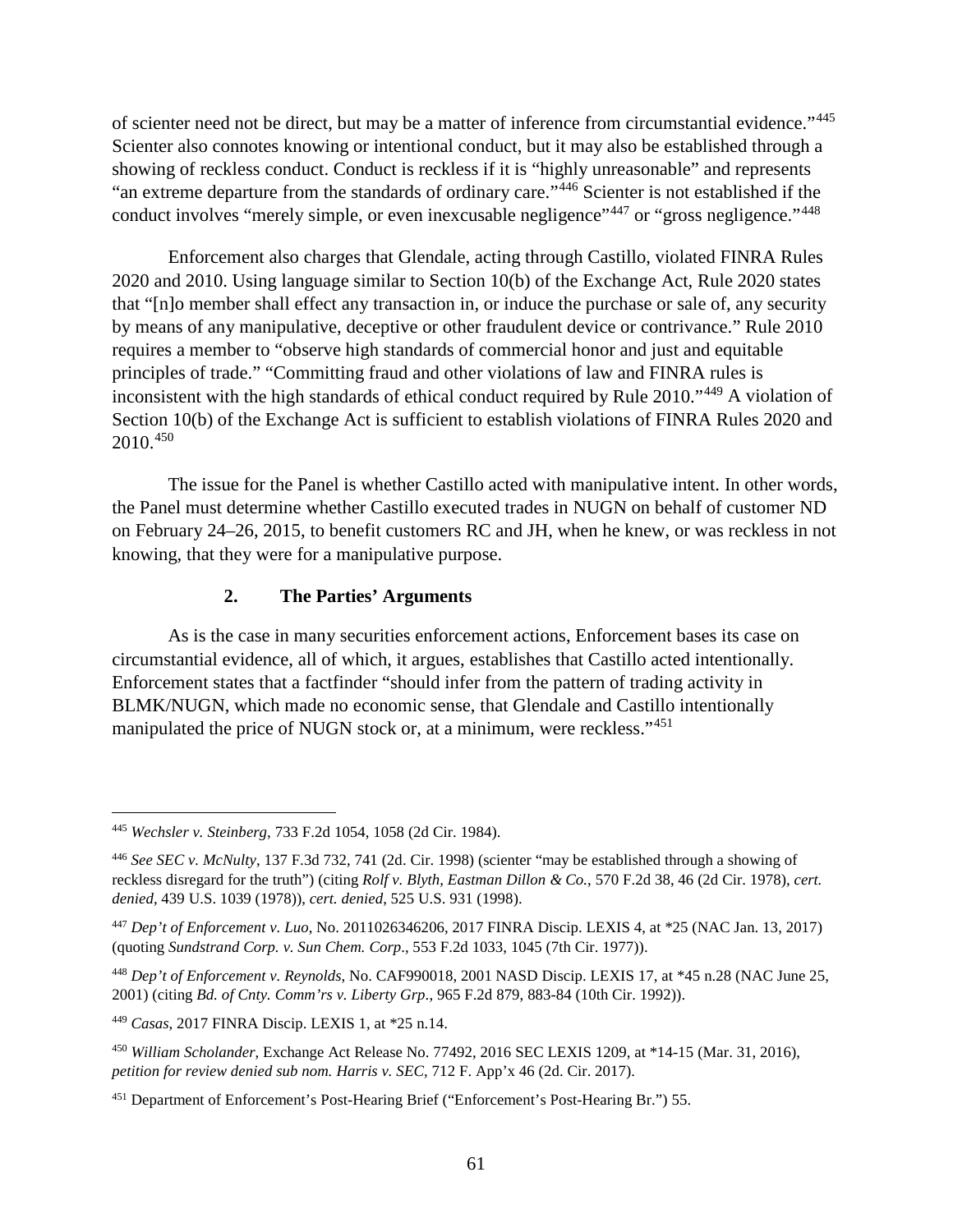of scienter need not be direct, but may be a matter of inference from circumstantial evidence."[445] Scienter also connotes knowing or intentional conduct, but it may also be established through a showing of reckless conduct. Conduct is reckless if it is "highly unreasonable" and represents "an extreme departure from the standards of ordinary care."[446] Scienter is not established if the conduct involves "merely simple, or even inexcusable negligence"[447] or "gross negligence."[448]

Enforcement also charges that Glendale, acting through Castillo, violated FINRA Rules 2020 and 2010. Using language similar to Section 10(b) of the Exchange Act, Rule 2020 states that "[n]o member shall effect any transaction in, or induce the purchase or sale of, any security by means of any manipulative, deceptive or other fraudulent device or contrivance." Rule 2010 requires a member to "observe high standards of commercial honor and just and equitable principles of trade." "Committing fraud and other violations of law and FINRA rules is inconsistent with the high standards of ethical conduct required by Rule 2010."[449] A violation of Section 10(b) of the Exchange Act is sufficient to establish violations of FINRA Rules 2020 and 2010.[450]

The issue for the Panel is whether Castillo acted with manipulative intent. In other words, the Panel must determine whether Castillo executed trades in NUGN on behalf of customer ND on February 24–26, 2015, to benefit customers RC and JH, when he knew, or was reckless in not knowing, that they were for a manipulative purpose.

### 2. The Parties' Arguments

As is the case in many securities enforcement actions, Enforcement bases its case on circumstantial evidence, all of which, it argues, establishes that Castillo acted intentionally. Enforcement states that a factfinder "should infer from the pattern of trading activity in BLMK/NUGN, which made no economic sense, that Glendale and Castillo intentionally manipulated the price of NUGN stock or, at a minimum, were reckless."[451]

---

[445] *Wechsler v. Steinberg*, 733 F.2d 1054, 1058 (2d Cir. 1984).

[446] *See SEC v. McNulty*, 137 F.3d 732, 741 (2d. Cir. 1998) (scienter "may be established through a showing of reckless disregard for the truth") (citing *Rolf v. Blyth, Eastman Dillon & Co.*, 570 F.2d 38, 46 (2d Cir. 1978), *cert. denied*, 439 U.S. 1039 (1978)), *cert. denied*, 525 U.S. 931 (1998).

[447] *Dep't of Enforcement v. Luo*, No. 2011026346206, 2017 FINRA Discip. LEXIS 4, at *25 (NAC Jan. 13, 2017) (quoting *Sundstrand Corp. v. Sun Chem. Corp*., 553 F.2d 1033, 1045 (7th Cir. 1977)).

[448] *Dep't of Enforcement v. Reynolds*, No. CAF990018, 2001 NASD Discip. LEXIS 17, at *45 n.28 (NAC June 25, 2001) (citing *Bd. of Cnty. Comm'rs v. Liberty Grp*., 965 F.2d 879, 883-84 (10th Cir. 1992)).

[449] *Casas*, 2017 FINRA Discip. LEXIS 1, at *25 n.14.

[450] *William Scholander*, Exchange Act Release No. 77492, 2016 SEC LEXIS 1209, at *14-15 (Mar. 31, 2016), *petition for review denied sub nom. Harris v. SEC*, 712 F. App'x 46 (2d. Cir. 2017).

[451] Department of Enforcement's Post-Hearing Brief ("Enforcement's Post-Hearing Br.") 55.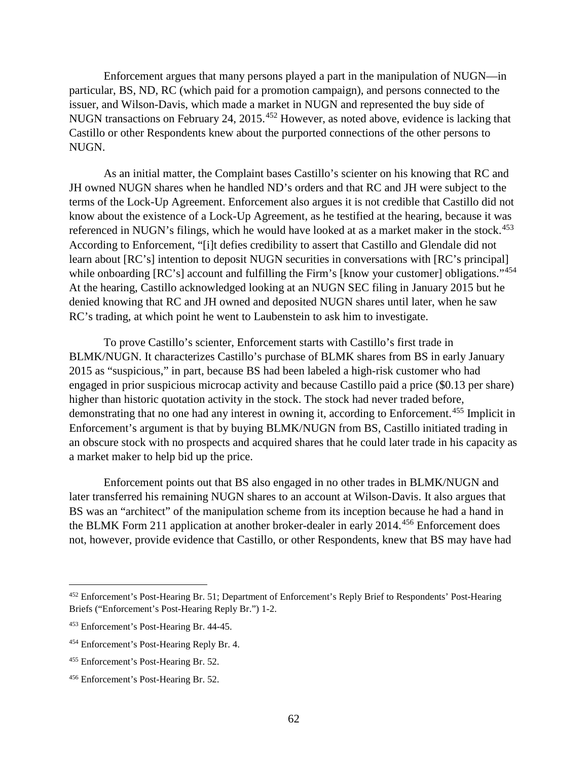Enforcement argues that many persons played a part in the manipulation of NUGN—in particular, BS, ND, RC (which paid for a promotion campaign), and persons connected to the issuer, and Wilson-Davis, which made a market in NUGN and represented the buy side of NUGN transactions on February 24, 2015.[452] However, as noted above, evidence is lacking that Castillo or other Respondents knew about the purported connections of the other persons to NUGN.

As an initial matter, the Complaint bases Castillo's scienter on his knowing that RC and JH owned NUGN shares when he handled ND's orders and that RC and JH were subject to the terms of the Lock-Up Agreement. Enforcement also argues it is not credible that Castillo did not know about the existence of a Lock-Up Agreement, as he testified at the hearing, because it was referenced in NUGN's filings, which he would have looked at as a market maker in the stock.[453] According to Enforcement, "[i]t defies credibility to assert that Castillo and Glendale did not learn about [RC's] intention to deposit NUGN securities in conversations with [RC's principal] while onboarding [RC's] account and fulfilling the Firm's [know your customer] obligations."[454] At the hearing, Castillo acknowledged looking at an NUGN SEC filing in January 2015 but he denied knowing that RC and JH owned and deposited NUGN shares until later, when he saw RC's trading, at which point he went to Laubenstein to ask him to investigate.

To prove Castillo's scienter, Enforcement starts with Castillo's first trade in BLMK/NUGN. It characterizes Castillo's purchase of BLMK shares from BS in early January 2015 as "suspicious," in part, because BS had been labeled a high-risk customer who had engaged in prior suspicious microcap activity and because Castillo paid a price ($0.13 per share) higher than historic quotation activity in the stock. The stock had never traded before, demonstrating that no one had any interest in owning it, according to Enforcement.[455] Implicit in Enforcement's argument is that by buying BLMK/NUGN from BS, Castillo initiated trading in an obscure stock with no prospects and acquired shares that he could later trade in his capacity as a market maker to help bid up the price.

Enforcement points out that BS also engaged in no other trades in BLMK/NUGN and later transferred his remaining NUGN shares to an account at Wilson-Davis. It also argues that BS was an "architect" of the manipulation scheme from its inception because he had a hand in the BLMK Form 211 application at another broker-dealer in early 2014.[456] Enforcement does not, however, provide evidence that Castillo, or other Respondents, knew that BS may have had

---

[452] Enforcement's Post-Hearing Br. 51; Department of Enforcement's Reply Brief to Respondents' Post-Hearing Briefs ("Enforcement's Post-Hearing Reply Br.") 1-2.

[453] Enforcement's Post-Hearing Br. 44-45.

[454] Enforcement's Post-Hearing Reply Br. 4.

[455] Enforcement's Post-Hearing Br. 52.

[456] Enforcement's Post-Hearing Br. 52.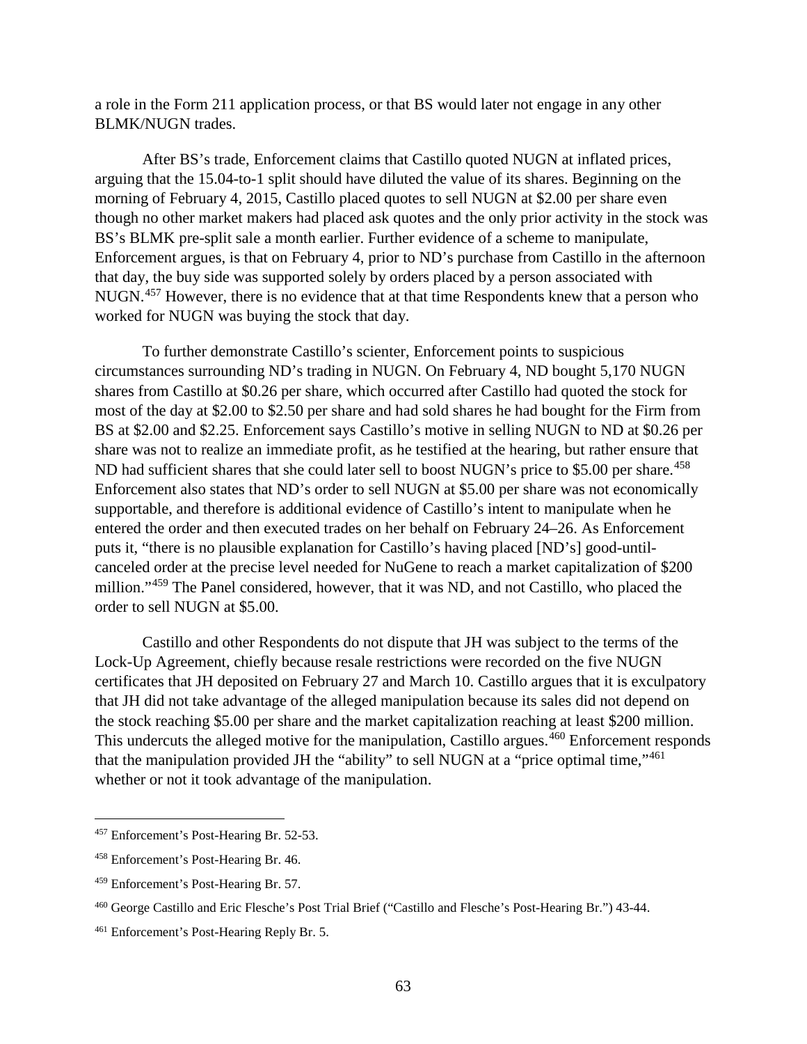a role in the Form 211 application process, or that BS would later not engage in any other BLMK/NUGN trades.

After BS's trade, Enforcement claims that Castillo quoted NUGN at inflated prices, arguing that the 15.04-to-1 split should have diluted the value of its shares. Beginning on the morning of February 4, 2015, Castillo placed quotes to sell NUGN at $2.00 per share even though no other market makers had placed ask quotes and the only prior activity in the stock was BS's BLMK pre-split sale a month earlier. Further evidence of a scheme to manipulate, Enforcement argues, is that on February 4, prior to ND's purchase from Castillo in the afternoon that day, the buy side was supported solely by orders placed by a person associated with NUGN.[457] However, there is no evidence that at that time Respondents knew that a person who worked for NUGN was buying the stock that day.

To further demonstrate Castillo's scienter, Enforcement points to suspicious circumstances surrounding ND's trading in NUGN. On February 4, ND bought 5,170 NUGN shares from Castillo at $0.26 per share, which occurred after Castillo had quoted the stock for most of the day at $2.00 to $2.50 per share and had sold shares he had bought for the Firm from BS at $2.00 and $2.25. Enforcement says Castillo's motive in selling NUGN to ND at $0.26 per share was not to realize an immediate profit, as he testified at the hearing, but rather ensure that ND had sufficient shares that she could later sell to boost NUGN's price to $5.00 per share.[458] Enforcement also states that ND's order to sell NUGN at $5.00 per share was not economically supportable, and therefore is additional evidence of Castillo's intent to manipulate when he entered the order and then executed trades on her behalf on February 24–26. As Enforcement puts it, "there is no plausible explanation for Castillo's having placed [ND's] good-until-canceled order at the precise level needed for NuGene to reach a market capitalization of $200 million."[459] The Panel considered, however, that it was ND, and not Castillo, who placed the order to sell NUGN at $5.00.

Castillo and other Respondents do not dispute that JH was subject to the terms of the Lock-Up Agreement, chiefly because resale restrictions were recorded on the five NUGN certificates that JH deposited on February 27 and March 10. Castillo argues that it is exculpatory that JH did not take advantage of the alleged manipulation because its sales did not depend on the stock reaching $5.00 per share and the market capitalization reaching at least $200 million. This undercuts the alleged motive for the manipulation, Castillo argues.[460] Enforcement responds that the manipulation provided JH the "ability" to sell NUGN at a "price optimal time,"[461] whether or not it took advantage of the manipulation.

[457] Enforcement's Post-Hearing Br. 52-53.

[458] Enforcement's Post-Hearing Br. 46.

[459] Enforcement's Post-Hearing Br. 57.

[460] George Castillo and Eric Flesche's Post Trial Brief ("Castillo and Flesche's Post-Hearing Br.") 43-44.

[461] Enforcement's Post-Hearing Reply Br. 5.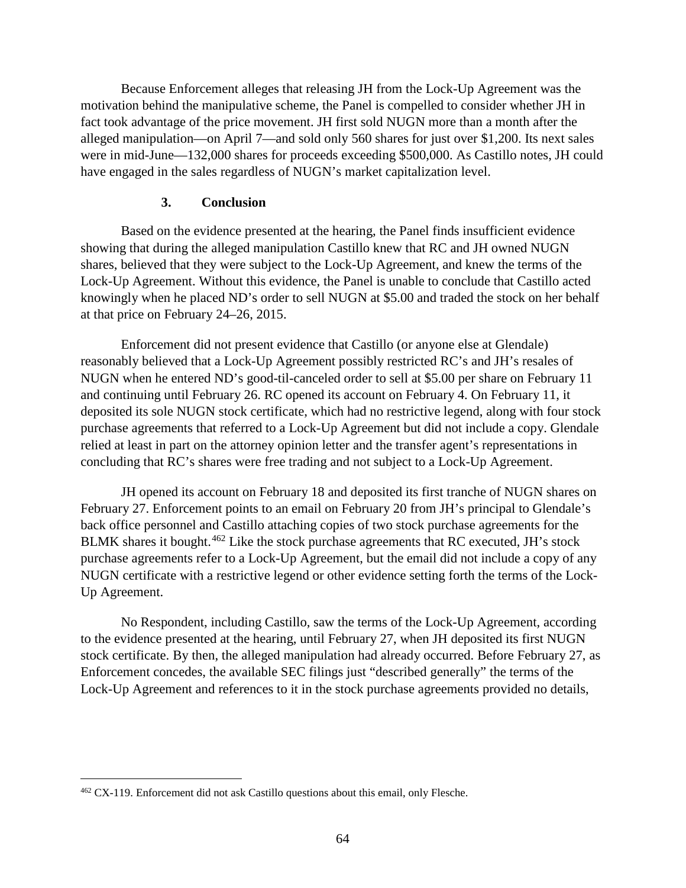Because Enforcement alleges that releasing JH from the Lock-Up Agreement was the motivation behind the manipulative scheme, the Panel is compelled to consider whether JH in fact took advantage of the price movement. JH first sold NUGN more than a month after the alleged manipulation—on April 7—and sold only 560 shares for just over $1,200. Its next sales were in mid-June—132,000 shares for proceeds exceeding $500,000. As Castillo notes, JH could have engaged in the sales regardless of NUGN's market capitalization level.

### 3. Conclusion

Based on the evidence presented at the hearing, the Panel finds insufficient evidence showing that during the alleged manipulation Castillo knew that RC and JH owned NUGN shares, believed that they were subject to the Lock-Up Agreement, and knew the terms of the Lock-Up Agreement. Without this evidence, the Panel is unable to conclude that Castillo acted knowingly when he placed ND's order to sell NUGN at $5.00 and traded the stock on her behalf at that price on February 24–26, 2015.

Enforcement did not present evidence that Castillo (or anyone else at Glendale) reasonably believed that a Lock-Up Agreement possibly restricted RC's and JH's resales of NUGN when he entered ND's good-til-canceled order to sell at $5.00 per share on February 11 and continuing until February 26. RC opened its account on February 4. On February 11, it deposited its sole NUGN stock certificate, which had no restrictive legend, along with four stock purchase agreements that referred to a Lock-Up Agreement but did not include a copy. Glendale relied at least in part on the attorney opinion letter and the transfer agent's representations in concluding that RC's shares were free trading and not subject to a Lock-Up Agreement.

JH opened its account on February 18 and deposited its first tranche of NUGN shares on February 27. Enforcement points to an email on February 20 from JH's principal to Glendale's back office personnel and Castillo attaching copies of two stock purchase agreements for the BLMK shares it bought.[462] Like the stock purchase agreements that RC executed, JH's stock purchase agreements refer to a Lock-Up Agreement, but the email did not include a copy of any NUGN certificate with a restrictive legend or other evidence setting forth the terms of the Lock-Up Agreement.

No Respondent, including Castillo, saw the terms of the Lock-Up Agreement, according to the evidence presented at the hearing, until February 27, when JH deposited its first NUGN stock certificate. By then, the alleged manipulation had already occurred. Before February 27, as Enforcement concedes, the available SEC filings just "described generally" the terms of the Lock-Up Agreement and references to it in the stock purchase agreements provided no details,

---

[462] CX-119. Enforcement did not ask Castillo questions about this email, only Flesche.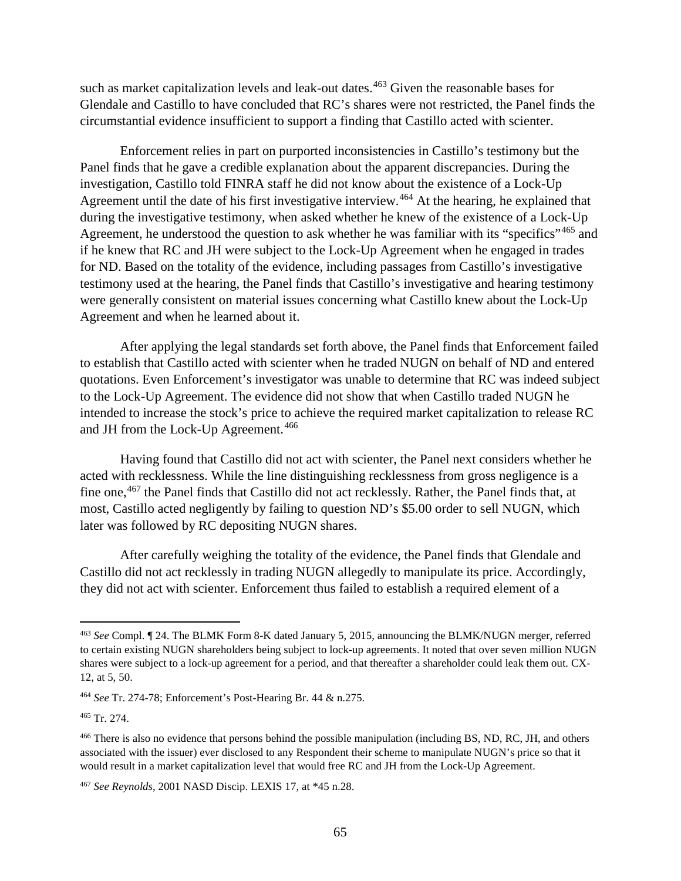such as market capitalization levels and leak-out dates.[463] Given the reasonable bases for Glendale and Castillo to have concluded that RC's shares were not restricted, the Panel finds the circumstantial evidence insufficient to support a finding that Castillo acted with scienter.

Enforcement relies in part on purported inconsistencies in Castillo's testimony but the Panel finds that he gave a credible explanation about the apparent discrepancies. During the investigation, Castillo told FINRA staff he did not know about the existence of a Lock-Up Agreement until the date of his first investigative interview.[464] At the hearing, he explained that during the investigative testimony, when asked whether he knew of the existence of a Lock-Up Agreement, he understood the question to ask whether he was familiar with its "specifics"[465] and if he knew that RC and JH were subject to the Lock-Up Agreement when he engaged in trades for ND. Based on the totality of the evidence, including passages from Castillo's investigative testimony used at the hearing, the Panel finds that Castillo's investigative and hearing testimony were generally consistent on material issues concerning what Castillo knew about the Lock-Up Agreement and when he learned about it.

After applying the legal standards set forth above, the Panel finds that Enforcement failed to establish that Castillo acted with scienter when he traded NUGN on behalf of ND and entered quotations. Even Enforcement's investigator was unable to determine that RC was indeed subject to the Lock-Up Agreement. The evidence did not show that when Castillo traded NUGN he intended to increase the stock's price to achieve the required market capitalization to release RC and JH from the Lock-Up Agreement.[466]

Having found that Castillo did not act with scienter, the Panel next considers whether he acted with recklessness. While the line distinguishing recklessness from gross negligence is a fine one,[467] the Panel finds that Castillo did not act recklessly. Rather, the Panel finds that, at most, Castillo acted negligently by failing to question ND's $5.00 order to sell NUGN, which later was followed by RC depositing NUGN shares.

After carefully weighing the totality of the evidence, the Panel finds that Glendale and Castillo did not act recklessly in trading NUGN allegedly to manipulate its price. Accordingly, they did not act with scienter. Enforcement thus failed to establish a required element of a

---

[463] *See* Compl. ¶ 24. The BLMK Form 8-K dated January 5, 2015, announcing the BLMK/NUGN merger, referred to certain existing NUGN shareholders being subject to lock-up agreements. It noted that over seven million NUGN shares were subject to a lock-up agreement for a period, and that thereafter a shareholder could leak them out. CX-12, at 5, 50.

[464] *See* Tr. 274-78; Enforcement's Post-Hearing Br. 44 & n.275.

[465] Tr. 274.

[466] There is also no evidence that persons behind the possible manipulation (including BS, ND, RC, JH, and others associated with the issuer) ever disclosed to any Respondent their scheme to manipulate NUGN's price so that it would result in a market capitalization level that would free RC and JH from the Lock-Up Agreement.

[467] *See Reynolds*, 2001 NASD Discip. LEXIS 17, at *45 n.28.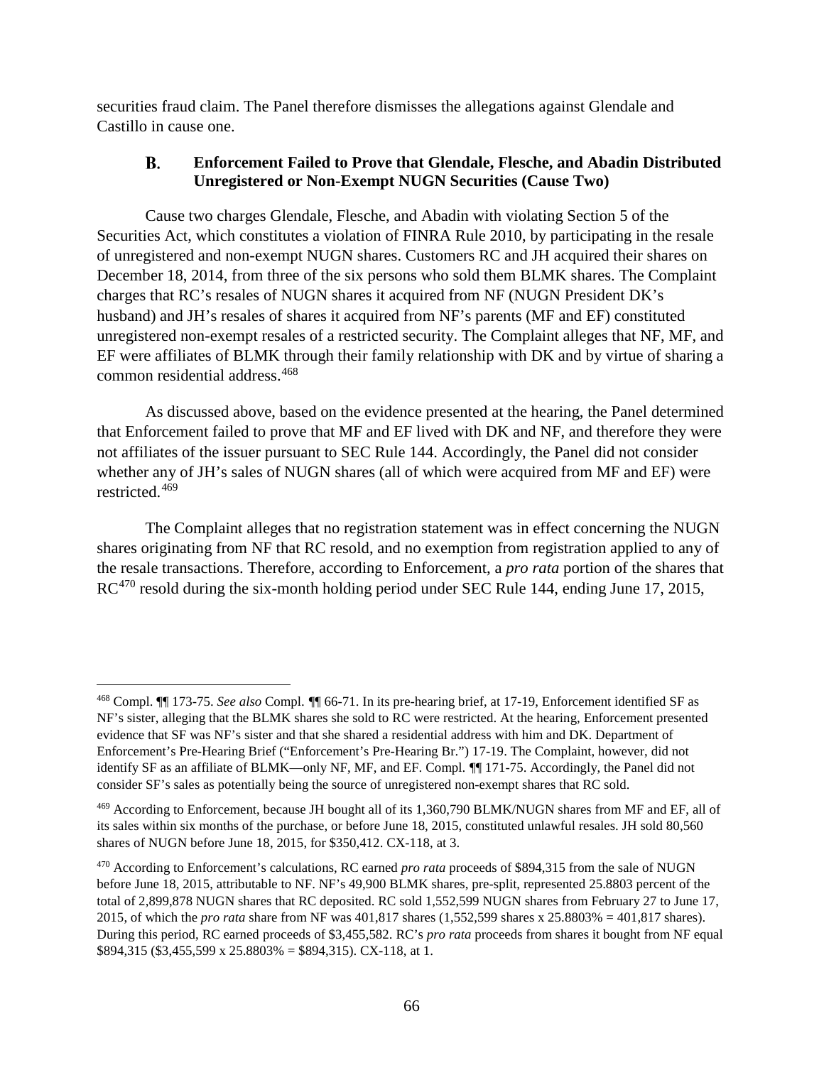securities fraud claim. The Panel therefore dismisses the allegations against Glendale and Castillo in cause one.

### B. Enforcement Failed to Prove that Glendale, Flesche, and Abadin Distributed Unregistered or Non-Exempt NUGN Securities (Cause Two)

Cause two charges Glendale, Flesche, and Abadin with violating Section 5 of the Securities Act, which constitutes a violation of FINRA Rule 2010, by participating in the resale of unregistered and non-exempt NUGN shares. Customers RC and JH acquired their shares on December 18, 2014, from three of the six persons who sold them BLMK shares. The Complaint charges that RC's resales of NUGN shares it acquired from NF (NUGN President DK's husband) and JH's resales of shares it acquired from NF's parents (MF and EF) constituted unregistered non-exempt resales of a restricted security. The Complaint alleges that NF, MF, and EF were affiliates of BLMK through their family relationship with DK and by virtue of sharing a common residential address.[468]

As discussed above, based on the evidence presented at the hearing, the Panel determined that Enforcement failed to prove that MF and EF lived with DK and NF, and therefore they were not affiliates of the issuer pursuant to SEC Rule 144. Accordingly, the Panel did not consider whether any of JH's sales of NUGN shares (all of which were acquired from MF and EF) were restricted.[469]

The Complaint alleges that no registration statement was in effect concerning the NUGN shares originating from NF that RC resold, and no exemption from registration applied to any of the resale transactions. Therefore, according to Enforcement, a *pro rata* portion of the shares that RC[470] resold during the six-month holding period under SEC Rule 144, ending June 17, 2015,

---

[468] Compl. ¶¶ 173-75. *See also* Compl. ¶¶ 66-71. In its pre-hearing brief, at 17-19, Enforcement identified SF as NF's sister, alleging that the BLMK shares she sold to RC were restricted. At the hearing, Enforcement presented evidence that SF was NF's sister and that she shared a residential address with him and DK. Department of Enforcement's Pre-Hearing Brief ("Enforcement's Pre-Hearing Br.") 17-19. The Complaint, however, did not identify SF as an affiliate of BLMK—only NF, MF, and EF. Compl. ¶¶ 171-75. Accordingly, the Panel did not consider SF's sales as potentially being the source of unregistered non-exempt shares that RC sold.

[469] According to Enforcement, because JH bought all of its 1,360,790 BLMK/NUGN shares from MF and EF, all of its sales within six months of the purchase, or before June 18, 2015, constituted unlawful resales. JH sold 80,560 shares of NUGN before June 18, 2015, for $350,412. CX-118, at 3.

[470] According to Enforcement's calculations, RC earned *pro rata* proceeds of $894,315 from the sale of NUGN before June 18, 2015, attributable to NF. NF's 49,900 BLMK shares, pre-split, represented 25.8803 percent of the total of 2,899,878 NUGN shares that RC deposited. RC sold 1,552,599 NUGN shares from February 27 to June 17, 2015, of which the *pro rata* share from NF was 401,817 shares (1,552,599 shares x 25.8803% = 401,817 shares). During this period, RC earned proceeds of $3,455,582. RC's *pro rata* proceeds from shares it bought from NF equal $894,315 ($3,455,599 x 25.8803% = $894,315). CX-118, at 1.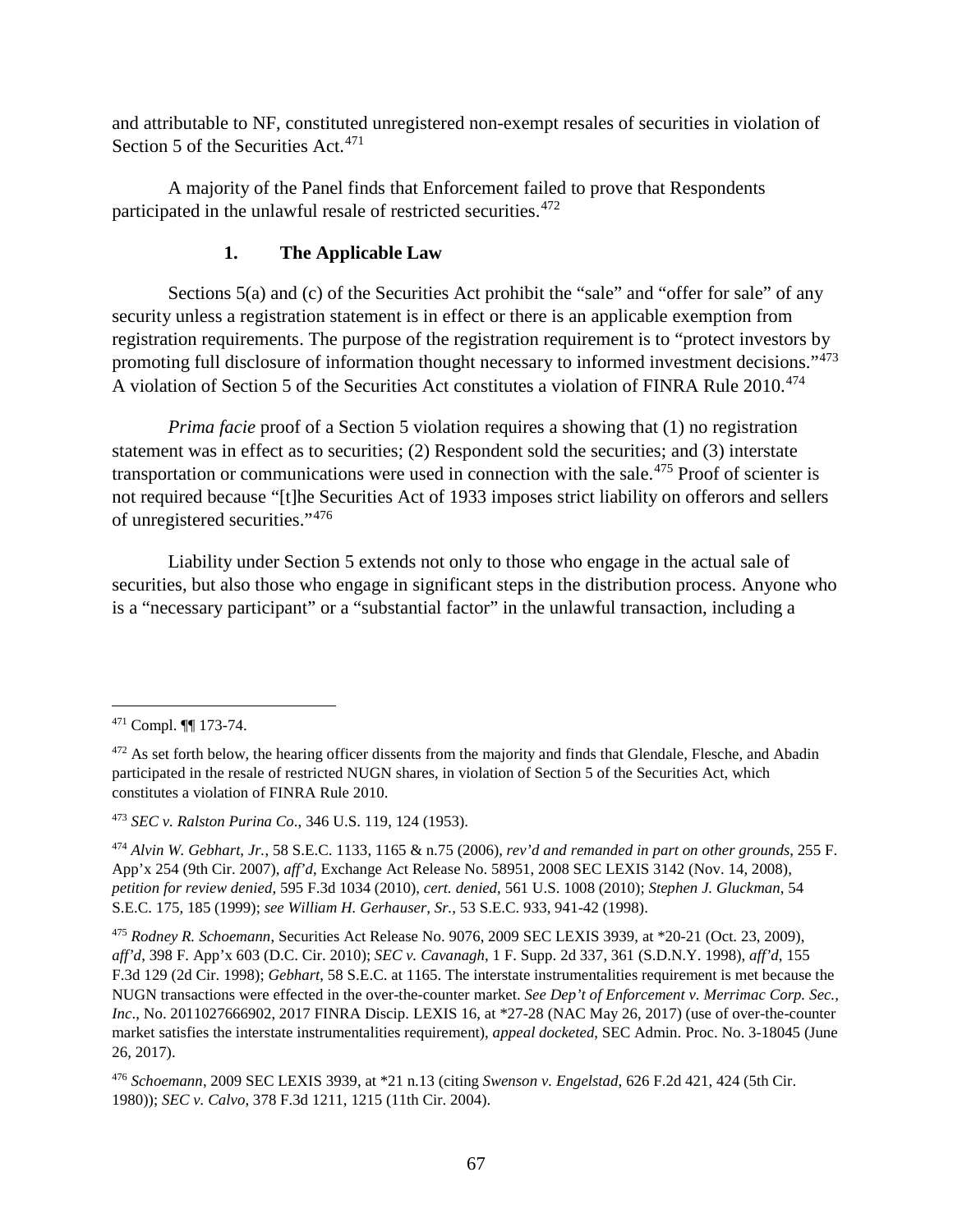and attributable to NF, constituted unregistered non-exempt resales of securities in violation of Section 5 of the Securities Act.[471]

A majority of the Panel finds that Enforcement failed to prove that Respondents participated in the unlawful resale of restricted securities.[472]

### 1. The Applicable Law

Sections 5(a) and (c) of the Securities Act prohibit the "sale" and "offer for sale" of any security unless a registration statement is in effect or there is an applicable exemption from registration requirements. The purpose of the registration requirement is to "protect investors by promoting full disclosure of information thought necessary to informed investment decisions."[473] A violation of Section 5 of the Securities Act constitutes a violation of FINRA Rule 2010.[474]

*Prima facie* proof of a Section 5 violation requires a showing that (1) no registration statement was in effect as to securities; (2) Respondent sold the securities; and (3) interstate transportation or communications were used in connection with the sale.[475] Proof of scienter is not required because "[t]he Securities Act of 1933 imposes strict liability on offerors and sellers of unregistered securities."[476]

Liability under Section 5 extends not only to those who engage in the actual sale of securities, but also those who engage in significant steps in the distribution process. Anyone who is a "necessary participant" or a "substantial factor" in the unlawful transaction, including a

---

[471] Compl. ¶¶ 173-74.

[472] As set forth below, the hearing officer dissents from the majority and finds that Glendale, Flesche, and Abadin participated in the resale of restricted NUGN shares, in violation of Section 5 of the Securities Act, which constitutes a violation of FINRA Rule 2010.

[473] *SEC v. Ralston Purina Co*., 346 U.S. 119, 124 (1953).

[474] *Alvin W. Gebhart, Jr.*, 58 S.E.C. 1133, 1165 & n.75 (2006), *rev'd and remanded in part on other grounds*, 255 F. App'x 254 (9th Cir. 2007), *aff'd*, Exchange Act Release No. 58951, 2008 SEC LEXIS 3142 (Nov. 14, 2008), *petition for review denied*, 595 F.3d 1034 (2010), *cert. denied*, 561 U.S. 1008 (2010); *Stephen J. Gluckman*, 54 S.E.C. 175, 185 (1999); *see William H. Gerhauser, Sr.*, 53 S.E.C. 933, 941-42 (1998).

[475] *Rodney R. Schoemann*, Securities Act Release No. 9076, 2009 SEC LEXIS 3939, at *20-21 (Oct. 23, 2009), *aff'd*, 398 F. App'x 603 (D.C. Cir. 2010); *SEC v. Cavanagh*, 1 F. Supp. 2d 337, 361 (S.D.N.Y. 1998), *aff'd*, 155 F.3d 129 (2d Cir. 1998); *Gebhart*, 58 S.E.C. at 1165. The interstate instrumentalities requirement is met because the NUGN transactions were effected in the over-the-counter market. *See Dep't of Enforcement v. Merrimac Corp. Sec., Inc*., No. 2011027666902, 2017 FINRA Discip. LEXIS 16, at *27-28 (NAC May 26, 2017) (use of over-the-counter market satisfies the interstate instrumentalities requirement), *appeal docketed*, SEC Admin. Proc. No. 3-18045 (June 26, 2017).

[476] *Schoemann*, 2009 SEC LEXIS 3939, at *21 n.13 (citing *Swenson v. Engelstad*, 626 F.2d 421, 424 (5th Cir. 1980)); *SEC v. Calvo*, 378 F.3d 1211, 1215 (11th Cir. 2004).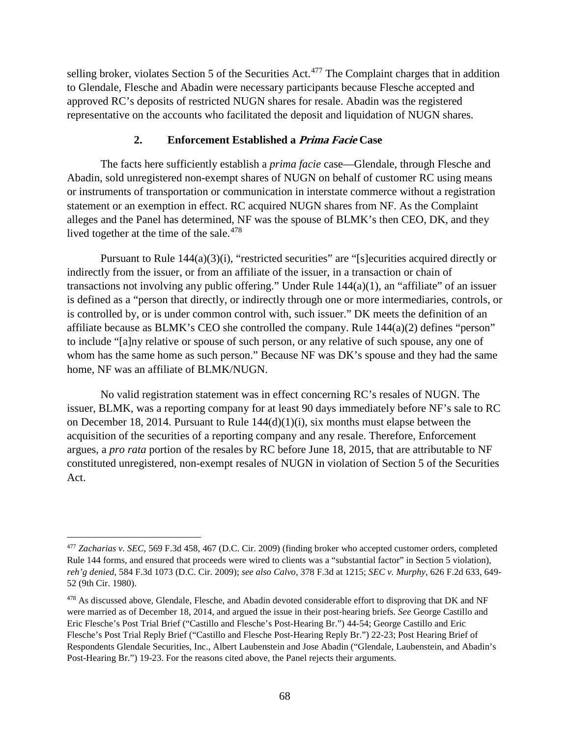selling broker, violates Section 5 of the Securities Act.[477] The Complaint charges that in addition to Glendale, Flesche and Abadin were necessary participants because Flesche accepted and approved RC's deposits of restricted NUGN shares for resale. Abadin was the registered representative on the accounts who facilitated the deposit and liquidation of NUGN shares.

### 2. Enforcement Established a *Prima Facie* Case

The facts here sufficiently establish a *prima facie* case—Glendale, through Flesche and Abadin, sold unregistered non-exempt shares of NUGN on behalf of customer RC using means or instruments of transportation or communication in interstate commerce without a registration statement or an exemption in effect. RC acquired NUGN shares from NF. As the Complaint alleges and the Panel has determined, NF was the spouse of BLMK's then CEO, DK, and they lived together at the time of the sale.[478]

Pursuant to Rule 144(a)(3)(i), "restricted securities" are "[s]ecurities acquired directly or indirectly from the issuer, or from an affiliate of the issuer, in a transaction or chain of transactions not involving any public offering." Under Rule 144(a)(1), an "affiliate" of an issuer is defined as a "person that directly, or indirectly through one or more intermediaries, controls, or is controlled by, or is under common control with, such issuer." DK meets the definition of an affiliate because as BLMK's CEO she controlled the company. Rule 144(a)(2) defines "person" to include "[a]ny relative or spouse of such person, or any relative of such spouse, any one of whom has the same home as such person." Because NF was DK's spouse and they had the same home, NF was an affiliate of BLMK/NUGN.

No valid registration statement was in effect concerning RC's resales of NUGN. The issuer, BLMK, was a reporting company for at least 90 days immediately before NF's sale to RC on December 18, 2014. Pursuant to Rule 144(d)(1)(i), six months must elapse between the acquisition of the securities of a reporting company and any resale. Therefore, Enforcement argues, a *pro rata* portion of the resales by RC before June 18, 2015, that are attributable to NF constituted unregistered, non-exempt resales of NUGN in violation of Section 5 of the Securities Act.

---

[477] *Zacharias v. SEC*, 569 F.3d 458, 467 (D.C. Cir. 2009) (finding broker who accepted customer orders, completed Rule 144 forms, and ensured that proceeds were wired to clients was a "substantial factor" in Section 5 violation), *reh'g denied*, 584 F.3d 1073 (D.C. Cir. 2009); *see also Calvo*, 378 F.3d at 1215; *SEC v. Murphy*, 626 F.2d 633, 649-52 (9th Cir. 1980).

[478] As discussed above, Glendale, Flesche, and Abadin devoted considerable effort to disproving that DK and NF were married as of December 18, 2014, and argued the issue in their post-hearing briefs. *See* George Castillo and Eric Flesche's Post Trial Brief ("Castillo and Flesche's Post-Hearing Br.") 44-54; George Castillo and Eric Flesche's Post Trial Reply Brief ("Castillo and Flesche Post-Hearing Reply Br.") 22-23; Post Hearing Brief of Respondents Glendale Securities, Inc., Albert Laubenstein and Jose Abadin ("Glendale, Laubenstein, and Abadin's Post-Hearing Br.") 19-23. For the reasons cited above, the Panel rejects their arguments.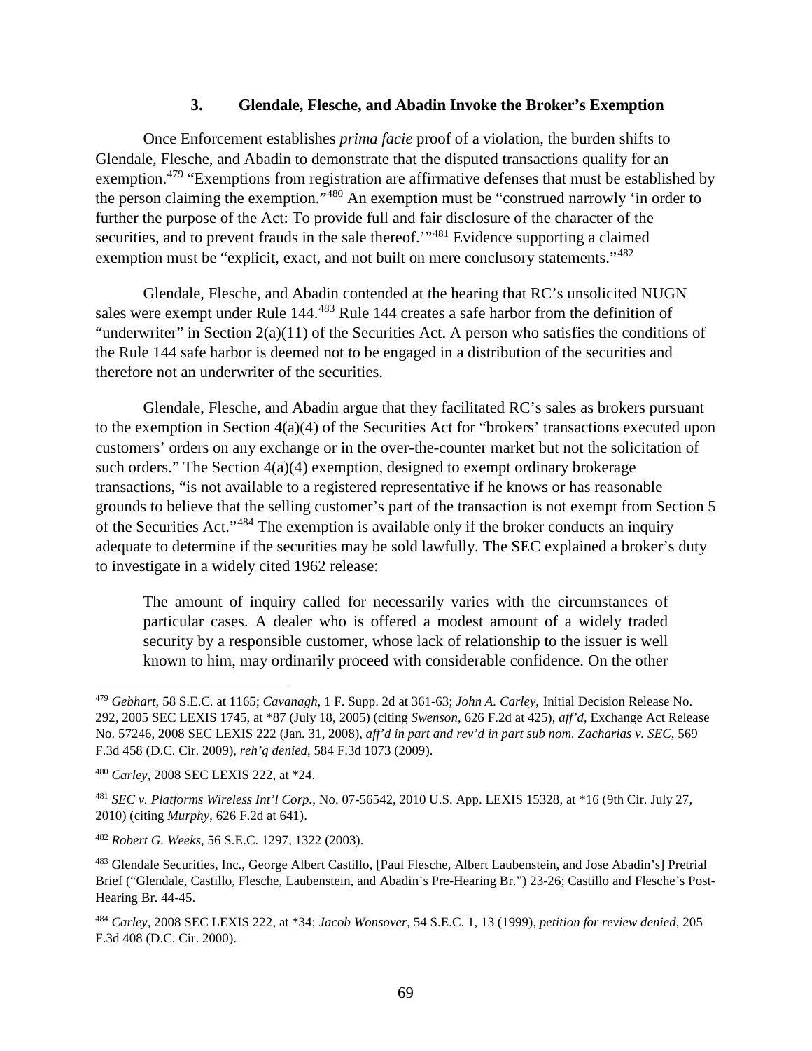### 3. Glendale, Flesche, and Abadin Invoke the Broker's Exemption

Once Enforcement establishes *prima facie* proof of a violation, the burden shifts to Glendale, Flesche, and Abadin to demonstrate that the disputed transactions qualify for an exemption.[479] "Exemptions from registration are affirmative defenses that must be established by the person claiming the exemption."[480] An exemption must be "construed narrowly 'in order to further the purpose of the Act: To provide full and fair disclosure of the character of the securities, and to prevent frauds in the sale thereof.'"[481] Evidence supporting a claimed exemption must be "explicit, exact, and not built on mere conclusory statements."[482]

Glendale, Flesche, and Abadin contended at the hearing that RC's unsolicited NUGN sales were exempt under Rule 144.[483] Rule 144 creates a safe harbor from the definition of "underwriter" in Section 2(a)(11) of the Securities Act. A person who satisfies the conditions of the Rule 144 safe harbor is deemed not to be engaged in a distribution of the securities and therefore not an underwriter of the securities.

Glendale, Flesche, and Abadin argue that they facilitated RC's sales as brokers pursuant to the exemption in Section 4(a)(4) of the Securities Act for "brokers' transactions executed upon customers' orders on any exchange or in the over-the-counter market but not the solicitation of such orders." The Section 4(a)(4) exemption, designed to exempt ordinary brokerage transactions, "is not available to a registered representative if he knows or has reasonable grounds to believe that the selling customer's part of the transaction is not exempt from Section 5 of the Securities Act."[484] The exemption is available only if the broker conducts an inquiry adequate to determine if the securities may be sold lawfully. The SEC explained a broker's duty to investigate in a widely cited 1962 release:

> The amount of inquiry called for necessarily varies with the circumstances of particular cases. A dealer who is offered a modest amount of a widely traded security by a responsible customer, whose lack of relationship to the issuer is well known to him, may ordinarily proceed with considerable confidence. On the other

---

[479] *Gebhart*, 58 S.E.C. at 1165; *Cavanagh*, 1 F. Supp. 2d at 361-63; *John A. Carley*, Initial Decision Release No. 292, 2005 SEC LEXIS 1745, at *87 (July 18, 2005) (citing *Swenson*, 626 F.2d at 425), *aff'd*, Exchange Act Release No. 57246, 2008 SEC LEXIS 222 (Jan. 31, 2008), *aff'd in part and rev'd in part sub nom. Zacharias v. SEC*, 569 F.3d 458 (D.C. Cir. 2009), *reh'g denied*, 584 F.3d 1073 (2009).

[480] *Carley*, 2008 SEC LEXIS 222, at *24.

[481] *SEC v. Platforms Wireless Int'l Corp.*, No. 07-56542, 2010 U.S. App. LEXIS 15328, at *16 (9th Cir. July 27, 2010) (citing *Murphy*, 626 F.2d at 641).

[482] *Robert G. Weeks*, 56 S.E.C. 1297, 1322 (2003).

[483] Glendale Securities, Inc., George Albert Castillo, [Paul Flesche, Albert Laubenstein, and Jose Abadin's] Pretrial Brief ("Glendale, Castillo, Flesche, Laubenstein, and Abadin's Pre-Hearing Br.") 23-26; Castillo and Flesche's Post-Hearing Br. 44-45.

[484] *Carley*, 2008 SEC LEXIS 222, at *34; *Jacob Wonsover*, 54 S.E.C. 1, 13 (1999), *petition for review denied*, 205 F.3d 408 (D.C. Cir. 2000).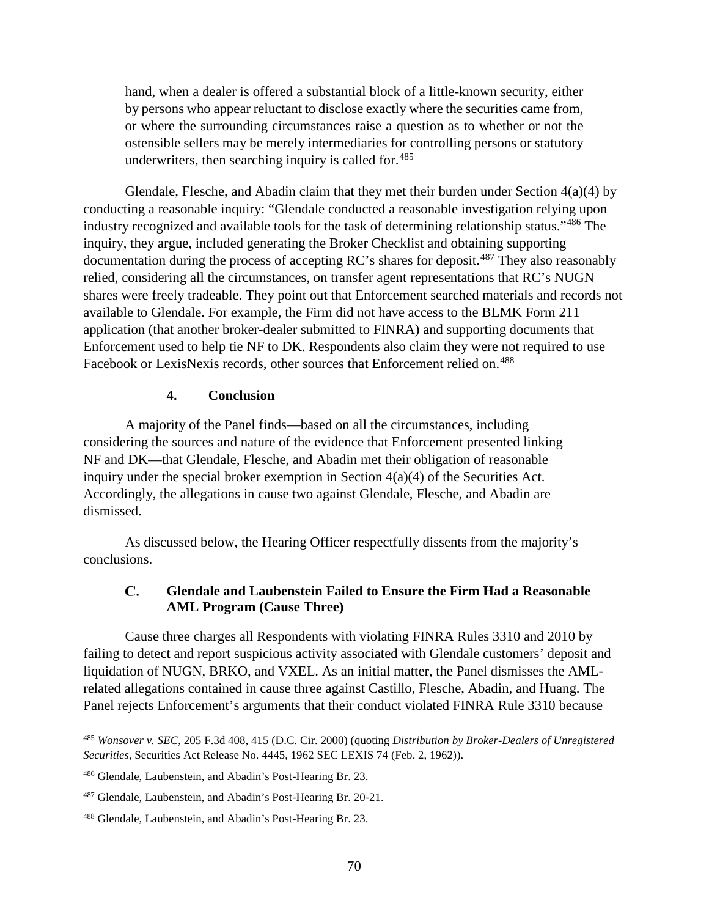hand, when a dealer is offered a substantial block of a little-known security, either by persons who appear reluctant to disclose exactly where the securities came from, or where the surrounding circumstances raise a question as to whether or not the ostensible sellers may be merely intermediaries for controlling persons or statutory underwriters, then searching inquiry is called for.[485]

Glendale, Flesche, and Abadin claim that they met their burden under Section 4(a)(4) by conducting a reasonable inquiry: "Glendale conducted a reasonable investigation relying upon industry recognized and available tools for the task of determining relationship status."[486] The inquiry, they argue, included generating the Broker Checklist and obtaining supporting documentation during the process of accepting RC's shares for deposit.[487] They also reasonably relied, considering all the circumstances, on transfer agent representations that RC's NUGN shares were freely tradeable. They point out that Enforcement searched materials and records not available to Glendale. For example, the Firm did not have access to the BLMK Form 211 application (that another broker-dealer submitted to FINRA) and supporting documents that Enforcement used to help tie NF to DK. Respondents also claim they were not required to use Facebook or LexisNexis records, other sources that Enforcement relied on.[488]

#### 4. Conclusion

A majority of the Panel finds—based on all the circumstances, including considering the sources and nature of the evidence that Enforcement presented linking NF and DK—that Glendale, Flesche, and Abadin met their obligation of reasonable inquiry under the special broker exemption in Section 4(a)(4) of the Securities Act. Accordingly, the allegations in cause two against Glendale, Flesche, and Abadin are dismissed.

As discussed below, the Hearing Officer respectfully dissents from the majority's conclusions.

### C. Glendale and Laubenstein Failed to Ensure the Firm Had a Reasonable AML Program (Cause Three)

Cause three charges all Respondents with violating FINRA Rules 3310 and 2010 by failing to detect and report suspicious activity associated with Glendale customers' deposit and liquidation of NUGN, BRKO, and VXEL. As an initial matter, the Panel dismisses the AML-related allegations contained in cause three against Castillo, Flesche, Abadin, and Huang. The Panel rejects Enforcement's arguments that their conduct violated FINRA Rule 3310 because

---

[485] *Wonsover v. SEC*, 205 F.3d 408, 415 (D.C. Cir. 2000) (quoting *Distribution by Broker-Dealers of Unregistered Securities*, Securities Act Release No. 4445, 1962 SEC LEXIS 74 (Feb. 2, 1962)).

[486] Glendale, Laubenstein, and Abadin's Post-Hearing Br. 23.

[487] Glendale, Laubenstein, and Abadin's Post-Hearing Br. 20-21.

[488] Glendale, Laubenstein, and Abadin's Post-Hearing Br. 23.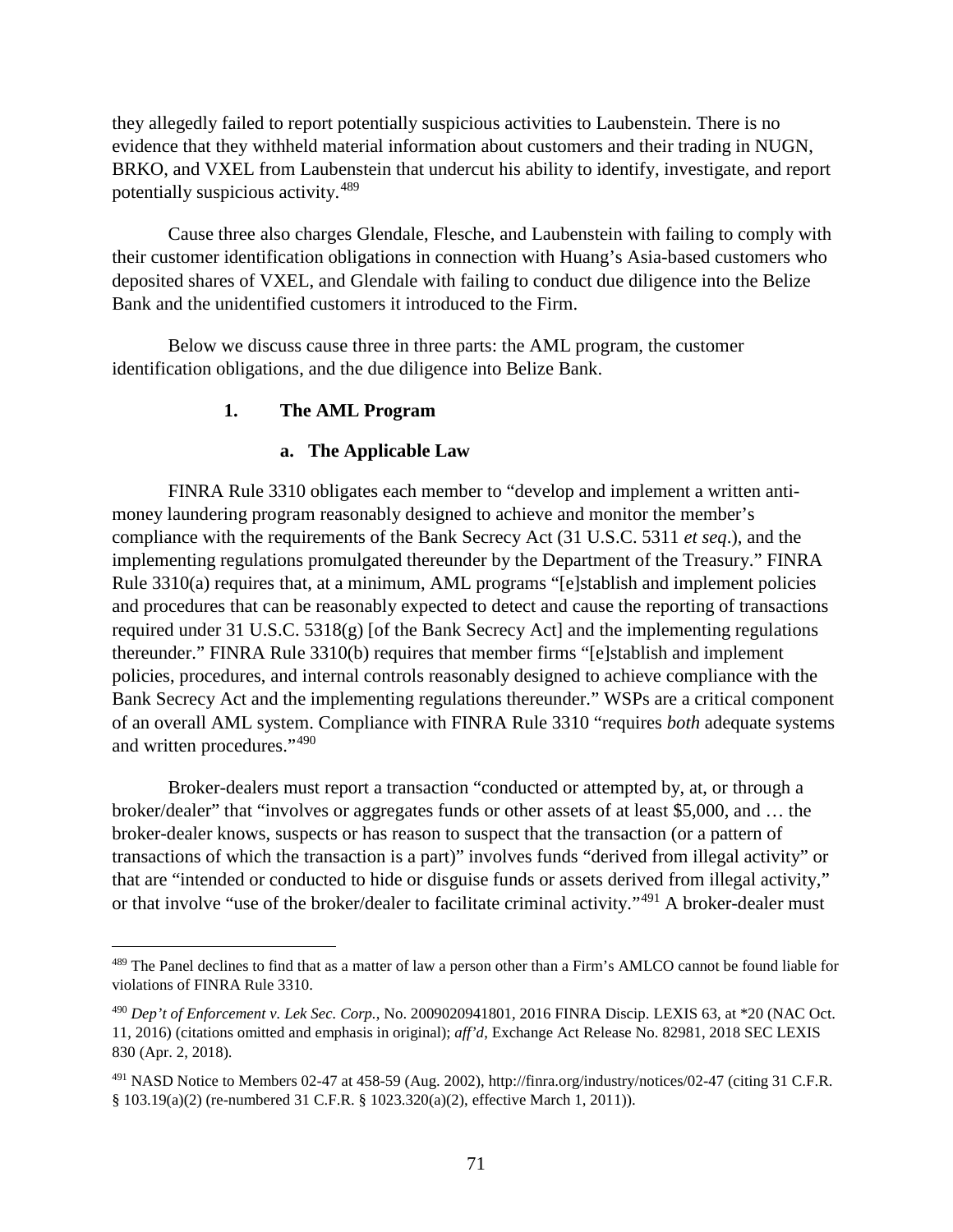they allegedly failed to report potentially suspicious activities to Laubenstein. There is no evidence that they withheld material information about customers and their trading in NUGN, BRKO, and VXEL from Laubenstein that undercut his ability to identify, investigate, and report potentially suspicious activity.[489]

Cause three also charges Glendale, Flesche, and Laubenstein with failing to comply with their customer identification obligations in connection with Huang's Asia-based customers who deposited shares of VXEL, and Glendale with failing to conduct due diligence into the Belize Bank and the unidentified customers it introduced to the Firm.

Below we discuss cause three in three parts: the AML program, the customer identification obligations, and the due diligence into Belize Bank.

### 1. The AML Program

#### a. The Applicable Law

FINRA Rule 3310 obligates each member to "develop and implement a written anti-money laundering program reasonably designed to achieve and monitor the member's compliance with the requirements of the Bank Secrecy Act (31 U.S.C. 5311 *et seq*.), and the implementing regulations promulgated thereunder by the Department of the Treasury." FINRA Rule 3310(a) requires that, at a minimum, AML programs "[e]stablish and implement policies and procedures that can be reasonably expected to detect and cause the reporting of transactions required under 31 U.S.C. 5318(g) [of the Bank Secrecy Act] and the implementing regulations thereunder." FINRA Rule 3310(b) requires that member firms "[e]stablish and implement policies, procedures, and internal controls reasonably designed to achieve compliance with the Bank Secrecy Act and the implementing regulations thereunder." WSPs are a critical component of an overall AML system. Compliance with FINRA Rule 3310 "requires *both* adequate systems and written procedures."[490]

Broker-dealers must report a transaction "conducted or attempted by, at, or through a broker/dealer" that "involves or aggregates funds or other assets of at least $5,000, and … the broker-dealer knows, suspects or has reason to suspect that the transaction (or a pattern of transactions of which the transaction is a part)" involves funds "derived from illegal activity" or that are "intended or conducted to hide or disguise funds or assets derived from illegal activity," or that involve "use of the broker/dealer to facilitate criminal activity."[491] A broker-dealer must

---

[489] The Panel declines to find that as a matter of law a person other than a Firm's AMLCO cannot be found liable for violations of FINRA Rule 3310.

[490] *Dep't of Enforcement v. Lek Sec. Corp.*, No. 2009020941801, 2016 FINRA Discip. LEXIS 63, at *20 (NAC Oct. 11, 2016) (citations omitted and emphasis in original); *aff'd*, Exchange Act Release No. 82981, 2018 SEC LEXIS 830 (Apr. 2, 2018).

[491] NASD Notice to Members 02-47 at 458-59 (Aug. 2002), http://finra.org/industry/notices/02-47 (citing 31 C.F.R. § 103.19(a)(2) (re-numbered 31 C.F.R. § 1023.320(a)(2), effective March 1, 2011)).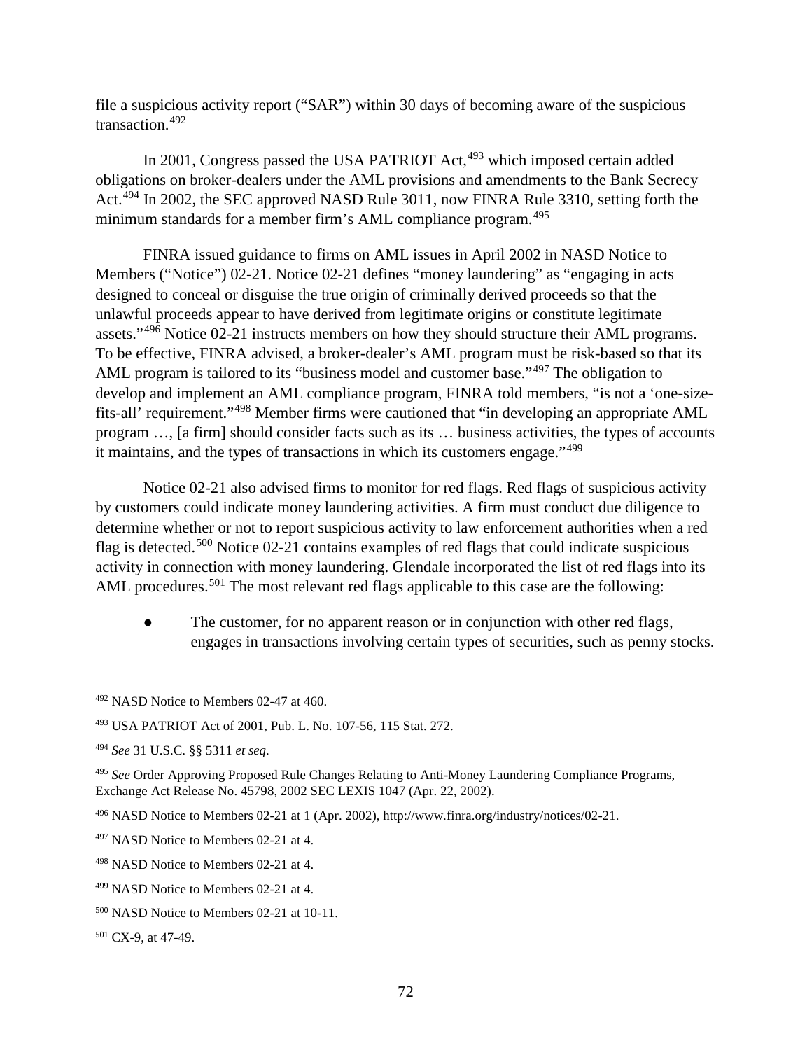file a suspicious activity report ("SAR") within 30 days of becoming aware of the suspicious transaction.[492]

In 2001, Congress passed the USA PATRIOT Act,[493] which imposed certain added obligations on broker-dealers under the AML provisions and amendments to the Bank Secrecy Act.[494] In 2002, the SEC approved NASD Rule 3011, now FINRA Rule 3310, setting forth the minimum standards for a member firm's AML compliance program.[495]

FINRA issued guidance to firms on AML issues in April 2002 in NASD Notice to Members ("Notice") 02-21. Notice 02-21 defines "money laundering" as "engaging in acts designed to conceal or disguise the true origin of criminally derived proceeds so that the unlawful proceeds appear to have derived from legitimate origins or constitute legitimate assets."[496] Notice 02-21 instructs members on how they should structure their AML programs. To be effective, FINRA advised, a broker-dealer's AML program must be risk-based so that its AML program is tailored to its "business model and customer base."[497] The obligation to develop and implement an AML compliance program, FINRA told members, "is not a 'one-size-fits-all' requirement."[498] Member firms were cautioned that "in developing an appropriate AML program …, [a firm] should consider facts such as its … business activities, the types of accounts it maintains, and the types of transactions in which its customers engage."[499]

Notice 02-21 also advised firms to monitor for red flags. Red flags of suspicious activity by customers could indicate money laundering activities. A firm must conduct due diligence to determine whether or not to report suspicious activity to law enforcement authorities when a red flag is detected.[500] Notice 02-21 contains examples of red flags that could indicate suspicious activity in connection with money laundering. Glendale incorporated the list of red flags into its AML procedures.[501] The most relevant red flags applicable to this case are the following:

- The customer, for no apparent reason or in conjunction with other red flags, engages in transactions involving certain types of securities, such as penny stocks.

---

[492] NASD Notice to Members 02-47 at 460.

[493] USA PATRIOT Act of 2001, Pub. L. No. 107-56, 115 Stat. 272.

[494] *See* 31 U.S.C. §§ 5311 *et seq*.

[495] *See* Order Approving Proposed Rule Changes Relating to Anti-Money Laundering Compliance Programs, Exchange Act Release No. 45798, 2002 SEC LEXIS 1047 (Apr. 22, 2002).

[496] NASD Notice to Members 02-21 at 1 (Apr. 2002), http://www.finra.org/industry/notices/02-21.

[497] NASD Notice to Members 02-21 at 4.

[498] NASD Notice to Members 02-21 at 4.

[499] NASD Notice to Members 02-21 at 4.

[500] NASD Notice to Members 02-21 at 10-11.

[501] CX-9, at 47-49.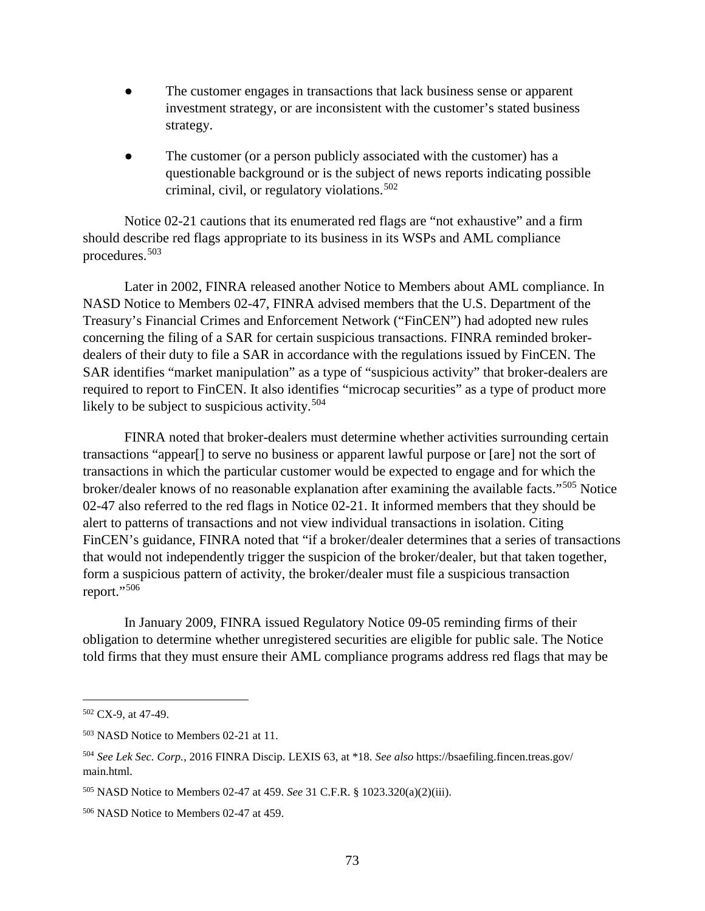- The customer engages in transactions that lack business sense or apparent investment strategy, or are inconsistent with the customer's stated business strategy.

- The customer (or a person publicly associated with the customer) has a questionable background or is the subject of news reports indicating possible criminal, civil, or regulatory violations.[502]

Notice 02-21 cautions that its enumerated red flags are "not exhaustive" and a firm should describe red flags appropriate to its business in its WSPs and AML compliance procedures.[503]

Later in 2002, FINRA released another Notice to Members about AML compliance. In NASD Notice to Members 02-47, FINRA advised members that the U.S. Department of the Treasury's Financial Crimes and Enforcement Network ("FinCEN") had adopted new rules concerning the filing of a SAR for certain suspicious transactions. FINRA reminded broker-dealers of their duty to file a SAR in accordance with the regulations issued by FinCEN. The SAR identifies "market manipulation" as a type of "suspicious activity" that broker-dealers are required to report to FinCEN. It also identifies "microcap securities" as a type of product more likely to be subject to suspicious activity.[504]

FINRA noted that broker-dealers must determine whether activities surrounding certain transactions "appear[] to serve no business or apparent lawful purpose or [are] not the sort of transactions in which the particular customer would be expected to engage and for which the broker/dealer knows of no reasonable explanation after examining the available facts."[505] Notice 02-47 also referred to the red flags in Notice 02-21. It informed members that they should be alert to patterns of transactions and not view individual transactions in isolation. Citing FinCEN's guidance, FINRA noted that "if a broker/dealer determines that a series of transactions that would not independently trigger the suspicion of the broker/dealer, but that taken together, form a suspicious pattern of activity, the broker/dealer must file a suspicious transaction report."[506]

In January 2009, FINRA issued Regulatory Notice 09-05 reminding firms of their obligation to determine whether unregistered securities are eligible for public sale. The Notice told firms that they must ensure their AML compliance programs address red flags that may be

---

[502] CX-9, at 47-49.

[503] NASD Notice to Members 02-21 at 11.

[504] *See Lek Sec. Corp.*, 2016 FINRA Discip. LEXIS 63, at *18. *See also* https://bsaefiling.fincen.treas.gov/main.html.

[505] NASD Notice to Members 02-47 at 459. *See* 31 C.F.R. § 1023.320(a)(2)(iii).

[506] NASD Notice to Members 02-47 at 459.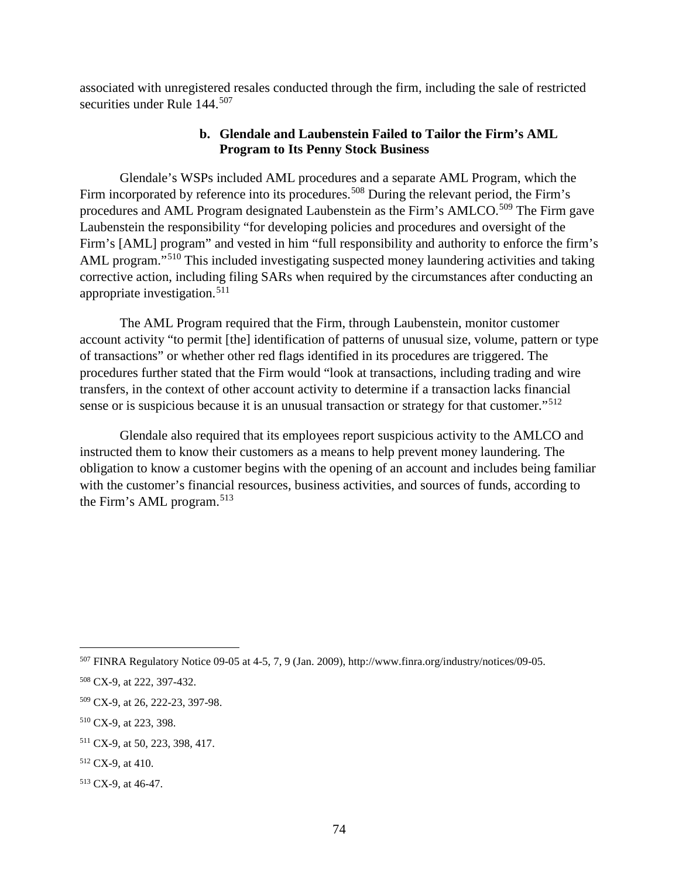associated with unregistered resales conducted through the firm, including the sale of restricted securities under Rule 144.[507]

### b. Glendale and Laubenstein Failed to Tailor the Firm's AML Program to Its Penny Stock Business

Glendale's WSPs included AML procedures and a separate AML Program, which the Firm incorporated by reference into its procedures.[508] During the relevant period, the Firm's procedures and AML Program designated Laubenstein as the Firm's AMLCO.[509] The Firm gave Laubenstein the responsibility "for developing policies and procedures and oversight of the Firm's [AML] program" and vested in him "full responsibility and authority to enforce the firm's AML program."[510] This included investigating suspected money laundering activities and taking corrective action, including filing SARs when required by the circumstances after conducting an appropriate investigation.[511]

The AML Program required that the Firm, through Laubenstein, monitor customer account activity "to permit [the] identification of patterns of unusual size, volume, pattern or type of transactions" or whether other red flags identified in its procedures are triggered. The procedures further stated that the Firm would "look at transactions, including trading and wire transfers, in the context of other account activity to determine if a transaction lacks financial sense or is suspicious because it is an unusual transaction or strategy for that customer."[512]

Glendale also required that its employees report suspicious activity to the AMLCO and instructed them to know their customers as a means to help prevent money laundering. The obligation to know a customer begins with the opening of an account and includes being familiar with the customer's financial resources, business activities, and sources of funds, according to the Firm's AML program.[513]

---

[507] FINRA Regulatory Notice 09-05 at 4-5, 7, 9 (Jan. 2009), http://www.finra.org/industry/notices/09-05.

[508] CX-9, at 222, 397-432.

[509] CX-9, at 26, 222-23, 397-98.

[510] CX-9, at 223, 398.

[511] CX-9, at 50, 223, 398, 417.

[512] CX-9, at 410.

[513] CX-9, at 46-47.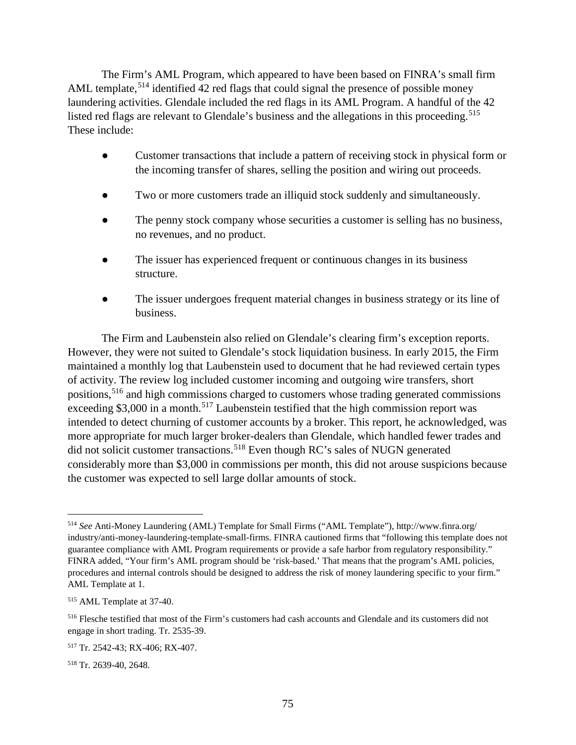The Firm's AML Program, which appeared to have been based on FINRA's small firm AML template,[514] identified 42 red flags that could signal the presence of possible money laundering activities. Glendale included the red flags in its AML Program. A handful of the 42 listed red flags are relevant to Glendale's business and the allegations in this proceeding.[515] These include:

- Customer transactions that include a pattern of receiving stock in physical form or the incoming transfer of shares, selling the position and wiring out proceeds.
- Two or more customers trade an illiquid stock suddenly and simultaneously.
- The penny stock company whose securities a customer is selling has no business, no revenues, and no product.
- The issuer has experienced frequent or continuous changes in its business structure.
- The issuer undergoes frequent material changes in business strategy or its line of business.

The Firm and Laubenstein also relied on Glendale's clearing firm's exception reports. However, they were not suited to Glendale's stock liquidation business. In early 2015, the Firm maintained a monthly log that Laubenstein used to document that he had reviewed certain types of activity. The review log included customer incoming and outgoing wire transfers, short positions,[516] and high commissions charged to customers whose trading generated commissions exceeding $3,000 in a month.[517] Laubenstein testified that the high commission report was intended to detect churning of customer accounts by a broker. This report, he acknowledged, was more appropriate for much larger broker-dealers than Glendale, which handled fewer trades and did not solicit customer transactions.[518] Even though RC's sales of NUGN generated considerably more than $3,000 in commissions per month, this did not arouse suspicions because the customer was expected to sell large dollar amounts of stock.

---

[514] *See* Anti-Money Laundering (AML) Template for Small Firms ("AML Template"), http://www.finra.org/industry/anti-money-laundering-template-small-firms. FINRA cautioned firms that "following this template does not guarantee compliance with AML Program requirements or provide a safe harbor from regulatory responsibility." FINRA added, "Your firm's AML program should be 'risk-based.' That means that the program's AML policies, procedures and internal controls should be designed to address the risk of money laundering specific to your firm." AML Template at 1.

[515] AML Template at 37-40.

[516] Flesche testified that most of the Firm's customers had cash accounts and Glendale and its customers did not engage in short trading. Tr. 2535-39.

[517] Tr. 2542-43; RX-406; RX-407.

[518] Tr. 2639-40, 2648.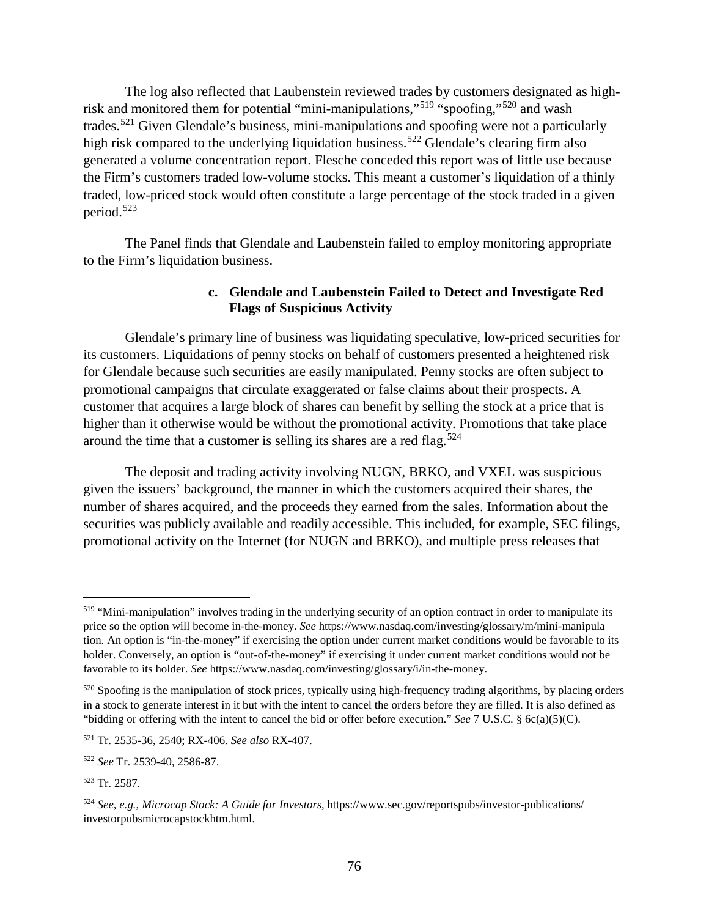The log also reflected that Laubenstein reviewed trades by customers designated as high-risk and monitored them for potential "mini-manipulations,"[519] "spoofing,"[520] and wash trades.[521] Given Glendale's business, mini-manipulations and spoofing were not a particularly high risk compared to the underlying liquidation business.[522] Glendale's clearing firm also generated a volume concentration report. Flesche conceded this report was of little use because the Firm's customers traded low-volume stocks. This meant a customer's liquidation of a thinly traded, low-priced stock would often constitute a large percentage of the stock traded in a given period.[523]

The Panel finds that Glendale and Laubenstein failed to employ monitoring appropriate to the Firm's liquidation business.

#### c. Glendale and Laubenstein Failed to Detect and Investigate Red Flags of Suspicious Activity

Glendale's primary line of business was liquidating speculative, low-priced securities for its customers. Liquidations of penny stocks on behalf of customers presented a heightened risk for Glendale because such securities are easily manipulated. Penny stocks are often subject to promotional campaigns that circulate exaggerated or false claims about their prospects. A customer that acquires a large block of shares can benefit by selling the stock at a price that is higher than it otherwise would be without the promotional activity. Promotions that take place around the time that a customer is selling its shares are a red flag.[524]

The deposit and trading activity involving NUGN, BRKO, and VXEL was suspicious given the issuers' background, the manner in which the customers acquired their shares, the number of shares acquired, and the proceeds they earned from the sales. Information about the securities was publicly available and readily accessible. This included, for example, SEC filings, promotional activity on the Internet (for NUGN and BRKO), and multiple press releases that

---

[519] "Mini-manipulation" involves trading in the underlying security of an option contract in order to manipulate its price so the option will become in-the-money. *See* https://www.nasdaq.com/investing/glossary/m/mini-manipulation. An option is "in-the-money" if exercising the option under current market conditions would be favorable to its holder. Conversely, an option is "out-of-the-money" if exercising it under current market conditions would not be favorable to its holder. *See* https://www.nasdaq.com/investing/glossary/i/in-the-money.

[520] Spoofing is the manipulation of stock prices, typically using high-frequency trading algorithms, by placing orders in a stock to generate interest in it but with the intent to cancel the orders before they are filled. It is also defined as "bidding or offering with the intent to cancel the bid or offer before execution." *See* 7 U.S.C. § 6c(a)(5)(C).

[521] Tr. 2535-36, 2540; RX-406. *See also* RX-407.

[522] *See* Tr. 2539-40, 2586-87.

[523] Tr. 2587.

[524] *See, e.g.*, *Microcap Stock: A Guide for Investors*, https://www.sec.gov/reportspubs/investor-publications/investorpubsmicrocapstockhtm.html.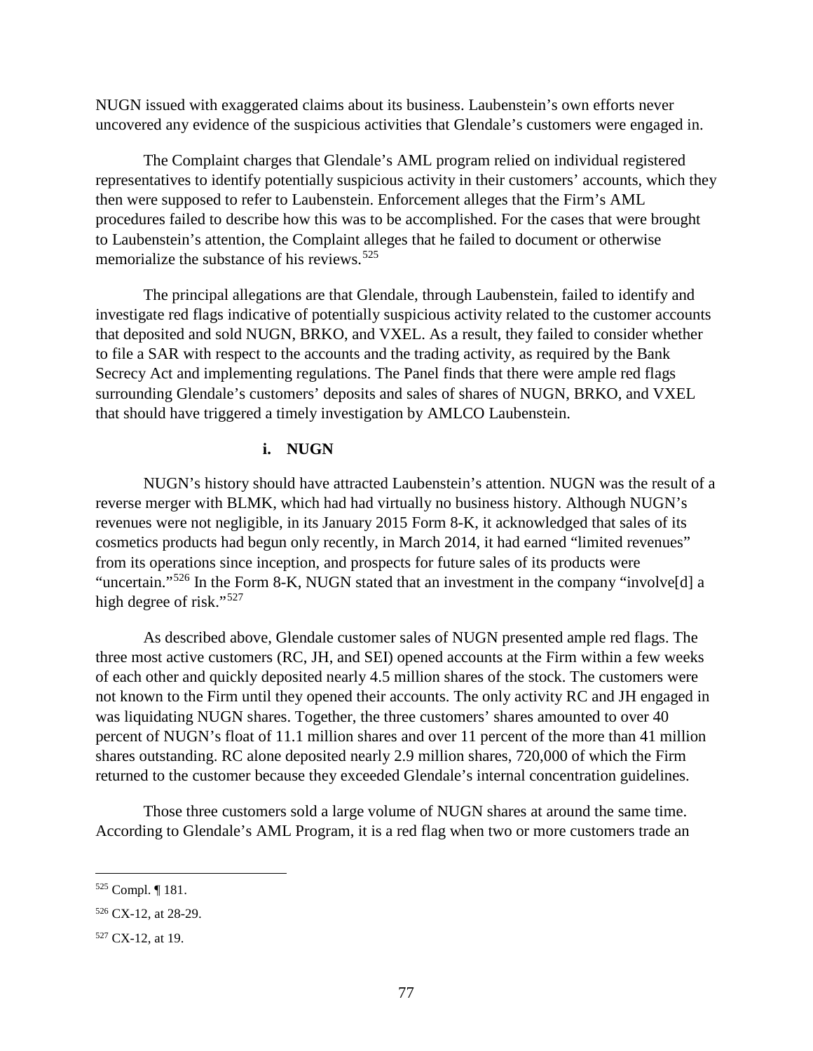NUGN issued with exaggerated claims about its business. Laubenstein's own efforts never uncovered any evidence of the suspicious activities that Glendale's customers were engaged in.

The Complaint charges that Glendale's AML program relied on individual registered representatives to identify potentially suspicious activity in their customers' accounts, which they then were supposed to refer to Laubenstein. Enforcement alleges that the Firm's AML procedures failed to describe how this was to be accomplished. For the cases that were brought to Laubenstein's attention, the Complaint alleges that he failed to document or otherwise memorialize the substance of his reviews.[525]

The principal allegations are that Glendale, through Laubenstein, failed to identify and investigate red flags indicative of potentially suspicious activity related to the customer accounts that deposited and sold NUGN, BRKO, and VXEL. As a result, they failed to consider whether to file a SAR with respect to the accounts and the trading activity, as required by the Bank Secrecy Act and implementing regulations. The Panel finds that there were ample red flags surrounding Glendale's customers' deposits and sales of shares of NUGN, BRKO, and VXEL that should have triggered a timely investigation by AMLCO Laubenstein.

**i. NUGN**

NUGN's history should have attracted Laubenstein's attention. NUGN was the result of a reverse merger with BLMK, which had had virtually no business history. Although NUGN's revenues were not negligible, in its January 2015 Form 8-K, it acknowledged that sales of its cosmetics products had begun only recently, in March 2014, it had earned "limited revenues" from its operations since inception, and prospects for future sales of its products were "uncertain."[526] In the Form 8-K, NUGN stated that an investment in the company "involve[d] a high degree of risk."[527]

As described above, Glendale customer sales of NUGN presented ample red flags. The three most active customers (RC, JH, and SEI) opened accounts at the Firm within a few weeks of each other and quickly deposited nearly 4.5 million shares of the stock. The customers were not known to the Firm until they opened their accounts. The only activity RC and JH engaged in was liquidating NUGN shares. Together, the three customers' shares amounted to over 40 percent of NUGN's float of 11.1 million shares and over 11 percent of the more than 41 million shares outstanding. RC alone deposited nearly 2.9 million shares, 720,000 of which the Firm returned to the customer because they exceeded Glendale's internal concentration guidelines.

Those three customers sold a large volume of NUGN shares at around the same time. According to Glendale's AML Program, it is a red flag when two or more customers trade an

---

[525] Compl. ¶ 181.

[526] CX-12, at 28-29.

[527] CX-12, at 19.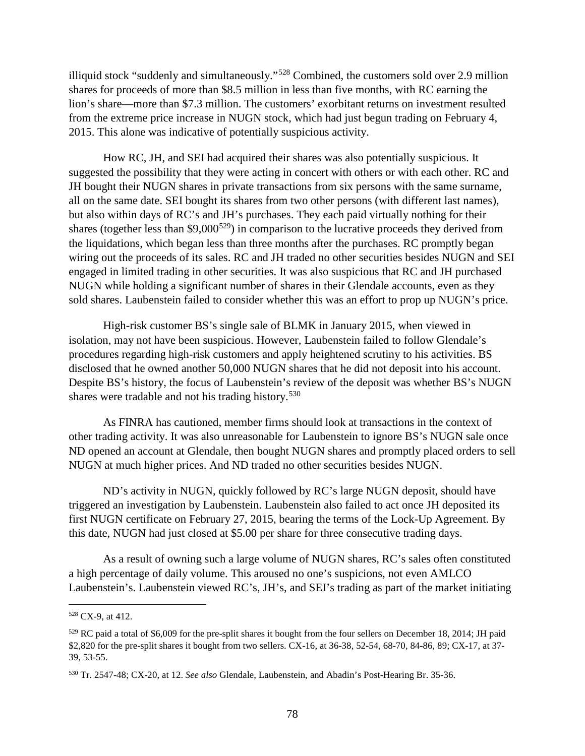illiquid stock "suddenly and simultaneously."[528] Combined, the customers sold over 2.9 million shares for proceeds of more than $8.5 million in less than five months, with RC earning the lion's share—more than $7.3 million. The customers' exorbitant returns on investment resulted from the extreme price increase in NUGN stock, which had just begun trading on February 4, 2015. This alone was indicative of potentially suspicious activity.

How RC, JH, and SEI had acquired their shares was also potentially suspicious. It suggested the possibility that they were acting in concert with others or with each other. RC and JH bought their NUGN shares in private transactions from six persons with the same surname, all on the same date. SEI bought its shares from two other persons (with different last names), but also within days of RC's and JH's purchases. They each paid virtually nothing for their shares (together less than $9,000[529]) in comparison to the lucrative proceeds they derived from the liquidations, which began less than three months after the purchases. RC promptly began wiring out the proceeds of its sales. RC and JH traded no other securities besides NUGN and SEI engaged in limited trading in other securities. It was also suspicious that RC and JH purchased NUGN while holding a significant number of shares in their Glendale accounts, even as they sold shares. Laubenstein failed to consider whether this was an effort to prop up NUGN's price.

High-risk customer BS's single sale of BLMK in January 2015, when viewed in isolation, may not have been suspicious. However, Laubenstein failed to follow Glendale's procedures regarding high-risk customers and apply heightened scrutiny to his activities. BS disclosed that he owned another 50,000 NUGN shares that he did not deposit into his account. Despite BS's history, the focus of Laubenstein's review of the deposit was whether BS's NUGN shares were tradable and not his trading history.[530]

As FINRA has cautioned, member firms should look at transactions in the context of other trading activity. It was also unreasonable for Laubenstein to ignore BS's NUGN sale once ND opened an account at Glendale, then bought NUGN shares and promptly placed orders to sell NUGN at much higher prices. And ND traded no other securities besides NUGN.

ND's activity in NUGN, quickly followed by RC's large NUGN deposit, should have triggered an investigation by Laubenstein. Laubenstein also failed to act once JH deposited its first NUGN certificate on February 27, 2015, bearing the terms of the Lock-Up Agreement. By this date, NUGN had just closed at $5.00 per share for three consecutive trading days.

As a result of owning such a large volume of NUGN shares, RC's sales often constituted a high percentage of daily volume. This aroused no one's suspicions, not even AMLCO Laubenstein's. Laubenstein viewed RC's, JH's, and SEI's trading as part of the market initiating

---

[528] CX-9, at 412.

[529] RC paid a total of $6,009 for the pre-split shares it bought from the four sellers on December 18, 2014; JH paid $2,820 for the pre-split shares it bought from two sellers. CX-16, at 36-38, 52-54, 68-70, 84-86, 89; CX-17, at 37-39, 53-55.

[530] Tr. 2547-48; CX-20, at 12. *See also* Glendale, Laubenstein, and Abadin's Post-Hearing Br. 35-36.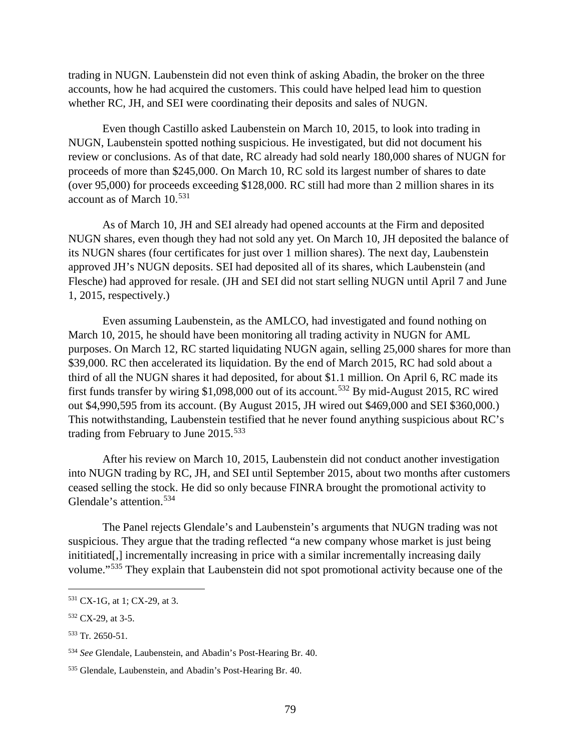trading in NUGN. Laubenstein did not even think of asking Abadin, the broker on the three accounts, how he had acquired the customers. This could have helped lead him to question whether RC, JH, and SEI were coordinating their deposits and sales of NUGN.

Even though Castillo asked Laubenstein on March 10, 2015, to look into trading in NUGN, Laubenstein spotted nothing suspicious. He investigated, but did not document his review or conclusions. As of that date, RC already had sold nearly 180,000 shares of NUGN for proceeds of more than $245,000. On March 10, RC sold its largest number of shares to date (over 95,000) for proceeds exceeding $128,000. RC still had more than 2 million shares in its account as of March 10.[531]

As of March 10, JH and SEI already had opened accounts at the Firm and deposited NUGN shares, even though they had not sold any yet. On March 10, JH deposited the balance of its NUGN shares (four certificates for just over 1 million shares). The next day, Laubenstein approved JH's NUGN deposits. SEI had deposited all of its shares, which Laubenstein (and Flesche) had approved for resale. (JH and SEI did not start selling NUGN until April 7 and June 1, 2015, respectively.)

Even assuming Laubenstein, as the AMLCO, had investigated and found nothing on March 10, 2015, he should have been monitoring all trading activity in NUGN for AML purposes. On March 12, RC started liquidating NUGN again, selling 25,000 shares for more than $39,000. RC then accelerated its liquidation. By the end of March 2015, RC had sold about a third of all the NUGN shares it had deposited, for about $1.1 million. On April 6, RC made its first funds transfer by wiring $1,098,000 out of its account.[532] By mid-August 2015, RC wired out $4,990,595 from its account. (By August 2015, JH wired out $469,000 and SEI $360,000.) This notwithstanding, Laubenstein testified that he never found anything suspicious about RC's trading from February to June 2015.[533]

After his review on March 10, 2015, Laubenstein did not conduct another investigation into NUGN trading by RC, JH, and SEI until September 2015, about two months after customers ceased selling the stock. He did so only because FINRA brought the promotional activity to Glendale's attention.[534]

The Panel rejects Glendale's and Laubenstein's arguments that NUGN trading was not suspicious. They argue that the trading reflected "a new company whose market is just being inititiated[,] incrementally increasing in price with a similar incrementally increasing daily volume."[535] They explain that Laubenstein did not spot promotional activity because one of the

---

[531] CX-1G, at 1; CX-29, at 3.

[532] CX-29, at 3-5.

[533] Tr. 2650-51.

[534] *See* Glendale, Laubenstein, and Abadin's Post-Hearing Br. 40.

[535] Glendale, Laubenstein, and Abadin's Post-Hearing Br. 40.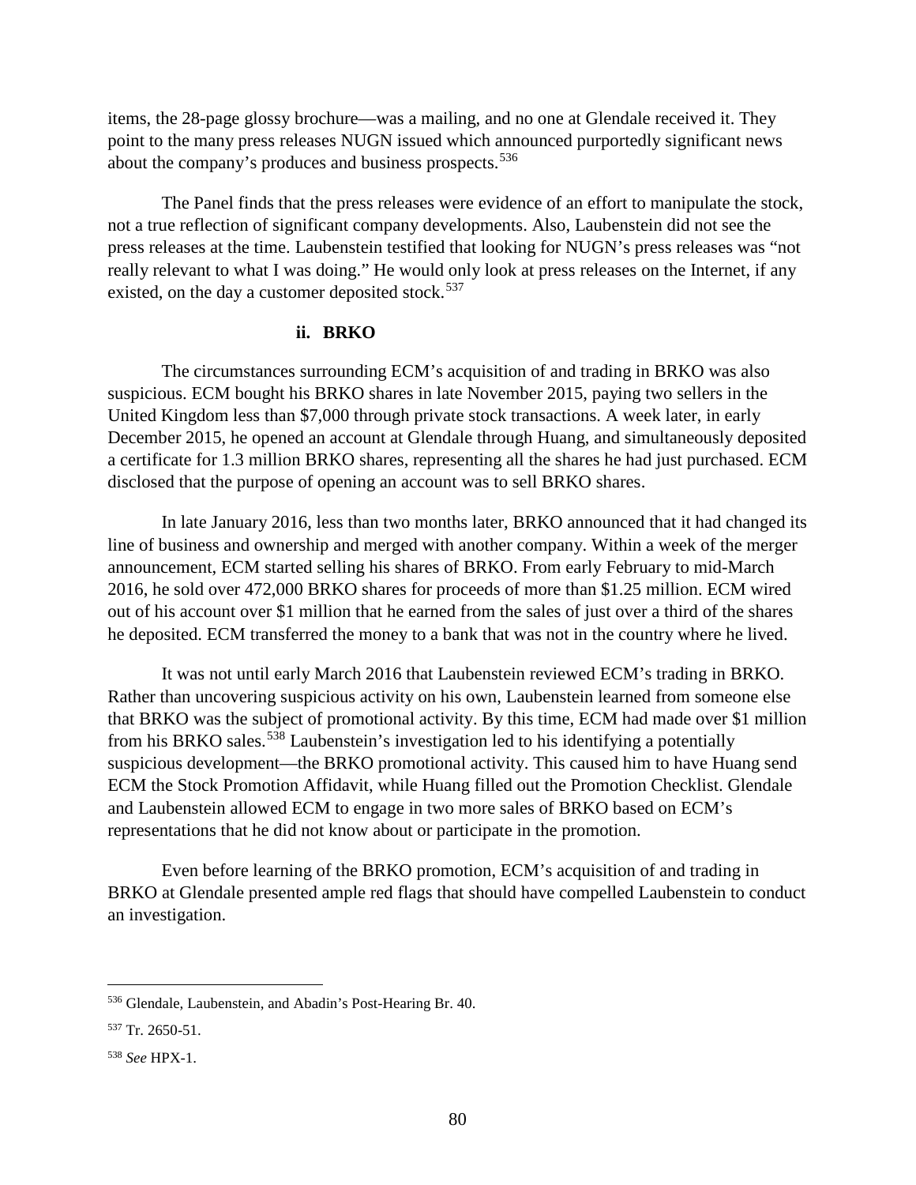items, the 28-page glossy brochure—was a mailing, and no one at Glendale received it. They point to the many press releases NUGN issued which announced purportedly significant news about the company's produces and business prospects.[536]

The Panel finds that the press releases were evidence of an effort to manipulate the stock, not a true reflection of significant company developments. Also, Laubenstein did not see the press releases at the time. Laubenstein testified that looking for NUGN's press releases was "not really relevant to what I was doing." He would only look at press releases on the Internet, if any existed, on the day a customer deposited stock.[537]

#### ii. BRKO

The circumstances surrounding ECM's acquisition of and trading in BRKO was also suspicious. ECM bought his BRKO shares in late November 2015, paying two sellers in the United Kingdom less than $7,000 through private stock transactions. A week later, in early December 2015, he opened an account at Glendale through Huang, and simultaneously deposited a certificate for 1.3 million BRKO shares, representing all the shares he had just purchased. ECM disclosed that the purpose of opening an account was to sell BRKO shares.

In late January 2016, less than two months later, BRKO announced that it had changed its line of business and ownership and merged with another company. Within a week of the merger announcement, ECM started selling his shares of BRKO. From early February to mid-March 2016, he sold over 472,000 BRKO shares for proceeds of more than $1.25 million. ECM wired out of his account over $1 million that he earned from the sales of just over a third of the shares he deposited. ECM transferred the money to a bank that was not in the country where he lived.

It was not until early March 2016 that Laubenstein reviewed ECM's trading in BRKO. Rather than uncovering suspicious activity on his own, Laubenstein learned from someone else that BRKO was the subject of promotional activity. By this time, ECM had made over $1 million from his BRKO sales.[538] Laubenstein's investigation led to his identifying a potentially suspicious development—the BRKO promotional activity. This caused him to have Huang send ECM the Stock Promotion Affidavit, while Huang filled out the Promotion Checklist. Glendale and Laubenstein allowed ECM to engage in two more sales of BRKO based on ECM's representations that he did not know about or participate in the promotion.

Even before learning of the BRKO promotion, ECM's acquisition of and trading in BRKO at Glendale presented ample red flags that should have compelled Laubenstein to conduct an investigation.

---

[536] Glendale, Laubenstein, and Abadin's Post-Hearing Br. 40.

[537] Tr. 2650-51.

[538] *See* HPX-1.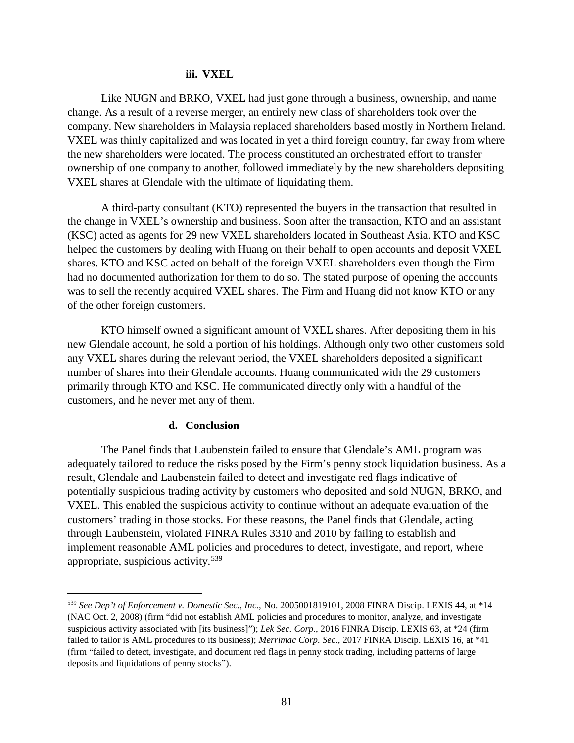#### iii. VXEL

Like NUGN and BRKO, VXEL had just gone through a business, ownership, and name change. As a result of a reverse merger, an entirely new class of shareholders took over the company. New shareholders in Malaysia replaced shareholders based mostly in Northern Ireland. VXEL was thinly capitalized and was located in yet a third foreign country, far away from where the new shareholders were located. The process constituted an orchestrated effort to transfer ownership of one company to another, followed immediately by the new shareholders depositing VXEL shares at Glendale with the ultimate of liquidating them.

A third-party consultant (KTO) represented the buyers in the transaction that resulted in the change in VXEL's ownership and business. Soon after the transaction, KTO and an assistant (KSC) acted as agents for 29 new VXEL shareholders located in Southeast Asia. KTO and KSC helped the customers by dealing with Huang on their behalf to open accounts and deposit VXEL shares. KTO and KSC acted on behalf of the foreign VXEL shareholders even though the Firm had no documented authorization for them to do so. The stated purpose of opening the accounts was to sell the recently acquired VXEL shares. The Firm and Huang did not know KTO or any of the other foreign customers.

KTO himself owned a significant amount of VXEL shares. After depositing them in his new Glendale account, he sold a portion of his holdings. Although only two other customers sold any VXEL shares during the relevant period, the VXEL shareholders deposited a significant number of shares into their Glendale accounts. Huang communicated with the 29 customers primarily through KTO and KSC. He communicated directly only with a handful of the customers, and he never met any of them.

### d. Conclusion

The Panel finds that Laubenstein failed to ensure that Glendale's AML program was adequately tailored to reduce the risks posed by the Firm's penny stock liquidation business. As a result, Glendale and Laubenstein failed to detect and investigate red flags indicative of potentially suspicious trading activity by customers who deposited and sold NUGN, BRKO, and VXEL. This enabled the suspicious activity to continue without an adequate evaluation of the customers' trading in those stocks. For these reasons, the Panel finds that Glendale, acting through Laubenstein, violated FINRA Rules 3310 and 2010 by failing to establish and implement reasonable AML policies and procedures to detect, investigate, and report, where appropriate, suspicious activity.[539]

---

[539] *See Dep't of Enforcement v. Domestic Sec., Inc.*, No. 2005001819101, 2008 FINRA Discip. LEXIS 44, at *14 (NAC Oct. 2, 2008) (firm "did not establish AML policies and procedures to monitor, analyze, and investigate suspicious activity associated with [its business]"); *Lek Sec. Corp*., 2016 FINRA Discip. LEXIS 63, at *24 (firm failed to tailor is AML procedures to its business); *Merrimac Corp. Sec*., 2017 FINRA Discip. LEXIS 16, at *41 (firm "failed to detect, investigate, and document red flags in penny stock trading, including patterns of large deposits and liquidations of penny stocks").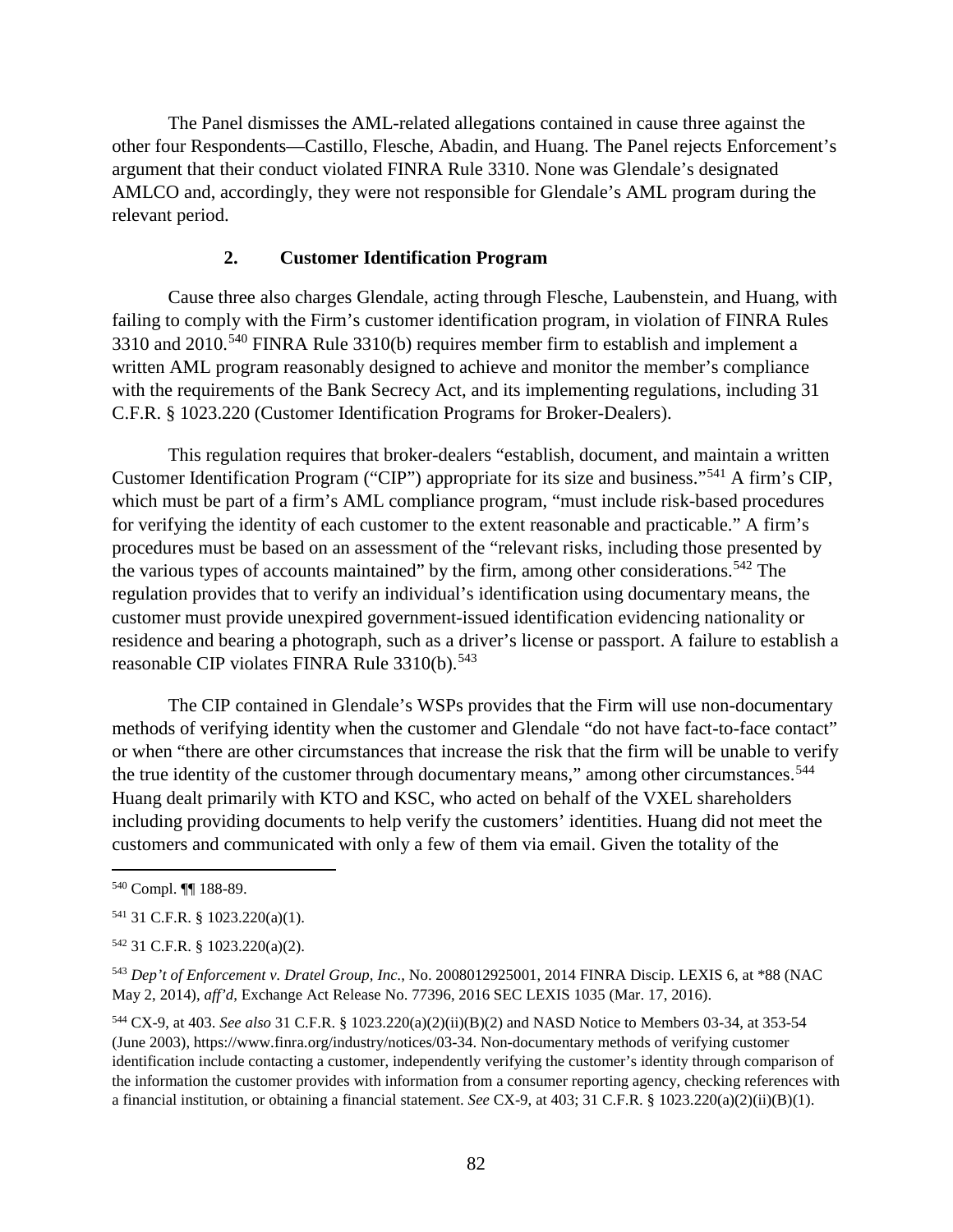The Panel dismisses the AML-related allegations contained in cause three against the other four Respondents—Castillo, Flesche, Abadin, and Huang. The Panel rejects Enforcement's argument that their conduct violated FINRA Rule 3310. None was Glendale's designated AMLCO and, accordingly, they were not responsible for Glendale's AML program during the relevant period.

### 2. Customer Identification Program

Cause three also charges Glendale, acting through Flesche, Laubenstein, and Huang, with failing to comply with the Firm's customer identification program, in violation of FINRA Rules 3310 and 2010.[540] FINRA Rule 3310(b) requires member firm to establish and implement a written AML program reasonably designed to achieve and monitor the member's compliance with the requirements of the Bank Secrecy Act, and its implementing regulations, including 31 C.F.R. § 1023.220 (Customer Identification Programs for Broker-Dealers).

This regulation requires that broker-dealers "establish, document, and maintain a written Customer Identification Program ("CIP") appropriate for its size and business."[541] A firm's CIP, which must be part of a firm's AML compliance program, "must include risk-based procedures for verifying the identity of each customer to the extent reasonable and practicable." A firm's procedures must be based on an assessment of the "relevant risks, including those presented by the various types of accounts maintained" by the firm, among other considerations.[542] The regulation provides that to verify an individual's identification using documentary means, the customer must provide unexpired government-issued identification evidencing nationality or residence and bearing a photograph, such as a driver's license or passport. A failure to establish a reasonable CIP violates FINRA Rule 3310(b).[543]

The CIP contained in Glendale's WSPs provides that the Firm will use non-documentary methods of verifying identity when the customer and Glendale "do not have fact-to-face contact" or when "there are other circumstances that increase the risk that the firm will be unable to verify the true identity of the customer through documentary means," among other circumstances.[544] Huang dealt primarily with KTO and KSC, who acted on behalf of the VXEL shareholders including providing documents to help verify the customers' identities. Huang did not meet the customers and communicated with only a few of them via email. Given the totality of the

---

[540] Compl. ¶¶ 188-89.

[541] 31 C.F.R. § 1023.220(a)(1).

[542] 31 C.F.R. § 1023.220(a)(2).

[543] *Dep't of Enforcement v. Dratel Group, Inc.*, No. 2008012925001, 2014 FINRA Discip. LEXIS 6, at *88 (NAC May 2, 2014), *aff'd*, Exchange Act Release No. 77396, 2016 SEC LEXIS 1035 (Mar. 17, 2016).

[544] CX-9, at 403. *See also* 31 C.F.R. § 1023.220(a)(2)(ii)(B)(2) and NASD Notice to Members 03-34, at 353-54 (June 2003), https://www.finra.org/industry/notices/03-34. Non-documentary methods of verifying customer identification include contacting a customer, independently verifying the customer's identity through comparison of the information the customer provides with information from a consumer reporting agency, checking references with a financial institution, or obtaining a financial statement. *See* CX-9, at 403; 31 C.F.R. § 1023.220(a)(2)(ii)(B)(1).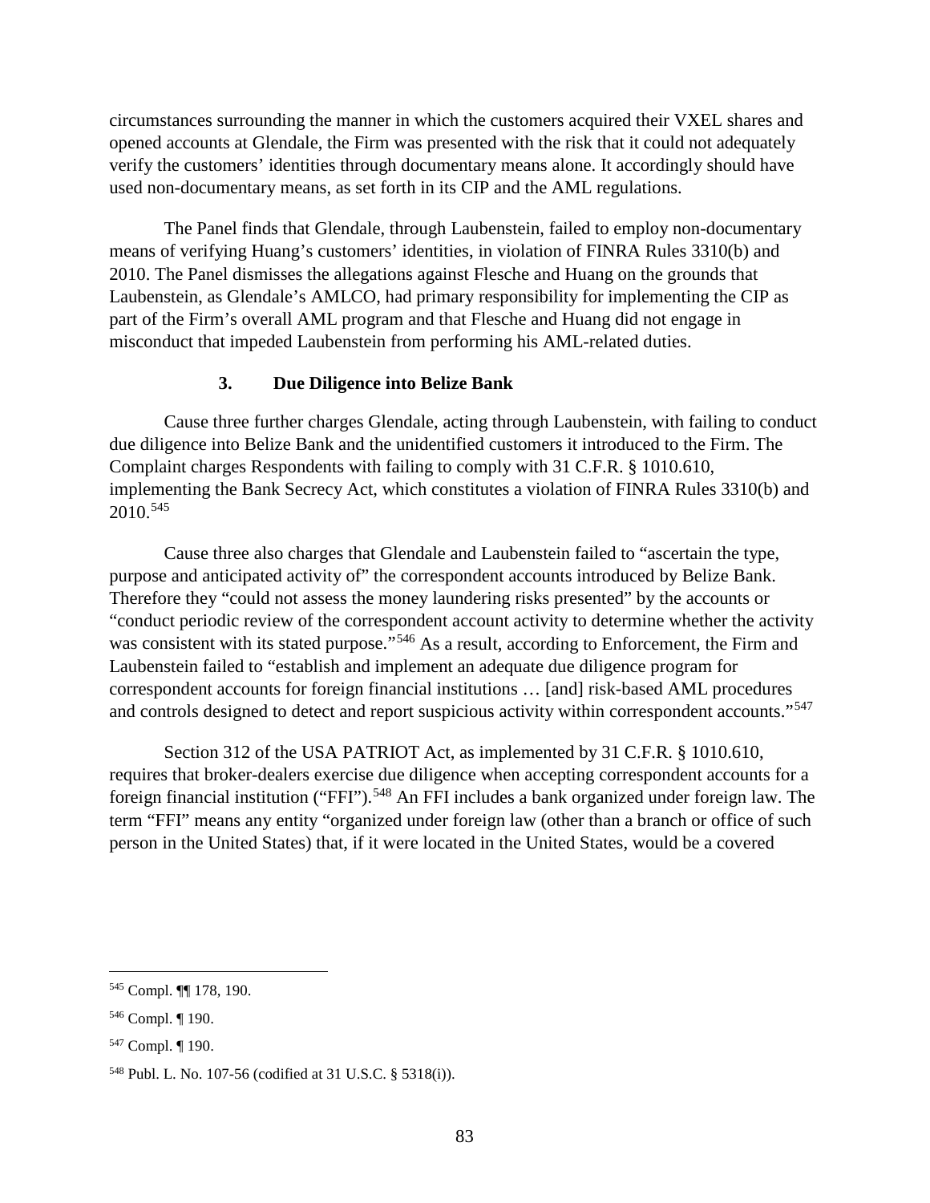circumstances surrounding the manner in which the customers acquired their VXEL shares and opened accounts at Glendale, the Firm was presented with the risk that it could not adequately verify the customers' identities through documentary means alone. It accordingly should have used non-documentary means, as set forth in its CIP and the AML regulations.

The Panel finds that Glendale, through Laubenstein, failed to employ non-documentary means of verifying Huang's customers' identities, in violation of FINRA Rules 3310(b) and 2010. The Panel dismisses the allegations against Flesche and Huang on the grounds that Laubenstein, as Glendale's AMLCO, had primary responsibility for implementing the CIP as part of the Firm's overall AML program and that Flesche and Huang did not engage in misconduct that impeded Laubenstein from performing his AML-related duties.

### 3. Due Diligence into Belize Bank

Cause three further charges Glendale, acting through Laubenstein, with failing to conduct due diligence into Belize Bank and the unidentified customers it introduced to the Firm. The Complaint charges Respondents with failing to comply with 31 C.F.R. § 1010.610, implementing the Bank Secrecy Act, which constitutes a violation of FINRA Rules 3310(b) and 2010.[545]

Cause three also charges that Glendale and Laubenstein failed to "ascertain the type, purpose and anticipated activity of" the correspondent accounts introduced by Belize Bank. Therefore they "could not assess the money laundering risks presented" by the accounts or "conduct periodic review of the correspondent account activity to determine whether the activity was consistent with its stated purpose."[546] As a result, according to Enforcement, the Firm and Laubenstein failed to "establish and implement an adequate due diligence program for correspondent accounts for foreign financial institutions … [and] risk-based AML procedures and controls designed to detect and report suspicious activity within correspondent accounts."[547]

Section 312 of the USA PATRIOT Act, as implemented by 31 C.F.R. § 1010.610, requires that broker-dealers exercise due diligence when accepting correspondent accounts for a foreign financial institution ("FFI").[548] An FFI includes a bank organized under foreign law. The term "FFI" means any entity "organized under foreign law (other than a branch or office of such person in the United States) that, if it were located in the United States, would be a covered

---

[545] Compl. ¶¶ 178, 190.

[546] Compl. ¶ 190.

[547] Compl. ¶ 190.

[548] Publ. L. No. 107-56 (codified at 31 U.S.C. § 5318(i)).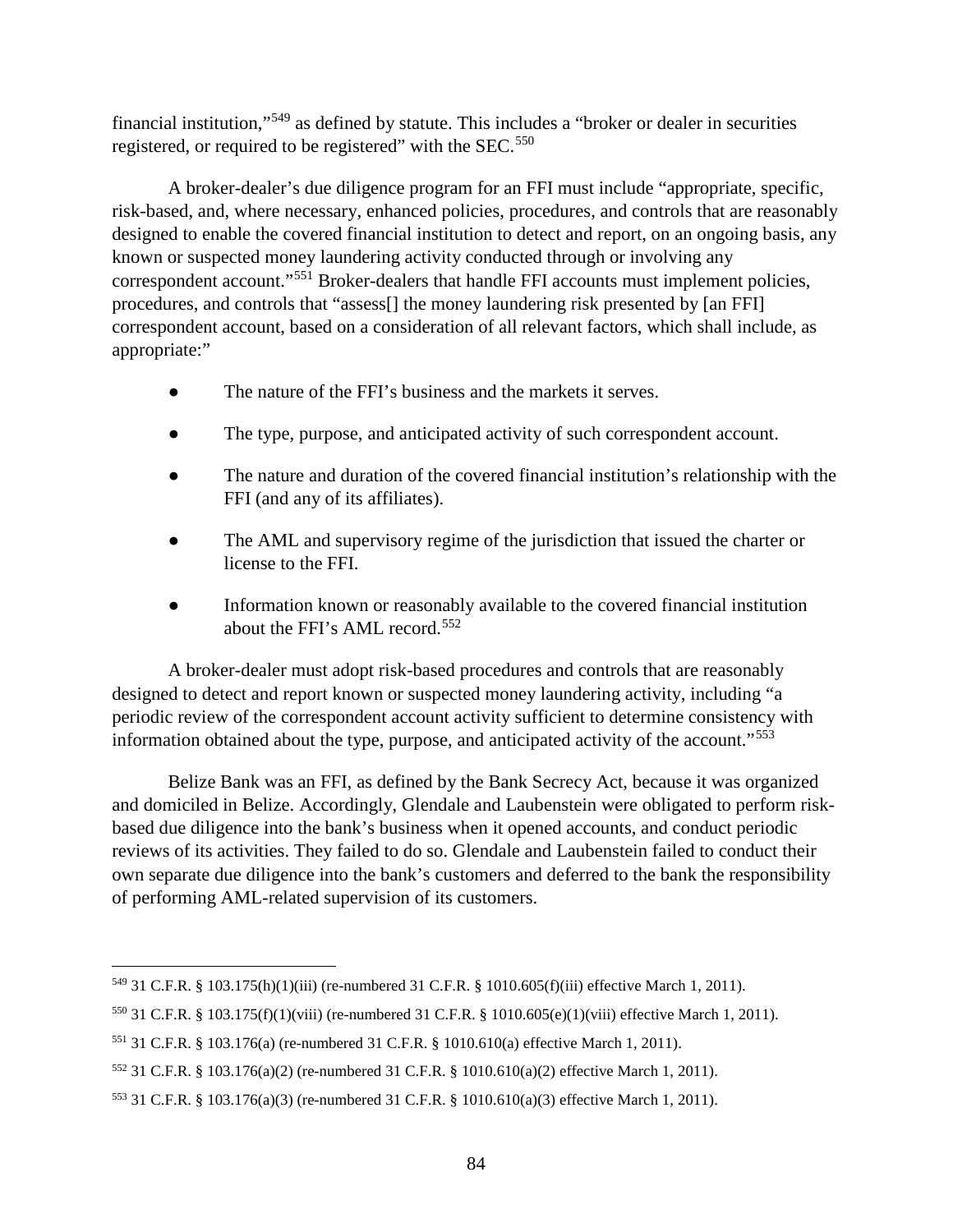financial institution,"[549] as defined by statute. This includes a "broker or dealer in securities registered, or required to be registered" with the SEC.[550]

A broker-dealer's due diligence program for an FFI must include "appropriate, specific, risk-based, and, where necessary, enhanced policies, procedures, and controls that are reasonably designed to enable the covered financial institution to detect and report, on an ongoing basis, any known or suspected money laundering activity conducted through or involving any correspondent account."[551] Broker-dealers that handle FFI accounts must implement policies, procedures, and controls that "assess[] the money laundering risk presented by [an FFI] correspondent account, based on a consideration of all relevant factors, which shall include, as appropriate:"

- The nature of the FFI's business and the markets it serves.
- The type, purpose, and anticipated activity of such correspondent account.
- The nature and duration of the covered financial institution's relationship with the FFI (and any of its affiliates).
- The AML and supervisory regime of the jurisdiction that issued the charter or license to the FFI.
- Information known or reasonably available to the covered financial institution about the FFI's AML record.[552]

A broker-dealer must adopt risk-based procedures and controls that are reasonably designed to detect and report known or suspected money laundering activity, including "a periodic review of the correspondent account activity sufficient to determine consistency with information obtained about the type, purpose, and anticipated activity of the account."[553]

Belize Bank was an FFI, as defined by the Bank Secrecy Act, because it was organized and domiciled in Belize. Accordingly, Glendale and Laubenstein were obligated to perform risk-based due diligence into the bank's business when it opened accounts, and conduct periodic reviews of its activities. They failed to do so. Glendale and Laubenstein failed to conduct their own separate due diligence into the bank's customers and deferred to the bank the responsibility of performing AML-related supervision of its customers.

---

[549] 31 C.F.R. § 103.175(h)(1)(iii) (re-numbered 31 C.F.R. § 1010.605(f)(iii) effective March 1, 2011).

[550] 31 C.F.R. § 103.175(f)(1)(viii) (re-numbered 31 C.F.R. § 1010.605(e)(1)(viii) effective March 1, 2011).

[551] 31 C.F.R. § 103.176(a) (re-numbered 31 C.F.R. § 1010.610(a) effective March 1, 2011).

[552] 31 C.F.R. § 103.176(a)(2) (re-numbered 31 C.F.R. § 1010.610(a)(2) effective March 1, 2011).

[553] 31 C.F.R. § 103.176(a)(3) (re-numbered 31 C.F.R. § 1010.610(a)(3) effective March 1, 2011).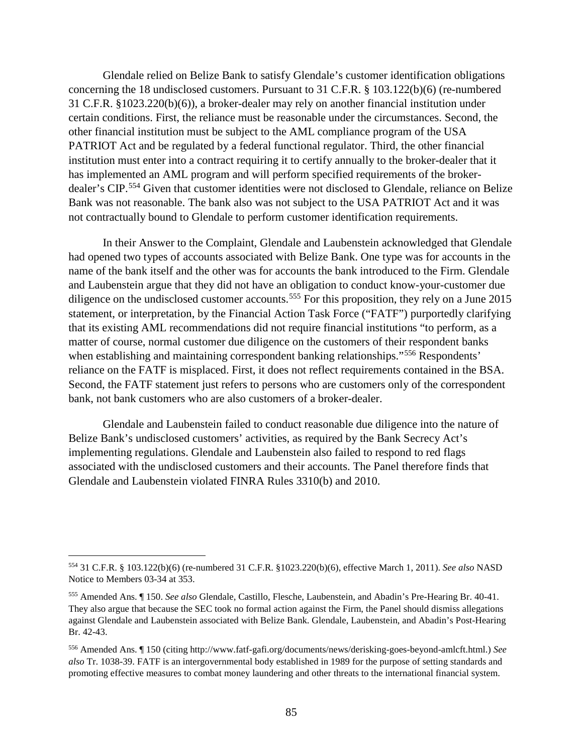Glendale relied on Belize Bank to satisfy Glendale's customer identification obligations concerning the 18 undisclosed customers. Pursuant to 31 C.F.R. § 103.122(b)(6) (re-numbered 31 C.F.R. §1023.220(b)(6)), a broker-dealer may rely on another financial institution under certain conditions. First, the reliance must be reasonable under the circumstances. Second, the other financial institution must be subject to the AML compliance program of the USA PATRIOT Act and be regulated by a federal functional regulator. Third, the other financial institution must enter into a contract requiring it to certify annually to the broker-dealer that it has implemented an AML program and will perform specified requirements of the broker-dealer's CIP.[554] Given that customer identities were not disclosed to Glendale, reliance on Belize Bank was not reasonable. The bank also was not subject to the USA PATRIOT Act and it was not contractually bound to Glendale to perform customer identification requirements.

In their Answer to the Complaint, Glendale and Laubenstein acknowledged that Glendale had opened two types of accounts associated with Belize Bank. One type was for accounts in the name of the bank itself and the other was for accounts the bank introduced to the Firm. Glendale and Laubenstein argue that they did not have an obligation to conduct know-your-customer due diligence on the undisclosed customer accounts.[555] For this proposition, they rely on a June 2015 statement, or interpretation, by the Financial Action Task Force ("FATF") purportedly clarifying that its existing AML recommendations did not require financial institutions "to perform, as a matter of course, normal customer due diligence on the customers of their respondent banks when establishing and maintaining correspondent banking relationships."[556] Respondents' reliance on the FATF is misplaced. First, it does not reflect requirements contained in the BSA. Second, the FATF statement just refers to persons who are customers only of the correspondent bank, not bank customers who are also customers of a broker-dealer.

Glendale and Laubenstein failed to conduct reasonable due diligence into the nature of Belize Bank's undisclosed customers' activities, as required by the Bank Secrecy Act's implementing regulations. Glendale and Laubenstein also failed to respond to red flags associated with the undisclosed customers and their accounts. The Panel therefore finds that Glendale and Laubenstein violated FINRA Rules 3310(b) and 2010.

---

[554] 31 C.F.R. § 103.122(b)(6) (re-numbered 31 C.F.R. §1023.220(b)(6), effective March 1, 2011). *See also* NASD Notice to Members 03-34 at 353.

[555] Amended Ans. ¶ 150. *See also* Glendale, Castillo, Flesche, Laubenstein, and Abadin's Pre-Hearing Br. 40-41. They also argue that because the SEC took no formal action against the Firm, the Panel should dismiss allegations against Glendale and Laubenstein associated with Belize Bank. Glendale, Laubenstein, and Abadin's Post-Hearing Br. 42-43.

[556] Amended Ans. ¶ 150 (citing http://www.fatf-gafi.org/documents/news/derisking-goes-beyond-amlcft.html.) *See also* Tr. 1038-39. FATF is an intergovernmental body established in 1989 for the purpose of setting standards and promoting effective measures to combat money laundering and other threats to the international financial system.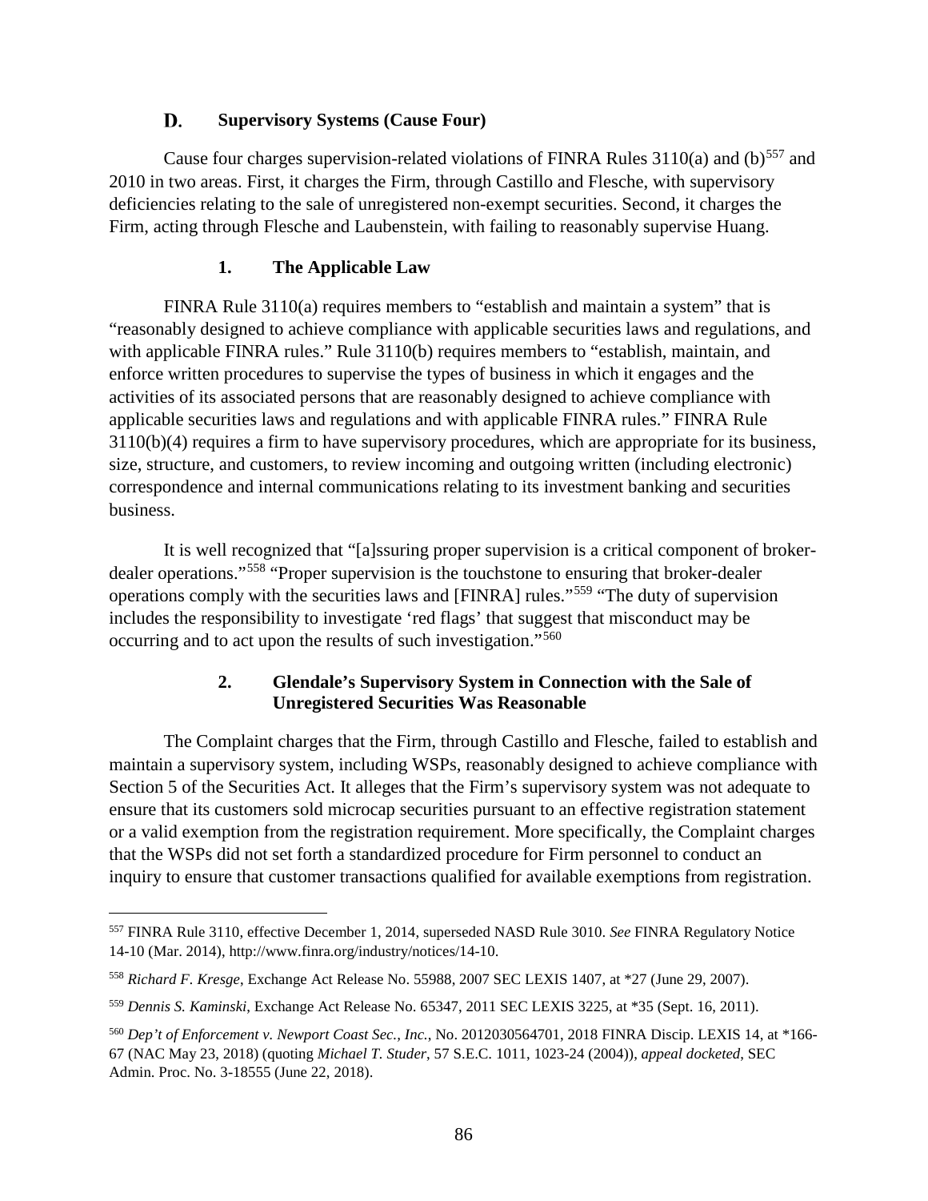### D. Supervisory Systems (Cause Four)

Cause four charges supervision-related violations of FINRA Rules 3110(a) and (b)[557] and 2010 in two areas. First, it charges the Firm, through Castillo and Flesche, with supervisory deficiencies relating to the sale of unregistered non-exempt securities. Second, it charges the Firm, acting through Flesche and Laubenstein, with failing to reasonably supervise Huang.

#### 1. The Applicable Law

FINRA Rule 3110(a) requires members to "establish and maintain a system" that is "reasonably designed to achieve compliance with applicable securities laws and regulations, and with applicable FINRA rules." Rule 3110(b) requires members to "establish, maintain, and enforce written procedures to supervise the types of business in which it engages and the activities of its associated persons that are reasonably designed to achieve compliance with applicable securities laws and regulations and with applicable FINRA rules." FINRA Rule 3110(b)(4) requires a firm to have supervisory procedures, which are appropriate for its business, size, structure, and customers, to review incoming and outgoing written (including electronic) correspondence and internal communications relating to its investment banking and securities business.

It is well recognized that "[a]ssuring proper supervision is a critical component of broker-dealer operations."[558] "Proper supervision is the touchstone to ensuring that broker-dealer operations comply with the securities laws and [FINRA] rules."[559] "The duty of supervision includes the responsibility to investigate 'red flags' that suggest that misconduct may be occurring and to act upon the results of such investigation."[560]

#### 2. Glendale's Supervisory System in Connection with the Sale of Unregistered Securities Was Reasonable

The Complaint charges that the Firm, through Castillo and Flesche, failed to establish and maintain a supervisory system, including WSPs, reasonably designed to achieve compliance with Section 5 of the Securities Act. It alleges that the Firm's supervisory system was not adequate to ensure that its customers sold microcap securities pursuant to an effective registration statement or a valid exemption from the registration requirement. More specifically, the Complaint charges that the WSPs did not set forth a standardized procedure for Firm personnel to conduct an inquiry to ensure that customer transactions qualified for available exemptions from registration.

---

[557] FINRA Rule 3110, effective December 1, 2014, superseded NASD Rule 3010. *See* FINRA Regulatory Notice 14-10 (Mar. 2014), http://www.finra.org/industry/notices/14-10.

[558] *Richard F. Kresge*, Exchange Act Release No. 55988, 2007 SEC LEXIS 1407, at *27 (June 29, 2007).

[559] *Dennis S. Kaminski*, Exchange Act Release No. 65347, 2011 SEC LEXIS 3225, at *35 (Sept. 16, 2011).

[560] *Dep't of Enforcement v. Newport Coast Sec., Inc.*, No. 2012030564701, 2018 FINRA Discip. LEXIS 14, at *166-67 (NAC May 23, 2018) (quoting *Michael T. Studer*, 57 S.E.C. 1011, 1023-24 (2004)), *appeal docketed*, SEC Admin. Proc. No. 3-18555 (June 22, 2018).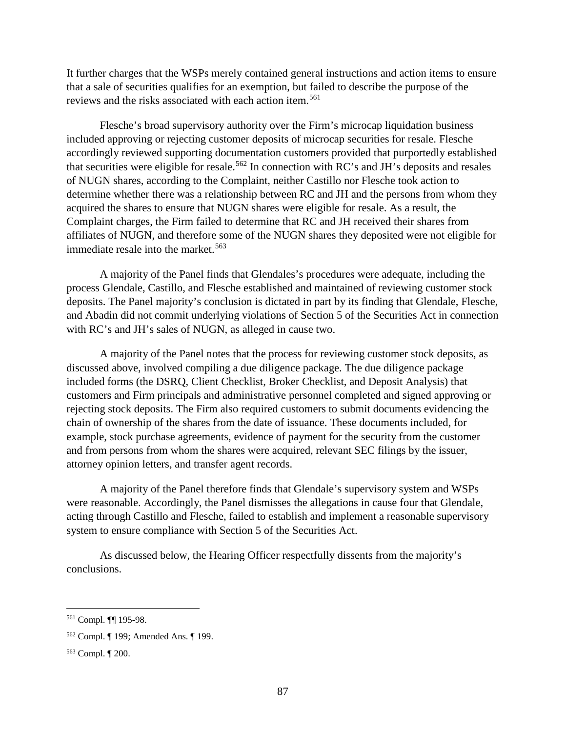It further charges that the WSPs merely contained general instructions and action items to ensure that a sale of securities qualifies for an exemption, but failed to describe the purpose of the reviews and the risks associated with each action item.[561]

Flesche's broad supervisory authority over the Firm's microcap liquidation business included approving or rejecting customer deposits of microcap securities for resale. Flesche accordingly reviewed supporting documentation customers provided that purportedly established that securities were eligible for resale.[562] In connection with RC's and JH's deposits and resales of NUGN shares, according to the Complaint, neither Castillo nor Flesche took action to determine whether there was a relationship between RC and JH and the persons from whom they acquired the shares to ensure that NUGN shares were eligible for resale. As a result, the Complaint charges, the Firm failed to determine that RC and JH received their shares from affiliates of NUGN, and therefore some of the NUGN shares they deposited were not eligible for immediate resale into the market.[563]

A majority of the Panel finds that Glendales's procedures were adequate, including the process Glendale, Castillo, and Flesche established and maintained of reviewing customer stock deposits. The Panel majority's conclusion is dictated in part by its finding that Glendale, Flesche, and Abadin did not commit underlying violations of Section 5 of the Securities Act in connection with RC's and JH's sales of NUGN, as alleged in cause two.

A majority of the Panel notes that the process for reviewing customer stock deposits, as discussed above, involved compiling a due diligence package. The due diligence package included forms (the DSRQ, Client Checklist, Broker Checklist, and Deposit Analysis) that customers and Firm principals and administrative personnel completed and signed approving or rejecting stock deposits. The Firm also required customers to submit documents evidencing the chain of ownership of the shares from the date of issuance. These documents included, for example, stock purchase agreements, evidence of payment for the security from the customer and from persons from whom the shares were acquired, relevant SEC filings by the issuer, attorney opinion letters, and transfer agent records.

A majority of the Panel therefore finds that Glendale's supervisory system and WSPs were reasonable. Accordingly, the Panel dismisses the allegations in cause four that Glendale, acting through Castillo and Flesche, failed to establish and implement a reasonable supervisory system to ensure compliance with Section 5 of the Securities Act.

As discussed below, the Hearing Officer respectfully dissents from the majority's conclusions.

---

[561] Compl. ¶¶ 195-98.

[562] Compl. ¶ 199; Amended Ans. ¶ 199.

[563] Compl. ¶ 200.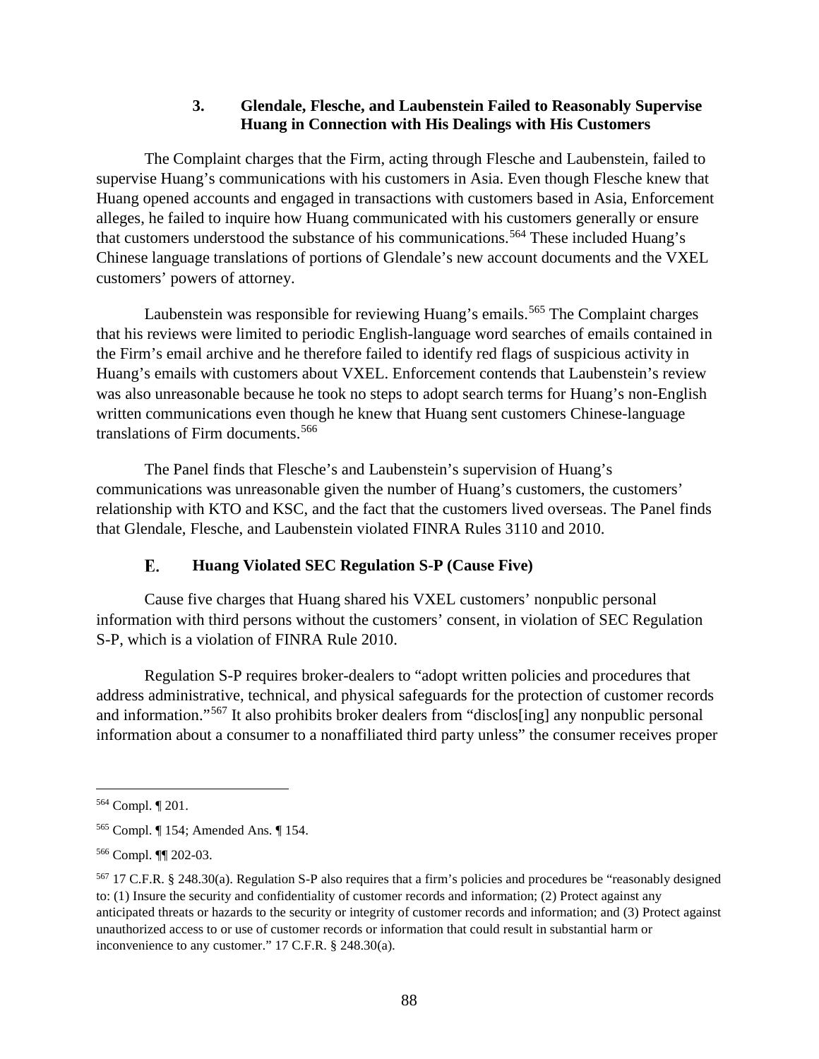### 3. Glendale, Flesche, and Laubenstein Failed to Reasonably Supervise Huang in Connection with His Dealings with His Customers

The Complaint charges that the Firm, acting through Flesche and Laubenstein, failed to supervise Huang's communications with his customers in Asia. Even though Flesche knew that Huang opened accounts and engaged in transactions with customers based in Asia, Enforcement alleges, he failed to inquire how Huang communicated with his customers generally or ensure that customers understood the substance of his communications.[564] These included Huang's Chinese language translations of portions of Glendale's new account documents and the VXEL customers' powers of attorney.

Laubenstein was responsible for reviewing Huang's emails.[565] The Complaint charges that his reviews were limited to periodic English-language word searches of emails contained in the Firm's email archive and he therefore failed to identify red flags of suspicious activity in Huang's emails with customers about VXEL. Enforcement contends that Laubenstein's review was also unreasonable because he took no steps to adopt search terms for Huang's non-English written communications even though he knew that Huang sent customers Chinese-language translations of Firm documents.[566]

The Panel finds that Flesche's and Laubenstein's supervision of Huang's communications was unreasonable given the number of Huang's customers, the customers' relationship with KTO and KSC, and the fact that the customers lived overseas. The Panel finds that Glendale, Flesche, and Laubenstein violated FINRA Rules 3110 and 2010.

## E. Huang Violated SEC Regulation S-P (Cause Five)

Cause five charges that Huang shared his VXEL customers' nonpublic personal information with third persons without the customers' consent, in violation of SEC Regulation S-P, which is a violation of FINRA Rule 2010.

Regulation S-P requires broker-dealers to "adopt written policies and procedures that address administrative, technical, and physical safeguards for the protection of customer records and information."[567] It also prohibits broker dealers from "disclos[ing] any nonpublic personal information about a consumer to a nonaffiliated third party unless" the consumer receives proper

---

[564] Compl. ¶ 201.

[565] Compl. ¶ 154; Amended Ans. ¶ 154.

[566] Compl. ¶¶ 202-03.

[567] 17 C.F.R. § 248.30(a). Regulation S-P also requires that a firm's policies and procedures be "reasonably designed to: (1) Insure the security and confidentiality of customer records and information; (2) Protect against any anticipated threats or hazards to the security or integrity of customer records and information; and (3) Protect against unauthorized access to or use of customer records or information that could result in substantial harm or inconvenience to any customer." 17 C.F.R. § 248.30(a).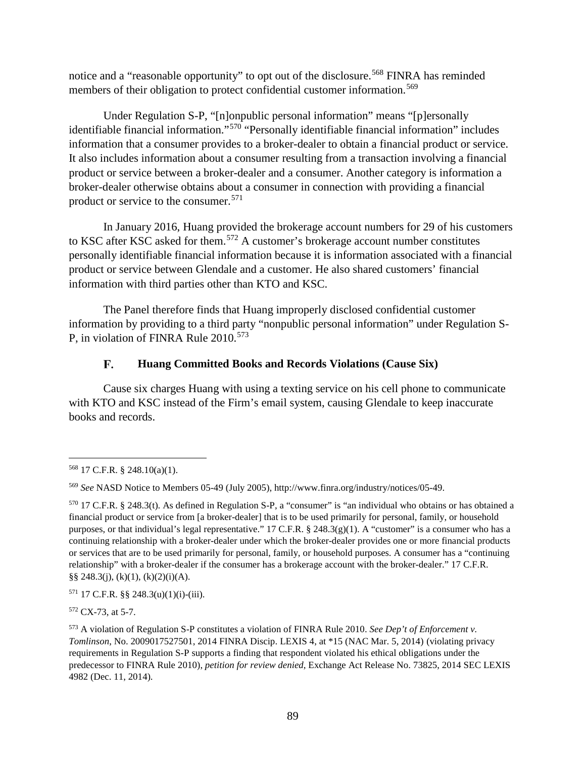notice and a "reasonable opportunity" to opt out of the disclosure.[568] FINRA has reminded members of their obligation to protect confidential customer information.[569]

Under Regulation S-P, "[n]onpublic personal information" means "[p]ersonally identifiable financial information."[570] "Personally identifiable financial information" includes information that a consumer provides to a broker-dealer to obtain a financial product or service. It also includes information about a consumer resulting from a transaction involving a financial product or service between a broker-dealer and a consumer. Another category is information a broker-dealer otherwise obtains about a consumer in connection with providing a financial product or service to the consumer.[571]

In January 2016, Huang provided the brokerage account numbers for 29 of his customers to KSC after KSC asked for them.[572] A customer's brokerage account number constitutes personally identifiable financial information because it is information associated with a financial product or service between Glendale and a customer. He also shared customers' financial information with third parties other than KTO and KSC.

The Panel therefore finds that Huang improperly disclosed confidential customer information by providing to a third party "nonpublic personal information" under Regulation S-P, in violation of FINRA Rule 2010.[573]

### F. Huang Committed Books and Records Violations (Cause Six)

Cause six charges Huang with using a texting service on his cell phone to communicate with KTO and KSC instead of the Firm's email system, causing Glendale to keep inaccurate books and records.

---

[568] 17 C.F.R. § 248.10(a)(1).

[569] *See* NASD Notice to Members 05-49 (July 2005), http://www.finra.org/industry/notices/05-49.

[570] 17 C.F.R. § 248.3(t). As defined in Regulation S-P, a "consumer" is "an individual who obtains or has obtained a financial product or service from [a broker-dealer] that is to be used primarily for personal, family, or household purposes, or that individual's legal representative." 17 C.F.R. § 248.3(g)(1). A "customer" is a consumer who has a continuing relationship with a broker-dealer under which the broker-dealer provides one or more financial products or services that are to be used primarily for personal, family, or household purposes. A consumer has a "continuing relationship" with a broker-dealer if the consumer has a brokerage account with the broker-dealer." 17 C.F.R. §§ 248.3(j), (k)(1), (k)(2)(i)(A).

[571] 17 C.F.R. §§ 248.3(u)(1)(i)-(iii).

[572] CX-73, at 5-7.

[573] A violation of Regulation S-P constitutes a violation of FINRA Rule 2010. *See Dep't of Enforcement v. Tomlinson*, No. 2009017527501, 2014 FINRA Discip. LEXIS 4, at *15 (NAC Mar. 5, 2014) (violating privacy requirements in Regulation S-P supports a finding that respondent violated his ethical obligations under the predecessor to FINRA Rule 2010), *petition for review denied*, Exchange Act Release No. 73825, 2014 SEC LEXIS 4982 (Dec. 11, 2014).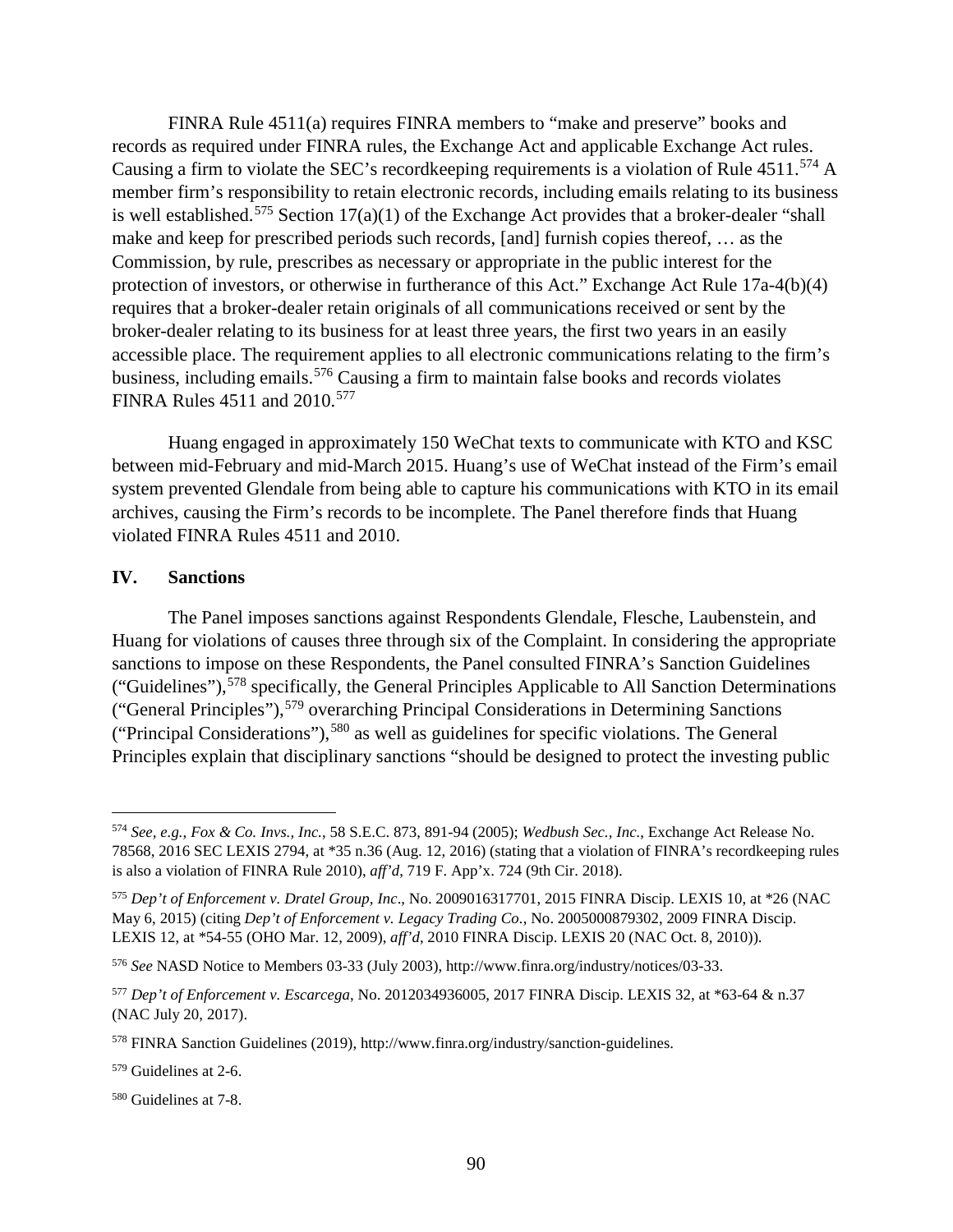FINRA Rule 4511(a) requires FINRA members to "make and preserve" books and records as required under FINRA rules, the Exchange Act and applicable Exchange Act rules. Causing a firm to violate the SEC's recordkeeping requirements is a violation of Rule 4511.[574] A member firm's responsibility to retain electronic records, including emails relating to its business is well established.[575] Section 17(a)(1) of the Exchange Act provides that a broker-dealer "shall make and keep for prescribed periods such records, [and] furnish copies thereof, … as the Commission, by rule, prescribes as necessary or appropriate in the public interest for the protection of investors, or otherwise in furtherance of this Act." Exchange Act Rule 17a-4(b)(4) requires that a broker-dealer retain originals of all communications received or sent by the broker-dealer relating to its business for at least three years, the first two years in an easily accessible place. The requirement applies to all electronic communications relating to the firm's business, including emails.[576] Causing a firm to maintain false books and records violates FINRA Rules 4511 and 2010.[577]

Huang engaged in approximately 150 WeChat texts to communicate with KTO and KSC between mid-February and mid-March 2015. Huang's use of WeChat instead of the Firm's email system prevented Glendale from being able to capture his communications with KTO in its email archives, causing the Firm's records to be incomplete. The Panel therefore finds that Huang violated FINRA Rules 4511 and 2010.

## IV. Sanctions

The Panel imposes sanctions against Respondents Glendale, Flesche, Laubenstein, and Huang for violations of causes three through six of the Complaint. In considering the appropriate sanctions to impose on these Respondents, the Panel consulted FINRA's Sanction Guidelines ("Guidelines"),[578] specifically, the General Principles Applicable to All Sanction Determinations ("General Principles"),[579] overarching Principal Considerations in Determining Sanctions ("Principal Considerations"),[580] as well as guidelines for specific violations. The General Principles explain that disciplinary sanctions "should be designed to protect the investing public

---

[574] *See, e.g., Fox & Co. Invs., Inc.*, 58 S.E.C. 873, 891-94 (2005); *Wedbush Sec., Inc*., Exchange Act Release No. 78568, 2016 SEC LEXIS 2794, at *35 n.36 (Aug. 12, 2016) (stating that a violation of FINRA's recordkeeping rules is also a violation of FINRA Rule 2010), *aff'd*, 719 F. App'x. 724 (9th Cir. 2018).

[575] *Dep't of Enforcement v. Dratel Group, Inc*., No. 2009016317701, 2015 FINRA Discip. LEXIS 10, at *26 (NAC May 6, 2015) (citing *Dep't of Enforcement v. Legacy Trading Co.*, No. 2005000879302, 2009 FINRA Discip. LEXIS 12, at *54-55 (OHO Mar. 12, 2009), *aff'd*, 2010 FINRA Discip. LEXIS 20 (NAC Oct. 8, 2010)).

[576] *See* NASD Notice to Members 03-33 (July 2003), http://www.finra.org/industry/notices/03-33.

[577] *Dep't of Enforcement v. Escarcega*, No. 2012034936005, 2017 FINRA Discip. LEXIS 32, at *63-64 & n.37 (NAC July 20, 2017).

[578] FINRA Sanction Guidelines (2019), http://www.finra.org/industry/sanction-guidelines.

[579] Guidelines at 2-6.

[580] Guidelines at 7-8.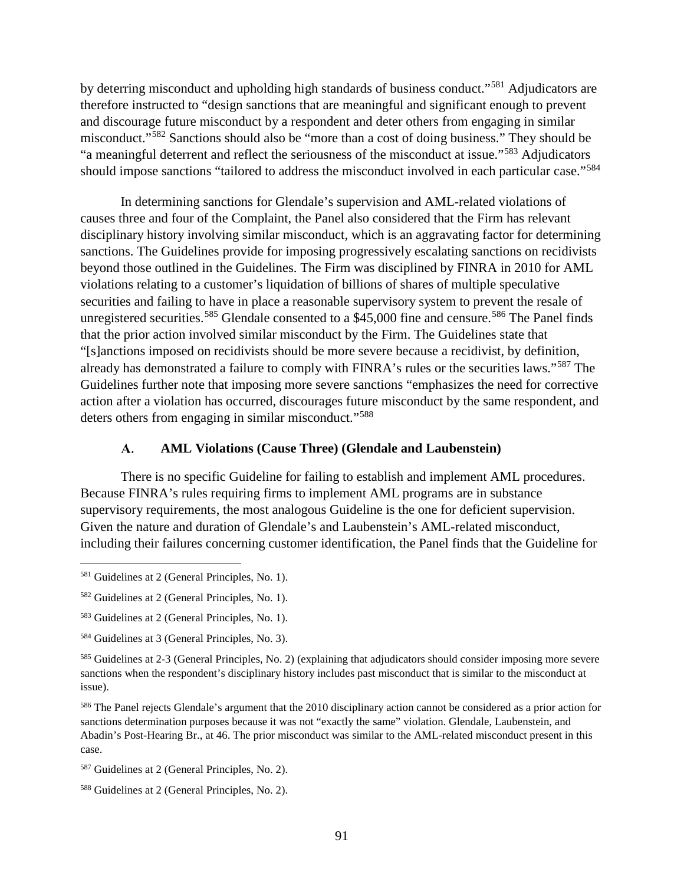by deterring misconduct and upholding high standards of business conduct."[581] Adjudicators are therefore instructed to "design sanctions that are meaningful and significant enough to prevent and discourage future misconduct by a respondent and deter others from engaging in similar misconduct."[582] Sanctions should also be "more than a cost of doing business." They should be "a meaningful deterrent and reflect the seriousness of the misconduct at issue."[583] Adjudicators should impose sanctions "tailored to address the misconduct involved in each particular case."[584]

In determining sanctions for Glendale's supervision and AML-related violations of causes three and four of the Complaint, the Panel also considered that the Firm has relevant disciplinary history involving similar misconduct, which is an aggravating factor for determining sanctions. The Guidelines provide for imposing progressively escalating sanctions on recidivists beyond those outlined in the Guidelines. The Firm was disciplined by FINRA in 2010 for AML violations relating to a customer's liquidation of billions of shares of multiple speculative securities and failing to have in place a reasonable supervisory system to prevent the resale of unregistered securities.[585] Glendale consented to a $45,000 fine and censure.[586] The Panel finds that the prior action involved similar misconduct by the Firm. The Guidelines state that "[s]anctions imposed on recidivists should be more severe because a recidivist, by definition, already has demonstrated a failure to comply with FINRA's rules or the securities laws."[587] The Guidelines further note that imposing more severe sanctions "emphasizes the need for corrective action after a violation has occurred, discourages future misconduct by the same respondent, and deters others from engaging in similar misconduct."[588]

### A. AML Violations (Cause Three) (Glendale and Laubenstein)

There is no specific Guideline for failing to establish and implement AML procedures. Because FINRA's rules requiring firms to implement AML programs are in substance supervisory requirements, the most analogous Guideline is the one for deficient supervision. Given the nature and duration of Glendale's and Laubenstein's AML-related misconduct, including their failures concerning customer identification, the Panel finds that the Guideline for

---

[581] Guidelines at 2 (General Principles, No. 1).

[582] Guidelines at 2 (General Principles, No. 1).

[583] Guidelines at 2 (General Principles, No. 1).

[584] Guidelines at 3 (General Principles, No. 3).

[585] Guidelines at 2-3 (General Principles, No. 2) (explaining that adjudicators should consider imposing more severe sanctions when the respondent's disciplinary history includes past misconduct that is similar to the misconduct at issue).

[586] The Panel rejects Glendale's argument that the 2010 disciplinary action cannot be considered as a prior action for sanctions determination purposes because it was not "exactly the same" violation. Glendale, Laubenstein, and Abadin's Post-Hearing Br., at 46. The prior misconduct was similar to the AML-related misconduct present in this case.

[587] Guidelines at 2 (General Principles, No. 2).

[588] Guidelines at 2 (General Principles, No. 2).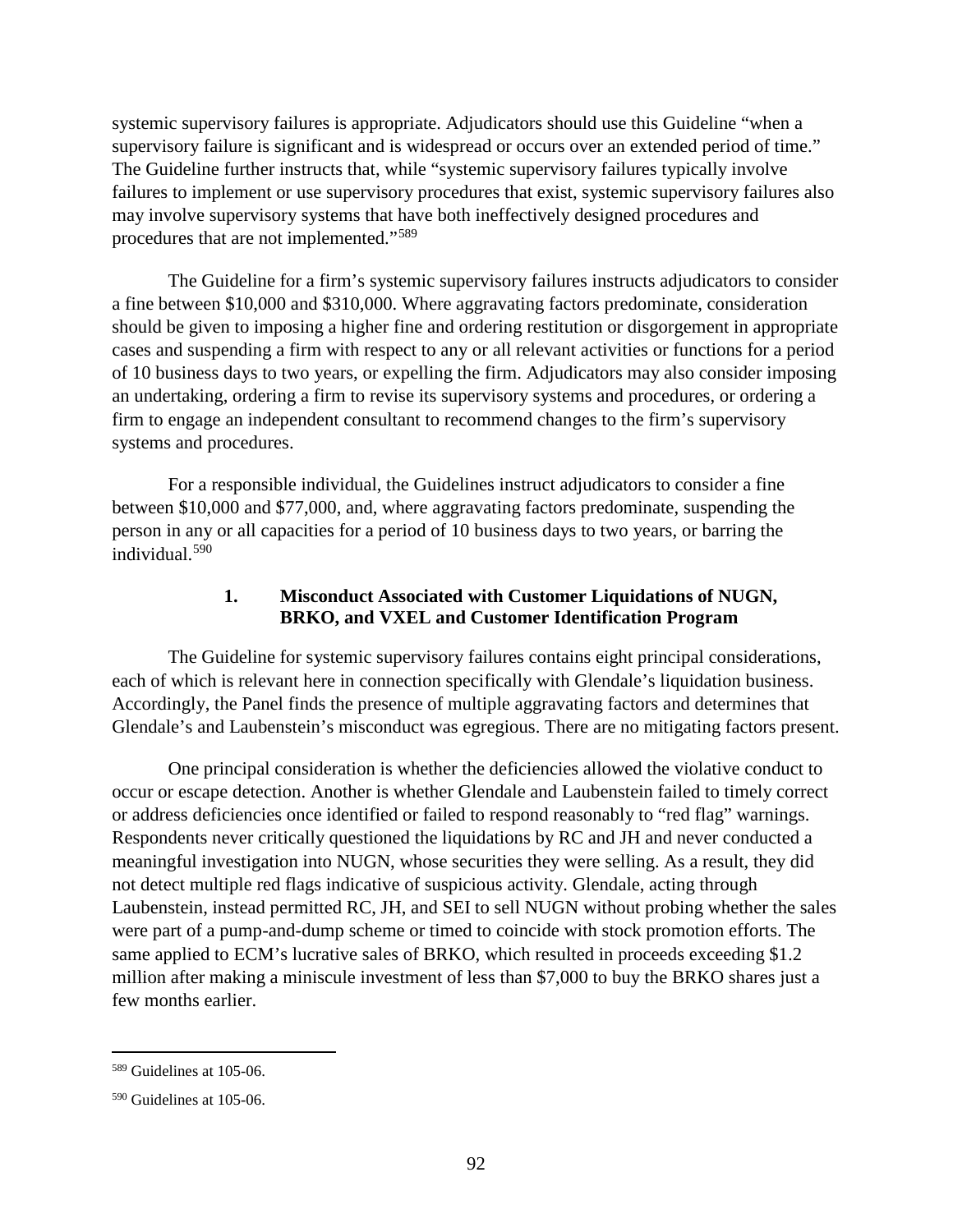systemic supervisory failures is appropriate. Adjudicators should use this Guideline "when a supervisory failure is significant and is widespread or occurs over an extended period of time." The Guideline further instructs that, while "systemic supervisory failures typically involve failures to implement or use supervisory procedures that exist, systemic supervisory failures also may involve supervisory systems that have both ineffectively designed procedures and procedures that are not implemented."[589]

The Guideline for a firm's systemic supervisory failures instructs adjudicators to consider a fine between $10,000 and $310,000. Where aggravating factors predominate, consideration should be given to imposing a higher fine and ordering restitution or disgorgement in appropriate cases and suspending a firm with respect to any or all relevant activities or functions for a period of 10 business days to two years, or expelling the firm. Adjudicators may also consider imposing an undertaking, ordering a firm to revise its supervisory systems and procedures, or ordering a firm to engage an independent consultant to recommend changes to the firm's supervisory systems and procedures.

For a responsible individual, the Guidelines instruct adjudicators to consider a fine between $10,000 and $77,000, and, where aggravating factors predominate, suspending the person in any or all capacities for a period of 10 business days to two years, or barring the individual.[590]

### 1. Misconduct Associated with Customer Liquidations of NUGN, BRKO, and VXEL and Customer Identification Program

The Guideline for systemic supervisory failures contains eight principal considerations, each of which is relevant here in connection specifically with Glendale's liquidation business. Accordingly, the Panel finds the presence of multiple aggravating factors and determines that Glendale's and Laubenstein's misconduct was egregious. There are no mitigating factors present.

One principal consideration is whether the deficiencies allowed the violative conduct to occur or escape detection. Another is whether Glendale and Laubenstein failed to timely correct or address deficiencies once identified or failed to respond reasonably to "red flag" warnings. Respondents never critically questioned the liquidations by RC and JH and never conducted a meaningful investigation into NUGN, whose securities they were selling. As a result, they did not detect multiple red flags indicative of suspicious activity. Glendale, acting through Laubenstein, instead permitted RC, JH, and SEI to sell NUGN without probing whether the sales were part of a pump-and-dump scheme or timed to coincide with stock promotion efforts. The same applied to ECM's lucrative sales of BRKO, which resulted in proceeds exceeding $1.2 million after making a miniscule investment of less than $7,000 to buy the BRKO shares just a few months earlier.

---

[589] Guidelines at 105-06.

[590] Guidelines at 105-06.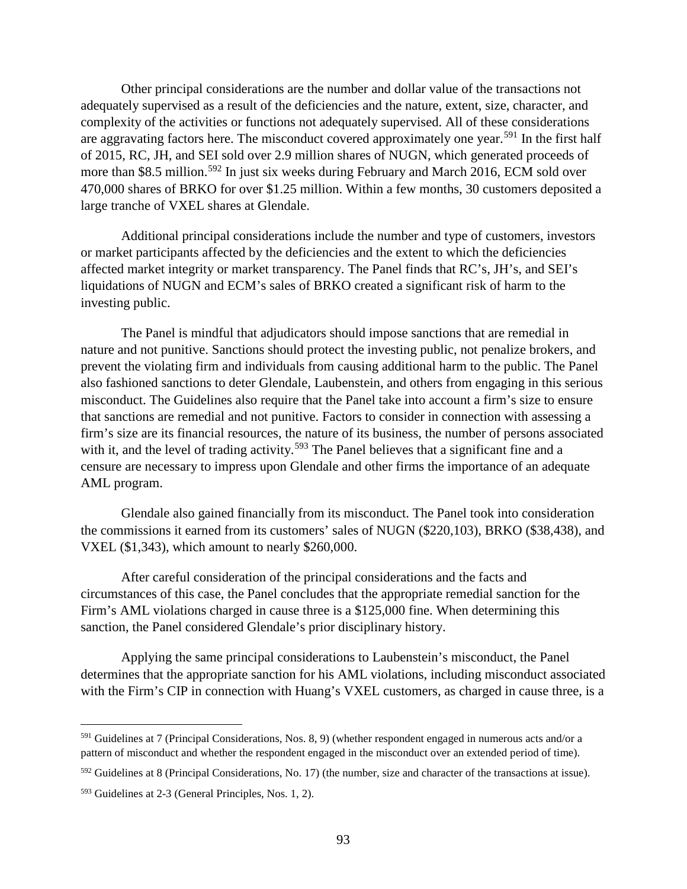Other principal considerations are the number and dollar value of the transactions not adequately supervised as a result of the deficiencies and the nature, extent, size, character, and complexity of the activities or functions not adequately supervised. All of these considerations are aggravating factors here. The misconduct covered approximately one year.[591] In the first half of 2015, RC, JH, and SEI sold over 2.9 million shares of NUGN, which generated proceeds of more than $8.5 million.[592] In just six weeks during February and March 2016, ECM sold over 470,000 shares of BRKO for over $1.25 million. Within a few months, 30 customers deposited a large tranche of VXEL shares at Glendale.

Additional principal considerations include the number and type of customers, investors or market participants affected by the deficiencies and the extent to which the deficiencies affected market integrity or market transparency. The Panel finds that RC's, JH's, and SEI's liquidations of NUGN and ECM's sales of BRKO created a significant risk of harm to the investing public.

The Panel is mindful that adjudicators should impose sanctions that are remedial in nature and not punitive. Sanctions should protect the investing public, not penalize brokers, and prevent the violating firm and individuals from causing additional harm to the public. The Panel also fashioned sanctions to deter Glendale, Laubenstein, and others from engaging in this serious misconduct. The Guidelines also require that the Panel take into account a firm's size to ensure that sanctions are remedial and not punitive. Factors to consider in connection with assessing a firm's size are its financial resources, the nature of its business, the number of persons associated with it, and the level of trading activity.[593] The Panel believes that a significant fine and a censure are necessary to impress upon Glendale and other firms the importance of an adequate AML program.

Glendale also gained financially from its misconduct. The Panel took into consideration the commissions it earned from its customers' sales of NUGN ($220,103), BRKO ($38,438), and VXEL ($1,343), which amount to nearly $260,000.

After careful consideration of the principal considerations and the facts and circumstances of this case, the Panel concludes that the appropriate remedial sanction for the Firm's AML violations charged in cause three is a $125,000 fine. When determining this sanction, the Panel considered Glendale's prior disciplinary history.

Applying the same principal considerations to Laubenstein's misconduct, the Panel determines that the appropriate sanction for his AML violations, including misconduct associated with the Firm's CIP in connection with Huang's VXEL customers, as charged in cause three, is a

---

[591] Guidelines at 7 (Principal Considerations, Nos. 8, 9) (whether respondent engaged in numerous acts and/or a pattern of misconduct and whether the respondent engaged in the misconduct over an extended period of time).

[592] Guidelines at 8 (Principal Considerations, No. 17) (the number, size and character of the transactions at issue).

[593] Guidelines at 2-3 (General Principles, Nos. 1, 2).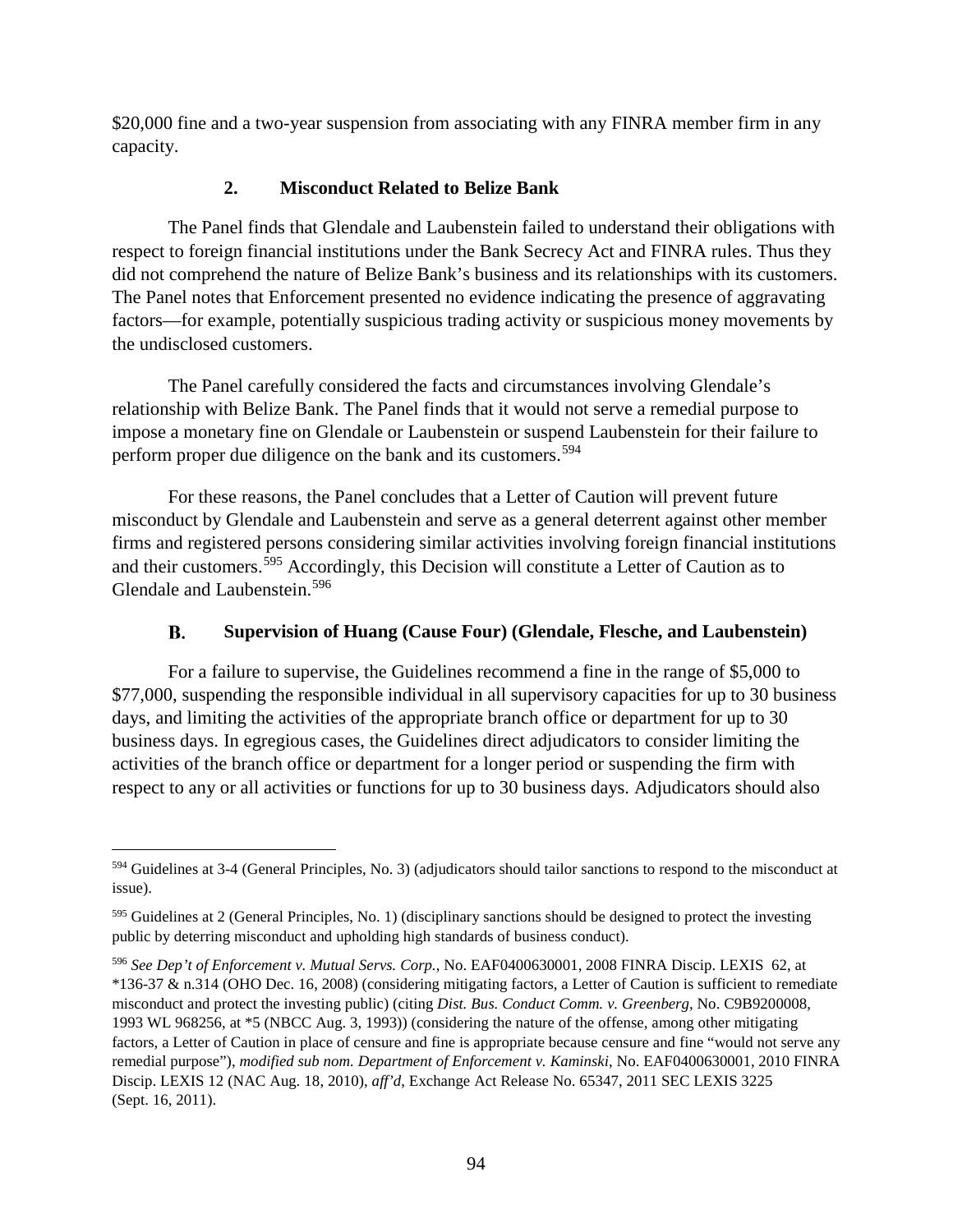$20,000 fine and a two-year suspension from associating with any FINRA member firm in any capacity.

### 2. Misconduct Related to Belize Bank

The Panel finds that Glendale and Laubenstein failed to understand their obligations with respect to foreign financial institutions under the Bank Secrecy Act and FINRA rules. Thus they did not comprehend the nature of Belize Bank's business and its relationships with its customers. The Panel notes that Enforcement presented no evidence indicating the presence of aggravating factors—for example, potentially suspicious trading activity or suspicious money movements by the undisclosed customers.

The Panel carefully considered the facts and circumstances involving Glendale's relationship with Belize Bank. The Panel finds that it would not serve a remedial purpose to impose a monetary fine on Glendale or Laubenstein or suspend Laubenstein for their failure to perform proper due diligence on the bank and its customers.[594]

For these reasons, the Panel concludes that a Letter of Caution will prevent future misconduct by Glendale and Laubenstein and serve as a general deterrent against other member firms and registered persons considering similar activities involving foreign financial institutions and their customers.[595] Accordingly, this Decision will constitute a Letter of Caution as to Glendale and Laubenstein.[596]

## B. Supervision of Huang (Cause Four) (Glendale, Flesche, and Laubenstein)

For a failure to supervise, the Guidelines recommend a fine in the range of $5,000 to $77,000, suspending the responsible individual in all supervisory capacities for up to 30 business days, and limiting the activities of the appropriate branch office or department for up to 30 business days. In egregious cases, the Guidelines direct adjudicators to consider limiting the activities of the branch office or department for a longer period or suspending the firm with respect to any or all activities or functions for up to 30 business days. Adjudicators should also

---

[594] Guidelines at 3-4 (General Principles, No. 3) (adjudicators should tailor sanctions to respond to the misconduct at issue).

[595] Guidelines at 2 (General Principles, No. 1) (disciplinary sanctions should be designed to protect the investing public by deterring misconduct and upholding high standards of business conduct).

[596] *See Dep't of Enforcement v. Mutual Servs. Corp.*, No. EAF0400630001, 2008 FINRA Discip. LEXIS 62, at *136-37 & n.314 (OHO Dec. 16, 2008) (considering mitigating factors, a Letter of Caution is sufficient to remediate misconduct and protect the investing public) (citing *Dist. Bus. Conduct Comm. v. Greenberg*, No. C9B9200008, 1993 WL 968256, at *5 (NBCC Aug. 3, 1993)) (considering the nature of the offense, among other mitigating factors, a Letter of Caution in place of censure and fine is appropriate because censure and fine "would not serve any remedial purpose"), *modified sub nom. Department of Enforcement v. Kaminski*, No. EAF0400630001, 2010 FINRA Discip. LEXIS 12 (NAC Aug. 18, 2010), *aff'd*, Exchange Act Release No. 65347, 2011 SEC LEXIS 3225 (Sept. 16, 2011).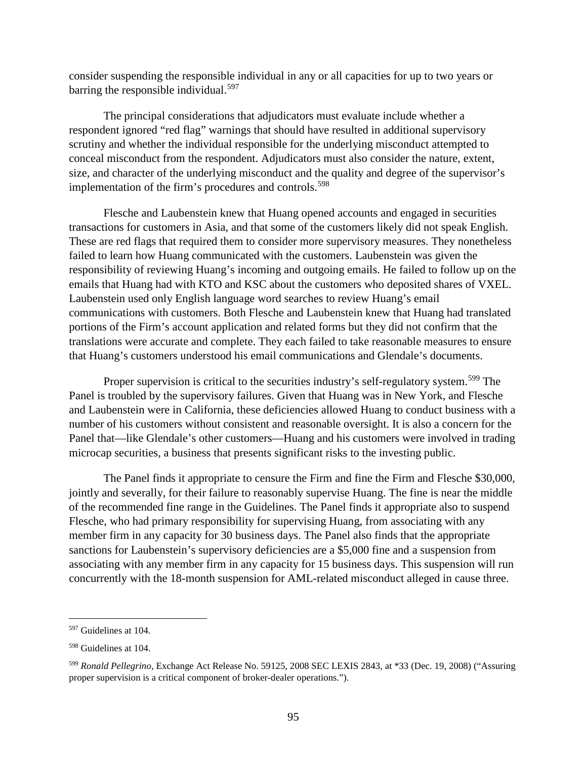consider suspending the responsible individual in any or all capacities for up to two years or barring the responsible individual.[597]

The principal considerations that adjudicators must evaluate include whether a respondent ignored "red flag" warnings that should have resulted in additional supervisory scrutiny and whether the individual responsible for the underlying misconduct attempted to conceal misconduct from the respondent. Adjudicators must also consider the nature, extent, size, and character of the underlying misconduct and the quality and degree of the supervisor's implementation of the firm's procedures and controls.[598]

Flesche and Laubenstein knew that Huang opened accounts and engaged in securities transactions for customers in Asia, and that some of the customers likely did not speak English. These are red flags that required them to consider more supervisory measures. They nonetheless failed to learn how Huang communicated with the customers. Laubenstein was given the responsibility of reviewing Huang's incoming and outgoing emails. He failed to follow up on the emails that Huang had with KTO and KSC about the customers who deposited shares of VXEL. Laubenstein used only English language word searches to review Huang's email communications with customers. Both Flesche and Laubenstein knew that Huang had translated portions of the Firm's account application and related forms but they did not confirm that the translations were accurate and complete. They each failed to take reasonable measures to ensure that Huang's customers understood his email communications and Glendale's documents.

Proper supervision is critical to the securities industry's self-regulatory system.[599] The Panel is troubled by the supervisory failures. Given that Huang was in New York, and Flesche and Laubenstein were in California, these deficiencies allowed Huang to conduct business with a number of his customers without consistent and reasonable oversight. It is also a concern for the Panel that—like Glendale's other customers—Huang and his customers were involved in trading microcap securities, a business that presents significant risks to the investing public.

The Panel finds it appropriate to censure the Firm and fine the Firm and Flesche $30,000, jointly and severally, for their failure to reasonably supervise Huang. The fine is near the middle of the recommended fine range in the Guidelines. The Panel finds it appropriate also to suspend Flesche, who had primary responsibility for supervising Huang, from associating with any member firm in any capacity for 30 business days. The Panel also finds that the appropriate sanctions for Laubenstein's supervisory deficiencies are a $5,000 fine and a suspension from associating with any member firm in any capacity for 15 business days. This suspension will run concurrently with the 18-month suspension for AML-related misconduct alleged in cause three.

---

[597] Guidelines at 104.

[598] Guidelines at 104.

[599] *Ronald Pellegrino*, Exchange Act Release No. 59125, 2008 SEC LEXIS 2843, at *33 (Dec. 19, 2008) ("Assuring proper supervision is a critical component of broker-dealer operations.").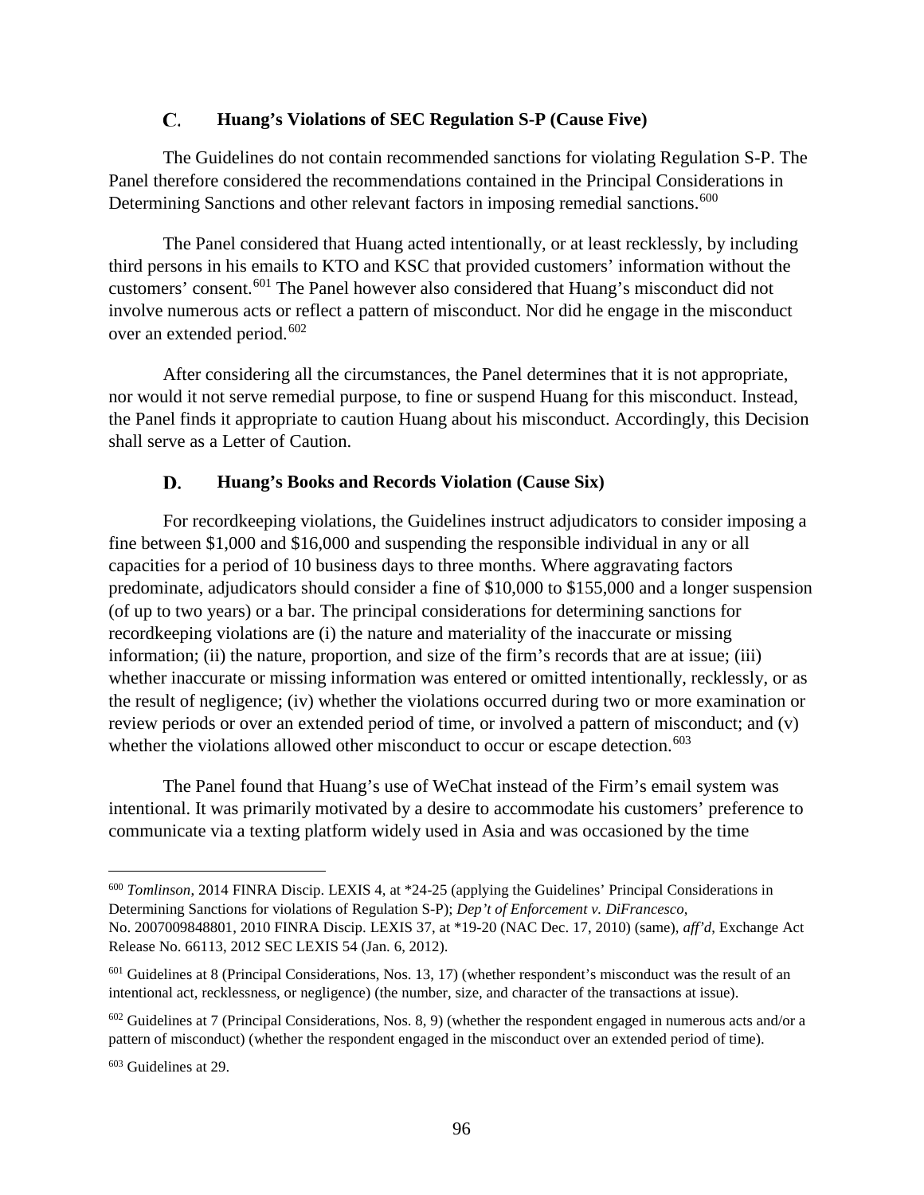### C. Huang's Violations of SEC Regulation S-P (Cause Five)

The Guidelines do not contain recommended sanctions for violating Regulation S-P. The Panel therefore considered the recommendations contained in the Principal Considerations in Determining Sanctions and other relevant factors in imposing remedial sanctions.[600]

The Panel considered that Huang acted intentionally, or at least recklessly, by including third persons in his emails to KTO and KSC that provided customers' information without the customers' consent.[601] The Panel however also considered that Huang's misconduct did not involve numerous acts or reflect a pattern of misconduct. Nor did he engage in the misconduct over an extended period.[602]

After considering all the circumstances, the Panel determines that it is not appropriate, nor would it not serve remedial purpose, to fine or suspend Huang for this misconduct. Instead, the Panel finds it appropriate to caution Huang about his misconduct. Accordingly, this Decision shall serve as a Letter of Caution.

### D. Huang's Books and Records Violation (Cause Six)

For recordkeeping violations, the Guidelines instruct adjudicators to consider imposing a fine between $1,000 and $16,000 and suspending the responsible individual in any or all capacities for a period of 10 business days to three months. Where aggravating factors predominate, adjudicators should consider a fine of $10,000 to $155,000 and a longer suspension (of up to two years) or a bar. The principal considerations for determining sanctions for recordkeeping violations are (i) the nature and materiality of the inaccurate or missing information; (ii) the nature, proportion, and size of the firm's records that are at issue; (iii) whether inaccurate or missing information was entered or omitted intentionally, recklessly, or as the result of negligence; (iv) whether the violations occurred during two or more examination or review periods or over an extended period of time, or involved a pattern of misconduct; and (v) whether the violations allowed other misconduct to occur or escape detection.[603]

The Panel found that Huang's use of WeChat instead of the Firm's email system was intentional. It was primarily motivated by a desire to accommodate his customers' preference to communicate via a texting platform widely used in Asia and was occasioned by the time

---

[600] *Tomlinson*, 2014 FINRA Discip. LEXIS 4, at *24-25 (applying the Guidelines' Principal Considerations in Determining Sanctions for violations of Regulation S-P); *Dep't of Enforcement v. DiFrancesco*, No. 2007009848801, 2010 FINRA Discip. LEXIS 37, at *19-20 (NAC Dec. 17, 2010) (same), *aff'd*, Exchange Act Release No. 66113, 2012 SEC LEXIS 54 (Jan. 6, 2012).

[601] Guidelines at 8 (Principal Considerations, Nos. 13, 17) (whether respondent's misconduct was the result of an intentional act, recklessness, or negligence) (the number, size, and character of the transactions at issue).

[602] Guidelines at 7 (Principal Considerations, Nos. 8, 9) (whether the respondent engaged in numerous acts and/or a pattern of misconduct) (whether the respondent engaged in the misconduct over an extended period of time).

[603] Guidelines at 29.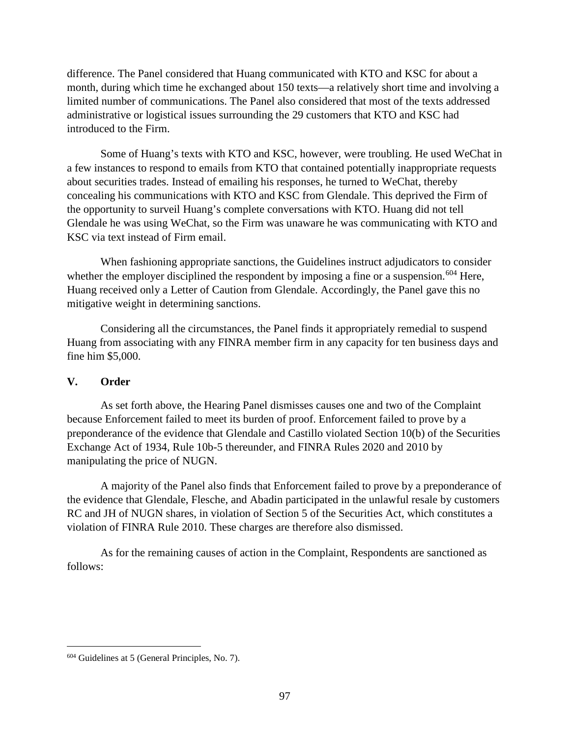difference. The Panel considered that Huang communicated with KTO and KSC for about a month, during which time he exchanged about 150 texts—a relatively short time and involving a limited number of communications. The Panel also considered that most of the texts addressed administrative or logistical issues surrounding the 29 customers that KTO and KSC had introduced to the Firm.

Some of Huang's texts with KTO and KSC, however, were troubling. He used WeChat in a few instances to respond to emails from KTO that contained potentially inappropriate requests about securities trades. Instead of emailing his responses, he turned to WeChat, thereby concealing his communications with KTO and KSC from Glendale. This deprived the Firm of the opportunity to surveil Huang's complete conversations with KTO. Huang did not tell Glendale he was using WeChat, so the Firm was unaware he was communicating with KTO and KSC via text instead of Firm email.

When fashioning appropriate sanctions, the Guidelines instruct adjudicators to consider whether the employer disciplined the respondent by imposing a fine or a suspension.[604] Here, Huang received only a Letter of Caution from Glendale. Accordingly, the Panel gave this no mitigative weight in determining sanctions.

Considering all the circumstances, the Panel finds it appropriately remedial to suspend Huang from associating with any FINRA member firm in any capacity for ten business days and fine him $5,000.

## V. Order

As set forth above, the Hearing Panel dismisses causes one and two of the Complaint because Enforcement failed to meet its burden of proof. Enforcement failed to prove by a preponderance of the evidence that Glendale and Castillo violated Section 10(b) of the Securities Exchange Act of 1934, Rule 10b-5 thereunder, and FINRA Rules 2020 and 2010 by manipulating the price of NUGN.

A majority of the Panel also finds that Enforcement failed to prove by a preponderance of the evidence that Glendale, Flesche, and Abadin participated in the unlawful resale by customers RC and JH of NUGN shares, in violation of Section 5 of the Securities Act, which constitutes a violation of FINRA Rule 2010. These charges are therefore also dismissed.

As for the remaining causes of action in the Complaint, Respondents are sanctioned as follows:

---

[604] Guidelines at 5 (General Principles, No. 7).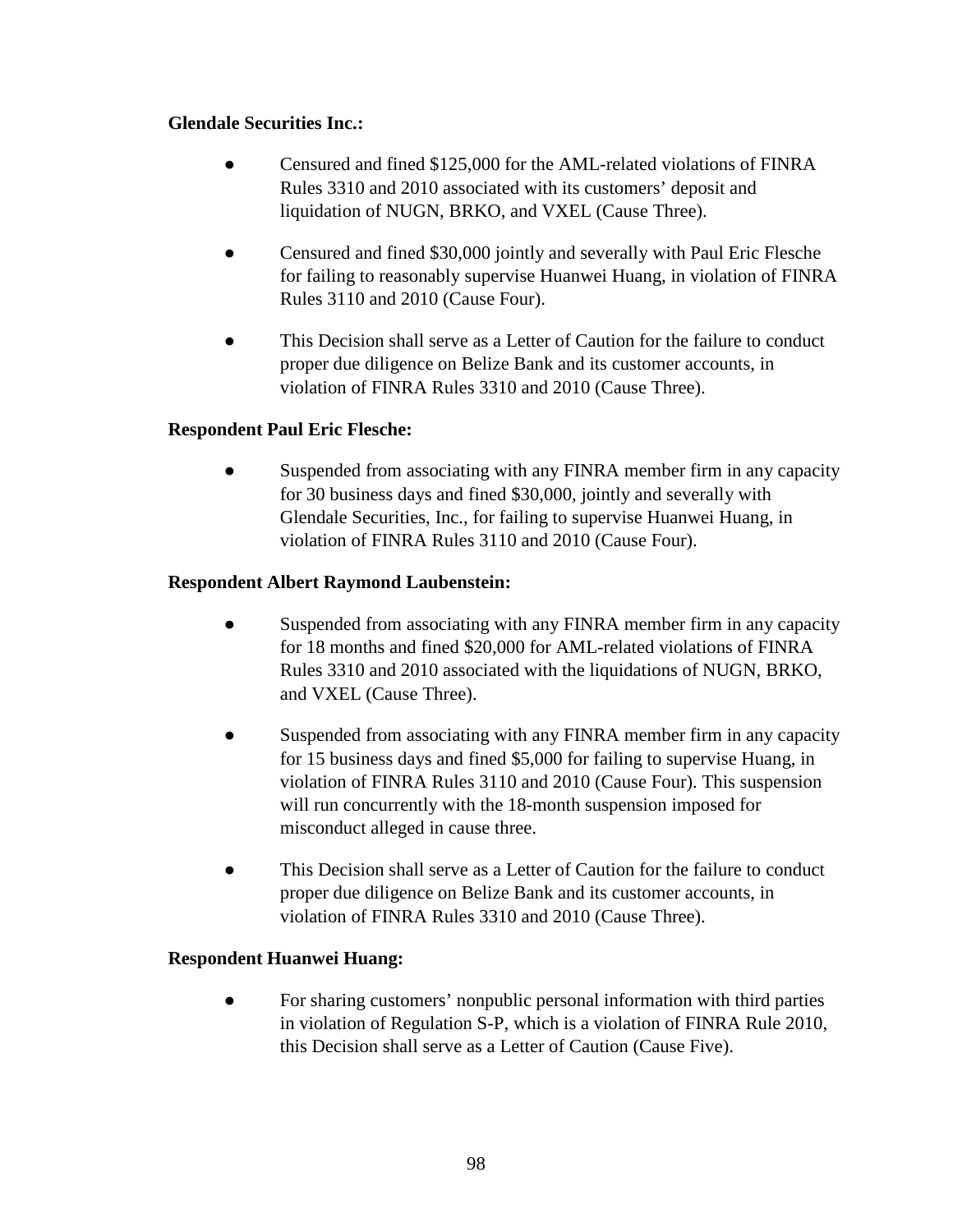**Glendale Securities Inc.:**

- Censured and fined $125,000 for the AML-related violations of FINRA Rules 3310 and 2010 associated with its customers' deposit and liquidation of NUGN, BRKO, and VXEL (Cause Three).
- Censured and fined $30,000 jointly and severally with Paul Eric Flesche for failing to reasonably supervise Huanwei Huang, in violation of FINRA Rules 3110 and 2010 (Cause Four).
- This Decision shall serve as a Letter of Caution for the failure to conduct proper due diligence on Belize Bank and its customer accounts, in violation of FINRA Rules 3310 and 2010 (Cause Three).

**Respondent Paul Eric Flesche:**

- Suspended from associating with any FINRA member firm in any capacity for 30 business days and fined $30,000, jointly and severally with Glendale Securities, Inc., for failing to supervise Huanwei Huang, in violation of FINRA Rules 3110 and 2010 (Cause Four).

**Respondent Albert Raymond Laubenstein:**

- Suspended from associating with any FINRA member firm in any capacity for 18 months and fined $20,000 for AML-related violations of FINRA Rules 3310 and 2010 associated with the liquidations of NUGN, BRKO, and VXEL (Cause Three).
- Suspended from associating with any FINRA member firm in any capacity for 15 business days and fined $5,000 for failing to supervise Huang, in violation of FINRA Rules 3110 and 2010 (Cause Four). This suspension will run concurrently with the 18-month suspension imposed for misconduct alleged in cause three.
- This Decision shall serve as a Letter of Caution for the failure to conduct proper due diligence on Belize Bank and its customer accounts, in violation of FINRA Rules 3310 and 2010 (Cause Three).

**Respondent Huanwei Huang:**

- For sharing customers' nonpublic personal information with third parties in violation of Regulation S-P, which is a violation of FINRA Rule 2010, this Decision shall serve as a Letter of Caution (Cause Five).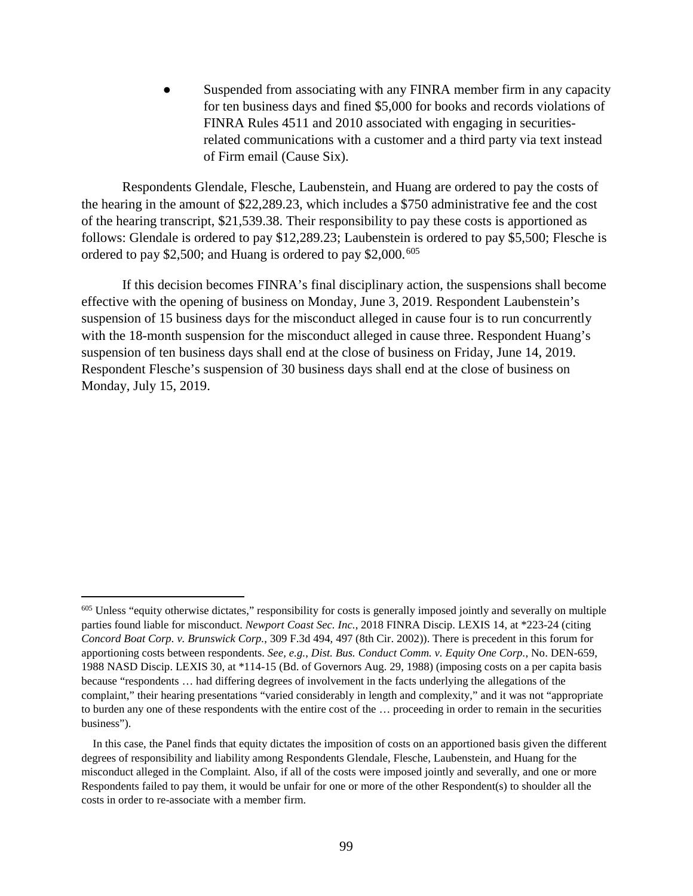- Suspended from associating with any FINRA member firm in any capacity for ten business days and fined $5,000 for books and records violations of FINRA Rules 4511 and 2010 associated with engaging in securities-related communications with a customer and a third party via text instead of Firm email (Cause Six).

Respondents Glendale, Flesche, Laubenstein, and Huang are ordered to pay the costs of the hearing in the amount of $22,289.23, which includes a $750 administrative fee and the cost of the hearing transcript, $21,539.38. Their responsibility to pay these costs is apportioned as follows: Glendale is ordered to pay $12,289.23; Laubenstein is ordered to pay $5,500; Flesche is ordered to pay $2,500; and Huang is ordered to pay $2,000.[605]

If this decision becomes FINRA's final disciplinary action, the suspensions shall become effective with the opening of business on Monday, June 3, 2019. Respondent Laubenstein's suspension of 15 business days for the misconduct alleged in cause four is to run concurrently with the 18-month suspension for the misconduct alleged in cause three. Respondent Huang's suspension of ten business days shall end at the close of business on Friday, June 14, 2019. Respondent Flesche's suspension of 30 business days shall end at the close of business on Monday, July 15, 2019.

---

[605] Unless "equity otherwise dictates," responsibility for costs is generally imposed jointly and severally on multiple parties found liable for misconduct. *Newport Coast Sec. Inc.*, 2018 FINRA Discip. LEXIS 14, at *223-24 (citing *Concord Boat Corp. v. Brunswick Corp.*, 309 F.3d 494, 497 (8th Cir. 2002)). There is precedent in this forum for apportioning costs between respondents. *See, e.g.*, *Dist. Bus. Conduct Comm. v. Equity One Corp.*, No. DEN-659, 1988 NASD Discip. LEXIS 30, at *114-15 (Bd. of Governors Aug. 29, 1988) (imposing costs on a per capita basis because "respondents … had differing degrees of involvement in the facts underlying the allegations of the complaint," their hearing presentations "varied considerably in length and complexity," and it was not "appropriate to burden any one of these respondents with the entire cost of the … proceeding in order to remain in the securities business").

In this case, the Panel finds that equity dictates the imposition of costs on an apportioned basis given the different degrees of responsibility and liability among Respondents Glendale, Flesche, Laubenstein, and Huang for the misconduct alleged in the Complaint. Also, if all of the costs were imposed jointly and severally, and one or more Respondents failed to pay them, it would be unfair for one or more of the other Respondent(s) to shoulder all the costs in order to re-associate with a member firm.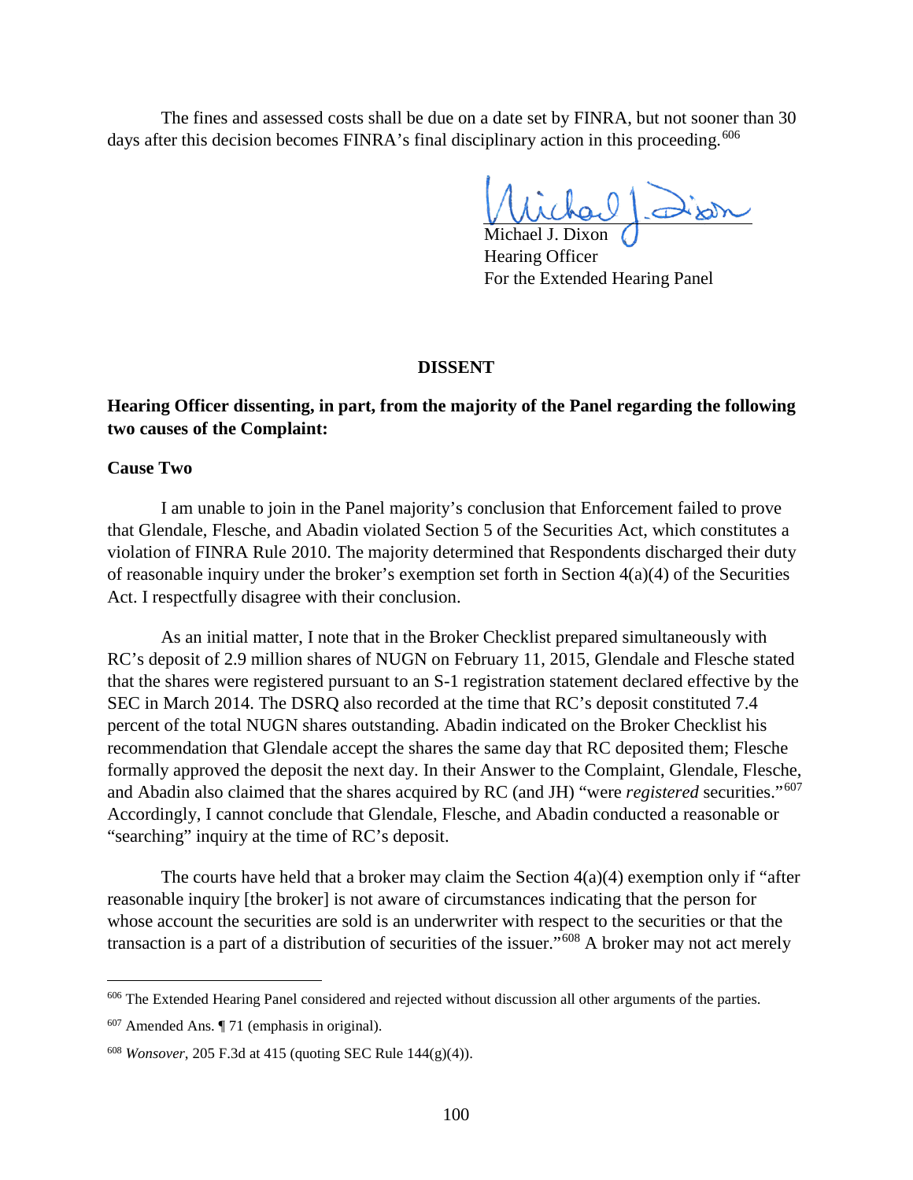The fines and assessed costs shall be due on a date set by FINRA, but not sooner than 30 days after this decision becomes FINRA's final disciplinary action in this proceeding.[606]

Michael J. Dixon
Hearing Officer
For the Extended Hearing Panel

## DISSENT

**Hearing Officer dissenting, in part, from the majority of the Panel regarding the following two causes of the Complaint:**

**Cause Two**

I am unable to join in the Panel majority's conclusion that Enforcement failed to prove that Glendale, Flesche, and Abadin violated Section 5 of the Securities Act, which constitutes a violation of FINRA Rule 2010. The majority determined that Respondents discharged their duty of reasonable inquiry under the broker's exemption set forth in Section 4(a)(4) of the Securities Act. I respectfully disagree with their conclusion.

As an initial matter, I note that in the Broker Checklist prepared simultaneously with RC's deposit of 2.9 million shares of NUGN on February 11, 2015, Glendale and Flesche stated that the shares were registered pursuant to an S-1 registration statement declared effective by the SEC in March 2014. The DSRQ also recorded at the time that RC's deposit constituted 7.4 percent of the total NUGN shares outstanding. Abadin indicated on the Broker Checklist his recommendation that Glendale accept the shares the same day that RC deposited them; Flesche formally approved the deposit the next day. In their Answer to the Complaint, Glendale, Flesche, and Abadin also claimed that the shares acquired by RC (and JH) "were *registered* securities."[607] Accordingly, I cannot conclude that Glendale, Flesche, and Abadin conducted a reasonable or "searching" inquiry at the time of RC's deposit.

The courts have held that a broker may claim the Section 4(a)(4) exemption only if "after reasonable inquiry [the broker] is not aware of circumstances indicating that the person for whose account the securities are sold is an underwriter with respect to the securities or that the transaction is a part of a distribution of securities of the issuer."[608] A broker may not act merely

---

[606] The Extended Hearing Panel considered and rejected without discussion all other arguments of the parties.

[607] Amended Ans. ¶ 71 (emphasis in original).

[608] *Wonsover*, 205 F.3d at 415 (quoting SEC Rule 144(g)(4)).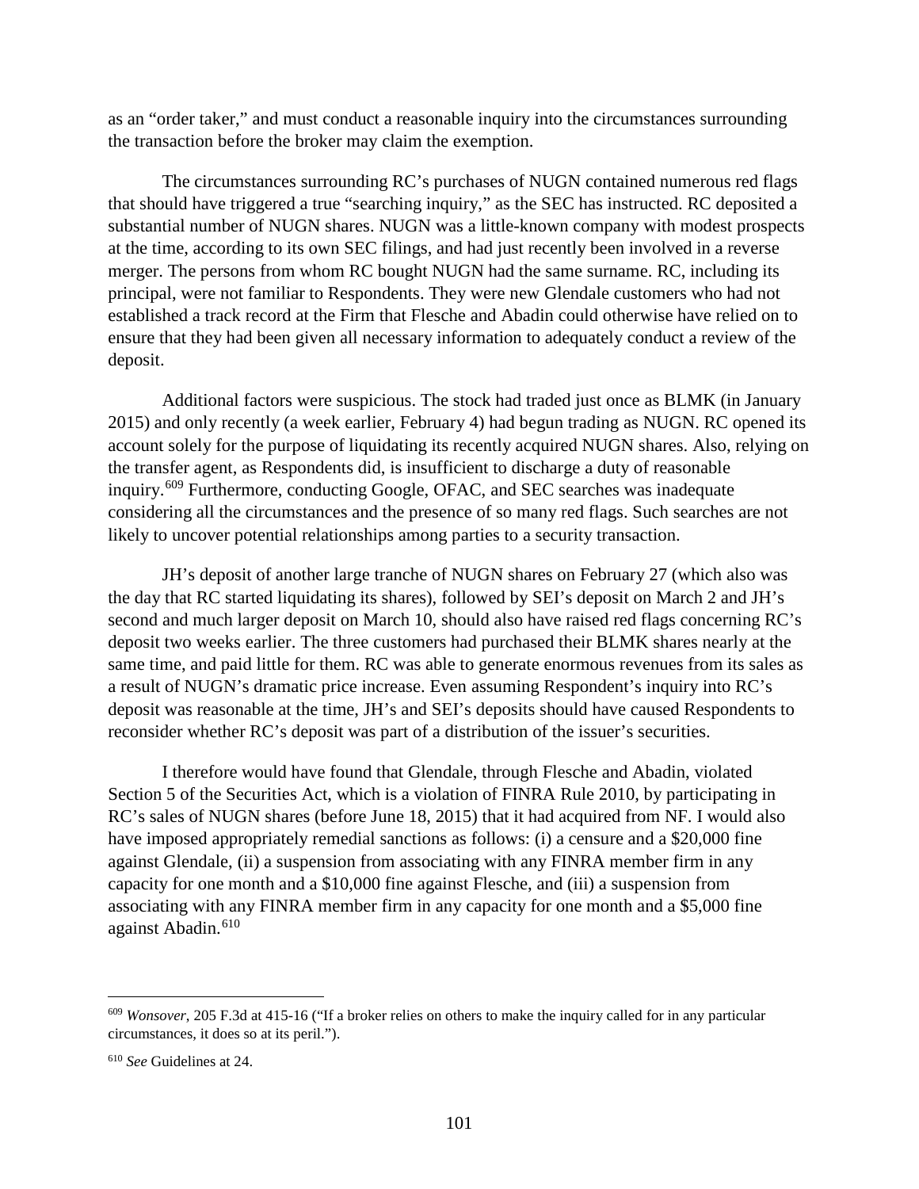as an "order taker," and must conduct a reasonable inquiry into the circumstances surrounding the transaction before the broker may claim the exemption.

The circumstances surrounding RC's purchases of NUGN contained numerous red flags that should have triggered a true "searching inquiry," as the SEC has instructed. RC deposited a substantial number of NUGN shares. NUGN was a little-known company with modest prospects at the time, according to its own SEC filings, and had just recently been involved in a reverse merger. The persons from whom RC bought NUGN had the same surname. RC, including its principal, were not familiar to Respondents. They were new Glendale customers who had not established a track record at the Firm that Flesche and Abadin could otherwise have relied on to ensure that they had been given all necessary information to adequately conduct a review of the deposit.

Additional factors were suspicious. The stock had traded just once as BLMK (in January 2015) and only recently (a week earlier, February 4) had begun trading as NUGN. RC opened its account solely for the purpose of liquidating its recently acquired NUGN shares. Also, relying on the transfer agent, as Respondents did, is insufficient to discharge a duty of reasonable inquiry.[609] Furthermore, conducting Google, OFAC, and SEC searches was inadequate considering all the circumstances and the presence of so many red flags. Such searches are not likely to uncover potential relationships among parties to a security transaction.

JH's deposit of another large tranche of NUGN shares on February 27 (which also was the day that RC started liquidating its shares), followed by SEI's deposit on March 2 and JH's second and much larger deposit on March 10, should also have raised red flags concerning RC's deposit two weeks earlier. The three customers had purchased their BLMK shares nearly at the same time, and paid little for them. RC was able to generate enormous revenues from its sales as a result of NUGN's dramatic price increase. Even assuming Respondent's inquiry into RC's deposit was reasonable at the time, JH's and SEI's deposits should have caused Respondents to reconsider whether RC's deposit was part of a distribution of the issuer's securities.

I therefore would have found that Glendale, through Flesche and Abadin, violated Section 5 of the Securities Act, which is a violation of FINRA Rule 2010, by participating in RC's sales of NUGN shares (before June 18, 2015) that it had acquired from NF. I would also have imposed appropriately remedial sanctions as follows: (i) a censure and a $20,000 fine against Glendale, (ii) a suspension from associating with any FINRA member firm in any capacity for one month and a $10,000 fine against Flesche, and (iii) a suspension from associating with any FINRA member firm in any capacity for one month and a $5,000 fine against Abadin.[610]

---

[609] *Wonsover*, 205 F.3d at 415-16 ("If a broker relies on others to make the inquiry called for in any particular circumstances, it does so at its peril.").

[610] *See* Guidelines at 24.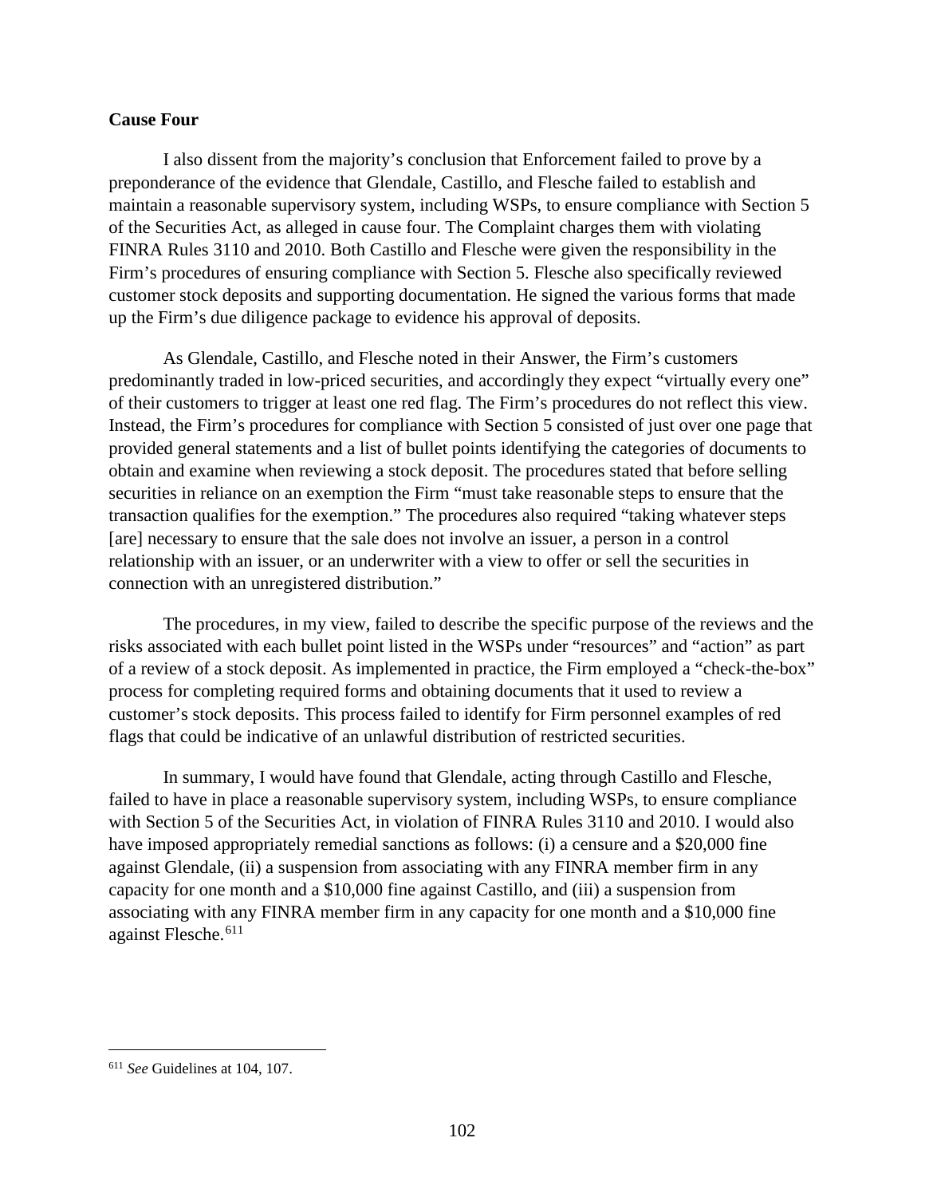**Cause Four**

I also dissent from the majority's conclusion that Enforcement failed to prove by a preponderance of the evidence that Glendale, Castillo, and Flesche failed to establish and maintain a reasonable supervisory system, including WSPs, to ensure compliance with Section 5 of the Securities Act, as alleged in cause four. The Complaint charges them with violating FINRA Rules 3110 and 2010. Both Castillo and Flesche were given the responsibility in the Firm's procedures of ensuring compliance with Section 5. Flesche also specifically reviewed customer stock deposits and supporting documentation. He signed the various forms that made up the Firm's due diligence package to evidence his approval of deposits.

As Glendale, Castillo, and Flesche noted in their Answer, the Firm's customers predominantly traded in low-priced securities, and accordingly they expect "virtually every one" of their customers to trigger at least one red flag. The Firm's procedures do not reflect this view. Instead, the Firm's procedures for compliance with Section 5 consisted of just over one page that provided general statements and a list of bullet points identifying the categories of documents to obtain and examine when reviewing a stock deposit. The procedures stated that before selling securities in reliance on an exemption the Firm "must take reasonable steps to ensure that the transaction qualifies for the exemption." The procedures also required "taking whatever steps [are] necessary to ensure that the sale does not involve an issuer, a person in a control relationship with an issuer, or an underwriter with a view to offer or sell the securities in connection with an unregistered distribution."

The procedures, in my view, failed to describe the specific purpose of the reviews and the risks associated with each bullet point listed in the WSPs under "resources" and "action" as part of a review of a stock deposit. As implemented in practice, the Firm employed a "check-the-box" process for completing required forms and obtaining documents that it used to review a customer's stock deposits. This process failed to identify for Firm personnel examples of red flags that could be indicative of an unlawful distribution of restricted securities.

In summary, I would have found that Glendale, acting through Castillo and Flesche, failed to have in place a reasonable supervisory system, including WSPs, to ensure compliance with Section 5 of the Securities Act, in violation of FINRA Rules 3110 and 2010. I would also have imposed appropriately remedial sanctions as follows: (i) a censure and a $20,000 fine against Glendale, (ii) a suspension from associating with any FINRA member firm in any capacity for one month and a $10,000 fine against Castillo, and (iii) a suspension from associating with any FINRA member firm in any capacity for one month and a $10,000 fine against Flesche.[611]

---

[611] *See* Guidelines at 104, 107.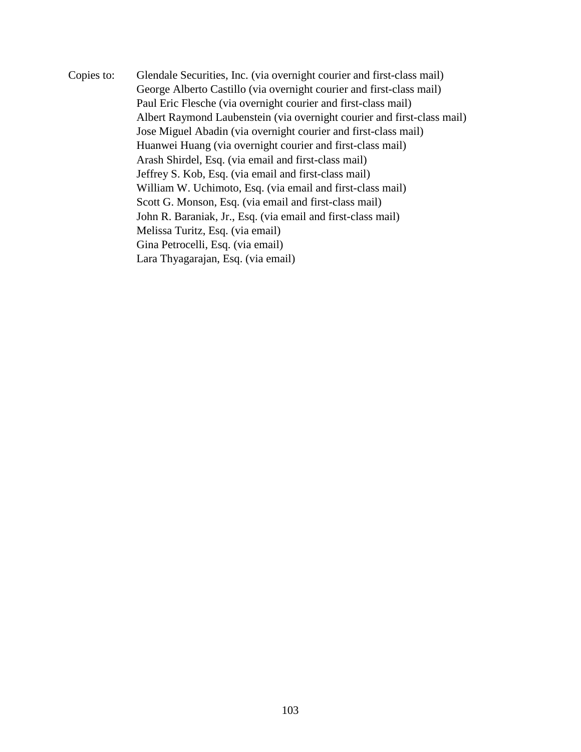Copies to: Glendale Securities, Inc. (via overnight courier and first-class mail)
George Alberto Castillo (via overnight courier and first-class mail)
Paul Eric Flesche (via overnight courier and first-class mail)
Albert Raymond Laubenstein (via overnight courier and first-class mail)
Jose Miguel Abadin (via overnight courier and first-class mail)
Huanwei Huang (via overnight courier and first-class mail)
Arash Shirdel, Esq. (via email and first-class mail)
Jeffrey S. Kob, Esq. (via email and first-class mail)
William W. Uchimoto, Esq. (via email and first-class mail)
Scott G. Monson, Esq. (via email and first-class mail)
John R. Baraniak, Jr., Esq. (via email and first-class mail)
Melissa Turitz, Esq. (via email)
Gina Petrocelli, Esq. (via email)
Lara Thyagarajan, Esq. (via email)